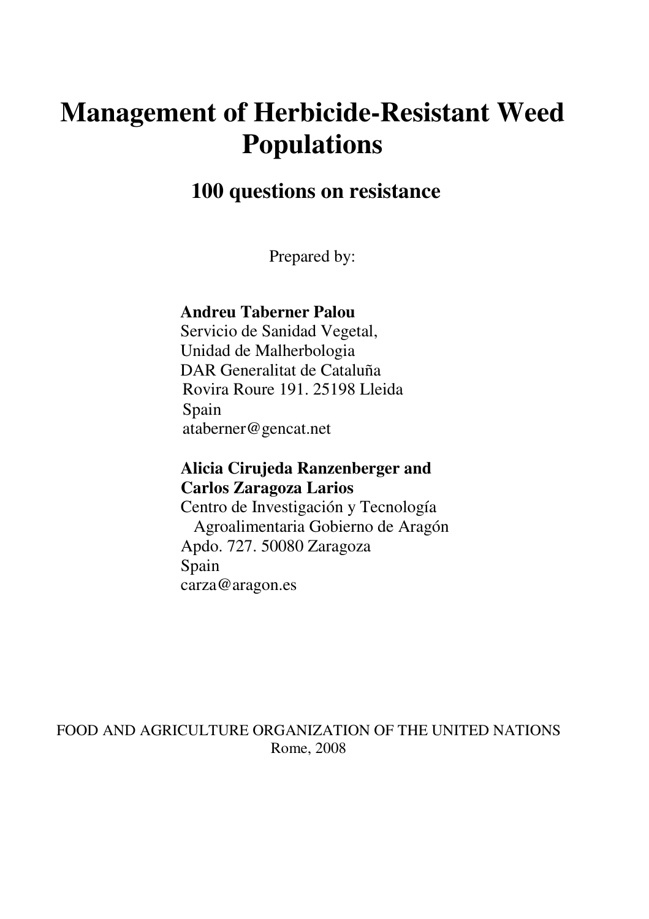# Management of Herbicide-Resistant Weed Populations

## 100 questions on resistance

Prepared by:

**Andreu Taberner Palou**
Servicio de Sanidad Vegetal,
Unidad de Malherbologia
DAR Generalitat de Cataluña
Rovira Roure 191. 25198 Lleida
Spain
ataberner@gencat.net

**Alicia Cirujeda Ranzenberger and**
**Carlos Zaragoza Larios**
Centro de Investigación y Tecnología
Agroalimentaria Gobierno de Aragón
Apdo. 727. 50080 Zaragoza
Spain
carza@aragon.es

FOOD AND AGRICULTURE ORGANIZATION OF THE UNITED NATIONS
Rome, 2008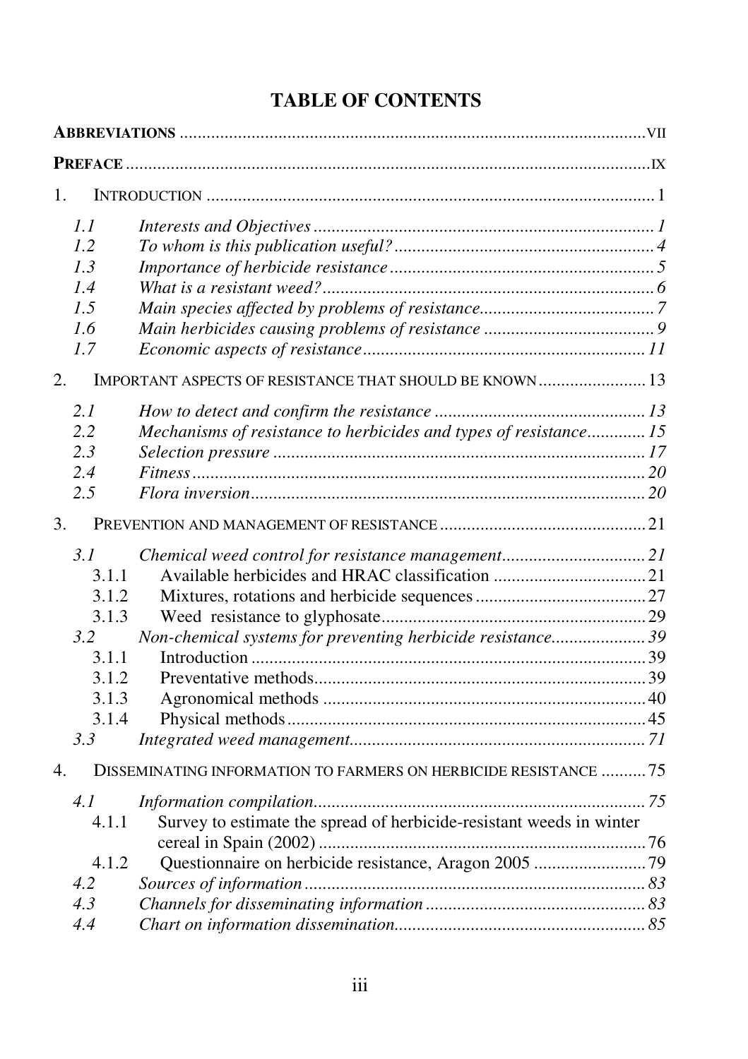# TABLE OF CONTENTS

**ABBREVIATIONS** .......... VII

**PREFACE** .......... IX

1. INTRODUCTION .......... 1
   - *1.1 Interests and Objectives* .......... *1*
   - *1.2 To whom is this publication useful?* .......... *4*
   - *1.3 Importance of herbicide resistance* .......... *5*
   - *1.4 What is a resistant weed?* .......... *6*
   - *1.5 Main species affected by problems of resistance* .......... *7*
   - *1.6 Main herbicides causing problems of resistance* .......... *9*
   - *1.7 Economic aspects of resistance* .......... *11*

2. IMPORTANT ASPECTS OF RESISTANCE THAT SHOULD BE KNOWN .......... 13
   - *2.1 How to detect and confirm the resistance* .......... *13*
   - *2.2 Mechanisms of resistance to herbicides and types of resistance* .......... *15*
   - *2.3 Selection pressure* .......... *17*
   - *2.4 Fitness* .......... *20*
   - *2.5 Flora inversion* .......... *20*

3. PREVENTION AND MANAGEMENT OF RESISTANCE .......... 21
   - *3.1 Chemical weed control for resistance management* .......... *21*
     - 3.1.1 Available herbicides and HRAC classification .......... 21
     - 3.1.2 Mixtures, rotations and herbicide sequences .......... 27
     - 3.1.3 Weed resistance to glyphosate .......... 29
   - *3.2 Non-chemical systems for preventing herbicide resistance* .......... *39*
     - 3.1.1 Introduction .......... 39
     - 3.1.2 Preventative methods .......... 39
     - 3.1.3 Agronomical methods .......... 40
     - 3.1.4 Physical methods .......... 45
   - *3.3 Integrated weed management* .......... *71*

4. DISSEMINATING INFORMATION TO FARMERS ON HERBICIDE RESISTANCE .......... 75
   - *4.1 Information compilation* .......... *75*
     - 4.1.1 Survey to estimate the spread of herbicide-resistant weeds in winter cereal in Spain (2002) .......... 76
     - 4.1.2 Questionnaire on herbicide resistance, Aragon 2005 .......... 79
   - *4.2 Sources of information* .......... *83*
   - *4.3 Channels for disseminating information* .......... *83*
   - *4.4 Chart on information dissemination* .......... *85*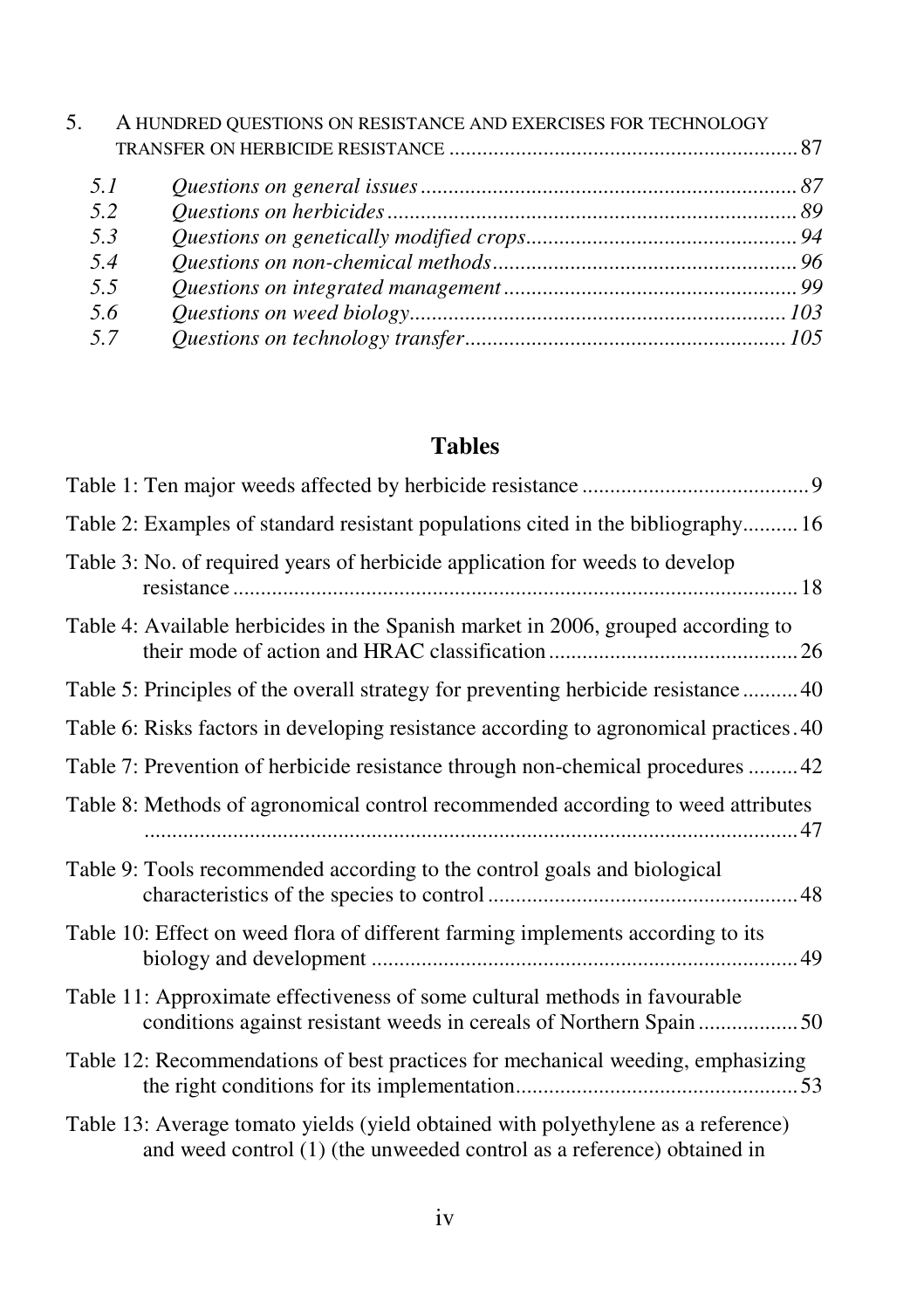5. A HUNDRED QUESTIONS ON RESISTANCE AND EXERCISES FOR TECHNOLOGY TRANSFER ON HERBICIDE RESISTANCE ............................................................. 87

- *5.1 Questions on general issues ........................................................................ 87*
- *5.2 Questions on herbicides ............................................................................. 89*
- *5.3 Questions on genetically modified crops.................................................... 94*
- *5.4 Questions on non-chemical methods ........................................................... 96*
- *5.5 Questions on integrated management ......................................................... 99*
- *5.6 Questions on weed biology.......................................................................... 103*
- *5.7 Questions on technology transfer ................................................................ 105*

## Tables

Table 1: Ten major weeds affected by herbicide resistance ......................................... 9

Table 2: Examples of standard resistant populations cited in the bibliography.......... 16

Table 3: No. of required years of herbicide application for weeds to develop resistance ....................................................................................................... 18

Table 4: Available herbicides in the Spanish market in 2006, grouped according to their mode of action and HRAC classification ............................................. 26

Table 5: Principles of the overall strategy for preventing herbicide resistance .......... 40

Table 6: Risks factors in developing resistance according to agronomical practices . 40

Table 7: Prevention of herbicide resistance through non-chemical procedures ......... 42

Table 8: Methods of agronomical control recommended according to weed attributes ....................................................................................................... 47

Table 9: Tools recommended according to the control goals and biological characteristics of the species to control ........................................................ 48

Table 10: Effect on weed flora of different farming implements according to its biology and development ............................................................................ 49

Table 11: Approximate effectiveness of some cultural methods in favourable conditions against resistant weeds in cereals of Northern Spain .................. 50

Table 12: Recommendations of best practices for mechanical weeding, emphasizing the right conditions for its implementation.................................................. 53

Table 13: Average tomato yields (yield obtained with polyethylene as a reference) and weed control (1) (the unweeded control as a reference) obtained in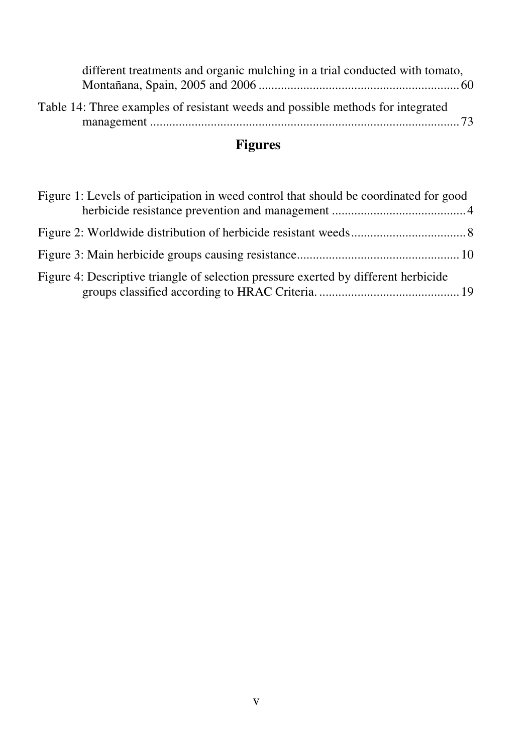different treatments and organic mulching in a trial conducted with tomato, Montañana, Spain, 2005 and 2006 .............................................................. 60

Table 14: Three examples of resistant weeds and possible methods for integrated management ................................................................................................ 73

## Figures

Figure 1: Levels of participation in weed control that should be coordinated for good herbicide resistance prevention and management .......................................... 4

Figure 2: Worldwide distribution of herbicide resistant weeds.................................... 8

Figure 3: Main herbicide groups causing resistance................................................... 10

Figure 4: Descriptive triangle of selection pressure exerted by different herbicide groups classified according to HRAC Criteria. ............................................ 19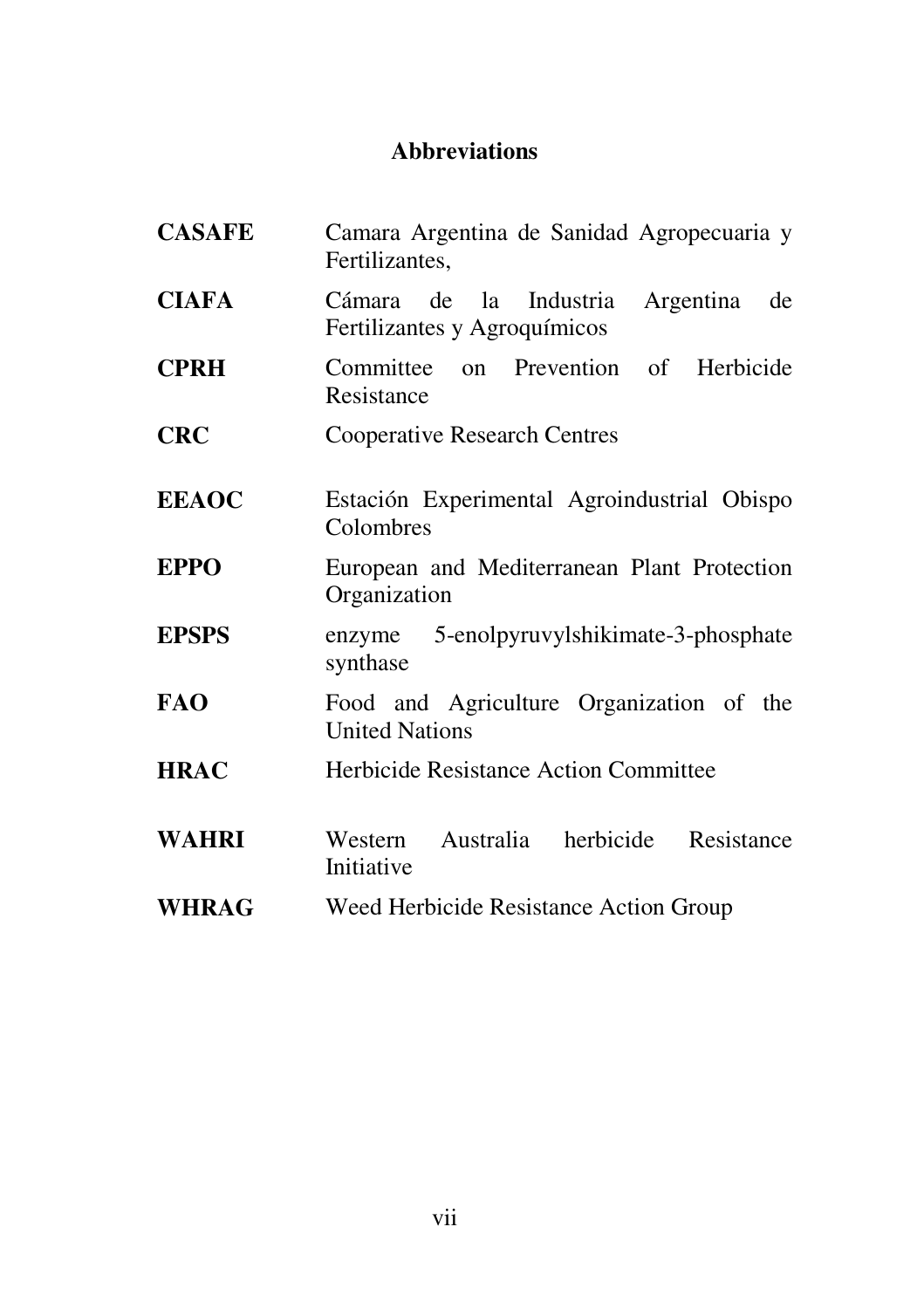# Abbreviations

| | |
|---|---|
| **CASAFE** | Camara Argentina de Sanidad Agropecuaria y Fertilizantes, |
| **CIAFA** | Cámara de la Industria Argentina de Fertilizantes y Agroquímicos |
| **CPRH** | Committee on Prevention of Herbicide Resistance |
| **CRC** | Cooperative Research Centres |
| **EEAOC** | Estación Experimental Agroindustrial Obispo Colombres |
| **EPPO** | European and Mediterranean Plant Protection Organization |
| **EPSPS** | enzyme 5-enolpyruvylshikimate-3-phosphate synthase |
| **FAO** | Food and Agriculture Organization of the United Nations |
| **HRAC** | Herbicide Resistance Action Committee |
| **WAHRI** | Western Australia herbicide Resistance Initiative |
| **WHRAG** | Weed Herbicide Resistance Action Group |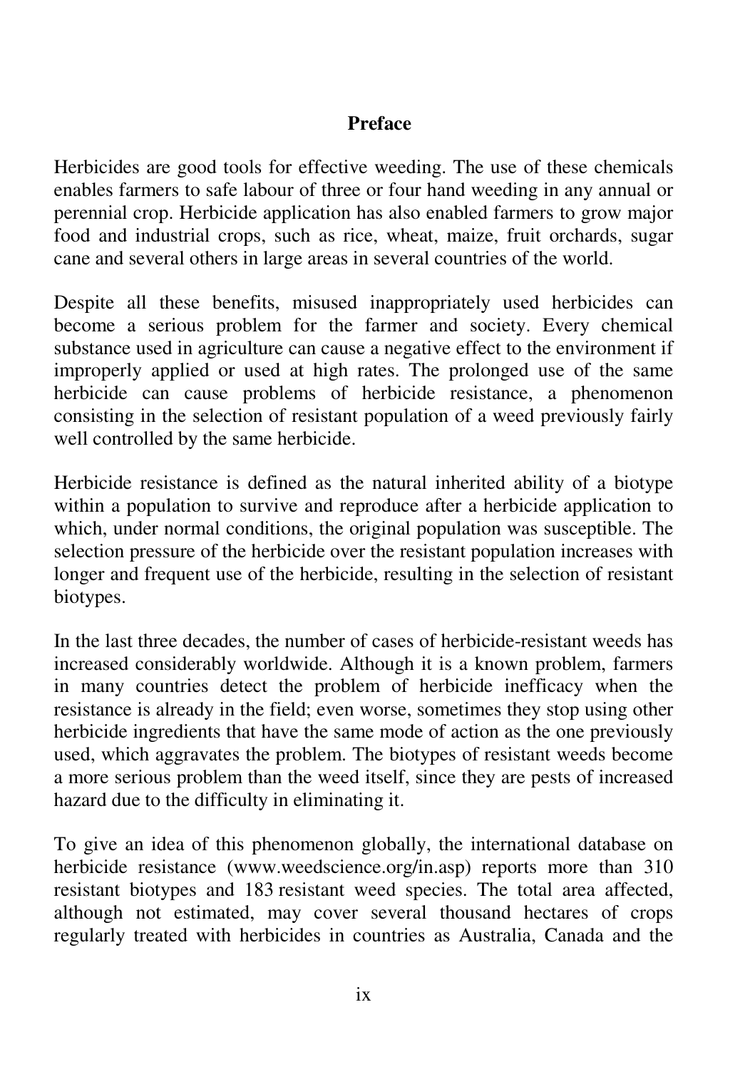# Preface

Herbicides are good tools for effective weeding. The use of these chemicals enables farmers to safe labour of three or four hand weeding in any annual or perennial crop. Herbicide application has also enabled farmers to grow major food and industrial crops, such as rice, wheat, maize, fruit orchards, sugar cane and several others in large areas in several countries of the world.

Despite all these benefits, misused inappropriately used herbicides can become a serious problem for the farmer and society. Every chemical substance used in agriculture can cause a negative effect to the environment if improperly applied or used at high rates. The prolonged use of the same herbicide can cause problems of herbicide resistance, a phenomenon consisting in the selection of resistant population of a weed previously fairly well controlled by the same herbicide.

Herbicide resistance is defined as the natural inherited ability of a biotype within a population to survive and reproduce after a herbicide application to which, under normal conditions, the original population was susceptible. The selection pressure of the herbicide over the resistant population increases with longer and frequent use of the herbicide, resulting in the selection of resistant biotypes.

In the last three decades, the number of cases of herbicide-resistant weeds has increased considerably worldwide. Although it is a known problem, farmers in many countries detect the problem of herbicide inefficacy when the resistance is already in the field; even worse, sometimes they stop using other herbicide ingredients that have the same mode of action as the one previously used, which aggravates the problem. The biotypes of resistant weeds become a more serious problem than the weed itself, since they are pests of increased hazard due to the difficulty in eliminating it.

To give an idea of this phenomenon globally, the international database on herbicide resistance (www.weedscience.org/in.asp) reports more than 310 resistant biotypes and 183 resistant weed species. The total area affected, although not estimated, may cover several thousand hectares of crops regularly treated with herbicides in countries as Australia, Canada and the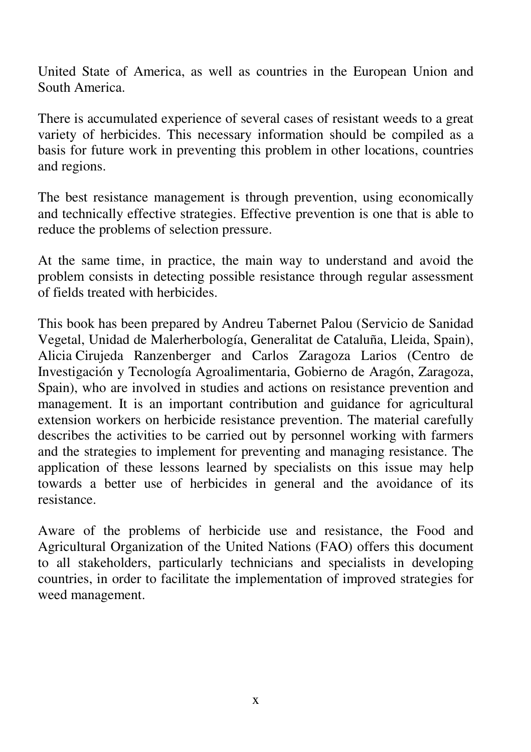United State of America, as well as countries in the European Union and South America.

There is accumulated experience of several cases of resistant weeds to a great variety of herbicides. This necessary information should be compiled as a basis for future work in preventing this problem in other locations, countries and regions.

The best resistance management is through prevention, using economically and technically effective strategies. Effective prevention is one that is able to reduce the problems of selection pressure.

At the same time, in practice, the main way to understand and avoid the problem consists in detecting possible resistance through regular assessment of fields treated with herbicides.

This book has been prepared by Andreu Tabernet Palou (Servicio de Sanidad Vegetal, Unidad de Malerherbología, Generalitat de Cataluña, Lleida, Spain), Alicia Cirujeda Ranzenberger and Carlos Zaragoza Larios (Centro de Investigación y Tecnología Agroalimentaria, Gobierno de Aragón, Zaragoza, Spain), who are involved in studies and actions on resistance prevention and management. It is an important contribution and guidance for agricultural extension workers on herbicide resistance prevention. The material carefully describes the activities to be carried out by personnel working with farmers and the strategies to implement for preventing and managing resistance. The application of these lessons learned by specialists on this issue may help towards a better use of herbicides in general and the avoidance of its resistance.

Aware of the problems of herbicide use and resistance, the Food and Agricultural Organization of the United Nations (FAO) offers this document to all stakeholders, particularly technicians and specialists in developing countries, in order to facilitate the implementation of improved strategies for weed management.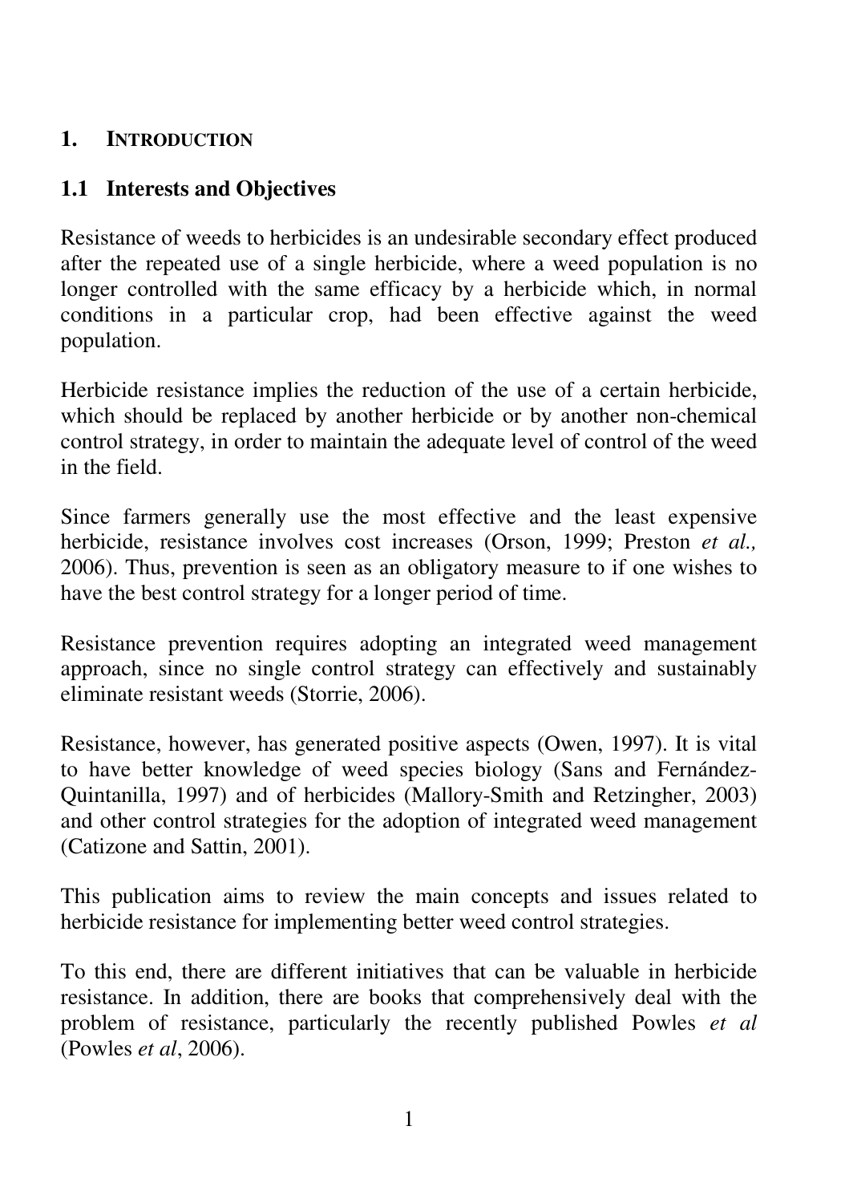# 1. INTRODUCTION

## 1.1 Interests and Objectives

Resistance of weeds to herbicides is an undesirable secondary effect produced after the repeated use of a single herbicide, where a weed population is no longer controlled with the same efficacy by a herbicide which, in normal conditions in a particular crop, had been effective against the weed population.

Herbicide resistance implies the reduction of the use of a certain herbicide, which should be replaced by another herbicide or by another non-chemical control strategy, in order to maintain the adequate level of control of the weed in the field.

Since farmers generally use the most effective and the least expensive herbicide, resistance involves cost increases (Orson, 1999; Preston *et al.,* 2006). Thus, prevention is seen as an obligatory measure to if one wishes to have the best control strategy for a longer period of time.

Resistance prevention requires adopting an integrated weed management approach, since no single control strategy can effectively and sustainably eliminate resistant weeds (Storrie, 2006).

Resistance, however, has generated positive aspects (Owen, 1997). It is vital to have better knowledge of weed species biology (Sans and Fernández-Quintanilla, 1997) and of herbicides (Mallory-Smith and Retzingher, 2003) and other control strategies for the adoption of integrated weed management (Catizone and Sattin, 2001).

This publication aims to review the main concepts and issues related to herbicide resistance for implementing better weed control strategies.

To this end, there are different initiatives that can be valuable in herbicide resistance. In addition, there are books that comprehensively deal with the problem of resistance, particularly the recently published Powles *et al* (Powles *et al*, 2006).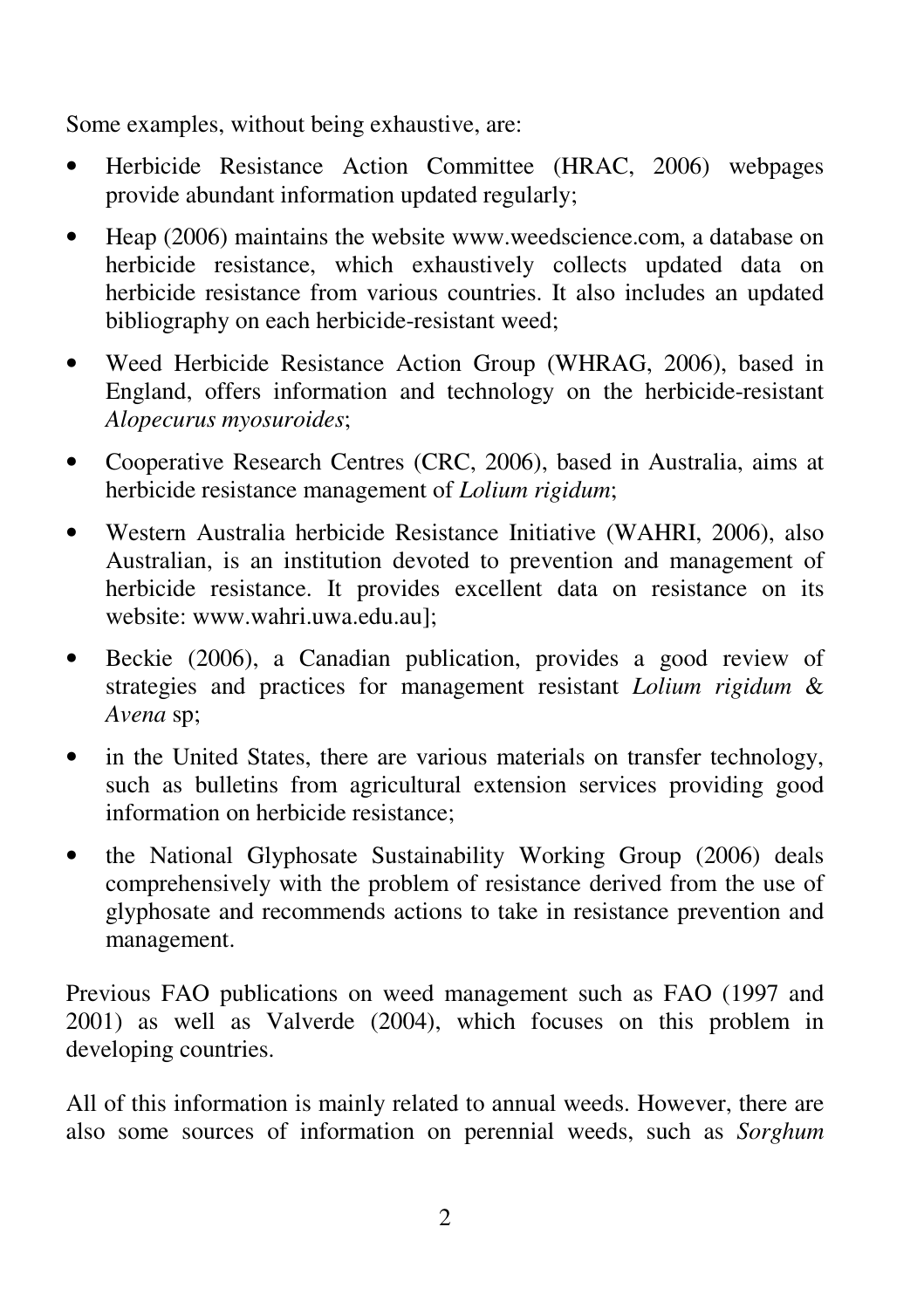Some examples, without being exhaustive, are:

- Herbicide Resistance Action Committee (HRAC, 2006) webpages provide abundant information updated regularly;
- Heap (2006) maintains the website www.weedscience.com, a database on herbicide resistance, which exhaustively collects updated data on herbicide resistance from various countries. It also includes an updated bibliography on each herbicide-resistant weed;
- Weed Herbicide Resistance Action Group (WHRAG, 2006), based in England, offers information and technology on the herbicide-resistant *Alopecurus myosuroides*;
- Cooperative Research Centres (CRC, 2006), based in Australia, aims at herbicide resistance management of *Lolium rigidum*;
- Western Australia herbicide Resistance Initiative (WAHRI, 2006), also Australian, is an institution devoted to prevention and management of herbicide resistance. It provides excellent data on resistance on its website: www.wahri.uwa.edu.au];
- Beckie (2006), a Canadian publication, provides a good review of strategies and practices for management resistant *Lolium rigidum* & *Avena* sp;
- in the United States, there are various materials on transfer technology, such as bulletins from agricultural extension services providing good information on herbicide resistance;
- the National Glyphosate Sustainability Working Group (2006) deals comprehensively with the problem of resistance derived from the use of glyphosate and recommends actions to take in resistance prevention and management.

Previous FAO publications on weed management such as FAO (1997 and 2001) as well as Valverde (2004), which focuses on this problem in developing countries.

All of this information is mainly related to annual weeds. However, there are also some sources of information on perennial weeds, such as *Sorghum*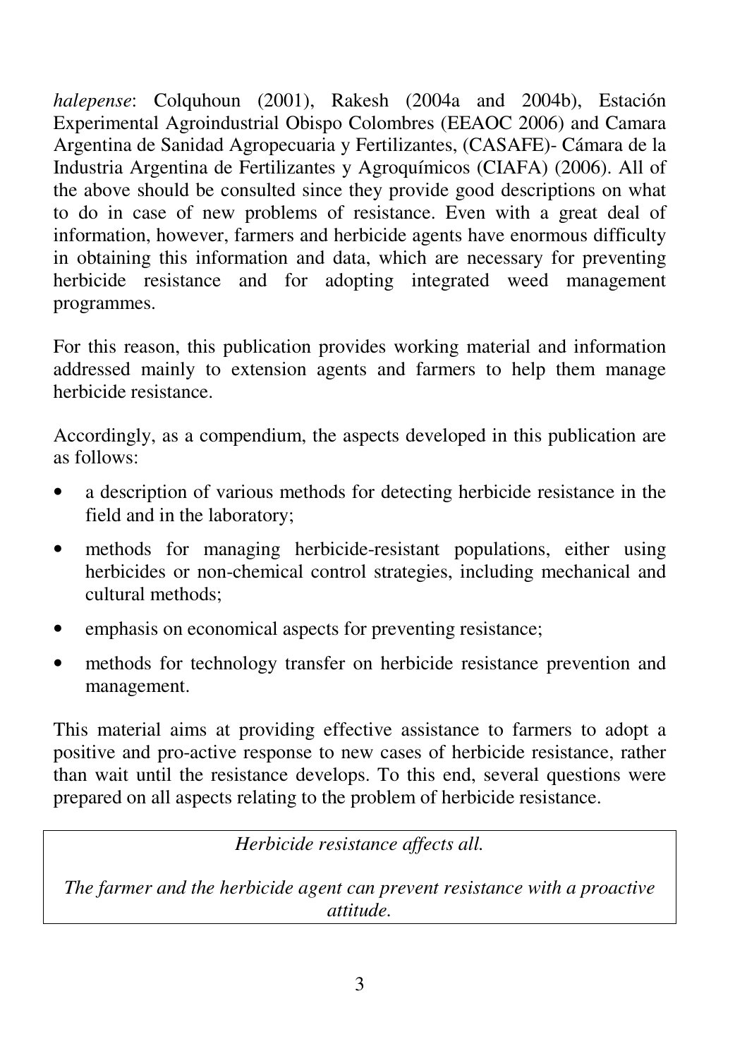*halepense*: Colquhoun (2001), Rakesh (2004a and 2004b), Estación Experimental Agroindustrial Obispo Colombres (EEAOC 2006) and Camara Argentina de Sanidad Agropecuaria y Fertilizantes, (CASAFE)- Cámara de la Industria Argentina de Fertilizantes y Agroquímicos (CIAFA) (2006). All of the above should be consulted since they provide good descriptions on what to do in case of new problems of resistance. Even with a great deal of information, however, farmers and herbicide agents have enormous difficulty in obtaining this information and data, which are necessary for preventing herbicide resistance and for adopting integrated weed management programmes.

For this reason, this publication provides working material and information addressed mainly to extension agents and farmers to help them manage herbicide resistance.

Accordingly, as a compendium, the aspects developed in this publication are as follows:

- a description of various methods for detecting herbicide resistance in the field and in the laboratory;
- methods for managing herbicide-resistant populations, either using herbicides or non-chemical control strategies, including mechanical and cultural methods;
- emphasis on economical aspects for preventing resistance;
- methods for technology transfer on herbicide resistance prevention and management.

This material aims at providing effective assistance to farmers to adopt a positive and pro-active response to new cases of herbicide resistance, rather than wait until the resistance develops. To this end, several questions were prepared on all aspects relating to the problem of herbicide resistance.

> *Herbicide resistance affects all.*
>
> *The farmer and the herbicide agent can prevent resistance with a proactive attitude.*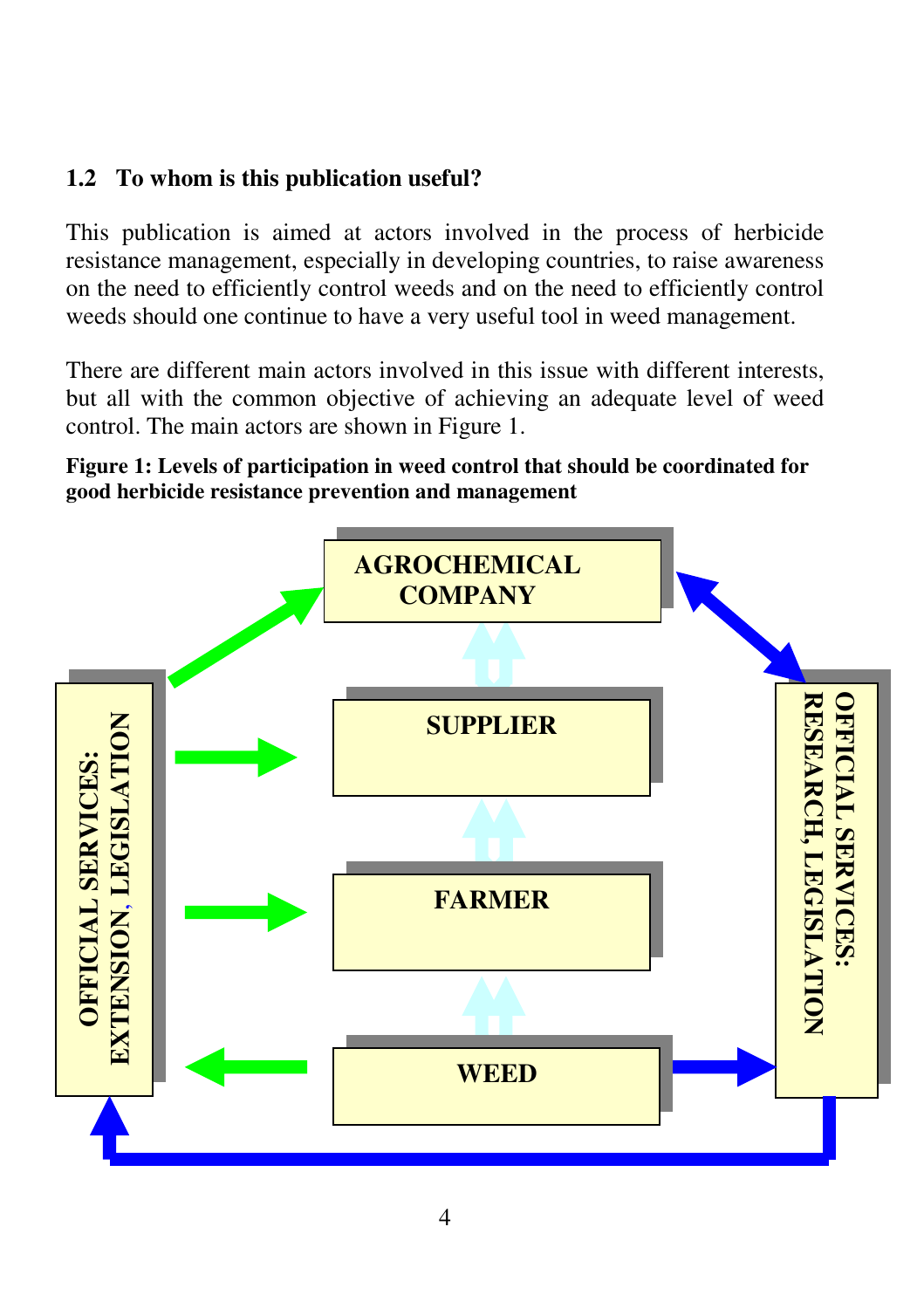## 1.2 To whom is this publication useful?

This publication is aimed at actors involved in the process of herbicide resistance management, especially in developing countries, to raise awareness on the need to efficiently control weeds and on the need to efficiently control weeds should one continue to have a very useful tool in weed management.

There are different main actors involved in this issue with different interests, but all with the common objective of achieving an adequate level of weed control. The main actors are shown in Figure 1.

**Figure 1: Levels of participation in weed control that should be coordinated for good herbicide resistance prevention and management**

AGROCHEMICAL COMPANY

SUPPLIER

FARMER

WEED

OFFICIAL SERVICES: EXTENSION, LEGISLATION

OFFICIAL SERVICES: RESEARCH, LEGISLATION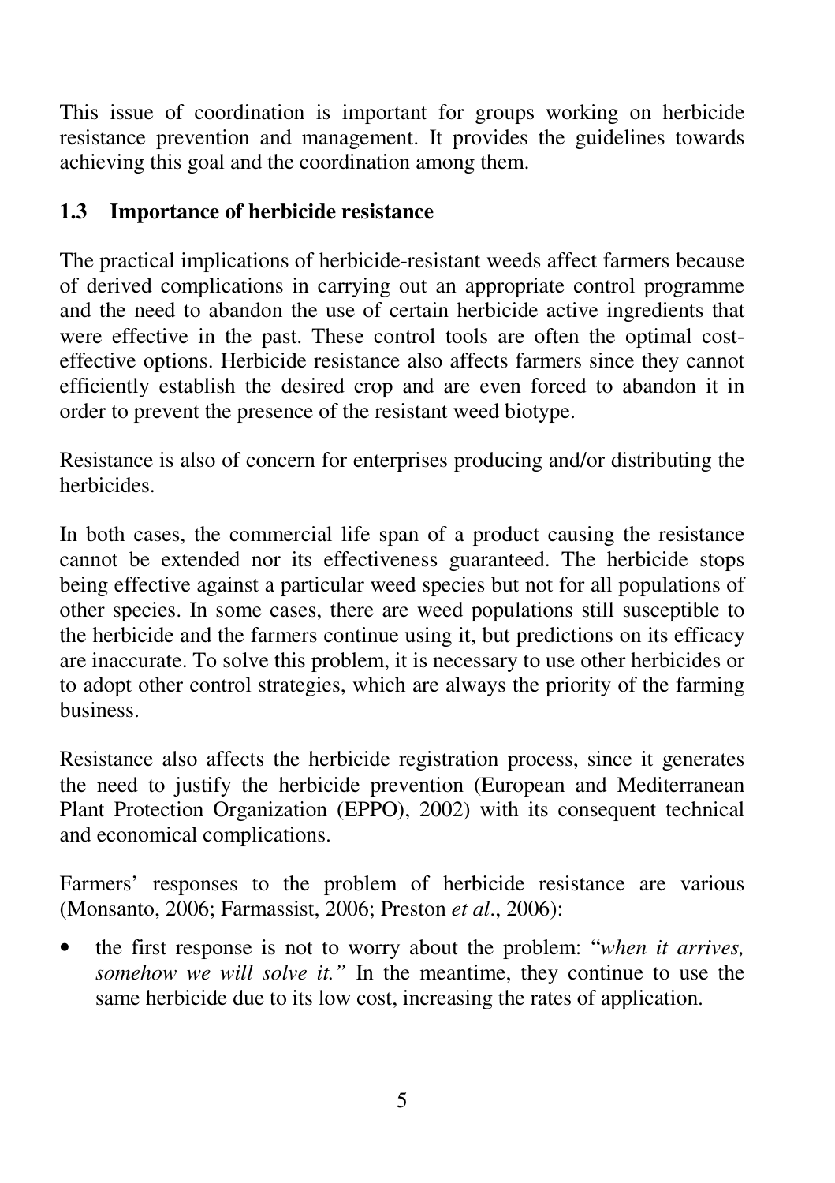This issue of coordination is important for groups working on herbicide resistance prevention and management. It provides the guidelines towards achieving this goal and the coordination among them.

### 1.3 Importance of herbicide resistance

The practical implications of herbicide-resistant weeds affect farmers because of derived complications in carrying out an appropriate control programme and the need to abandon the use of certain herbicide active ingredients that were effective in the past. These control tools are often the optimal cost-effective options. Herbicide resistance also affects farmers since they cannot efficiently establish the desired crop and are even forced to abandon it in order to prevent the presence of the resistant weed biotype.

Resistance is also of concern for enterprises producing and/or distributing the herbicides.

In both cases, the commercial life span of a product causing the resistance cannot be extended nor its effectiveness guaranteed. The herbicide stops being effective against a particular weed species but not for all populations of other species. In some cases, there are weed populations still susceptible to the herbicide and the farmers continue using it, but predictions on its efficacy are inaccurate. To solve this problem, it is necessary to use other herbicides or to adopt other control strategies, which are always the priority of the farming business.

Resistance also affects the herbicide registration process, since it generates the need to justify the herbicide prevention (European and Mediterranean Plant Protection Organization (EPPO), 2002) with its consequent technical and economical complications.

Farmers' responses to the problem of herbicide resistance are various (Monsanto, 2006; Farmassist, 2006; Preston *et al*., 2006):

- the first response is not to worry about the problem: "*when it arrives, somehow we will solve it.*" In the meantime, they continue to use the same herbicide due to its low cost, increasing the rates of application.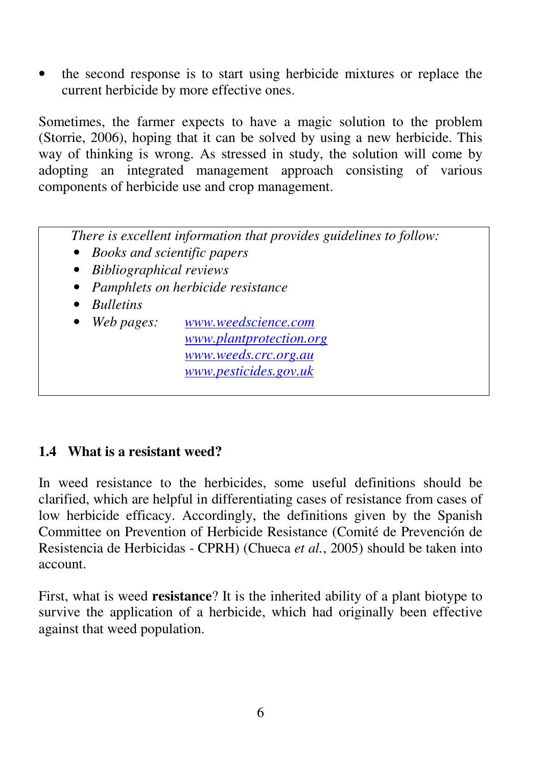- the second response is to start using herbicide mixtures or replace the current herbicide by more effective ones.

Sometimes, the farmer expects to have a magic solution to the problem (Storrie, 2006), hoping that it can be solved by using a new herbicide. This way of thinking is wrong. As stressed in study, the solution will come by adopting an integrated management approach consisting of various components of herbicide use and crop management.

> *There is excellent information that provides guidelines to follow:*
>
> - *Books and scientific papers*
> - *Bibliographical reviews*
> - *Pamphlets on herbicide resistance*
> - *Bulletins*
> - *Web pages:* [www.weedscience.com](http://www.weedscience.com)
>   [www.plantprotection.org](http://www.plantprotection.org)
>   [www.weeds.crc.org.au](http://www.weeds.crc.org.au)
>   [www.pesticides.gov.uk](http://www.pesticides.gov.uk)

## 1.4 What is a resistant weed?

In weed resistance to the herbicides, some useful definitions should be clarified, which are helpful in differentiating cases of resistance from cases of low herbicide efficacy. Accordingly, the definitions given by the Spanish Committee on Prevention of Herbicide Resistance (Comité de Prevención de Resistencia de Herbicidas - CPRH) (Chueca *et al.*, 2005) should be taken into account.

First, what is weed **resistance**? It is the inherited ability of a plant biotype to survive the application of a herbicide, which had originally been effective against that weed population.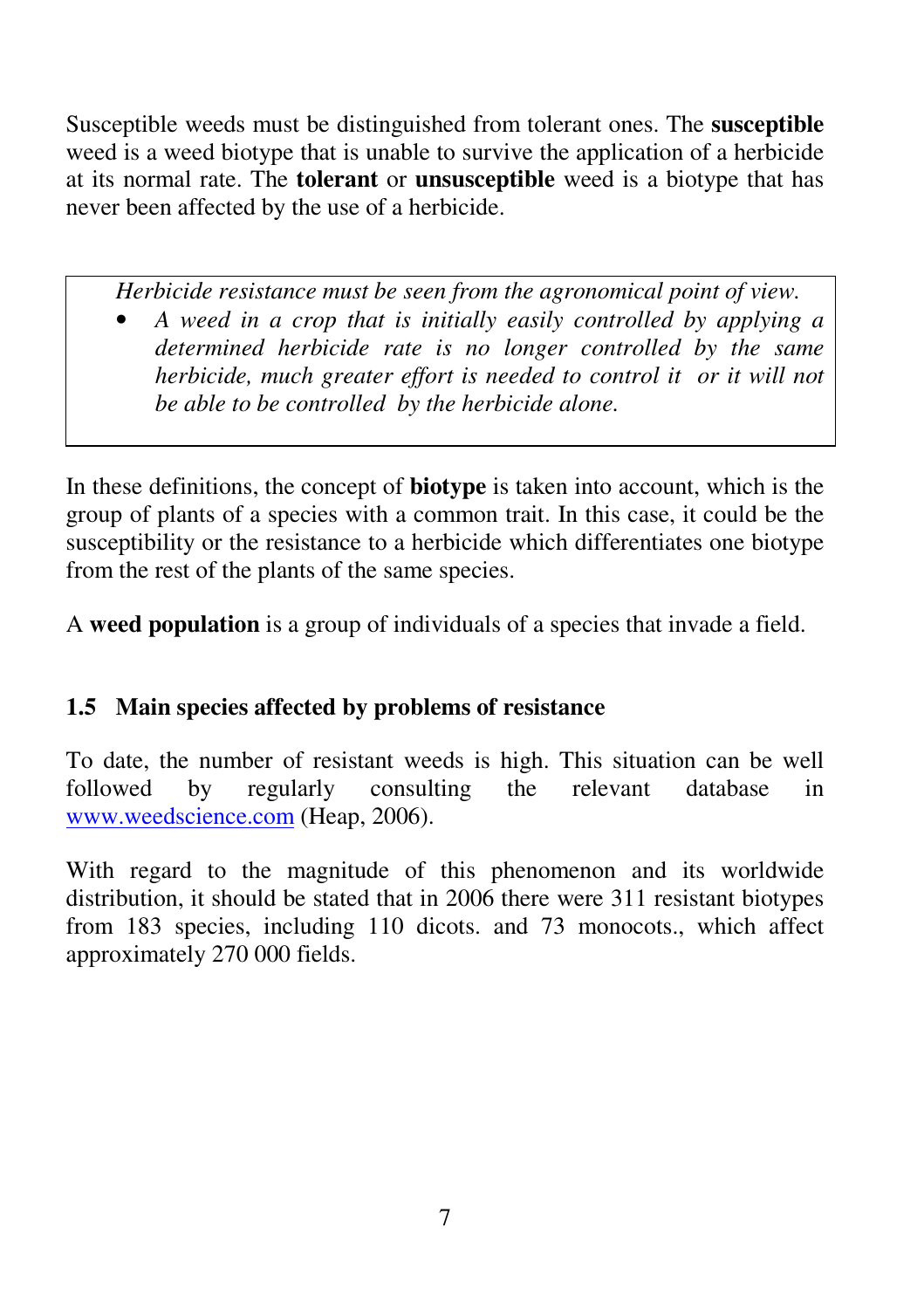Susceptible weeds must be distinguished from tolerant ones. The **susceptible** weed is a weed biotype that is unable to survive the application of a herbicide at its normal rate. The **tolerant** or **unsusceptible** weed is a biotype that has never been affected by the use of a herbicide.

> *Herbicide resistance must be seen from the agronomical point of view.*
>
> - *A weed in a crop that is initially easily controlled by applying a determined herbicide rate is no longer controlled by the same herbicide, much greater effort is needed to control it or it will not be able to be controlled by the herbicide alone.*

In these definitions, the concept of **biotype** is taken into account, which is the group of plants of a species with a common trait. In this case, it could be the susceptibility or the resistance to a herbicide which differentiates one biotype from the rest of the plants of the same species.

A **weed population** is a group of individuals of a species that invade a field.

### 1.5 Main species affected by problems of resistance

To date, the number of resistant weeds is high. This situation can be well followed by regularly consulting the relevant database in www.weedscience.com (Heap, 2006).

With regard to the magnitude of this phenomenon and its worldwide distribution, it should be stated that in 2006 there were 311 resistant biotypes from 183 species, including 110 dicots. and 73 monocots., which affect approximately 270 000 fields.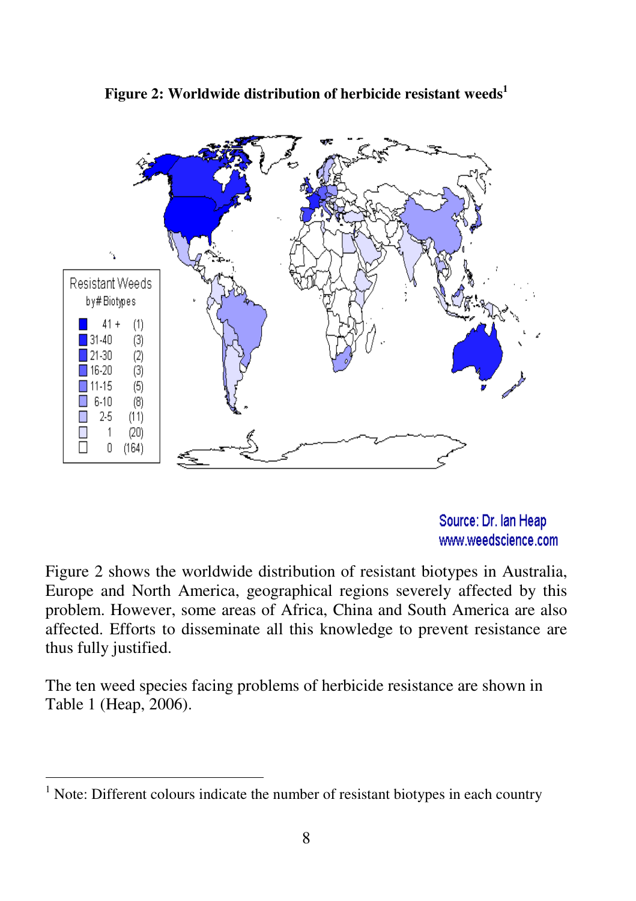**Figure 2: Worldwide distribution of herbicide resistant weeds**[1]

Resistant Weeds by # Biotypes

| | |
|---|---|
| 41 + | (1) |
| 31-40 | (3) |
| 21-30 | (2) |
| 16-20 | (3) |
| 11-15 | (5) |
| 6-10 | (8) |
| 2-5 | (11) |
| 1 | (20) |
| 0 | (164) |

Source: Dr. Ian Heap
www.weedscience.com

Figure 2 shows the worldwide distribution of resistant biotypes in Australia, Europe and North America, geographical regions severely affected by this problem. However, some areas of Africa, China and South America are also affected. Efforts to disseminate all this knowledge to prevent resistance are thus fully justified.

The ten weed species facing problems of herbicide resistance are shown in Table 1 (Heap, 2006).

---

[1] Note: Different colours indicate the number of resistant biotypes in each country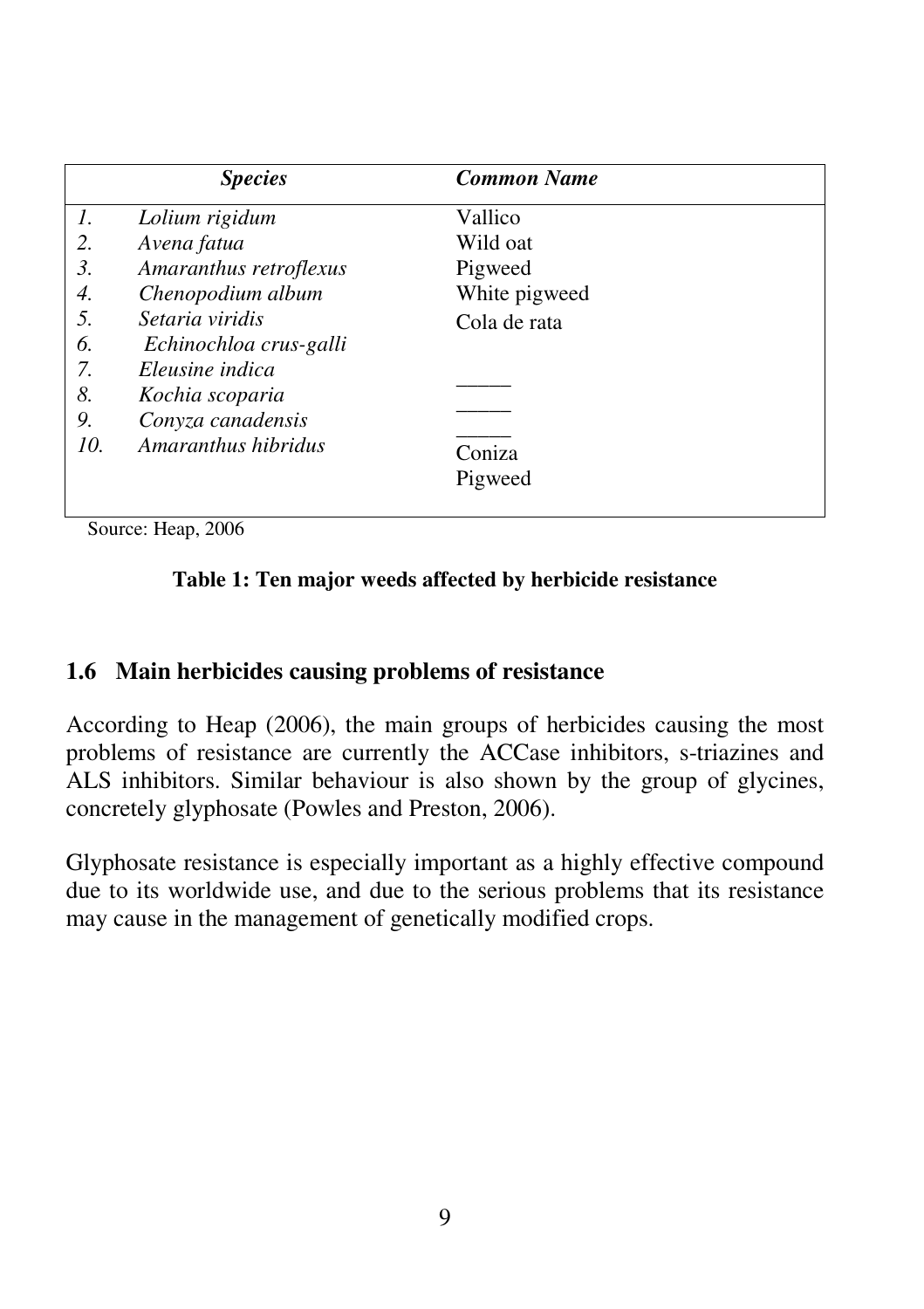| | Species | Common Name |
|---|---|---|
| *1.* | *Lolium rigidum* | Vallico |
| *2.* | *Avena fatua* | Wild oat |
| *3.* | *Amaranthus retroflexus* | Pigweed |
| *4.* | *Chenopodium album* | White pigweed |
| *5.* | *Setaria viridis* | Cola de rata |
| *6.* | *Echinochloa crus-galli* | _____ |
| *7.* | *Eleusine indica* | _____ |
| *8.* | *Kochia scoparia* | _____ |
| *9.* | *Conyza canadensis* | Coniza |
| *10.* | *Amaranthus hibridus* | Pigweed |

Source: Heap, 2006

**Table 1: Ten major weeds affected by herbicide resistance**

## 1.6 Main herbicides causing problems of resistance

According to Heap (2006), the main groups of herbicides causing the most problems of resistance are currently the ACCase inhibitors, s-triazines and ALS inhibitors. Similar behaviour is also shown by the group of glycines, concretely glyphosate (Powles and Preston, 2006).

Glyphosate resistance is especially important as a highly effective compound due to its worldwide use, and due to the serious problems that its resistance may cause in the management of genetically modified crops.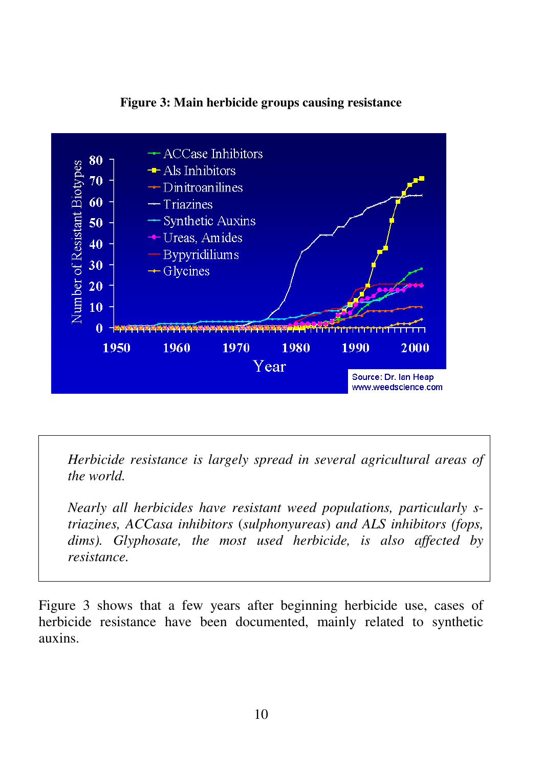**Figure 3: Main herbicide groups causing resistance**

> *Herbicide resistance is largely spread in several agricultural areas of the world.*
>
> *Nearly all herbicides have resistant weed populations, particularly s-triazines, ACCasa inhibitors (sulphonyureas) and ALS inhibitors (fops, dims). Glyphosate, the most used herbicide, is also affected by resistance.*

Figure 3 shows that a few years after beginning herbicide use, cases of herbicide resistance have been documented, mainly related to synthetic auxins.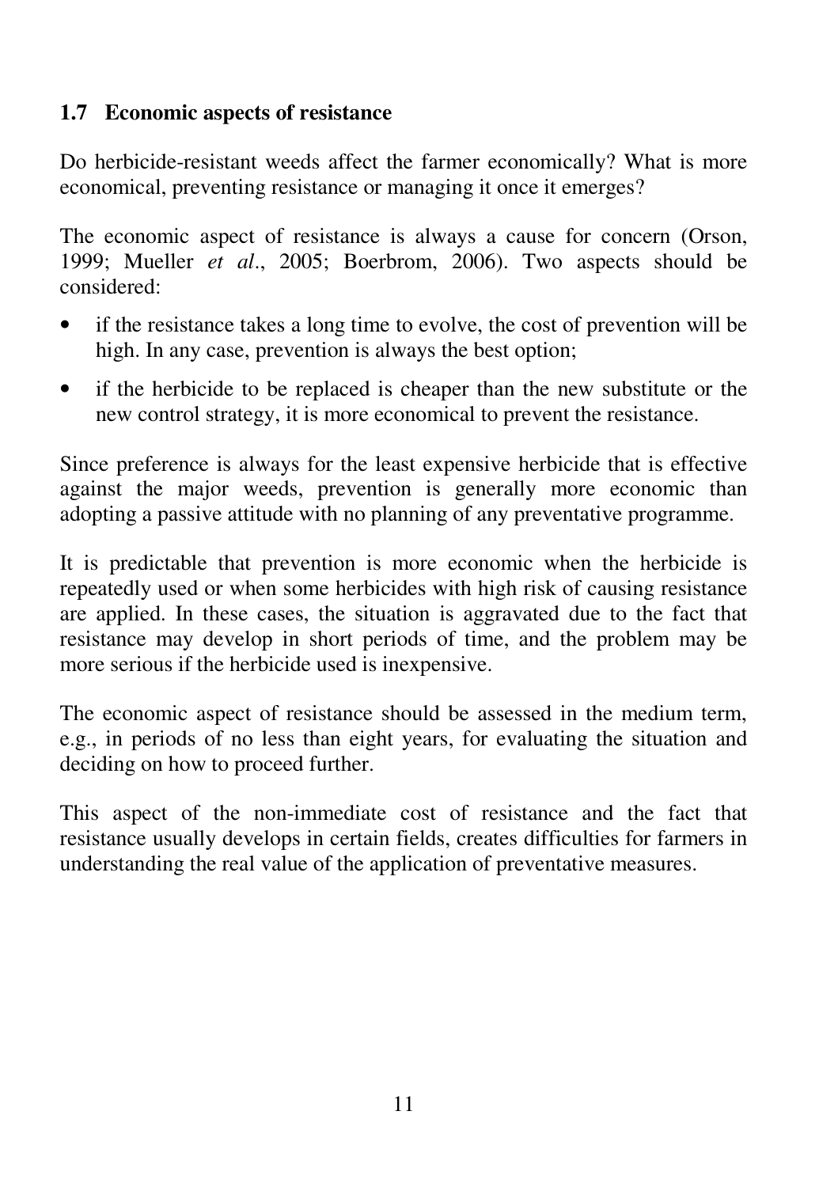## 1.7 Economic aspects of resistance

Do herbicide-resistant weeds affect the farmer economically? What is more economical, preventing resistance or managing it once it emerges?

The economic aspect of resistance is always a cause for concern (Orson, 1999; Mueller *et al*., 2005; Boerbrom, 2006). Two aspects should be considered:

- if the resistance takes a long time to evolve, the cost of prevention will be high. In any case, prevention is always the best option;
- if the herbicide to be replaced is cheaper than the new substitute or the new control strategy, it is more economical to prevent the resistance.

Since preference is always for the least expensive herbicide that is effective against the major weeds, prevention is generally more economic than adopting a passive attitude with no planning of any preventative programme.

It is predictable that prevention is more economic when the herbicide is repeatedly used or when some herbicides with high risk of causing resistance are applied. In these cases, the situation is aggravated due to the fact that resistance may develop in short periods of time, and the problem may be more serious if the herbicide used is inexpensive.

The economic aspect of resistance should be assessed in the medium term, e.g., in periods of no less than eight years, for evaluating the situation and deciding on how to proceed further.

This aspect of the non-immediate cost of resistance and the fact that resistance usually develops in certain fields, creates difficulties for farmers in understanding the real value of the application of preventative measures.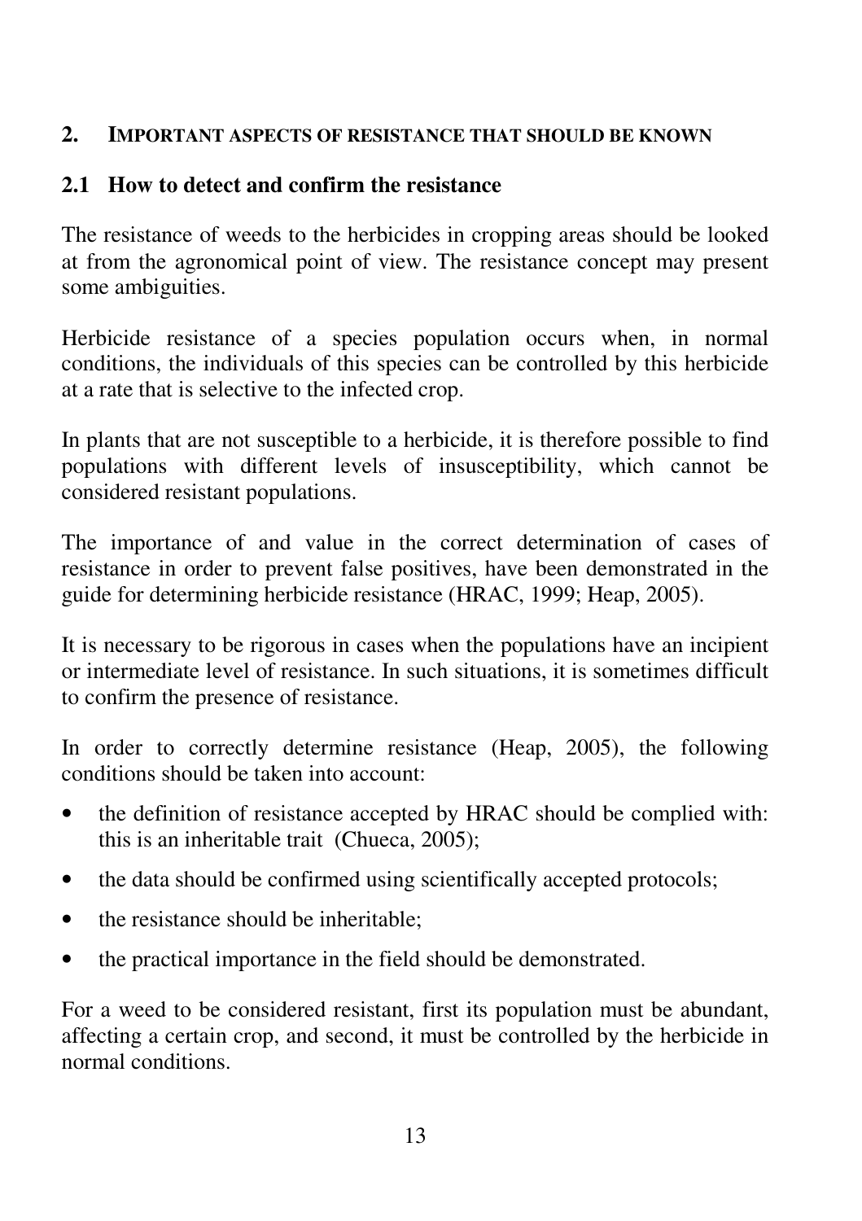## 2. IMPORTANT ASPECTS OF RESISTANCE THAT SHOULD BE KNOWN

### 2.1 How to detect and confirm the resistance

The resistance of weeds to the herbicides in cropping areas should be looked at from the agronomical point of view. The resistance concept may present some ambiguities.

Herbicide resistance of a species population occurs when, in normal conditions, the individuals of this species can be controlled by this herbicide at a rate that is selective to the infected crop.

In plants that are not susceptible to a herbicide, it is therefore possible to find populations with different levels of insusceptibility, which cannot be considered resistant populations.

The importance of and value in the correct determination of cases of resistance in order to prevent false positives, have been demonstrated in the guide for determining herbicide resistance (HRAC, 1999; Heap, 2005).

It is necessary to be rigorous in cases when the populations have an incipient or intermediate level of resistance. In such situations, it is sometimes difficult to confirm the presence of resistance.

In order to correctly determine resistance (Heap, 2005), the following conditions should be taken into account:

- the definition of resistance accepted by HRAC should be complied with: this is an inheritable trait (Chueca, 2005);
- the data should be confirmed using scientifically accepted protocols;
- the resistance should be inheritable;
- the practical importance in the field should be demonstrated.

For a weed to be considered resistant, first its population must be abundant, affecting a certain crop, and second, it must be controlled by the herbicide in normal conditions.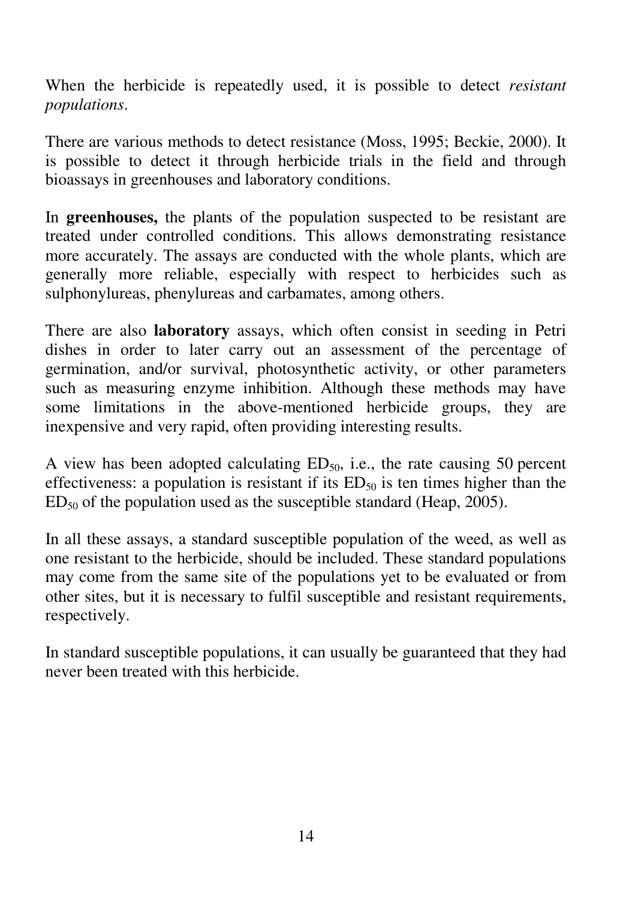When the herbicide is repeatedly used, it is possible to detect *resistant populations*.

There are various methods to detect resistance (Moss, 1995; Beckie, 2000). It is possible to detect it through herbicide trials in the field and through bioassays in greenhouses and laboratory conditions.

In **greenhouses,** the plants of the population suspected to be resistant are treated under controlled conditions. This allows demonstrating resistance more accurately. The assays are conducted with the whole plants, which are generally more reliable, especially with respect to herbicides such as sulphonylureas, phenylureas and carbamates, among others.

There are also **laboratory** assays, which often consist in seeding in Petri dishes in order to later carry out an assessment of the percentage of germination, and/or survival, photosynthetic activity, or other parameters such as measuring enzyme inhibition. Although these methods may have some limitations in the above-mentioned herbicide groups, they are inexpensive and very rapid, often providing interesting results.

A view has been adopted calculating $ED_{50}$, i.e., the rate causing 50 percent effectiveness: a population is resistant if its $ED_{50}$ is ten times higher than the $ED_{50}$ of the population used as the susceptible standard (Heap, 2005).

In all these assays, a standard susceptible population of the weed, as well as one resistant to the herbicide, should be included. These standard populations may come from the same site of the populations yet to be evaluated or from other sites, but it is necessary to fulfil susceptible and resistant requirements, respectively.

In standard susceptible populations, it can usually be guaranteed that they had never been treated with this herbicide.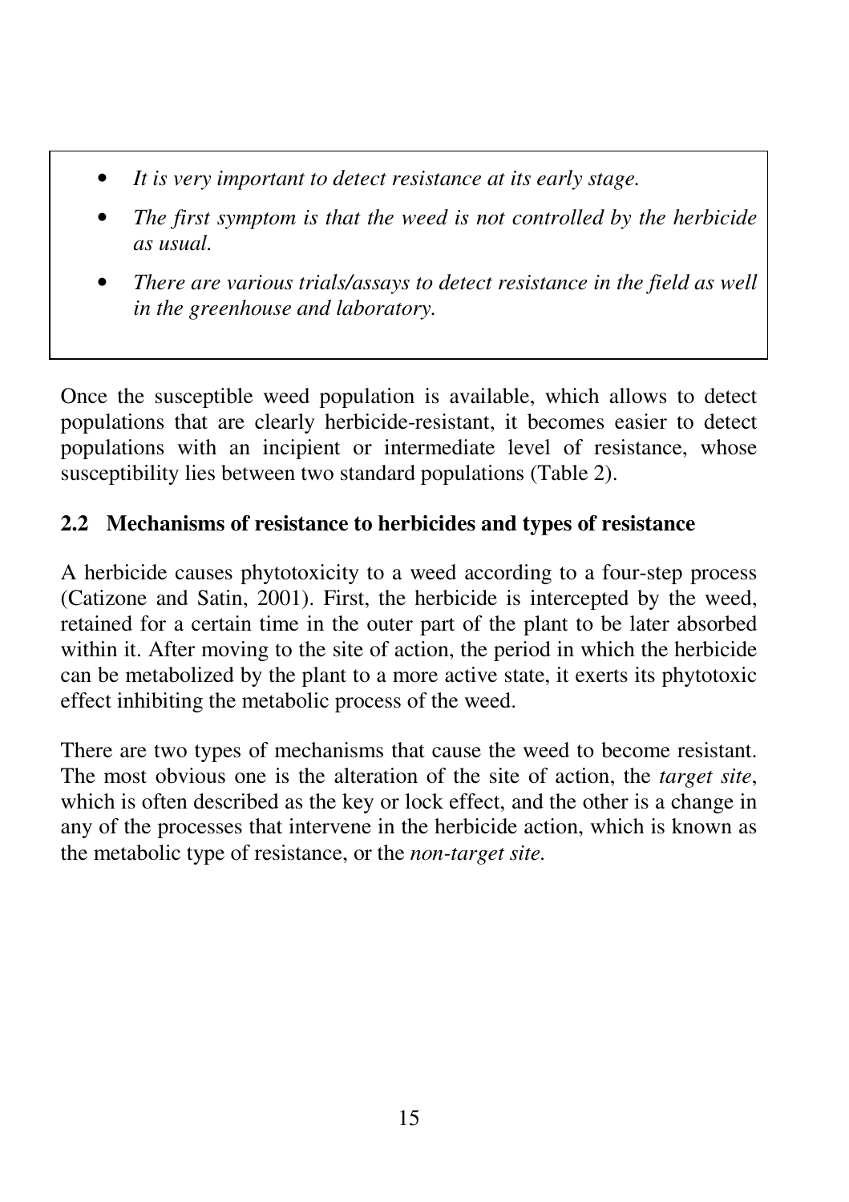- *It is very important to detect resistance at its early stage.*
- *The first symptom is that the weed is not controlled by the herbicide as usual.*
- *There are various trials/assays to detect resistance in the field as well in the greenhouse and laboratory.*

Once the susceptible weed population is available, which allows to detect populations that are clearly herbicide-resistant, it becomes easier to detect populations with an incipient or intermediate level of resistance, whose susceptibility lies between two standard populations (Table 2).

## 2.2 Mechanisms of resistance to herbicides and types of resistance

A herbicide causes phytotoxicity to a weed according to a four-step process (Catizone and Satin, 2001). First, the herbicide is intercepted by the weed, retained for a certain time in the outer part of the plant to be later absorbed within it. After moving to the site of action, the period in which the herbicide can be metabolized by the plant to a more active state, it exerts its phytotoxic effect inhibiting the metabolic process of the weed.

There are two types of mechanisms that cause the weed to become resistant. The most obvious one is the alteration of the site of action, the *target site*, which is often described as the key or lock effect, and the other is a change in any of the processes that intervene in the herbicide action, which is known as the metabolic type of resistance, or the *non-target site.*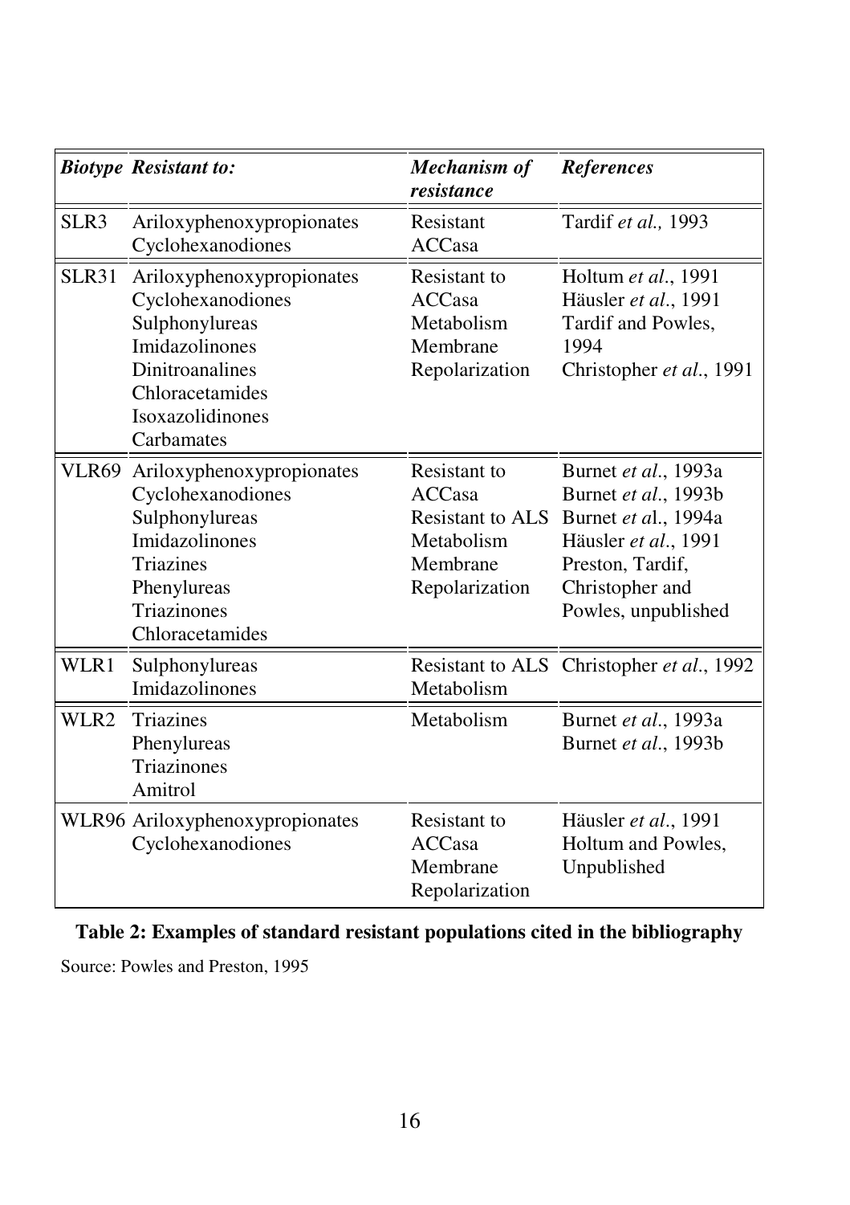| ***Biotype*** | ***Resistant to:*** | ***Mechanism of resistance*** | ***References*** |
|---|---|---|---|
| SLR3 | Ariloxyphenoxypropionates<br>Cyclohexanodiones | Resistant<br>ACCasa | Tardif *et al.,* 1993 |
| SLR31 | Ariloxyphenoxypropionates<br>Cyclohexanodiones<br>Sulphonylureas<br>Imidazolinones<br>Dinitroanalines<br>Chloracetamides<br>Isoxazolidinones<br>Carbamates | Resistant to<br>ACCasa<br>Metabolism<br>Membrane<br>Repolarization | Holtum *et al*., 1991<br>Häusler *et al*., 1991<br>Tardif and Powles, 1994<br>Christopher *et al*., 1991 |
| VLR69 | Ariloxyphenoxypropionates<br>Cyclohexanodiones<br>Sulphonylureas<br>Imidazolinones<br>Triazines<br>Phenylureas<br>Triazinones<br>Chloracetamides | Resistant to<br>ACCasa<br>Resistant to ALS<br>Metabolism<br>Membrane<br>Repolarization | Burnet *et al*., 1993a<br>Burnet *et al*., 1993b<br>Burnet *et al*., 1994a<br>Häusler *et al*., 1991<br>Preston, Tardif, Christopher and Powles, unpublished |
| WLR1 | Sulphonylureas<br>Imidazolinones | Resistant to ALS<br>Metabolism | Christopher *et al*., 1992 |
| WLR2 | Triazines<br>Phenylureas<br>Triazinones<br>Amitrol | Metabolism | Burnet *et al*., 1993a<br>Burnet *et al*., 1993b |
| WLR96 | Ariloxyphenoxypropionates<br>Cyclohexanodiones | Resistant to<br>ACCasa<br>Membrane<br>Repolarization | Häusler *et al*., 1991<br>Holtum and Powles, Unpublished |

**Table 2: Examples of standard resistant populations cited in the bibliography**

Source: Powles and Preston, 1995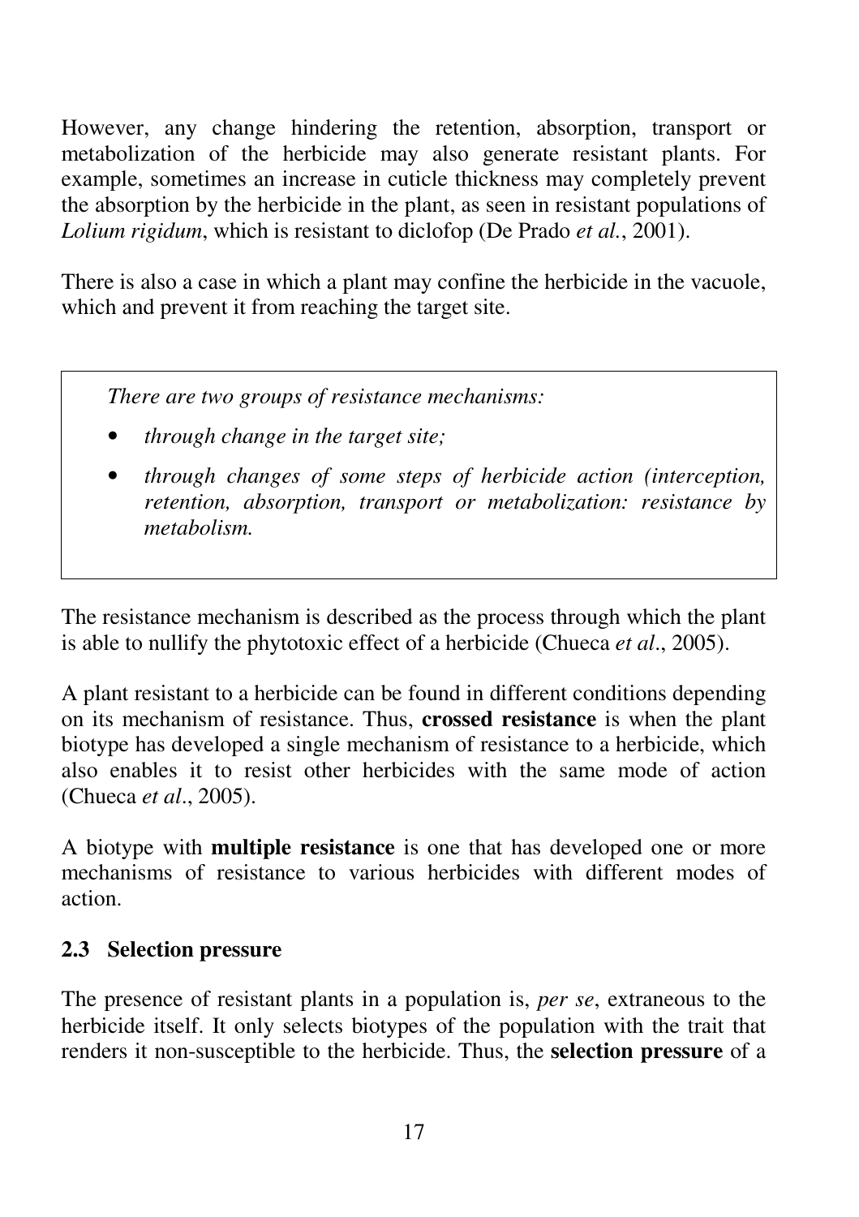However, any change hindering the retention, absorption, transport or metabolization of the herbicide may also generate resistant plants. For example, sometimes an increase in cuticle thickness may completely prevent the absorption by the herbicide in the plant, as seen in resistant populations of *Lolium rigidum*, which is resistant to diclofop (De Prado *et al.*, 2001).

There is also a case in which a plant may confine the herbicide in the vacuole, which and prevent it from reaching the target site.

> *There are two groups of resistance mechanisms:*
>
> - *through change in the target site;*
> - *through changes of some steps of herbicide action (interception, retention, absorption, transport or metabolization: resistance by metabolism.*

The resistance mechanism is described as the process through which the plant is able to nullify the phytotoxic effect of a herbicide (Chueca *et al*., 2005).

A plant resistant to a herbicide can be found in different conditions depending on its mechanism of resistance. Thus, **crossed resistance** is when the plant biotype has developed a single mechanism of resistance to a herbicide, which also enables it to resist other herbicides with the same mode of action (Chueca *et al*., 2005).

A biotype with **multiple resistance** is one that has developed one or more mechanisms of resistance to various herbicides with different modes of action.

## 2.3 Selection pressure

The presence of resistant plants in a population is, *per se*, extraneous to the herbicide itself. It only selects biotypes of the population with the trait that renders it non-susceptible to the herbicide. Thus, the **selection pressure** of a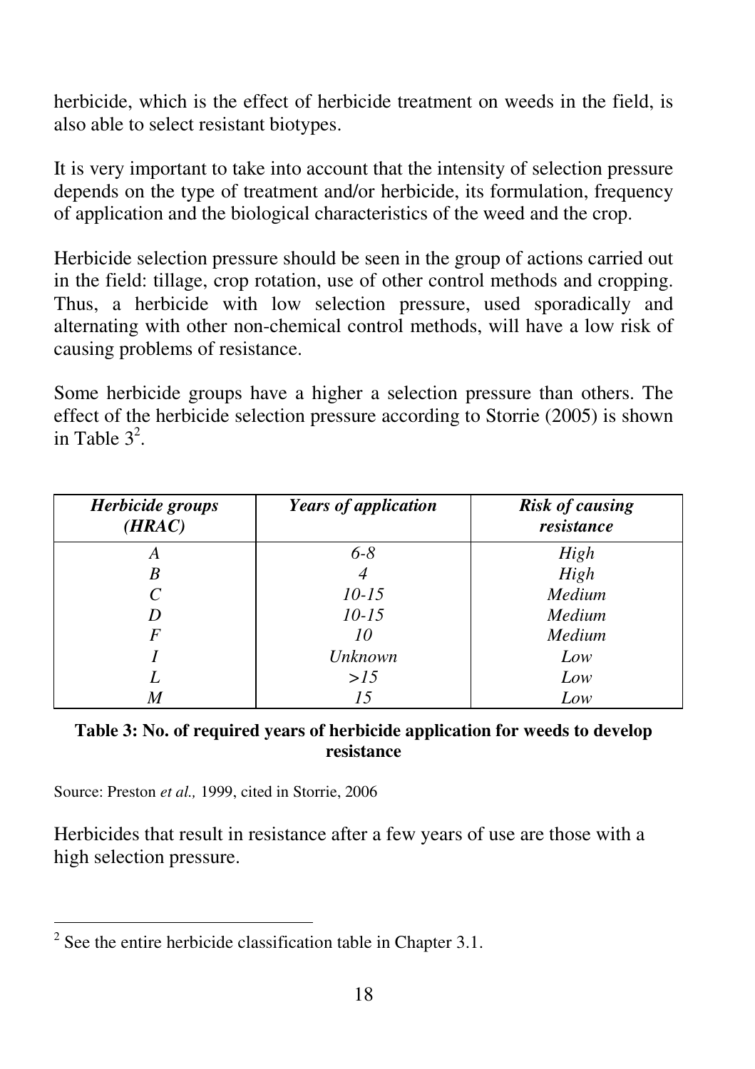herbicide, which is the effect of herbicide treatment on weeds in the field, is also able to select resistant biotypes.

It is very important to take into account that the intensity of selection pressure depends on the type of treatment and/or herbicide, its formulation, frequency of application and the biological characteristics of the weed and the crop.

Herbicide selection pressure should be seen in the group of actions carried out in the field: tillage, crop rotation, use of other control methods and cropping. Thus, a herbicide with low selection pressure, used sporadically and alternating with other non-chemical control methods, will have a low risk of causing problems of resistance.

Some herbicide groups have a higher a selection pressure than others. The effect of the herbicide selection pressure according to Storrie (2005) is shown in Table 3[2].

| *Herbicide groups (HRAC)* | *Years of application* | *Risk of causing resistance* |
|---|---|---|
| *A* | *6-8* | *High* |
| *B* | *4* | *High* |
| *C* | *10-15* | *Medium* |
| *D* | *10-15* | *Medium* |
| *F* | *10* | *Medium* |
| *I* | *Unknown* | *Low* |
| *L* | *>15* | *Low* |
| *M* | *15* | *Low* |

**Table 3: No. of required years of herbicide application for weeds to develop resistance**

Source: Preston *et al.,* 1999, cited in Storrie, 2006

Herbicides that result in resistance after a few years of use are those with a high selection pressure.

[2] See the entire herbicide classification table in Chapter 3.1.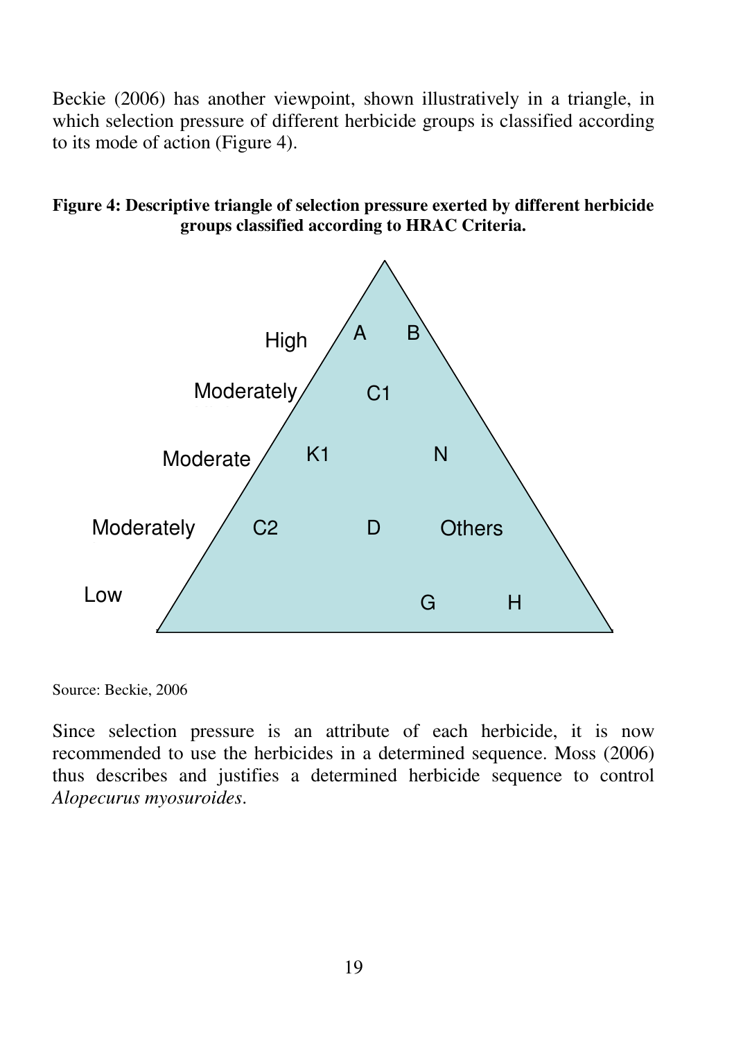Beckie (2006) has another viewpoint, shown illustratively in a triangle, in which selection pressure of different herbicide groups is classified according to its mode of action (Figure 4).

**Figure 4: Descriptive triangle of selection pressure exerted by different herbicide groups classified according to HRAC Criteria.**

High — A, B

Moderately — C1

Moderate — K1, N

Moderately — C2, D, Others

Low — G, H

Source: Beckie, 2006

Since selection pressure is an attribute of each herbicide, it is now recommended to use the herbicides in a determined sequence. Moss (2006) thus describes and justifies a determined herbicide sequence to control *Alopecurus myosuroides*.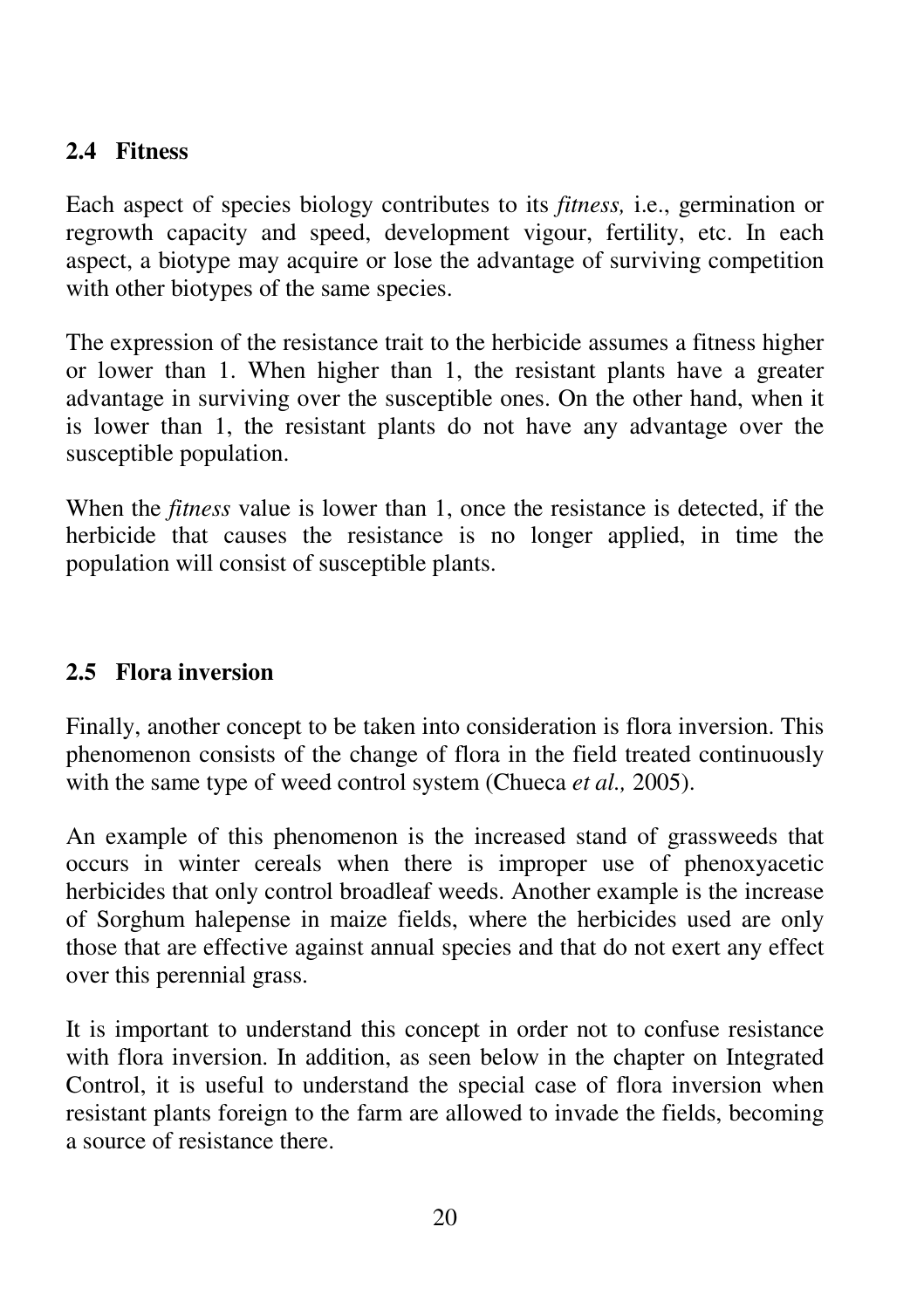## 2.4 Fitness

Each aspect of species biology contributes to its *fitness,* i.e., germination or regrowth capacity and speed, development vigour, fertility, etc. In each aspect, a biotype may acquire or lose the advantage of surviving competition with other biotypes of the same species.

The expression of the resistance trait to the herbicide assumes a fitness higher or lower than 1. When higher than 1, the resistant plants have a greater advantage in surviving over the susceptible ones. On the other hand, when it is lower than 1, the resistant plants do not have any advantage over the susceptible population.

When the *fitness* value is lower than 1, once the resistance is detected, if the herbicide that causes the resistance is no longer applied, in time the population will consist of susceptible plants.

## 2.5 Flora inversion

Finally, another concept to be taken into consideration is flora inversion. This phenomenon consists of the change of flora in the field treated continuously with the same type of weed control system (Chueca *et al.,* 2005).

An example of this phenomenon is the increased stand of grassweeds that occurs in winter cereals when there is improper use of phenoxyacetic herbicides that only control broadleaf weeds. Another example is the increase of Sorghum halepense in maize fields, where the herbicides used are only those that are effective against annual species and that do not exert any effect over this perennial grass.

It is important to understand this concept in order not to confuse resistance with flora inversion. In addition, as seen below in the chapter on Integrated Control, it is useful to understand the special case of flora inversion when resistant plants foreign to the farm are allowed to invade the fields, becoming a source of resistance there.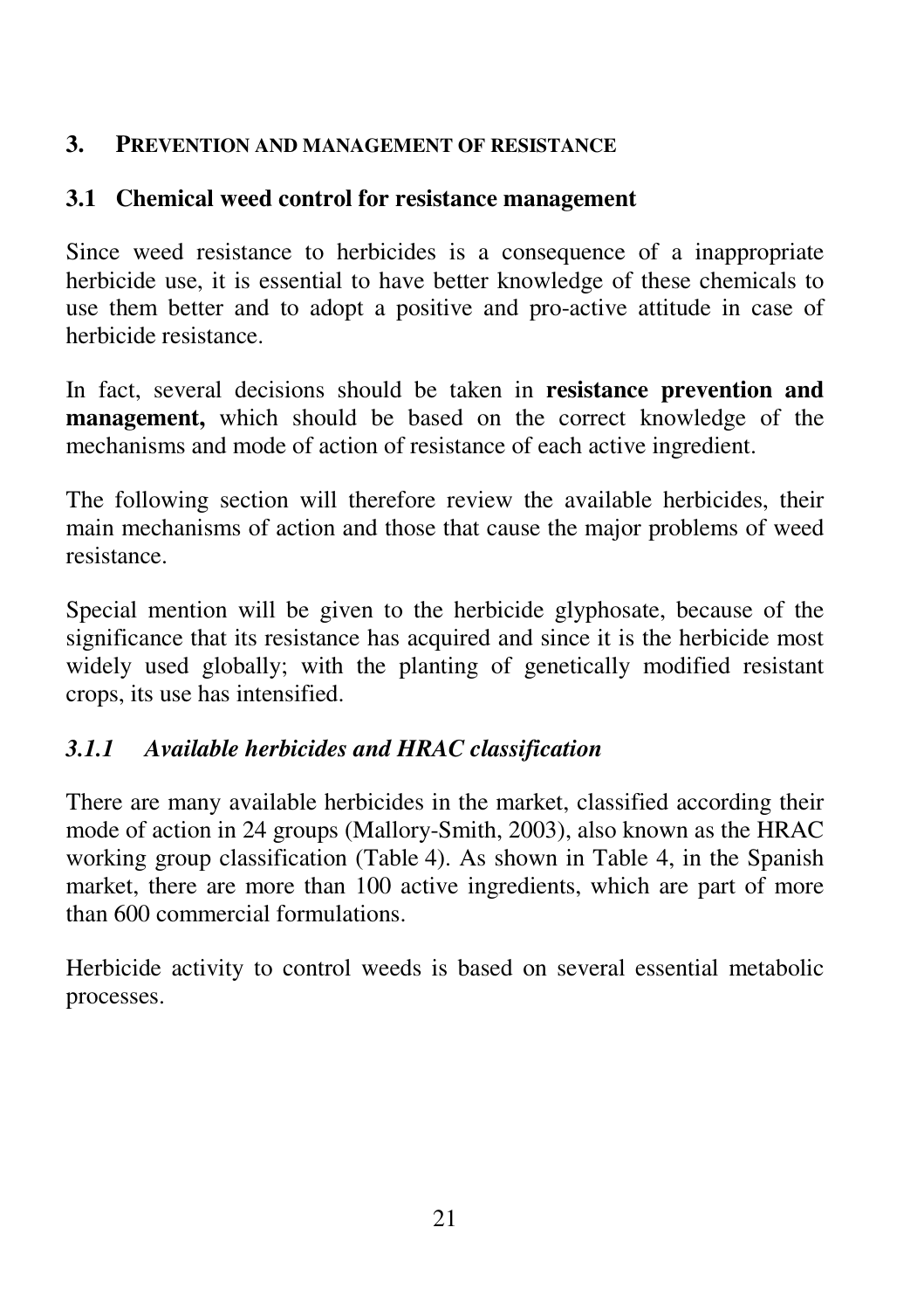# 3. PREVENTION AND MANAGEMENT OF RESISTANCE

## 3.1 Chemical weed control for resistance management

Since weed resistance to herbicides is a consequence of a inappropriate herbicide use, it is essential to have better knowledge of these chemicals to use them better and to adopt a positive and pro-active attitude in case of herbicide resistance.

In fact, several decisions should be taken in **resistance prevention and management,** which should be based on the correct knowledge of the mechanisms and mode of action of resistance of each active ingredient.

The following section will therefore review the available herbicides, their main mechanisms of action and those that cause the major problems of weed resistance.

Special mention will be given to the herbicide glyphosate, because of the significance that its resistance has acquired and since it is the herbicide most widely used globally; with the planting of genetically modified resistant crops, its use has intensified.

### *3.1.1 Available herbicides and HRAC classification*

There are many available herbicides in the market, classified according their mode of action in 24 groups (Mallory-Smith, 2003), also known as the HRAC working group classification (Table 4). As shown in Table 4, in the Spanish market, there are more than 100 active ingredients, which are part of more than 600 commercial formulations.

Herbicide activity to control weeds is based on several essential metabolic processes.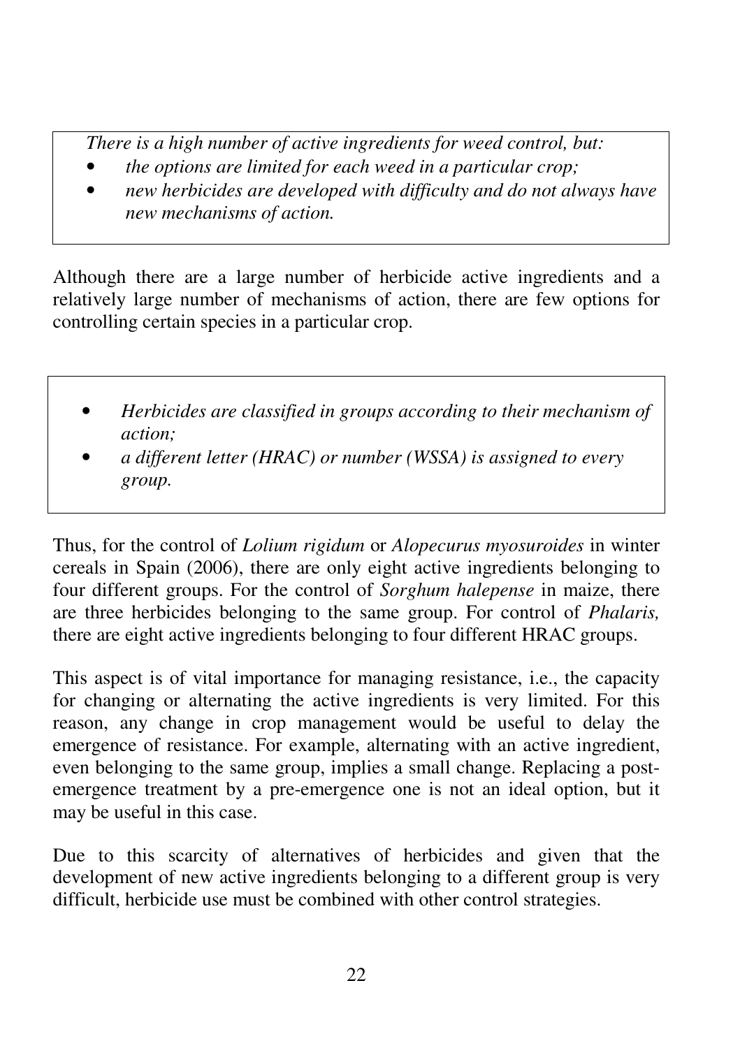> *There is a high number of active ingredients for weed control, but:*
>
> - *the options are limited for each weed in a particular crop;*
> - *new herbicides are developed with difficulty and do not always have new mechanisms of action.*

Although there are a large number of herbicide active ingredients and a relatively large number of mechanisms of action, there are few options for controlling certain species in a particular crop.

> - *Herbicides are classified in groups according to their mechanism of action;*
> - *a different letter (HRAC) or number (WSSA) is assigned to every group.*

Thus, for the control of *Lolium rigidum* or *Alopecurus myosuroides* in winter cereals in Spain (2006), there are only eight active ingredients belonging to four different groups. For the control of *Sorghum halepense* in maize, there are three herbicides belonging to the same group. For control of *Phalaris,* there are eight active ingredients belonging to four different HRAC groups.

This aspect is of vital importance for managing resistance, i.e., the capacity for changing or alternating the active ingredients is very limited. For this reason, any change in crop management would be useful to delay the emergence of resistance. For example, alternating with an active ingredient, even belonging to the same group, implies a small change. Replacing a post-emergence treatment by a pre-emergence one is not an ideal option, but it may be useful in this case.

Due to this scarcity of alternatives of herbicides and given that the development of new active ingredients belonging to a different group is very difficult, herbicide use must be combined with other control strategies.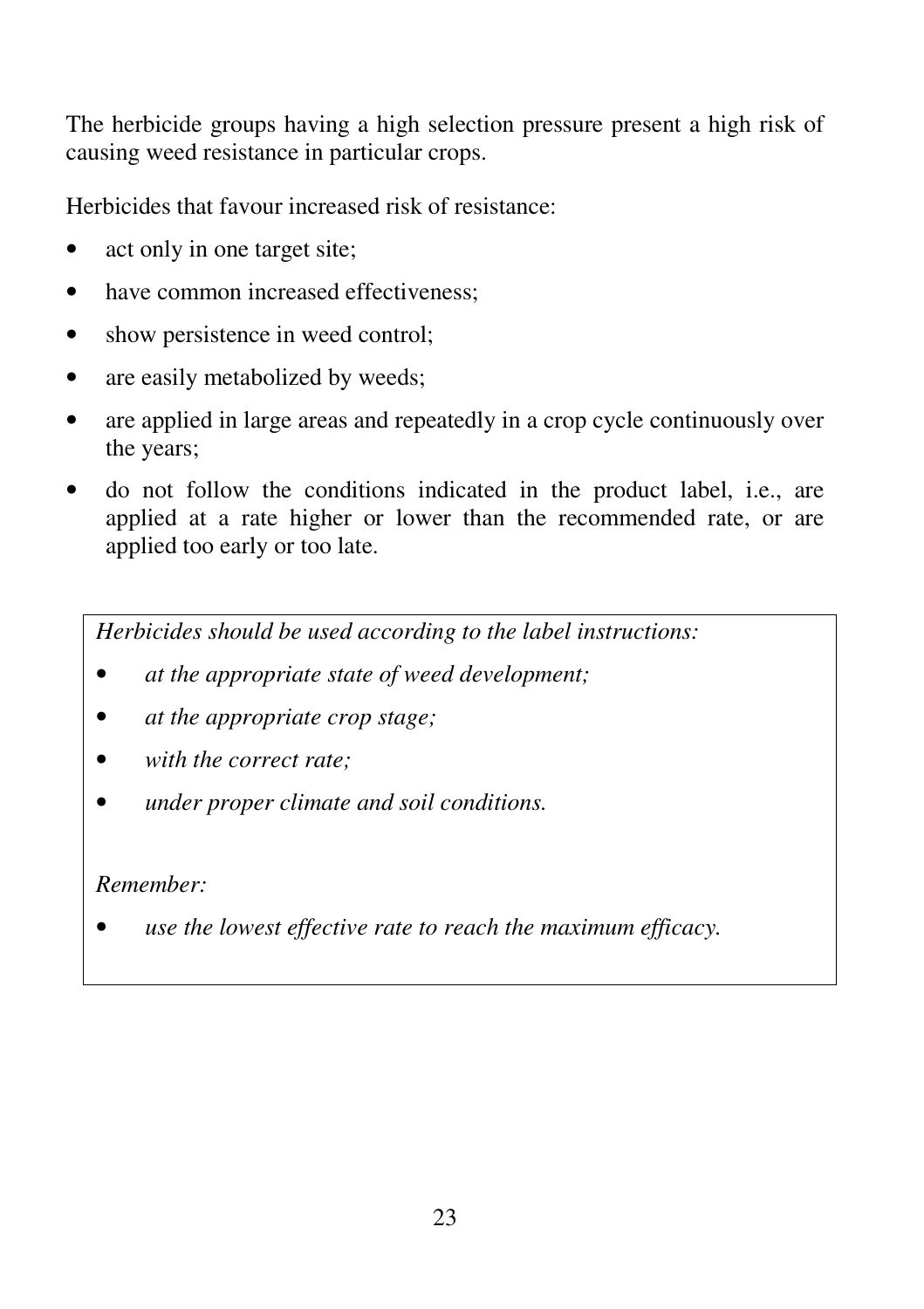The herbicide groups having a high selection pressure present a high risk of causing weed resistance in particular crops.

Herbicides that favour increased risk of resistance:

- act only in one target site;
- have common increased effectiveness;
- show persistence in weed control;
- are easily metabolized by weeds;
- are applied in large areas and repeatedly in a crop cycle continuously over the years;
- do not follow the conditions indicated in the product label, i.e., are applied at a rate higher or lower than the recommended rate, or are applied too early or too late.

*Herbicides should be used according to the label instructions:*

- *at the appropriate state of weed development;*
- *at the appropriate crop stage;*
- *with the correct rate;*
- *under proper climate and soil conditions.*

*Remember:*

- *use the lowest effective rate to reach the maximum efficacy.*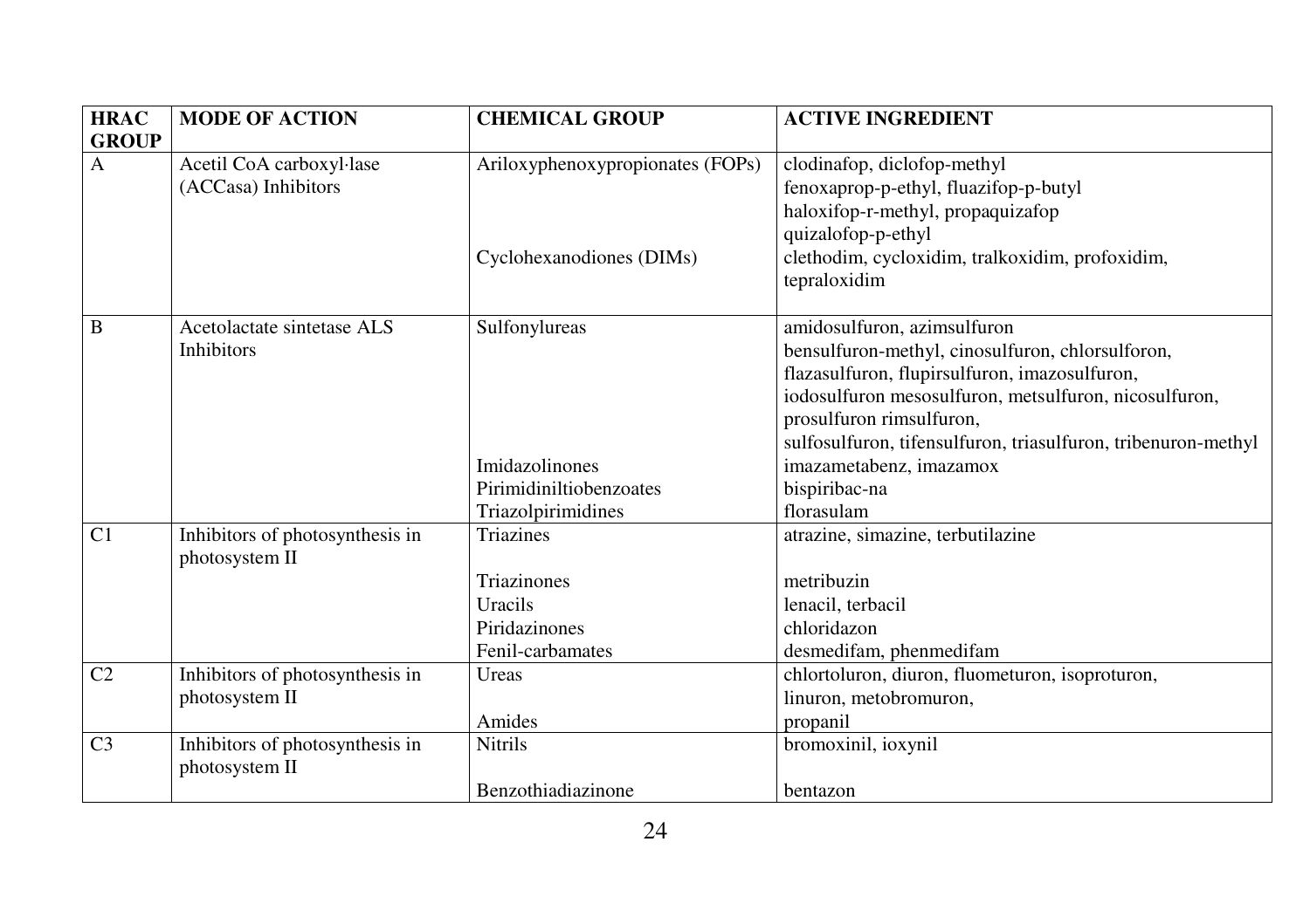| HRAC GROUP | MODE OF ACTION | CHEMICAL GROUP | ACTIVE INGREDIENT |
|---|---|---|---|
| A | Acetil CoA carboxyl·lase (ACCasa) Inhibitors | Ariloxyphenoxypropionates (FOPs) | clodinafop, diclofop-methyl fenoxaprop-p-ethyl, fluazifop-p-butyl haloxifop-r-methyl, propaquizafop quizalofop-p-ethyl |
| | | Cyclohexanodiones (DIMs) | clethodim, cycloxidim, tralkoxidim, profoxidim, tepraloxidim |
| B | Acetolactate sintetase ALS Inhibitors | Sulfonylureas | amidosulfuron, azimsulfuron bensulfuron-methyl, cinosulfuron, chlorsulforon, flazasulfuron, flupirsulfuron, imazosulfuron, iodosulfuron mesosulfuron, metsulfuron, nicosulfuron, prosulfuron rimsulfuron, sulfosulfuron, tifensulfuron, triasulfuron, tribenuron-methyl |
| | | Imidazolinones | imazametabenz, imazamox |
| | | Pirimidiniltiobenzoates | bispiribac-na |
| | | Triazolpirimidines | florasulam |
| C1 | Inhibitors of photosynthesis in photosystem II | Triazines | atrazine, simazine, terbutilazine |
| | | Triazinones | metribuzin |
| | | Uracils | lenacil, terbacil |
| | | Piridazinones | chloridazon |
| | | Fenil-carbamates | desmedifam, phenmedifam |
| C2 | Inhibitors of photosynthesis in photosystem II | Ureas | chlortoluron, diuron, fluometuron, isoproturon, linuron, metobromuron, |
| | | Amides | propanil |
| C3 | Inhibitors of photosynthesis in photosystem II | Nitrils | bromoxinil, ioxynil |
| | | Benzothiadiazinone | bentazon |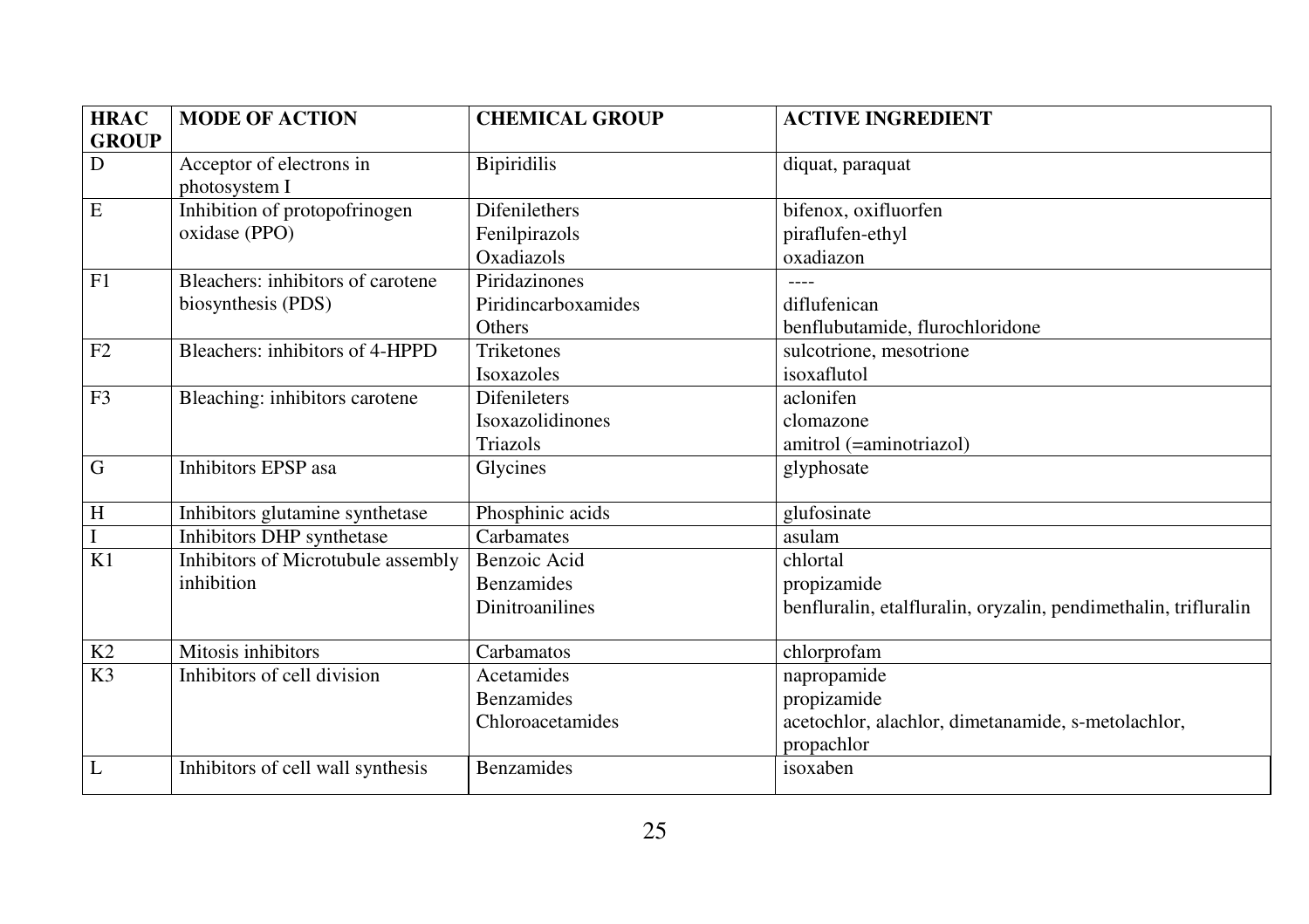| HRAC GROUP | MODE OF ACTION | CHEMICAL GROUP | ACTIVE INGREDIENT |
|---|---|---|---|
| D | Acceptor of electrons in photosystem I | Bipiridilis | diquat, paraquat |
| E | Inhibition of protopofrinogen oxidase (PPO) | Difenilethers<br>Fenilpirazols<br>Oxadiazols | bifenox, oxifluorfen<br>piraflufen-ethyl<br>oxadiazon |
| F1 | Bleachers: inhibitors of carotene biosynthesis (PDS) | Piridazinones<br>Piridincarboxamides<br>Others | ----<br>diflufenican<br>benflubutamide, flurochloridone |
| F2 | Bleachers: inhibitors of 4-HPPD | Triketones<br>Isoxazoles | sulcotrione, mesotrione<br>isoxaflutol |
| F3 | Bleaching: inhibitors carotene | Difenileters<br>Isoxazolidinones<br>Triazols | aclonifen<br>clomazone<br>amitrol (=aminotriazol) |
| G | Inhibitors EPSP asa | Glycines | glyphosate |
| H | Inhibitors glutamine synthetase | Phosphinic acids | glufosinate |
| I | Inhibitors DHP synthetase | Carbamates | asulam |
| K1 | Inhibitors of Microtubule assembly inhibition | Benzoic Acid<br>Benzamides<br>Dinitroanilines | chlortal<br>propizamide<br>benfluralin, etalfluralin, oryzalin, pendimethalin, trifluralin |
| K2 | Mitosis inhibitors | Carbamatos | chlorprofam |
| K3 | Inhibitors of cell division | Acetamides<br>Benzamides<br>Chloroacetamides | napropamide<br>propizamide<br>acetochlor, alachlor, dimetanamide, s-metolachlor, propachlor |
| L | Inhibitors of cell wall synthesis | Benzamides | isoxaben |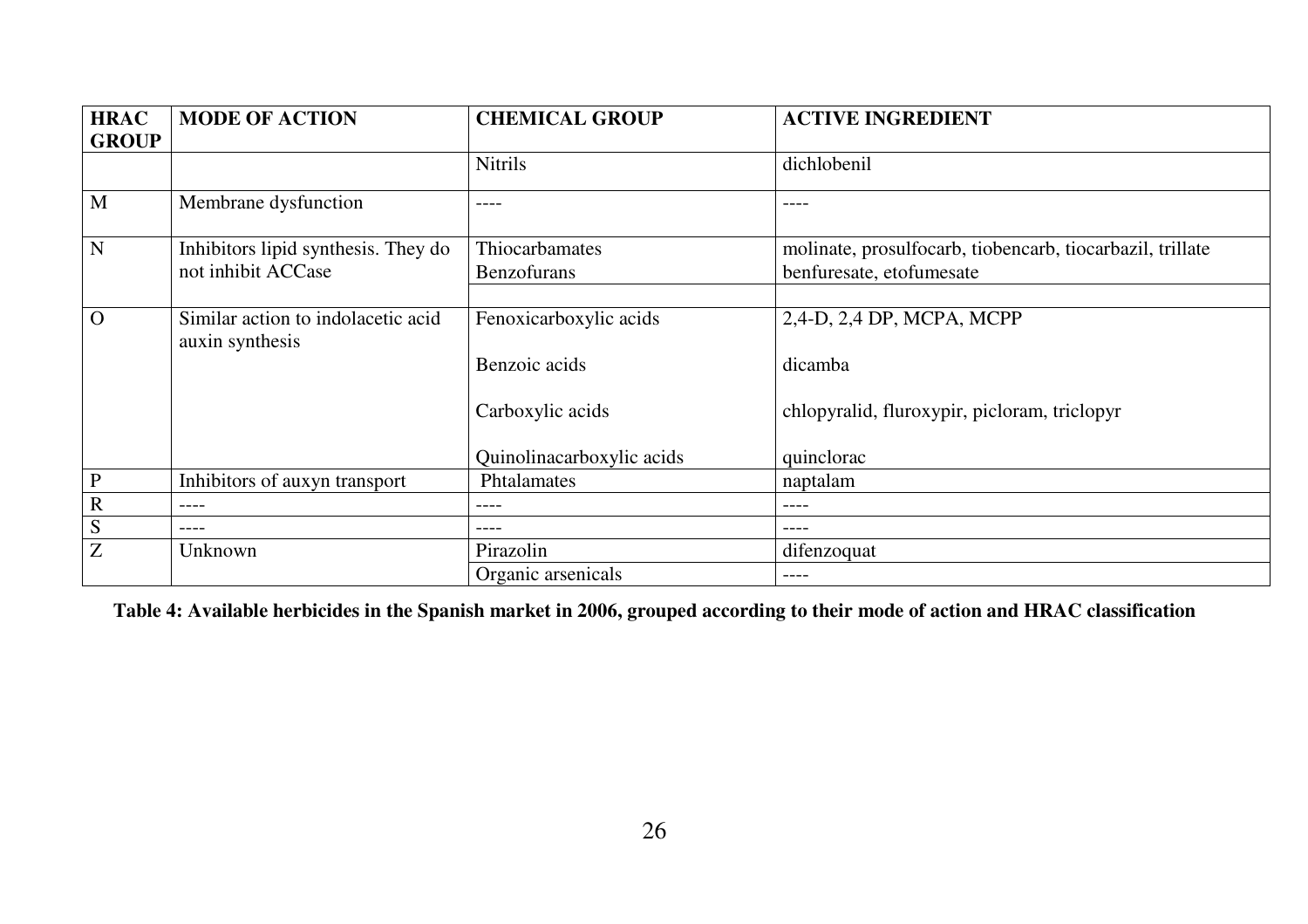| HRAC GROUP | MODE OF ACTION | CHEMICAL GROUP | ACTIVE INGREDIENT |
|---|---|---|---|
| | | Nitrils | dichlobenil |
| M | Membrane dysfunction | ---- | ---- |
| N | Inhibitors lipid synthesis. They do not inhibit ACCase | Thiocarbamates<br>Benzofurans | molinate, prosulfocarb, tiobencarb, tiocarbazil, trillate<br>benfuresate, etofumesate |
| O | Similar action to indolacetic acid auxin synthesis | Fenoxicarboxylic acids | 2,4-D, 2,4 DP, MCPA, MCPP |
| | | Benzoic acids | dicamba |
| | | Carboxylic acids | chlopyralid, fluroxypir, picloram, triclopyr |
| | | Quinolinacarboxylic acids | quinclorac |
| P | Inhibitors of auxyn transport | Phtalamates | naptalam |
| R | ---- | ---- | ---- |
| S | ---- | ---- | ---- |
| Z | Unknown | Pirazolin | difenzoquat |
| | | Organic arsenicals | ---- |

**Table 4: Available herbicides in the Spanish market in 2006, grouped according to their mode of action and HRAC classification**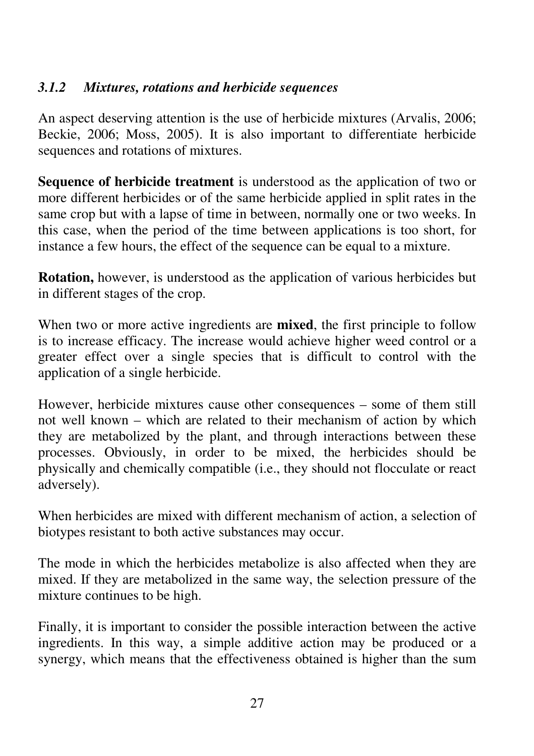### *3.1.2 Mixtures, rotations and herbicide sequences*

An aspect deserving attention is the use of herbicide mixtures (Arvalis, 2006; Beckie, 2006; Moss, 2005). It is also important to differentiate herbicide sequences and rotations of mixtures.

**Sequence of herbicide treatment** is understood as the application of two or more different herbicides or of the same herbicide applied in split rates in the same crop but with a lapse of time in between, normally one or two weeks. In this case, when the period of the time between applications is too short, for instance a few hours, the effect of the sequence can be equal to a mixture.

**Rotation,** however, is understood as the application of various herbicides but in different stages of the crop.

When two or more active ingredients are **mixed**, the first principle to follow is to increase efficacy. The increase would achieve higher weed control or a greater effect over a single species that is difficult to control with the application of a single herbicide.

However, herbicide mixtures cause other consequences – some of them still not well known – which are related to their mechanism of action by which they are metabolized by the plant, and through interactions between these processes. Obviously, in order to be mixed, the herbicides should be physically and chemically compatible (i.e., they should not flocculate or react adversely).

When herbicides are mixed with different mechanism of action, a selection of biotypes resistant to both active substances may occur.

The mode in which the herbicides metabolize is also affected when they are mixed. If they are metabolized in the same way, the selection pressure of the mixture continues to be high.

Finally, it is important to consider the possible interaction between the active ingredients. In this way, a simple additive action may be produced or a synergy, which means that the effectiveness obtained is higher than the sum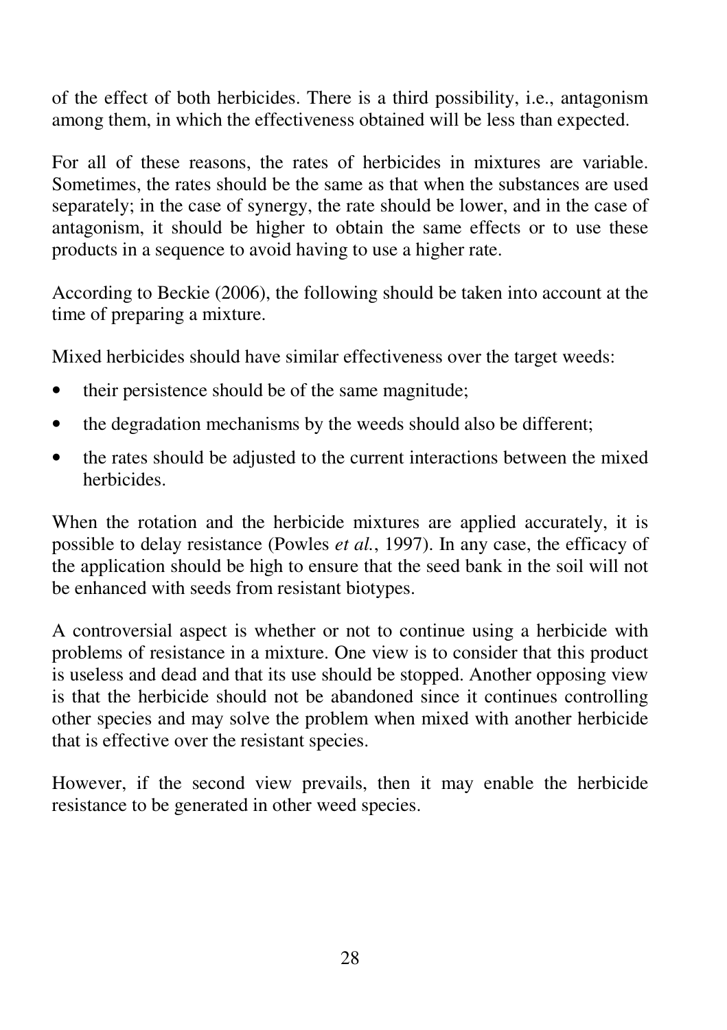of the effect of both herbicides. There is a third possibility, i.e., antagonism among them, in which the effectiveness obtained will be less than expected.

For all of these reasons, the rates of herbicides in mixtures are variable. Sometimes, the rates should be the same as that when the substances are used separately; in the case of synergy, the rate should be lower, and in the case of antagonism, it should be higher to obtain the same effects or to use these products in a sequence to avoid having to use a higher rate.

According to Beckie (2006), the following should be taken into account at the time of preparing a mixture.

Mixed herbicides should have similar effectiveness over the target weeds:

- their persistence should be of the same magnitude;
- the degradation mechanisms by the weeds should also be different;
- the rates should be adjusted to the current interactions between the mixed herbicides.

When the rotation and the herbicide mixtures are applied accurately, it is possible to delay resistance (Powles *et al.*, 1997). In any case, the efficacy of the application should be high to ensure that the seed bank in the soil will not be enhanced with seeds from resistant biotypes.

A controversial aspect is whether or not to continue using a herbicide with problems of resistance in a mixture. One view is to consider that this product is useless and dead and that its use should be stopped. Another opposing view is that the herbicide should not be abandoned since it continues controlling other species and may solve the problem when mixed with another herbicide that is effective over the resistant species.

However, if the second view prevails, then it may enable the herbicide resistance to be generated in other weed species.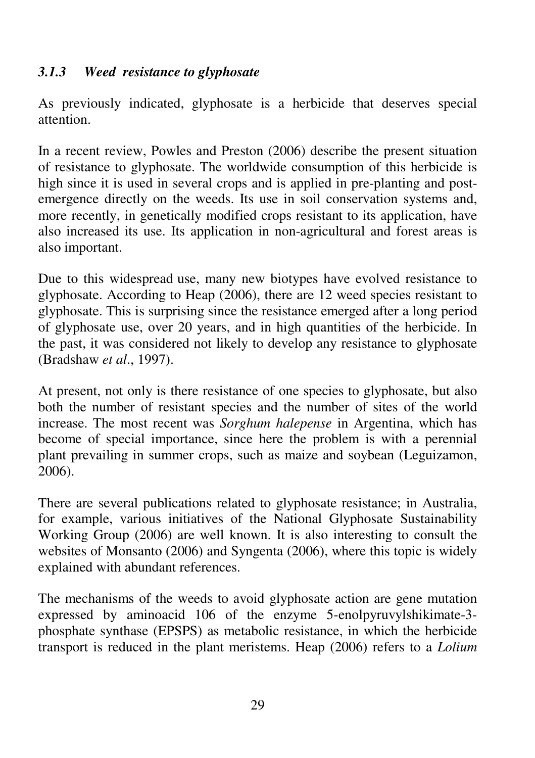### *3.1.3 Weed resistance to glyphosate*

As previously indicated, glyphosate is a herbicide that deserves special attention.

In a recent review, Powles and Preston (2006) describe the present situation of resistance to glyphosate. The worldwide consumption of this herbicide is high since it is used in several crops and is applied in pre-planting and post-emergence directly on the weeds. Its use in soil conservation systems and, more recently, in genetically modified crops resistant to its application, have also increased its use. Its application in non-agricultural and forest areas is also important.

Due to this widespread use, many new biotypes have evolved resistance to glyphosate. According to Heap (2006), there are 12 weed species resistant to glyphosate. This is surprising since the resistance emerged after a long period of glyphosate use, over 20 years, and in high quantities of the herbicide. In the past, it was considered not likely to develop any resistance to glyphosate (Bradshaw *et al*., 1997).

At present, not only is there resistance of one species to glyphosate, but also both the number of resistant species and the number of sites of the world increase. The most recent was *Sorghum halepense* in Argentina, which has become of special importance, since here the problem is with a perennial plant prevailing in summer crops, such as maize and soybean (Leguizamon, 2006).

There are several publications related to glyphosate resistance; in Australia, for example, various initiatives of the National Glyphosate Sustainability Working Group (2006) are well known. It is also interesting to consult the websites of Monsanto (2006) and Syngenta (2006), where this topic is widely explained with abundant references.

The mechanisms of the weeds to avoid glyphosate action are gene mutation expressed by aminoacid 106 of the enzyme 5-enolpyruvylshikimate-3-phosphate synthase (EPSPS) as metabolic resistance, in which the herbicide transport is reduced in the plant meristems. Heap (2006) refers to a *Lolium*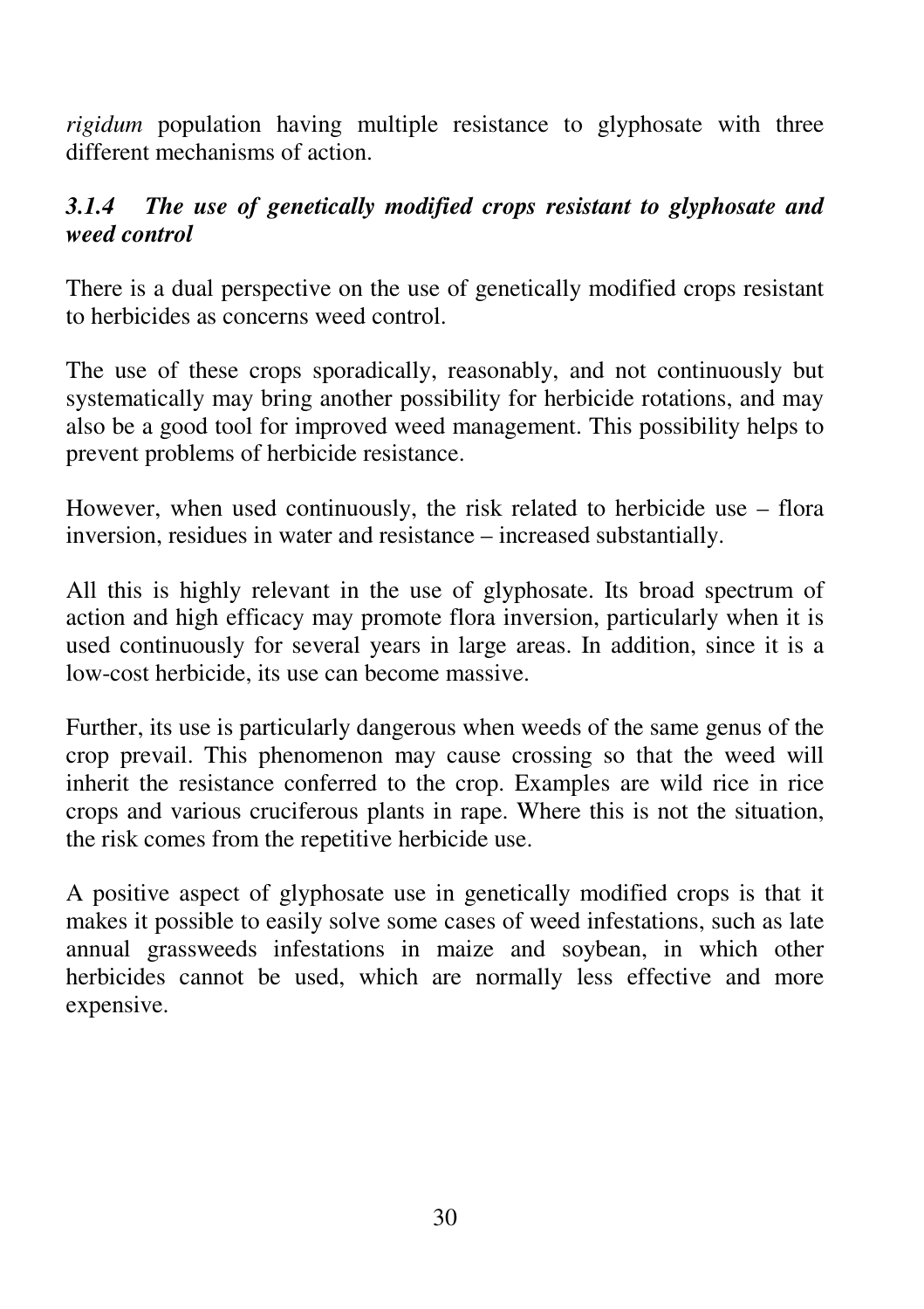*rigidum* population having multiple resistance to glyphosate with three different mechanisms of action.

### *3.1.4 The use of genetically modified crops resistant to glyphosate and weed control*

There is a dual perspective on the use of genetically modified crops resistant to herbicides as concerns weed control.

The use of these crops sporadically, reasonably, and not continuously but systematically may bring another possibility for herbicide rotations, and may also be a good tool for improved weed management. This possibility helps to prevent problems of herbicide resistance.

However, when used continuously, the risk related to herbicide use – flora inversion, residues in water and resistance – increased substantially.

All this is highly relevant in the use of glyphosate. Its broad spectrum of action and high efficacy may promote flora inversion, particularly when it is used continuously for several years in large areas. In addition, since it is a low-cost herbicide, its use can become massive.

Further, its use is particularly dangerous when weeds of the same genus of the crop prevail. This phenomenon may cause crossing so that the weed will inherit the resistance conferred to the crop. Examples are wild rice in rice crops and various cruciferous plants in rape. Where this is not the situation, the risk comes from the repetitive herbicide use.

A positive aspect of glyphosate use in genetically modified crops is that it makes it possible to easily solve some cases of weed infestations, such as late annual grassweeds infestations in maize and soybean, in which other herbicides cannot be used, which are normally less effective and more expensive.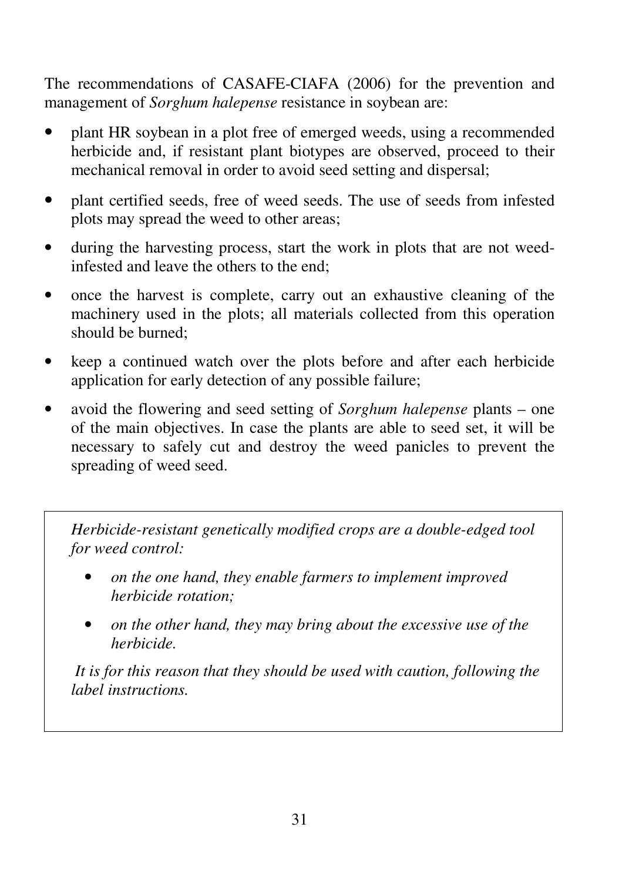The recommendations of CASAFE-CIAFA (2006) for the prevention and management of *Sorghum halepense* resistance in soybean are:

- plant HR soybean in a plot free of emerged weeds, using a recommended herbicide and, if resistant plant biotypes are observed, proceed to their mechanical removal in order to avoid seed setting and dispersal;
- plant certified seeds, free of weed seeds. The use of seeds from infested plots may spread the weed to other areas;
- during the harvesting process, start the work in plots that are not weed-infested and leave the others to the end;
- once the harvest is complete, carry out an exhaustive cleaning of the machinery used in the plots; all materials collected from this operation should be burned;
- keep a continued watch over the plots before and after each herbicide application for early detection of any possible failure;
- avoid the flowering and seed setting of *Sorghum halepense* plants – one of the main objectives. In case the plants are able to seed set, it will be necessary to safely cut and destroy the weed panicles to prevent the spreading of weed seed.

> *Herbicide-resistant genetically modified crops are a double-edged tool for weed control:*
>
> - *on the one hand, they enable farmers to implement improved herbicide rotation;*
> - *on the other hand, they may bring about the excessive use of the herbicide.*
>
> *It is for this reason that they should be used with caution, following the label instructions.*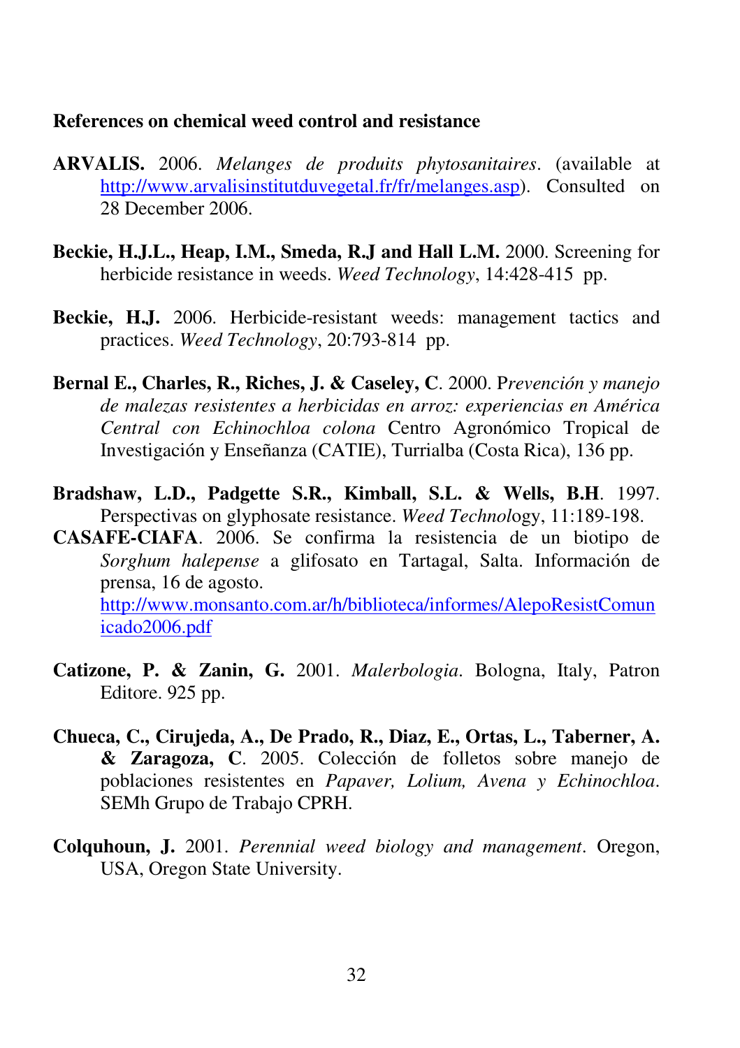**References on chemical weed control and resistance**

**ARVALIS.** 2006. *Melanges de produits phytosanitaires*. (available at http://www.arvalisinstitutduvegetal.fr/fr/melanges.asp). Consulted on 28 December 2006.

**Beckie, H.J.L., Heap, I.M., Smeda, R.J and Hall L.M.** 2000. Screening for herbicide resistance in weeds. *Weed Technology*, 14:428-415 pp.

**Beckie, H.J.** 2006. Herbicide-resistant weeds: management tactics and practices. *Weed Technology*, 20:793-814 pp.

**Bernal E., Charles, R., Riches, J. & Caseley, C**. 2000. P*revención y manejo de malezas resistentes a herbicidas en arroz: experiencias en América Central con Echinochloa colona* Centro Agronómico Tropical de Investigación y Enseñanza (CATIE), Turrialba (Costa Rica), 136 pp.

**Bradshaw, L.D., Padgette S.R., Kimball, S.L. & Wells, B.H**. 1997. Perspectivas on glyphosate resistance. *Weed Technol*ogy, 11:189-198.

**CASAFE-CIAFA**. 2006. Se confirma la resistencia de un biotipo de *Sorghum halepense* a glifosato en Tartagal, Salta. Información de prensa, 16 de agosto. http://www.monsanto.com.ar/h/biblioteca/informes/AlepoResistComunicado2006.pdf

**Catizone, P. & Zanin, G.** 2001. *Malerbologia*. Bologna, Italy, Patron Editore. 925 pp.

**Chueca, C., Cirujeda, A., De Prado, R., Diaz, E., Ortas, L., Taberner, A. & Zaragoza, C**. 2005. Colección de folletos sobre manejo de poblaciones resistentes en *Papaver, Lolium, Avena y Echinochloa*. SEMh Grupo de Trabajo CPRH.

**Colquhoun, J.** 2001. *Perennial weed biology and management*. Oregon, USA, Oregon State University.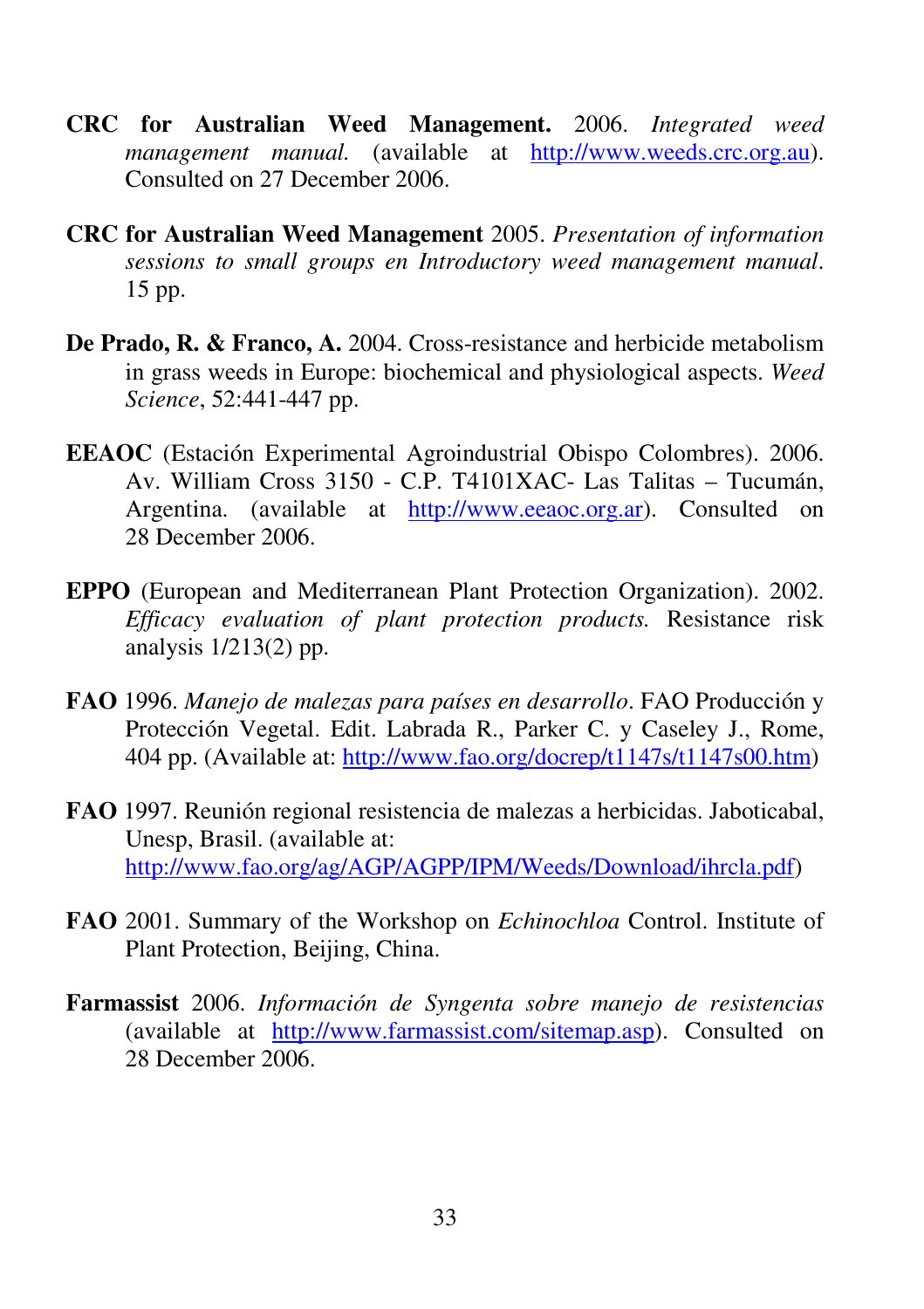**CRC for Australian Weed Management.** 2006. *Integrated weed management manual.* (available at http://www.weeds.crc.org.au). Consulted on 27 December 2006.

**CRC for Australian Weed Management** 2005. *Presentation of information sessions to small groups en Introductory weed management manual*. 15 pp.

**De Prado, R. & Franco, A.** 2004. Cross-resistance and herbicide metabolism in grass weeds in Europe: biochemical and physiological aspects. *Weed Science*, 52:441-447 pp.

**EEAOC** (Estación Experimental Agroindustrial Obispo Colombres). 2006. Av. William Cross 3150 - C.P. T4101XAC- Las Talitas – Tucumán, Argentina. (available at http://www.eeaoc.org.ar). Consulted on 28 December 2006.

**EPPO** (European and Mediterranean Plant Protection Organization). 2002. *Efficacy evaluation of plant protection products.* Resistance risk analysis 1/213(2) pp.

**FAO** 1996. *Manejo de malezas para países en desarrollo*. FAO Producción y Protección Vegetal. Edit. Labrada R., Parker C. y Caseley J., Rome, 404 pp. (Available at: http://www.fao.org/docrep/t1147s/t1147s00.htm)

**FAO** 1997. Reunión regional resistencia de malezas a herbicidas. Jaboticabal, Unesp, Brasil. (available at: http://www.fao.org/ag/AGP/AGPP/IPM/Weeds/Download/ihrcla.pdf)

**FAO** 2001. Summary of the Workshop on *Echinochloa* Control. Institute of Plant Protection, Beijing, China.

**Farmassist** 2006. *Información de Syngenta sobre manejo de resistencias* (available at http://www.farmassist.com/sitemap.asp). Consulted on 28 December 2006.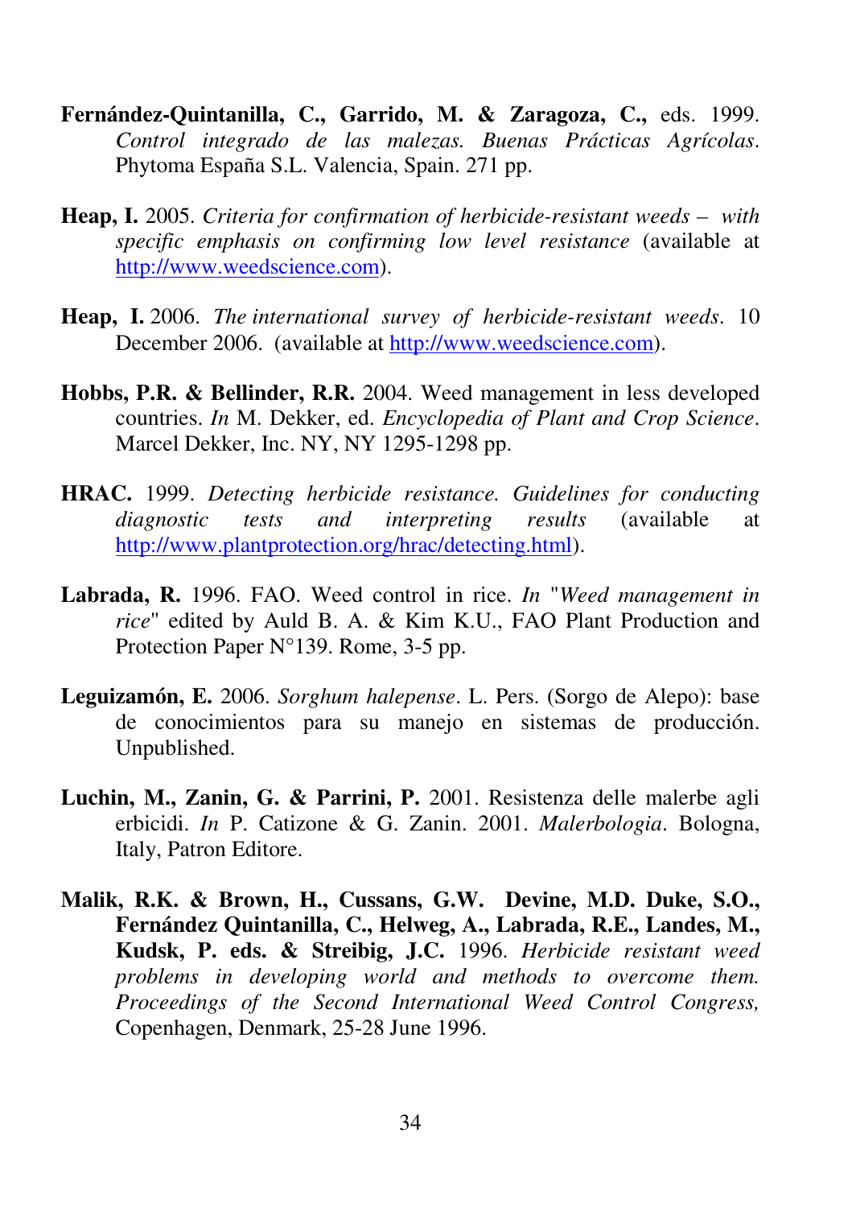**Fernández-Quintanilla, C., Garrido, M. & Zaragoza, C.,** eds. 1999. *Control integrado de las malezas. Buenas Prácticas Agrícolas*. Phytoma España S.L. Valencia, Spain. 271 pp.

**Heap, I.** 2005. *Criteria for confirmation of herbicide-resistant weeds – with specific emphasis on confirming low level resistance* (available at http://www.weedscience.com).

**Heap, I.** 2006. *The international survey of herbicide-resistant weeds*. 10 December 2006. (available at http://www.weedscience.com).

**Hobbs, P.R. & Bellinder, R.R.** 2004. Weed management in less developed countries. *In* M. Dekker, ed. *Encyclopedia of Plant and Crop Science*. Marcel Dekker, Inc. NY, NY 1295-1298 pp.

**HRAC.** 1999. *Detecting herbicide resistance. Guidelines for conducting diagnostic tests and interpreting results* (available at http://www.plantprotection.org/hrac/detecting.html).

**Labrada, R.** 1996. FAO. Weed control in rice. *In* "*Weed management in rice*" edited by Auld B. A. & Kim K.U., FAO Plant Production and Protection Paper N°139. Rome, 3-5 pp.

**Leguizamón, E.** 2006. *Sorghum halepense*. L. Pers. (Sorgo de Alepo): base de conocimientos para su manejo en sistemas de producción. Unpublished.

**Luchin, M., Zanin, G. & Parrini, P.** 2001. Resistenza delle malerbe agli erbicidi. *In* P. Catizone & G. Zanin. 2001. *Malerbologia*. Bologna, Italy, Patron Editore.

**Malik, R.K. & Brown, H., Cussans, G.W. Devine, M.D. Duke, S.O., Fernández Quintanilla, C., Helweg, A., Labrada, R.E., Landes, M., Kudsk, P. eds. & Streibig, J.C.** 1996. *Herbicide resistant weed problems in developing world and methods to overcome them. Proceedings of the Second International Weed Control Congress,* Copenhagen, Denmark, 25-28 June 1996.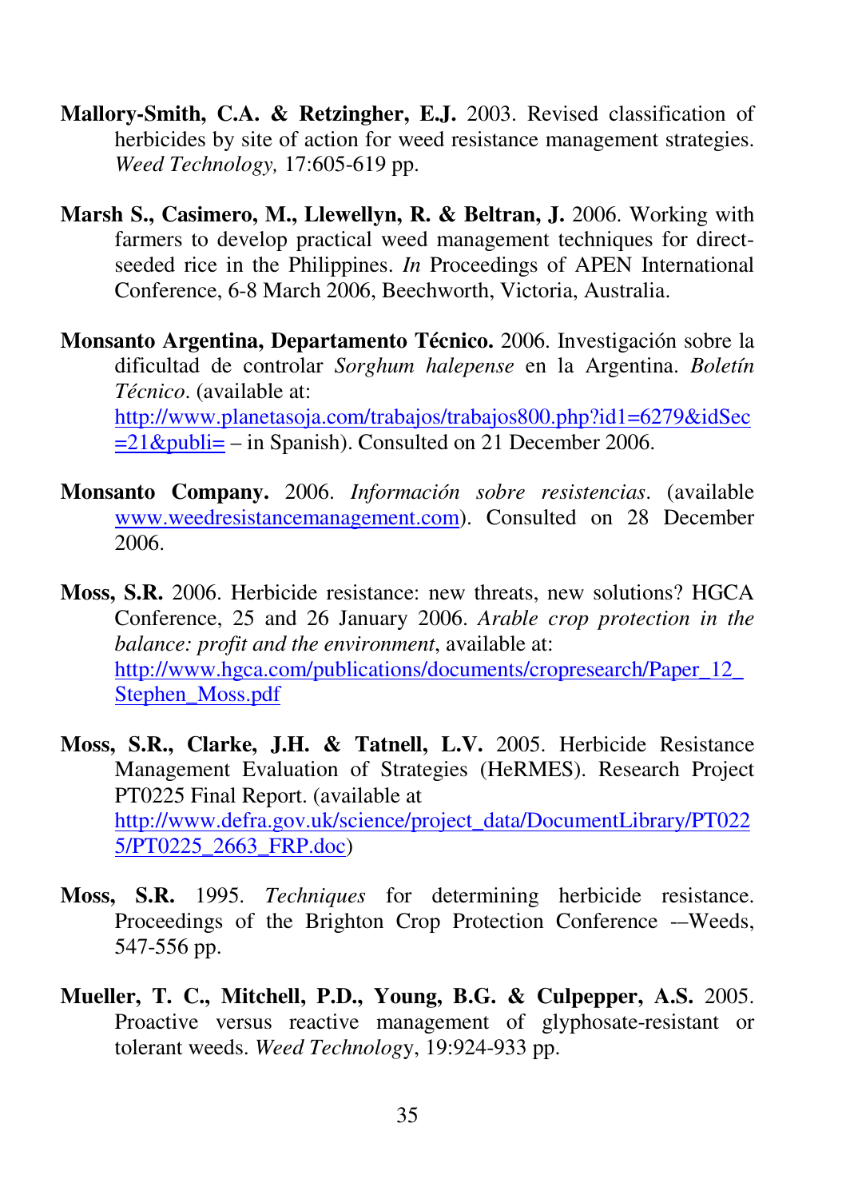**Mallory-Smith, C.A. & Retzingher, E.J.** 2003. Revised classification of herbicides by site of action for weed resistance management strategies. *Weed Technology,* 17:605-619 pp.

**Marsh S., Casimero, M., Llewellyn, R. & Beltran, J.** 2006. Working with farmers to develop practical weed management techniques for direct-seeded rice in the Philippines. *In* Proceedings of APEN International Conference, 6-8 March 2006, Beechworth, Victoria, Australia.

**Monsanto Argentina, Departamento Técnico.** 2006. Investigación sobre la dificultad de controlar *Sorghum halepense* en la Argentina. *Boletín Técnico*. (available at: http://www.planetasoja.com/trabajos/trabajos800.php?id1=6279&idSec=21&publi= – in Spanish). Consulted on 21 December 2006.

**Monsanto Company.** 2006. *Información sobre resistencias*. (available www.weedresistancemanagement.com). Consulted on 28 December 2006.

**Moss, S.R.** 2006. Herbicide resistance: new threats, new solutions? HGCA Conference, 25 and 26 January 2006. *Arable crop protection in the balance: profit and the environment*, available at: http://www.hgca.com/publications/documents/cropresearch/Paper_12_Stephen_Moss.pdf

**Moss, S.R., Clarke, J.H. & Tatnell, L.V.** 2005. Herbicide Resistance Management Evaluation of Strategies (HeRMES). Research Project PT0225 Final Report. (available at http://www.defra.gov.uk/science/project_data/DocumentLibrary/PT0225/PT0225_2663_FRP.doc)

**Moss, S.R.** 1995. *Techniques* for determining herbicide resistance. Proceedings of the Brighton Crop Protection Conference -–Weeds, 547-556 pp.

**Mueller, T. C., Mitchell, P.D., Young, B.G. & Culpepper, A.S.** 2005. Proactive versus reactive management of glyphosate-resistant or tolerant weeds. *Weed Technolog*y, 19:924-933 pp.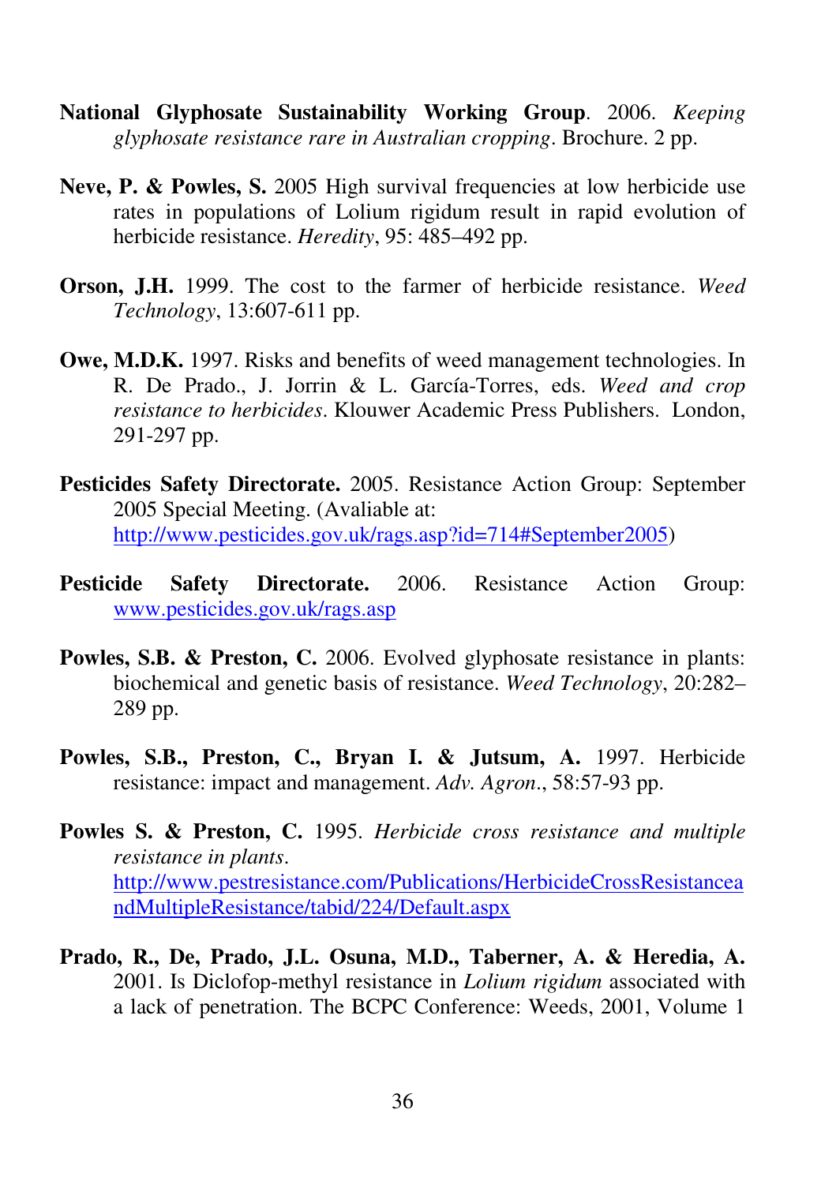**National Glyphosate Sustainability Working Group**. 2006. *Keeping glyphosate resistance rare in Australian cropping*. Brochure. 2 pp.

**Neve, P. & Powles, S.** 2005 High survival frequencies at low herbicide use rates in populations of Lolium rigidum result in rapid evolution of herbicide resistance. *Heredity*, 95: 485–492 pp.

**Orson, J.H.** 1999. The cost to the farmer of herbicide resistance. *Weed Technology*, 13:607-611 pp.

**Owe, M.D.K.** 1997. Risks and benefits of weed management technologies. In R. De Prado., J. Jorrin & L. García-Torres, eds. *Weed and crop resistance to herbicides*. Klouwer Academic Press Publishers. London, 291-297 pp.

**Pesticides Safety Directorate.** 2005. Resistance Action Group: September 2005 Special Meeting. (Avaliable at: http://www.pesticides.gov.uk/rags.asp?id=714#September2005)

**Pesticide Safety Directorate.** 2006. Resistance Action Group: www.pesticides.gov.uk/rags.asp

**Powles, S.B. & Preston, C.** 2006. Evolved glyphosate resistance in plants: biochemical and genetic basis of resistance. *Weed Technology*, 20:282–289 pp.

**Powles, S.B., Preston, C., Bryan I. & Jutsum, A.** 1997. Herbicide resistance: impact and management. *Adv. Agron*., 58:57-93 pp.

**Powles S. & Preston, C.** 1995. *Herbicide cross resistance and multiple resistance in plants*. http://www.pestresistance.com/Publications/HerbicideCrossResistanceandMultipleResistance/tabid/224/Default.aspx

**Prado, R., De, Prado, J.L. Osuna, M.D., Taberner, A. & Heredia, A.** 2001. Is Diclofop-methyl resistance in *Lolium rigidum* associated with a lack of penetration. The BCPC Conference: Weeds, 2001, Volume 1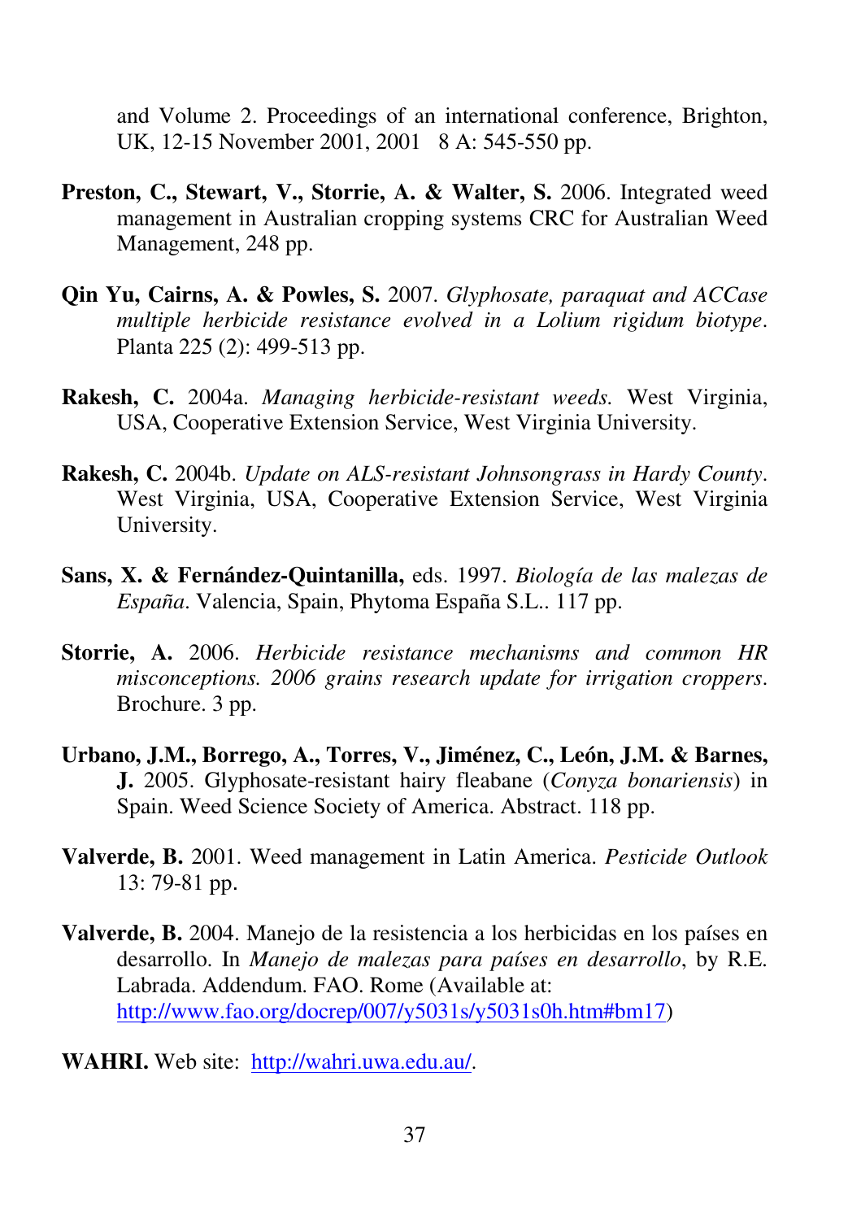and Volume 2. Proceedings of an international conference, Brighton, UK, 12-15 November 2001, 2001 8 A: 545-550 pp.

**Preston, C., Stewart, V., Storrie, A. & Walter, S.** 2006. Integrated weed management in Australian cropping systems CRC for Australian Weed Management, 248 pp.

**Qin Yu, Cairns, A. & Powles, S.** 2007. *Glyphosate, paraquat and ACCase multiple herbicide resistance evolved in a Lolium rigidum biotype*. Planta 225 (2): 499-513 pp.

**Rakesh, C.** 2004a. *Managing herbicide-resistant weeds.* West Virginia, USA, Cooperative Extension Service, West Virginia University.

**Rakesh, C.** 2004b. *Update on ALS-resistant Johnsongrass in Hardy County*. West Virginia, USA, Cooperative Extension Service, West Virginia University.

**Sans, X. & Fernández-Quintanilla,** eds. 1997. *Biología de las malezas de España*. Valencia, Spain, Phytoma España S.L.. 117 pp.

**Storrie, A.** 2006. *Herbicide resistance mechanisms and common HR misconceptions. 2006 grains research update for irrigation croppers*. Brochure. 3 pp.

**Urbano, J.M., Borrego, A., Torres, V., Jiménez, C., León, J.M. & Barnes, J.** 2005. Glyphosate-resistant hairy fleabane (*Conyza bonariensis*) in Spain. Weed Science Society of America. Abstract. 118 pp.

**Valverde, B.** 2001. Weed management in Latin America. *Pesticide Outlook* 13: 79-81 pp.

**Valverde, B.** 2004. Manejo de la resistencia a los herbicidas en los países en desarrollo. In *Manejo de malezas para países en desarrollo*, by R.E. Labrada. Addendum. FAO. Rome (Available at: http://www.fao.org/docrep/007/y5031s/y5031s0h.htm#bm17)

**WAHRI.** Web site: http://wahri.uwa.edu.au/.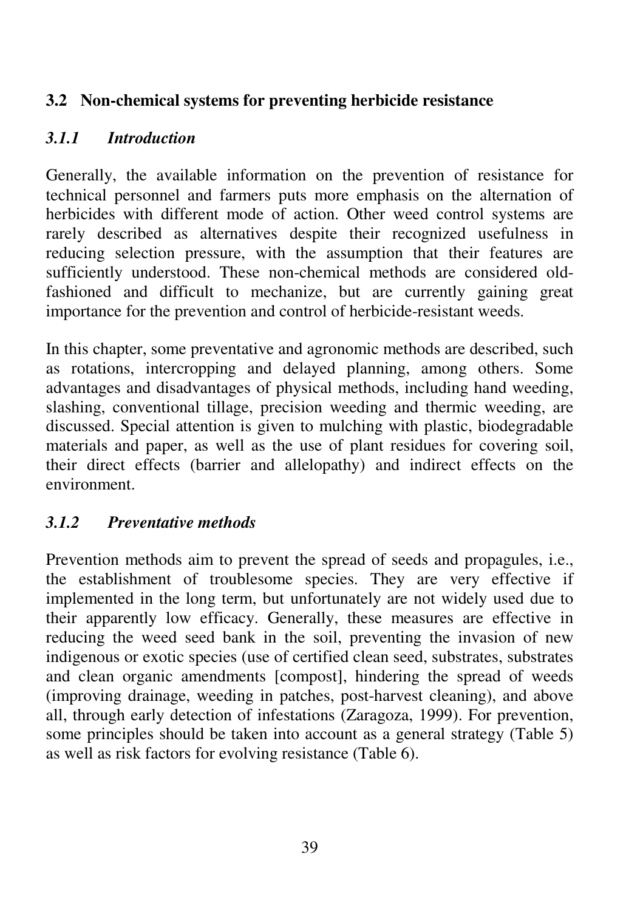## 3.2 Non-chemical systems for preventing herbicide resistance

### *3.1.1 Introduction*

Generally, the available information on the prevention of resistance for technical personnel and farmers puts more emphasis on the alternation of herbicides with different mode of action. Other weed control systems are rarely described as alternatives despite their recognized usefulness in reducing selection pressure, with the assumption that their features are sufficiently understood. These non-chemical methods are considered old-fashioned and difficult to mechanize, but are currently gaining great importance for the prevention and control of herbicide-resistant weeds.

In this chapter, some preventative and agronomic methods are described, such as rotations, intercropping and delayed planning, among others. Some advantages and disadvantages of physical methods, including hand weeding, slashing, conventional tillage, precision weeding and thermic weeding, are discussed. Special attention is given to mulching with plastic, biodegradable materials and paper, as well as the use of plant residues for covering soil, their direct effects (barrier and allelopathy) and indirect effects on the environment.

### *3.1.2 Preventative methods*

Prevention methods aim to prevent the spread of seeds and propagules, i.e., the establishment of troublesome species. They are very effective if implemented in the long term, but unfortunately are not widely used due to their apparently low efficacy. Generally, these measures are effective in reducing the weed seed bank in the soil, preventing the invasion of new indigenous or exotic species (use of certified clean seed, substrates, substrates and clean organic amendments [compost], hindering the spread of weeds (improving drainage, weeding in patches, post-harvest cleaning), and above all, through early detection of infestations (Zaragoza, 1999). For prevention, some principles should be taken into account as a general strategy (Table 5) as well as risk factors for evolving resistance (Table 6).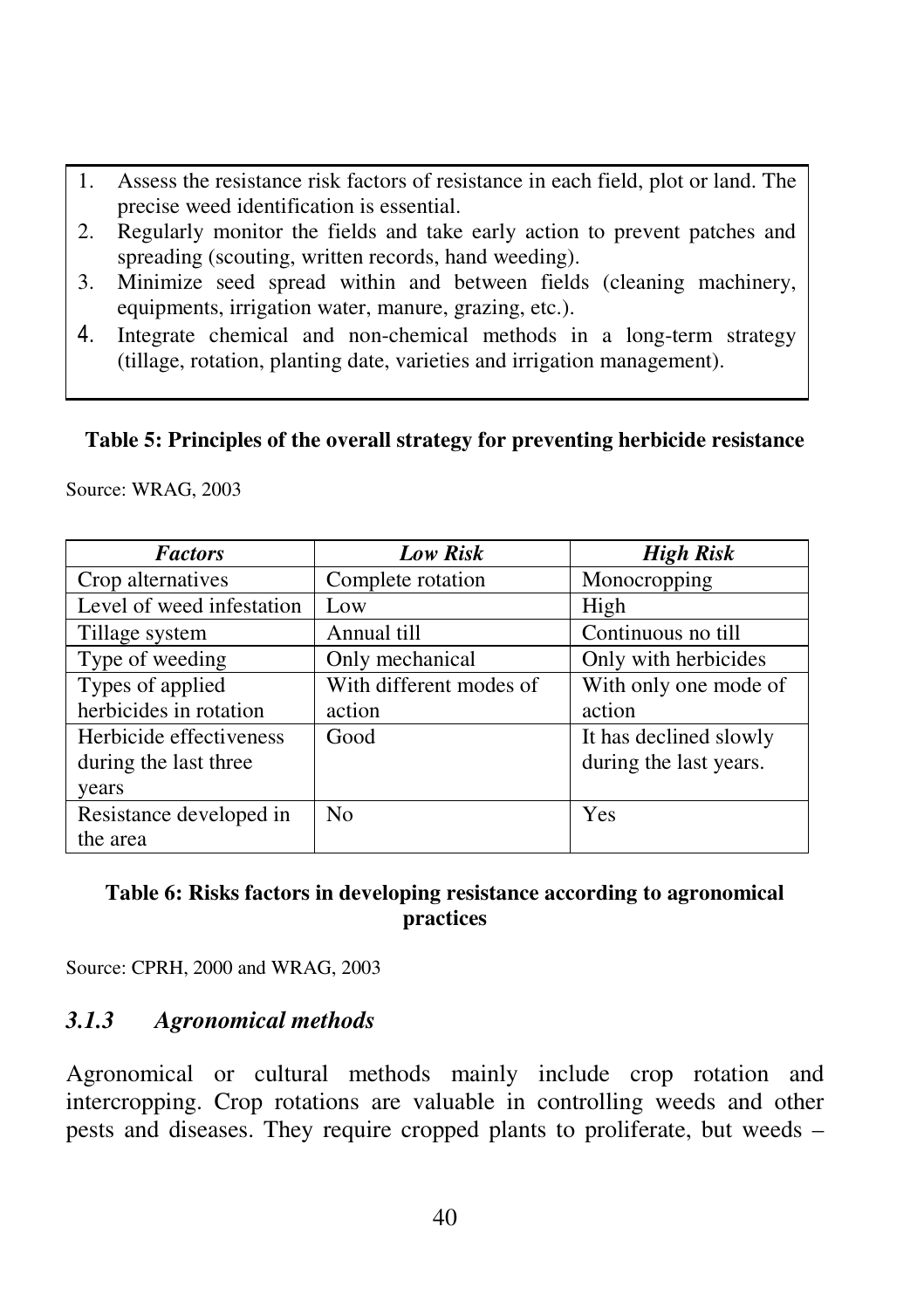1. Assess the resistance risk factors of resistance in each field, plot or land. The precise weed identification is essential.
2. Regularly monitor the fields and take early action to prevent patches and spreading (scouting, written records, hand weeding).
3. Minimize seed spread within and between fields (cleaning machinery, equipments, irrigation water, manure, grazing, etc.).
4. Integrate chemical and non-chemical methods in a long-term strategy (tillage, rotation, planting date, varieties and irrigation management).

**Table 5: Principles of the overall strategy for preventing herbicide resistance**

Source: WRAG, 2003

| ***Factors*** | ***Low Risk*** | ***High Risk*** |
|---|---|---|
| Crop alternatives | Complete rotation | Monocropping |
| Level of weed infestation | Low | High |
| Tillage system | Annual till | Continuous no till |
| Type of weeding | Only mechanical | Only with herbicides |
| Types of applied herbicides in rotation | With different modes of action | With only one mode of action |
| Herbicide effectiveness during the last three years | Good | It has declined slowly during the last years. |
| Resistance developed in the area | No | Yes |

**Table 6: Risks factors in developing resistance according to agronomical practices**

Source: CPRH, 2000 and WRAG, 2003

### *3.1.3 Agronomical methods*

Agronomical or cultural methods mainly include crop rotation and intercropping. Crop rotations are valuable in controlling weeds and other pests and diseases. They require cropped plants to proliferate, but weeds –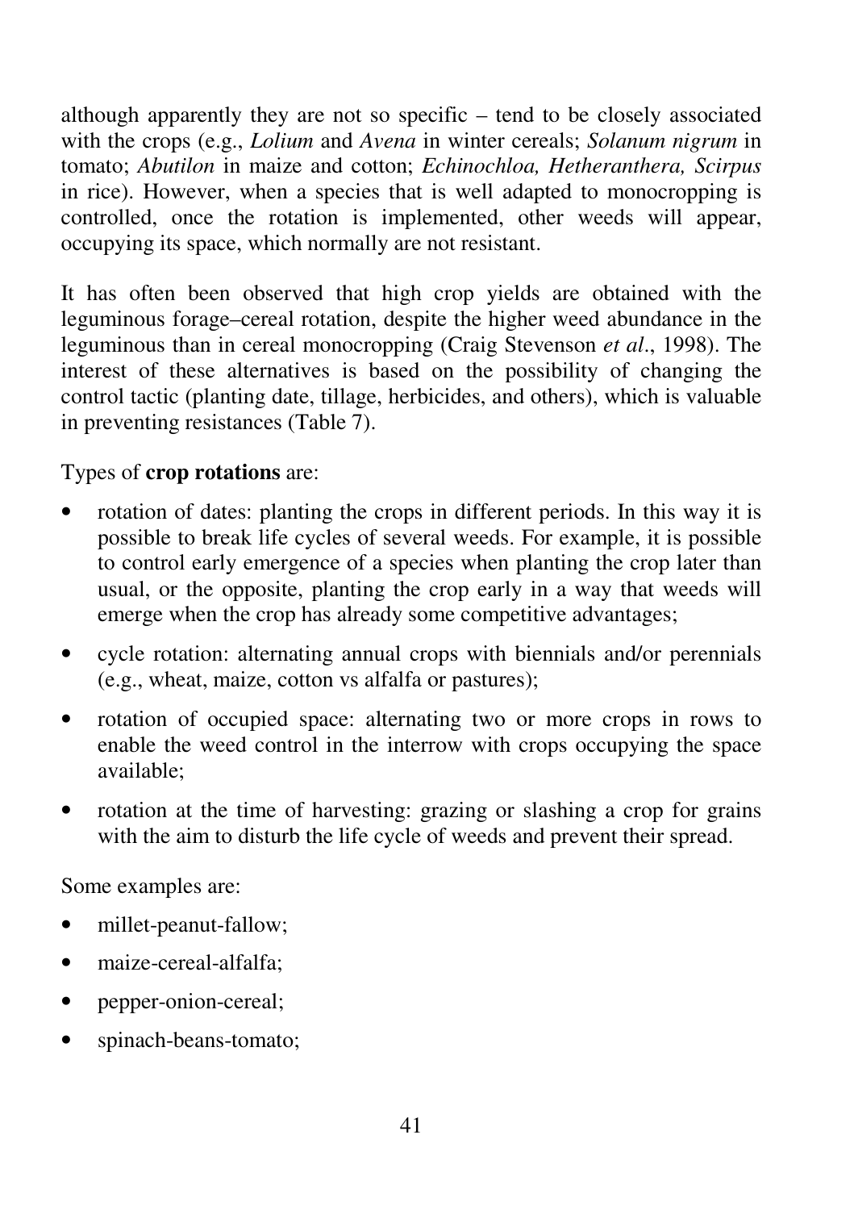although apparently they are not so specific – tend to be closely associated with the crops (e.g., *Lolium* and *Avena* in winter cereals; *Solanum nigrum* in tomato; *Abutilon* in maize and cotton; *Echinochloa, Hetheranthera, Scirpus* in rice). However, when a species that is well adapted to monocropping is controlled, once the rotation is implemented, other weeds will appear, occupying its space, which normally are not resistant.

It has often been observed that high crop yields are obtained with the leguminous forage–cereal rotation, despite the higher weed abundance in the leguminous than in cereal monocropping (Craig Stevenson *et al*., 1998). The interest of these alternatives is based on the possibility of changing the control tactic (planting date, tillage, herbicides, and others), which is valuable in preventing resistances (Table 7).

Types of **crop rotations** are:

- rotation of dates: planting the crops in different periods. In this way it is possible to break life cycles of several weeds. For example, it is possible to control early emergence of a species when planting the crop later than usual, or the opposite, planting the crop early in a way that weeds will emerge when the crop has already some competitive advantages;
- cycle rotation: alternating annual crops with biennials and/or perennials (e.g., wheat, maize, cotton vs alfalfa or pastures);
- rotation of occupied space: alternating two or more crops in rows to enable the weed control in the interrow with crops occupying the space available;
- rotation at the time of harvesting: grazing or slashing a crop for grains with the aim to disturb the life cycle of weeds and prevent their spread.

Some examples are:

- millet-peanut-fallow;
- maize-cereal-alfalfa;
- pepper-onion-cereal;
- spinach-beans-tomato;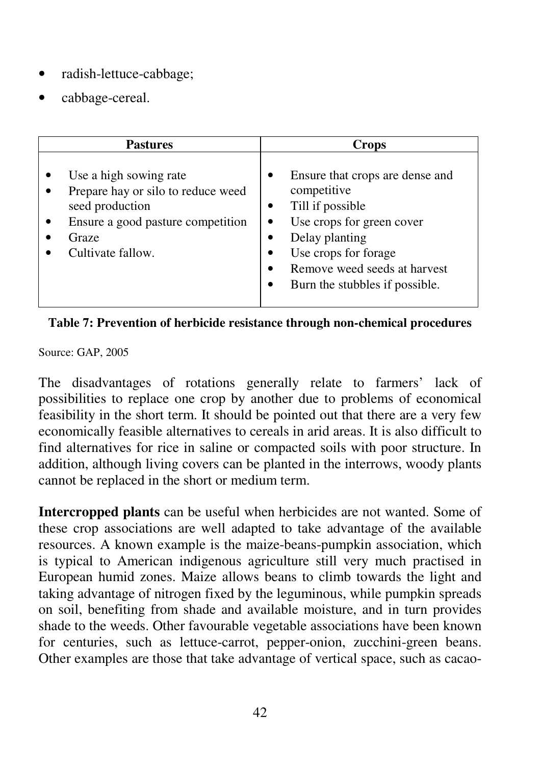- radish-lettuce-cabbage;
- cabbage-cereal.

| Pastures | Crops |
| --- | --- |
| • Use a high sowing rate<br>• Prepare hay or silo to reduce weed seed production<br>• Ensure a good pasture competition<br>• Graze<br>• Cultivate fallow. | • Ensure that crops are dense and competitive<br>• Till if possible<br>• Use crops for green cover<br>• Delay planting<br>• Use crops for forage<br>• Remove weed seeds at harvest<br>• Burn the stubbles if possible. |

**Table 7: Prevention of herbicide resistance through non-chemical procedures**

Source: GAP, 2005

The disadvantages of rotations generally relate to farmers' lack of possibilities to replace one crop by another due to problems of economical feasibility in the short term. It should be pointed out that there are a very few economically feasible alternatives to cereals in arid areas. It is also difficult to find alternatives for rice in saline or compacted soils with poor structure. In addition, although living covers can be planted in the interrows, woody plants cannot be replaced in the short or medium term.

**Intercropped plants** can be useful when herbicides are not wanted. Some of these crop associations are well adapted to take advantage of the available resources. A known example is the maize-beans-pumpkin association, which is typical to American indigenous agriculture still very much practised in European humid zones. Maize allows beans to climb towards the light and taking advantage of nitrogen fixed by the leguminous, while pumpkin spreads on soil, benefiting from shade and available moisture, and in turn provides shade to the weeds. Other favourable vegetable associations have been known for centuries, such as lettuce-carrot, pepper-onion, zucchini-green beans. Other examples are those that take advantage of vertical space, such as cacao-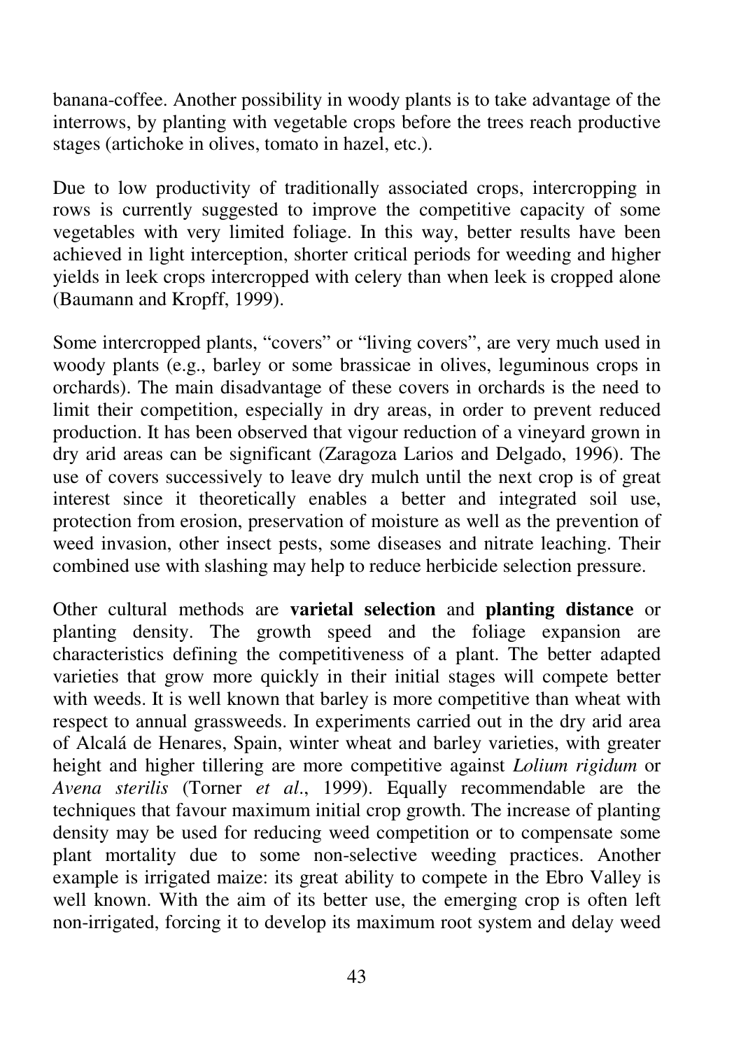banana-coffee. Another possibility in woody plants is to take advantage of the interrows, by planting with vegetable crops before the trees reach productive stages (artichoke in olives, tomato in hazel, etc.).

Due to low productivity of traditionally associated crops, intercropping in rows is currently suggested to improve the competitive capacity of some vegetables with very limited foliage. In this way, better results have been achieved in light interception, shorter critical periods for weeding and higher yields in leek crops intercropped with celery than when leek is cropped alone (Baumann and Kropff, 1999).

Some intercropped plants, "covers" or "living covers", are very much used in woody plants (e.g., barley or some brassicae in olives, leguminous crops in orchards). The main disadvantage of these covers in orchards is the need to limit their competition, especially in dry areas, in order to prevent reduced production. It has been observed that vigour reduction of a vineyard grown in dry arid areas can be significant (Zaragoza Larios and Delgado, 1996). The use of covers successively to leave dry mulch until the next crop is of great interest since it theoretically enables a better and integrated soil use, protection from erosion, preservation of moisture as well as the prevention of weed invasion, other insect pests, some diseases and nitrate leaching. Their combined use with slashing may help to reduce herbicide selection pressure.

Other cultural methods are **varietal selection** and **planting distance** or planting density. The growth speed and the foliage expansion are characteristics defining the competitiveness of a plant. The better adapted varieties that grow more quickly in their initial stages will compete better with weeds. It is well known that barley is more competitive than wheat with respect to annual grassweeds. In experiments carried out in the dry arid area of Alcalá de Henares, Spain, winter wheat and barley varieties, with greater height and higher tillering are more competitive against *Lolium rigidum* or *Avena sterilis* (Torner *et al*., 1999). Equally recommendable are the techniques that favour maximum initial crop growth. The increase of planting density may be used for reducing weed competition or to compensate some plant mortality due to some non-selective weeding practices. Another example is irrigated maize: its great ability to compete in the Ebro Valley is well known. With the aim of its better use, the emerging crop is often left non-irrigated, forcing it to develop its maximum root system and delay weed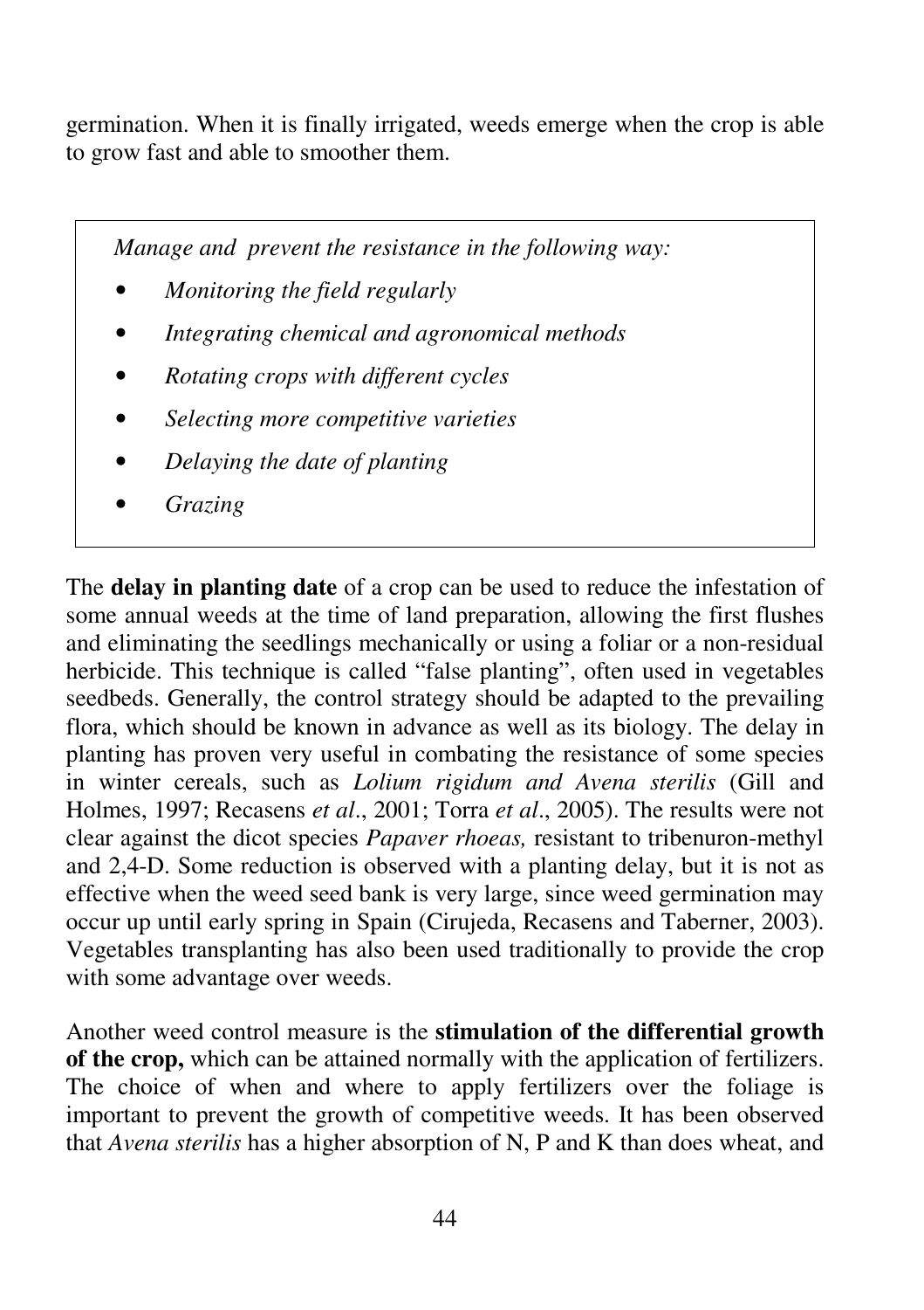germination. When it is finally irrigated, weeds emerge when the crop is able to grow fast and able to smoother them.

> *Manage and prevent the resistance in the following way:*
>
> - *Monitoring the field regularly*
> - *Integrating chemical and agronomical methods*
> - *Rotating crops with different cycles*
> - *Selecting more competitive varieties*
> - *Delaying the date of planting*
> - *Grazing*

The **delay in planting date** of a crop can be used to reduce the infestation of some annual weeds at the time of land preparation, allowing the first flushes and eliminating the seedlings mechanically or using a foliar or a non-residual herbicide. This technique is called "false planting", often used in vegetables seedbeds. Generally, the control strategy should be adapted to the prevailing flora, which should be known in advance as well as its biology. The delay in planting has proven very useful in combating the resistance of some species in winter cereals, such as *Lolium rigidum and Avena sterilis* (Gill and Holmes, 1997; Recasens *et al*., 2001; Torra *et al*., 2005). The results were not clear against the dicot species *Papaver rhoeas,* resistant to tribenuron-methyl and 2,4-D. Some reduction is observed with a planting delay, but it is not as effective when the weed seed bank is very large, since weed germination may occur up until early spring in Spain (Cirujeda, Recasens and Taberner, 2003). Vegetables transplanting has also been used traditionally to provide the crop with some advantage over weeds.

Another weed control measure is the **stimulation of the differential growth of the crop,** which can be attained normally with the application of fertilizers. The choice of when and where to apply fertilizers over the foliage is important to prevent the growth of competitive weeds. It has been observed that *Avena sterilis* has a higher absorption of N, P and K than does wheat, and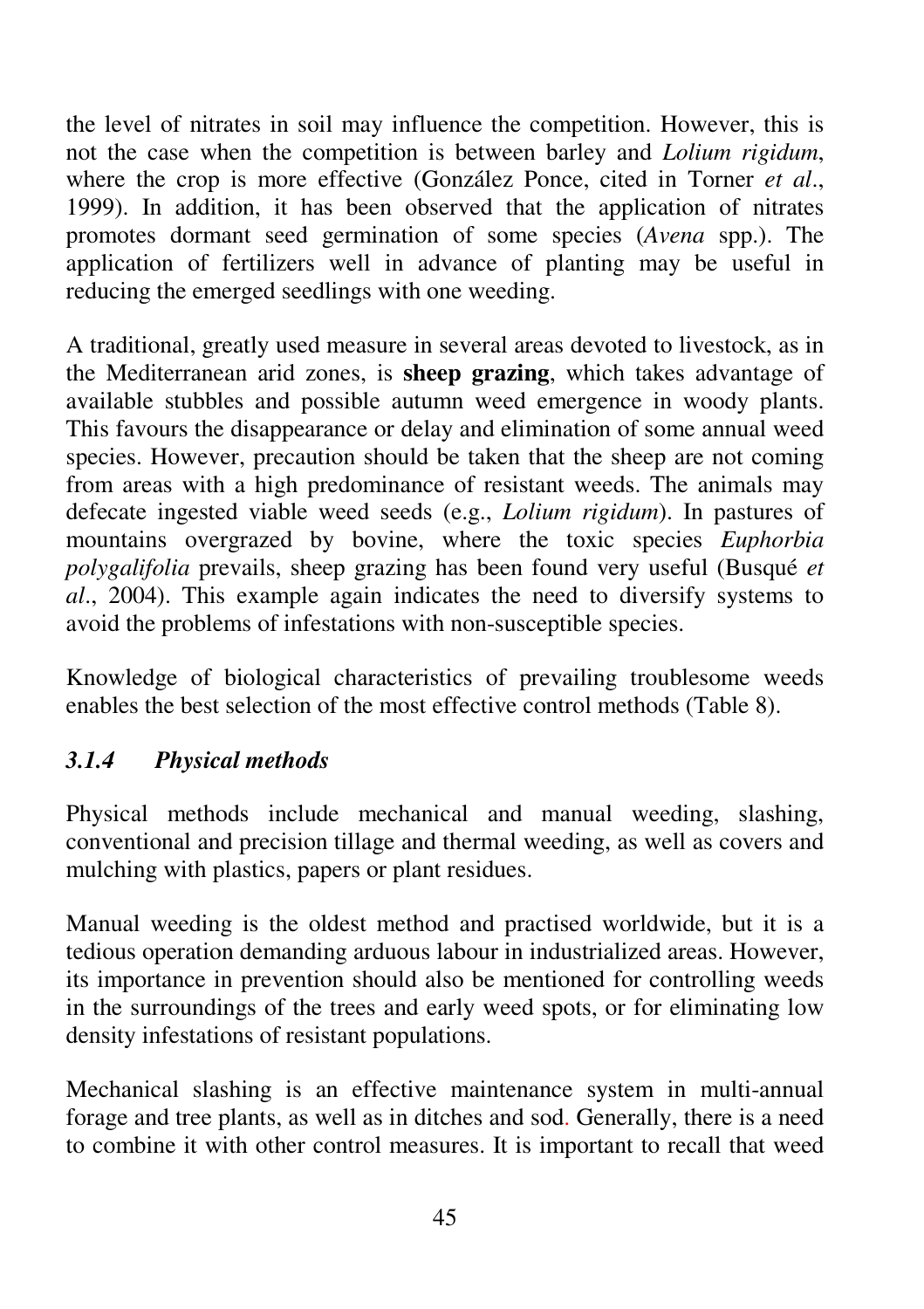the level of nitrates in soil may influence the competition. However, this is not the case when the competition is between barley and *Lolium rigidum*, where the crop is more effective (González Ponce, cited in Torner *et al*., 1999). In addition, it has been observed that the application of nitrates promotes dormant seed germination of some species (*Avena* spp.). The application of fertilizers well in advance of planting may be useful in reducing the emerged seedlings with one weeding.

A traditional, greatly used measure in several areas devoted to livestock, as in the Mediterranean arid zones, is **sheep grazing**, which takes advantage of available stubbles and possible autumn weed emergence in woody plants. This favours the disappearance or delay and elimination of some annual weed species. However, precaution should be taken that the sheep are not coming from areas with a high predominance of resistant weeds. The animals may defecate ingested viable weed seeds (e.g., *Lolium rigidum*). In pastures of mountains overgrazed by bovine, where the toxic species *Euphorbia polygalifolia* prevails, sheep grazing has been found very useful (Busqué *et al*., 2004). This example again indicates the need to diversify systems to avoid the problems of infestations with non-susceptible species.

Knowledge of biological characteristics of prevailing troublesome weeds enables the best selection of the most effective control methods (Table 8).

### *3.1.4 Physical methods*

Physical methods include mechanical and manual weeding, slashing, conventional and precision tillage and thermal weeding, as well as covers and mulching with plastics, papers or plant residues.

Manual weeding is the oldest method and practised worldwide, but it is a tedious operation demanding arduous labour in industrialized areas. However, its importance in prevention should also be mentioned for controlling weeds in the surroundings of the trees and early weed spots, or for eliminating low density infestations of resistant populations.

Mechanical slashing is an effective maintenance system in multi-annual forage and tree plants, as well as in ditches and sod. Generally, there is a need to combine it with other control measures. It is important to recall that weed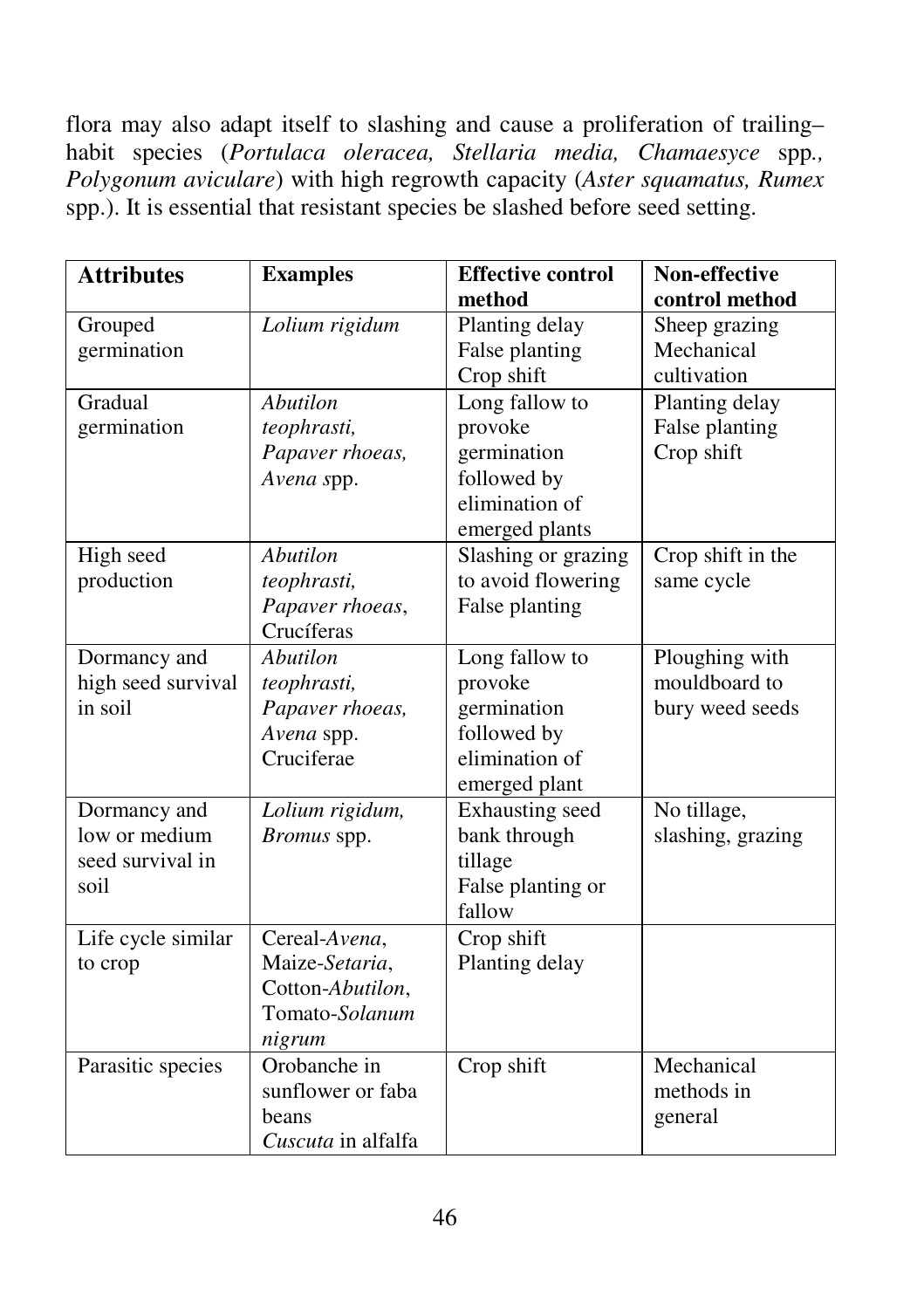flora may also adapt itself to slashing and cause a proliferation of trailing–habit species (*Portulaca oleracea, Stellaria media, Chamaesyce* spp.*, Polygonum aviculare*) with high regrowth capacity (*Aster squamatus, Rumex* spp.). It is essential that resistant species be slashed before seed setting.

| **Attributes** | **Examples** | **Effective control method** | **Non-effective control method** |
|---|---|---|---|
| Grouped germination | *Lolium rigidum* | Planting delay<br>False planting<br>Crop shift | Sheep grazing<br>Mechanical cultivation |
| Gradual germination | *Abutilon teophrasti, Papaver rhoeas, Avena* spp. | Long fallow to provoke germination followed by elimination of emerged plants | Planting delay<br>False planting<br>Crop shift |
| High seed production | *Abutilon teophrasti, Papaver rhoeas*, Crucíferas | Slashing or grazing to avoid flowering<br>False planting | Crop shift in the same cycle |
| Dormancy and high seed survival in soil | *Abutilon teophrasti, Papaver rhoeas, Avena* spp.<br>Cruciferae | Long fallow to provoke germination followed by elimination of emerged plant | Ploughing with mouldboard to bury weed seeds |
| Dormancy and low or medium seed survival in soil | *Lolium rigidum, Bromus* spp. | Exhausting seed bank through tillage<br>False planting or fallow | No tillage, slashing, grazing |
| Life cycle similar to crop | Cereal-*Avena*, Maize-*Setaria*, Cotton-*Abutilon*, Tomato-*Solanum nigrum* | Crop shift<br>Planting delay | |
| Parasitic species | Orobanche in sunflower or faba beans<br>*Cuscuta* in alfalfa | Crop shift | Mechanical methods in general |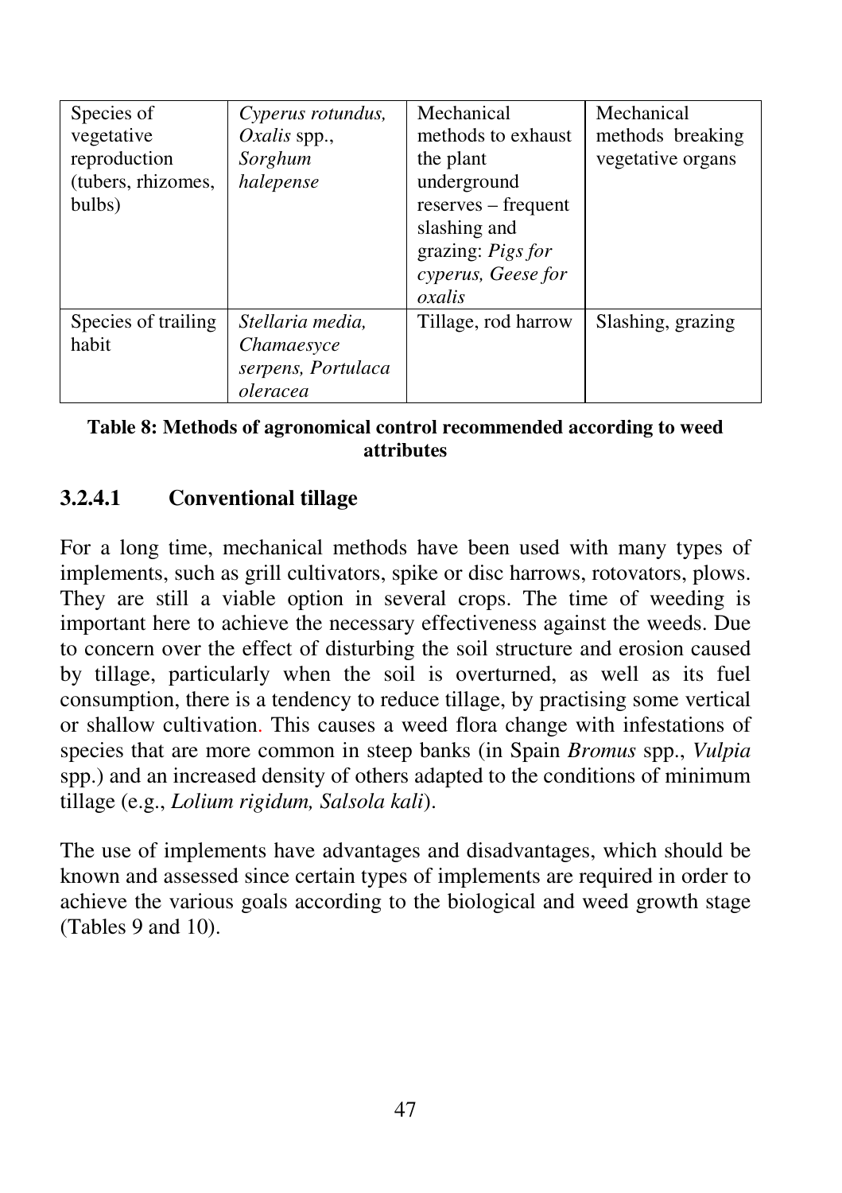| Species of vegetative reproduction (tubers, rhizomes, bulbs) | *Cyperus rotundus, Oxalis* spp., *Sorghum halepense* | Mechanical methods to exhaust the plant underground reserves – frequent slashing and grazing: *Pigs for cyperus, Geese for oxalis* | Mechanical methods breaking vegetative organs |
|---|---|---|---|
| Species of trailing habit | *Stellaria media, Chamaesyce serpens, Portulaca oleracea* | Tillage, rod harrow | Slashing, grazing |

**Table 8: Methods of agronomical control recommended according to weed attributes**

#### 3.2.4.1 Conventional tillage

For a long time, mechanical methods have been used with many types of implements, such as grill cultivators, spike or disc harrows, rotovators, plows. They are still a viable option in several crops. The time of weeding is important here to achieve the necessary effectiveness against the weeds. Due to concern over the effect of disturbing the soil structure and erosion caused by tillage, particularly when the soil is overturned, as well as its fuel consumption, there is a tendency to reduce tillage, by practising some vertical or shallow cultivation. This causes a weed flora change with infestations of species that are more common in steep banks (in Spain *Bromus* spp., *Vulpia* spp.) and an increased density of others adapted to the conditions of minimum tillage (e.g., *Lolium rigidum, Salsola kali*).

The use of implements have advantages and disadvantages, which should be known and assessed since certain types of implements are required in order to achieve the various goals according to the biological and weed growth stage (Tables 9 and 10).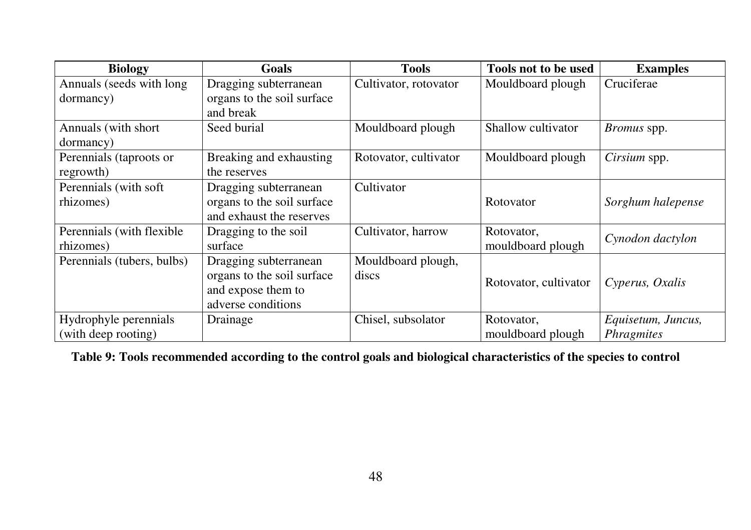| Biology | Goals | Tools | Tools not to be used | Examples |
|---|---|---|---|---|
| Annuals (seeds with long dormancy) | Dragging subterranean organs to the soil surface and break | Cultivator, rotovator | Mouldboard plough | Cruciferae |
| Annuals (with short dormancy) | Seed burial | Mouldboard plough | Shallow cultivator | *Bromus* spp. |
| Perennials (taproots or regrowth) | Breaking and exhausting the reserves | Rotovator, cultivator | Mouldboard plough | *Cirsium* spp. |
| Perennials (with soft rhizomes) | Dragging subterranean organs to the soil surface and exhaust the reserves | Cultivator | Rotovator | *Sorghum halepense* |
| Perennials (with flexible rhizomes) | Dragging to the soil surface | Cultivator, harrow | Rotovator, mouldboard plough | *Cynodon dactylon* |
| Perennials (tubers, bulbs) | Dragging subterranean organs to the soil surface and expose them to adverse conditions | Mouldboard plough, discs | Rotovator, cultivator | *Cyperus, Oxalis* |
| Hydrophyle perennials (with deep rooting) | Drainage | Chisel, subsolator | Rotovator, mouldboard plough | *Equisetum, Juncus, Phragmites* |

**Table 9: Tools recommended according to the control goals and biological characteristics of the species to control**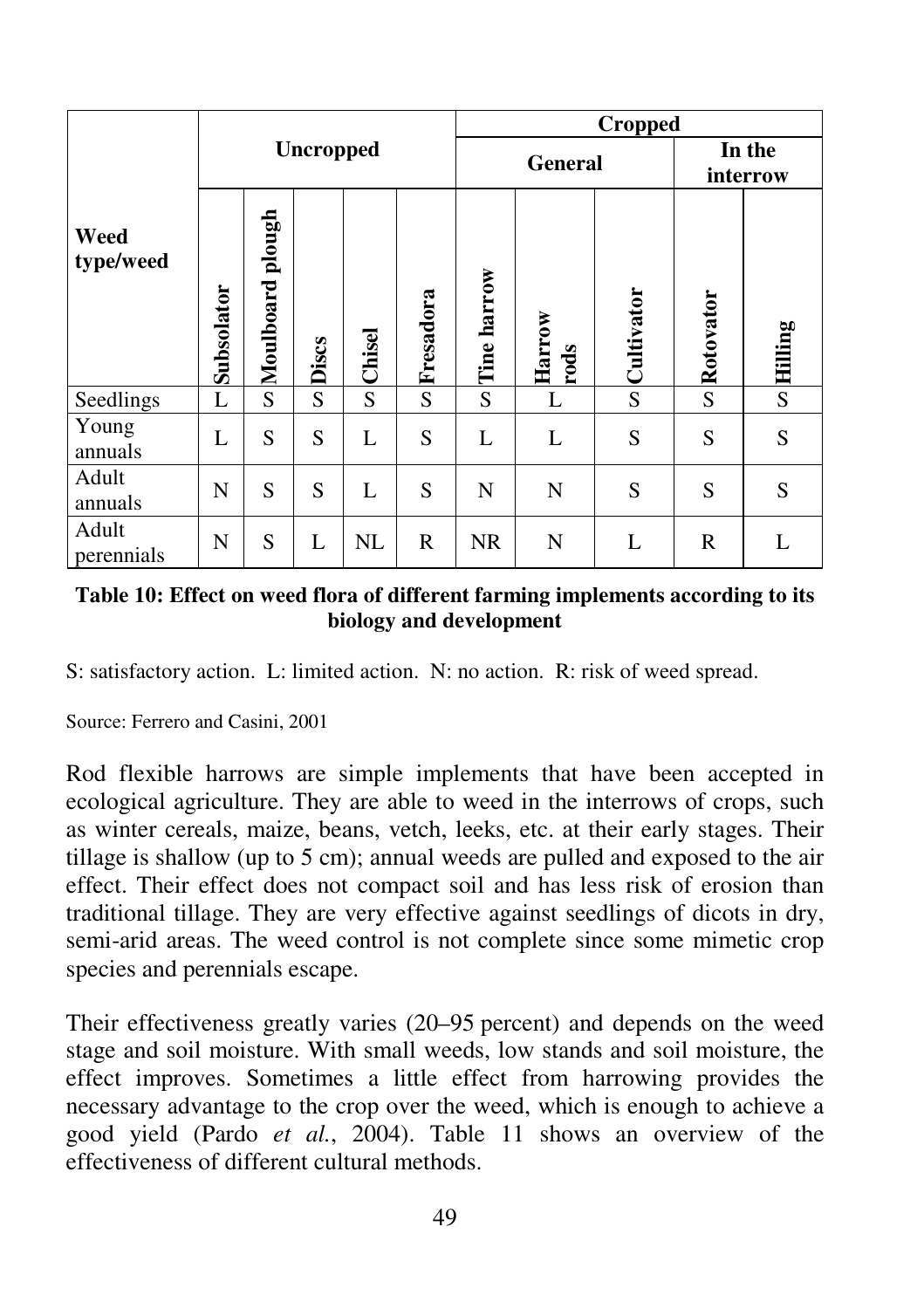| Weed type/weed | Uncropped | | | | | Cropped | | | | |
|---|---|---|---|---|---|---|---|---|---|---|
| | | | | | | General | | | In the interrow | |
| | Subsolator | Moulboard plough | Discs | Chisel | Fresadora | Tine harrow | Harrow rods | Cultivator | Rotovator | Hilling |
| Seedlings | L | S | S | S | S | S | L | S | S | S |
| Young annuals | L | S | S | L | S | L | L | S | S | S |
| Adult annuals | N | S | S | L | S | N | N | S | S | S |
| Adult perennials | N | S | L | NL | R | NR | N | L | R | L |

**Table 10: Effect on weed flora of different farming implements according to its biology and development**

S: satisfactory action. L: limited action. N: no action. R: risk of weed spread.

Source: Ferrero and Casini, 2001

Rod flexible harrows are simple implements that have been accepted in ecological agriculture. They are able to weed in the interrows of crops, such as winter cereals, maize, beans, vetch, leeks, etc. at their early stages. Their tillage is shallow (up to 5 cm); annual weeds are pulled and exposed to the air effect. Their effect does not compact soil and has less risk of erosion than traditional tillage. They are very effective against seedlings of dicots in dry, semi-arid areas. The weed control is not complete since some mimetic crop species and perennials escape.

Their effectiveness greatly varies (20–95 percent) and depends on the weed stage and soil moisture. With small weeds, low stands and soil moisture, the effect improves. Sometimes a little effect from harrowing provides the necessary advantage to the crop over the weed, which is enough to achieve a good yield (Pardo *et al.*, 2004). Table 11 shows an overview of the effectiveness of different cultural methods.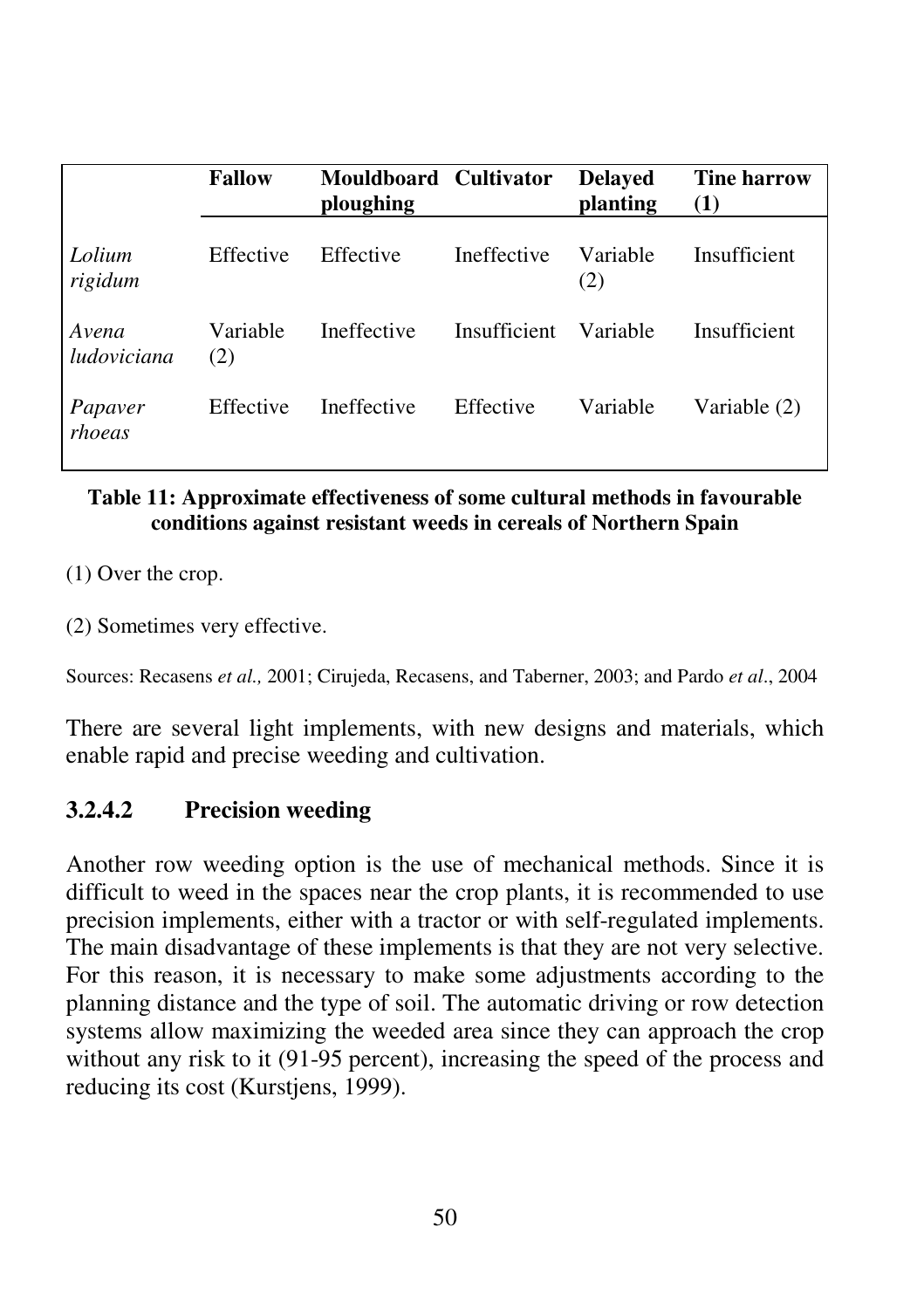| | **Fallow** | **Mouldboard ploughing** | **Cultivator** | **Delayed planting** | **Tine harrow (1)** |
|---|---|---|---|---|---|
| *Lolium rigidum* | Effective | Effective | Ineffective | Variable (2) | Insufficient |
| *Avena ludoviciana* | Variable (2) | Ineffective | Insufficient | Variable | Insufficient |
| *Papaver rhoeas* | Effective | Ineffective | Effective | Variable | Variable (2) |

**Table 11: Approximate effectiveness of some cultural methods in favourable conditions against resistant weeds in cereals of Northern Spain**

(1) Over the crop.

(2) Sometimes very effective.

Sources: Recasens *et al.,* 2001; Cirujeda, Recasens, and Taberner, 2003; and Pardo *et al*., 2004

There are several light implements, with new designs and materials, which enable rapid and precise weeding and cultivation.

### 3.2.4.2 Precision weeding

Another row weeding option is the use of mechanical methods. Since it is difficult to weed in the spaces near the crop plants, it is recommended to use precision implements, either with a tractor or with self-regulated implements. The main disadvantage of these implements is that they are not very selective. For this reason, it is necessary to make some adjustments according to the planning distance and the type of soil. The automatic driving or row detection systems allow maximizing the weeded area since they can approach the crop without any risk to it (91-95 percent), increasing the speed of the process and reducing its cost (Kurstjens, 1999).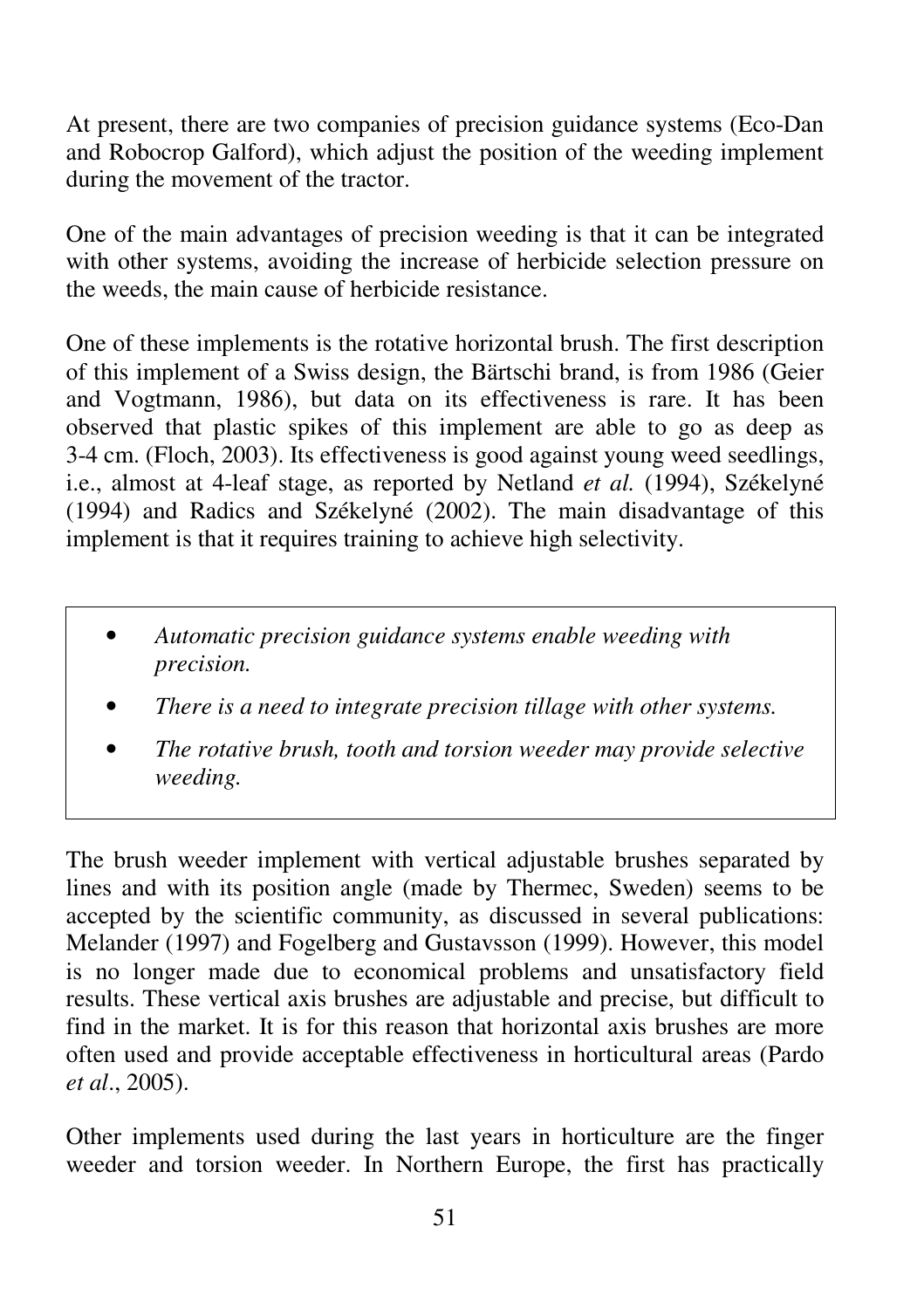At present, there are two companies of precision guidance systems (Eco-Dan and Robocrop Galford), which adjust the position of the weeding implement during the movement of the tractor.

One of the main advantages of precision weeding is that it can be integrated with other systems, avoiding the increase of herbicide selection pressure on the weeds, the main cause of herbicide resistance.

One of these implements is the rotative horizontal brush. The first description of this implement of a Swiss design, the Bärtschi brand, is from 1986 (Geier and Vogtmann, 1986), but data on its effectiveness is rare. It has been observed that plastic spikes of this implement are able to go as deep as 3-4 cm. (Floch, 2003). Its effectiveness is good against young weed seedlings, i.e., almost at 4-leaf stage, as reported by Netland *et al.* (1994), Székelyné (1994) and Radics and Székelyné (2002). The main disadvantage of this implement is that it requires training to achieve high selectivity.

> - *Automatic precision guidance systems enable weeding with precision.*
> - *There is a need to integrate precision tillage with other systems.*
> - *The rotative brush, tooth and torsion weeder may provide selective weeding.*

The brush weeder implement with vertical adjustable brushes separated by lines and with its position angle (made by Thermec, Sweden) seems to be accepted by the scientific community, as discussed in several publications: Melander (1997) and Fogelberg and Gustavsson (1999). However, this model is no longer made due to economical problems and unsatisfactory field results. These vertical axis brushes are adjustable and precise, but difficult to find in the market. It is for this reason that horizontal axis brushes are more often used and provide acceptable effectiveness in horticultural areas (Pardo *et al*., 2005).

Other implements used during the last years in horticulture are the finger weeder and torsion weeder. In Northern Europe, the first has practically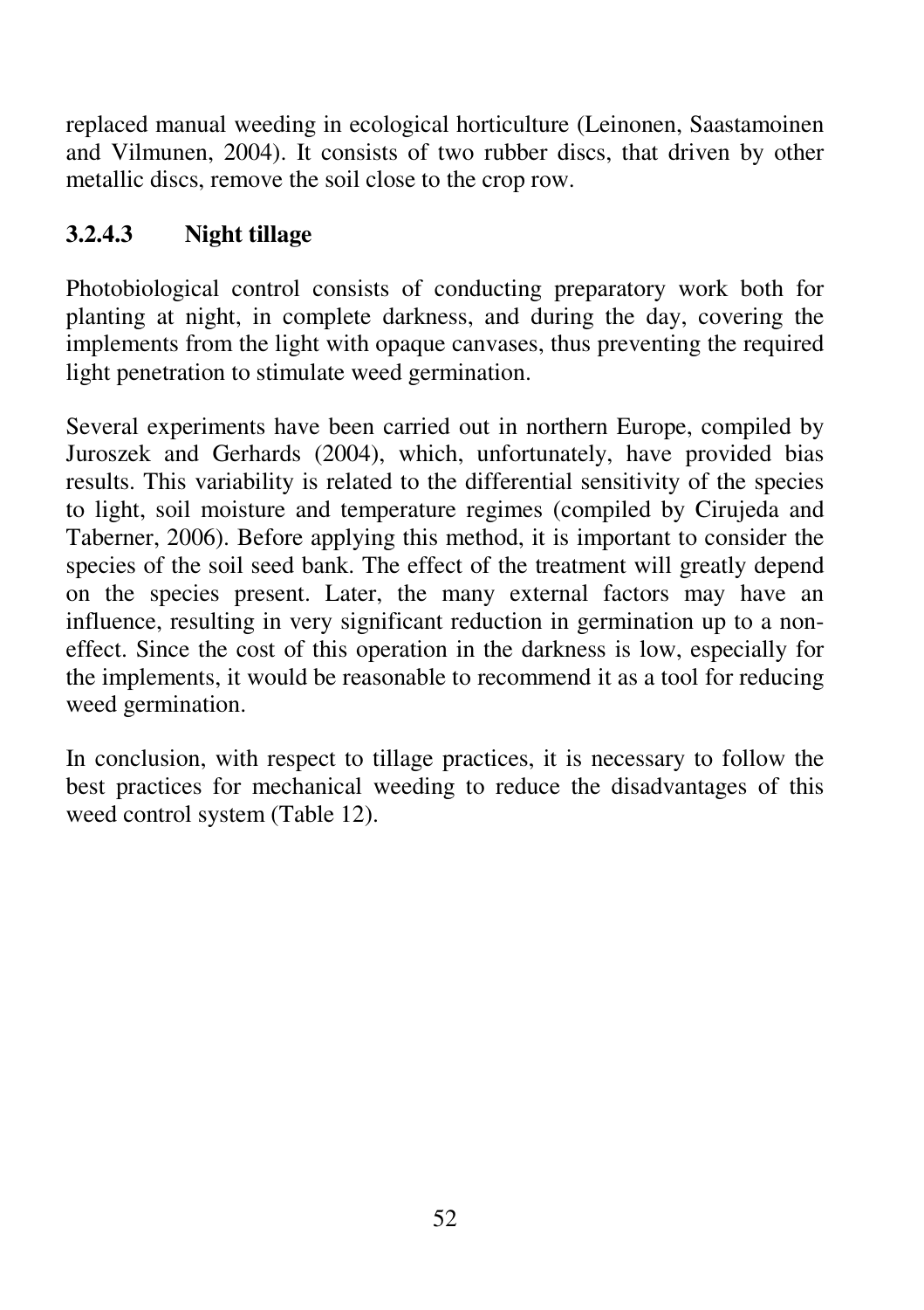replaced manual weeding in ecological horticulture (Leinonen, Saastamoinen and Vilmunen, 2004). It consists of two rubber discs, that driven by other metallic discs, remove the soil close to the crop row.

### 3.2.4.3 Night tillage

Photobiological control consists of conducting preparatory work both for planting at night, in complete darkness, and during the day, covering the implements from the light with opaque canvases, thus preventing the required light penetration to stimulate weed germination.

Several experiments have been carried out in northern Europe, compiled by Juroszek and Gerhards (2004), which, unfortunately, have provided bias results. This variability is related to the differential sensitivity of the species to light, soil moisture and temperature regimes (compiled by Cirujeda and Taberner, 2006). Before applying this method, it is important to consider the species of the soil seed bank. The effect of the treatment will greatly depend on the species present. Later, the many external factors may have an influence, resulting in very significant reduction in germination up to a non-effect. Since the cost of this operation in the darkness is low, especially for the implements, it would be reasonable to recommend it as a tool for reducing weed germination.

In conclusion, with respect to tillage practices, it is necessary to follow the best practices for mechanical weeding to reduce the disadvantages of this weed control system (Table 12).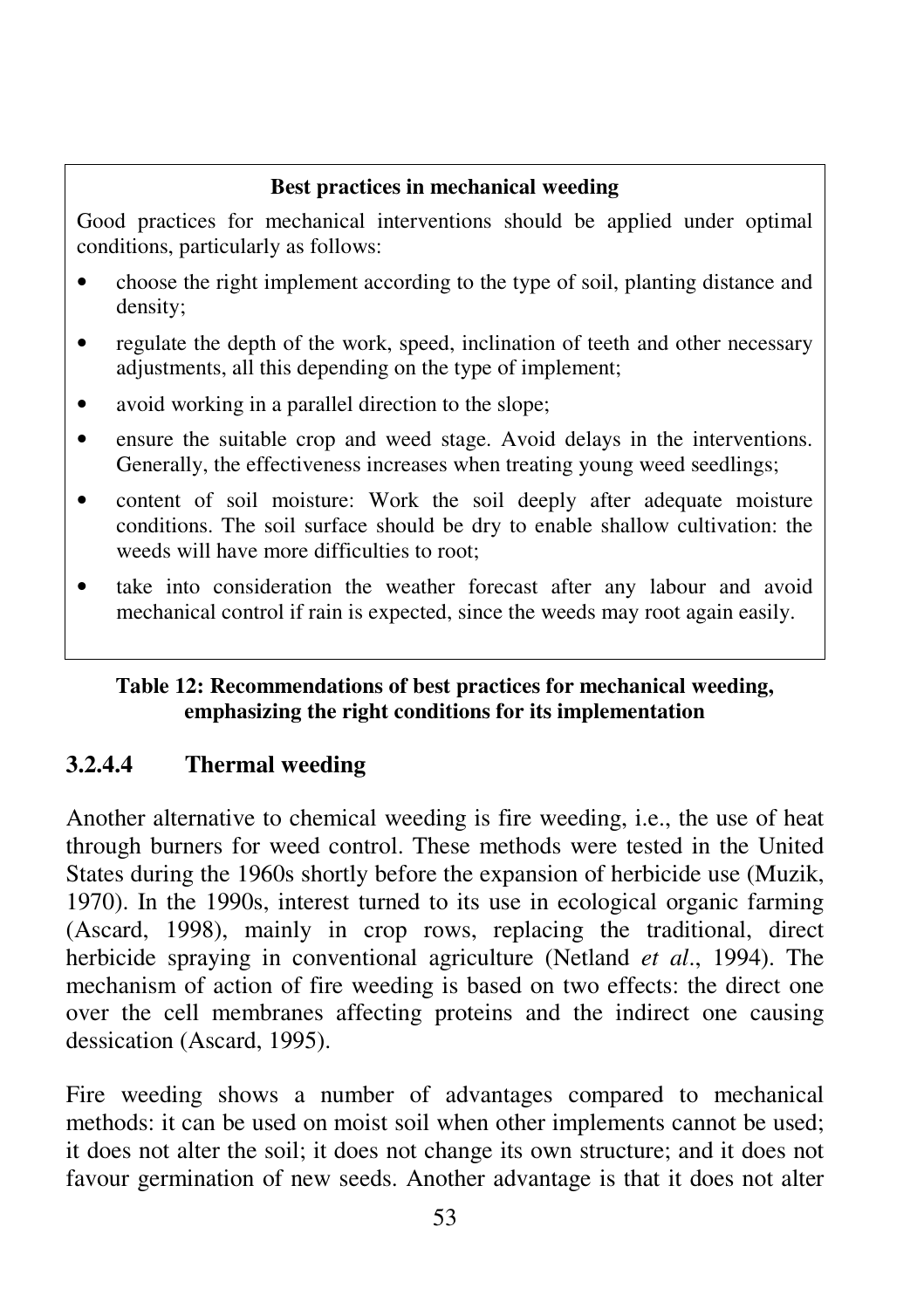**Best practices in mechanical weeding**

Good practices for mechanical interventions should be applied under optimal conditions, particularly as follows:

- choose the right implement according to the type of soil, planting distance and density;
- regulate the depth of the work, speed, inclination of teeth and other necessary adjustments, all this depending on the type of implement;
- avoid working in a parallel direction to the slope;
- ensure the suitable crop and weed stage. Avoid delays in the interventions. Generally, the effectiveness increases when treating young weed seedlings;
- content of soil moisture: Work the soil deeply after adequate moisture conditions. The soil surface should be dry to enable shallow cultivation: the weeds will have more difficulties to root;
- take into consideration the weather forecast after any labour and avoid mechanical control if rain is expected, since the weeds may root again easily.

**Table 12: Recommendations of best practices for mechanical weeding, emphasizing the right conditions for its implementation**

### 3.2.4.4 Thermal weeding

Another alternative to chemical weeding is fire weeding, i.e., the use of heat through burners for weed control. These methods were tested in the United States during the 1960s shortly before the expansion of herbicide use (Muzik, 1970). In the 1990s, interest turned to its use in ecological organic farming (Ascard, 1998), mainly in crop rows, replacing the traditional, direct herbicide spraying in conventional agriculture (Netland *et al*., 1994). The mechanism of action of fire weeding is based on two effects: the direct one over the cell membranes affecting proteins and the indirect one causing dessication (Ascard, 1995).

Fire weeding shows a number of advantages compared to mechanical methods: it can be used on moist soil when other implements cannot be used; it does not alter the soil; it does not change its own structure; and it does not favour germination of new seeds. Another advantage is that it does not alter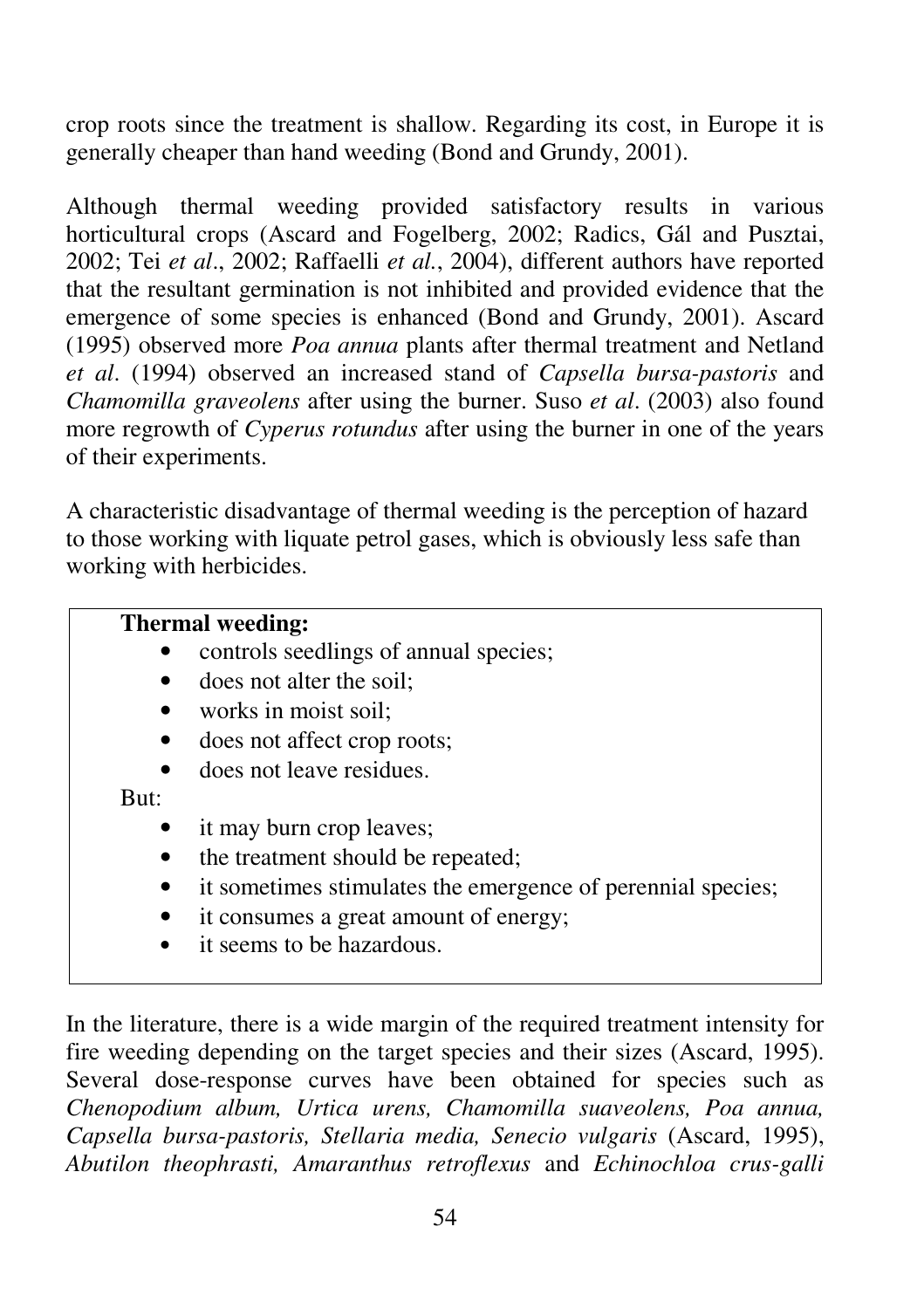crop roots since the treatment is shallow. Regarding its cost, in Europe it is generally cheaper than hand weeding (Bond and Grundy, 2001).

Although thermal weeding provided satisfactory results in various horticultural crops (Ascard and Fogelberg, 2002; Radics, Gál and Pusztai, 2002; Tei *et al*., 2002; Raffaelli *et al.*, 2004), different authors have reported that the resultant germination is not inhibited and provided evidence that the emergence of some species is enhanced (Bond and Grundy, 2001). Ascard (1995) observed more *Poa annua* plants after thermal treatment and Netland *et al*. (1994) observed an increased stand of *Capsella bursa-pastoris* and *Chamomilla graveolens* after using the burner. Suso *et al*. (2003) also found more regrowth of *Cyperus rotundus* after using the burner in one of the years of their experiments.

A characteristic disadvantage of thermal weeding is the perception of hazard to those working with liquate petrol gases, which is obviously less safe than working with herbicides.

> **Thermal weeding:**
> - controls seedlings of annual species;
> - does not alter the soil;
> - works in moist soil;
> - does not affect crop roots;
> - does not leave residues.
>
> But:
> - it may burn crop leaves;
> - the treatment should be repeated;
> - it sometimes stimulates the emergence of perennial species;
> - it consumes a great amount of energy;
> - it seems to be hazardous.

In the literature, there is a wide margin of the required treatment intensity for fire weeding depending on the target species and their sizes (Ascard, 1995). Several dose-response curves have been obtained for species such as *Chenopodium album, Urtica urens, Chamomilla suaveolens, Poa annua, Capsella bursa-pastoris, Stellaria media, Senecio vulgaris* (Ascard, 1995), *Abutilon theophrasti, Amaranthus retroflexus* and *Echinochloa crus-galli*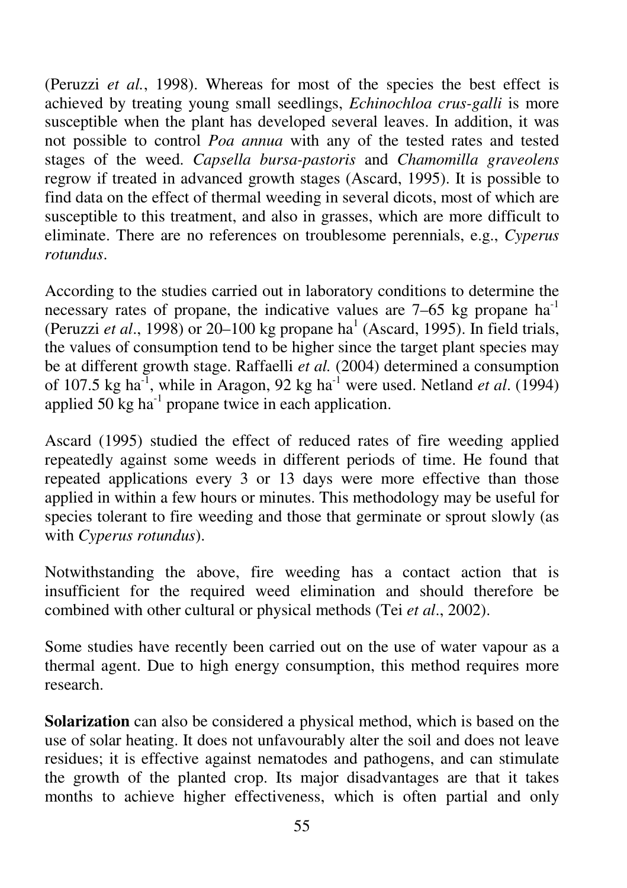(Peruzzi *et al.*, 1998). Whereas for most of the species the best effect is achieved by treating young small seedlings, *Echinochloa crus-galli* is more susceptible when the plant has developed several leaves. In addition, it was not possible to control *Poa annua* with any of the tested rates and tested stages of the weed. *Capsella bursa-pastoris* and *Chamomilla graveolens* regrow if treated in advanced growth stages (Ascard, 1995). It is possible to find data on the effect of thermal weeding in several dicots, most of which are susceptible to this treatment, and also in grasses, which are more difficult to eliminate. There are no references on troublesome perennials, e.g., *Cyperus rotundus*.

According to the studies carried out in laboratory conditions to determine the necessary rates of propane, the indicative values are 7–65 kg propane $ha^{-1}$ (Peruzzi *et al*., 1998) or 20–100 kg propane $ha^{1}$ (Ascard, 1995). In field trials, the values of consumption tend to be higher since the target plant species may be at different growth stage. Raffaelli *et al.* (2004) determined a consumption of 107.5 kg $ha^{-1}$, while in Aragon, 92 kg $ha^{-1}$ were used. Netland *et al*. (1994) applied 50 kg $ha^{-1}$ propane twice in each application.

Ascard (1995) studied the effect of reduced rates of fire weeding applied repeatedly against some weeds in different periods of time. He found that repeated applications every 3 or 13 days were more effective than those applied in within a few hours or minutes. This methodology may be useful for species tolerant to fire weeding and those that germinate or sprout slowly (as with *Cyperus rotundus*).

Notwithstanding the above, fire weeding has a contact action that is insufficient for the required weed elimination and should therefore be combined with other cultural or physical methods (Tei *et al*., 2002).

Some studies have recently been carried out on the use of water vapour as a thermal agent. Due to high energy consumption, this method requires more research.

**Solarization** can also be considered a physical method, which is based on the use of solar heating. It does not unfavourably alter the soil and does not leave residues; it is effective against nematodes and pathogens, and can stimulate the growth of the planted crop. Its major disadvantages are that it takes months to achieve higher effectiveness, which is often partial and only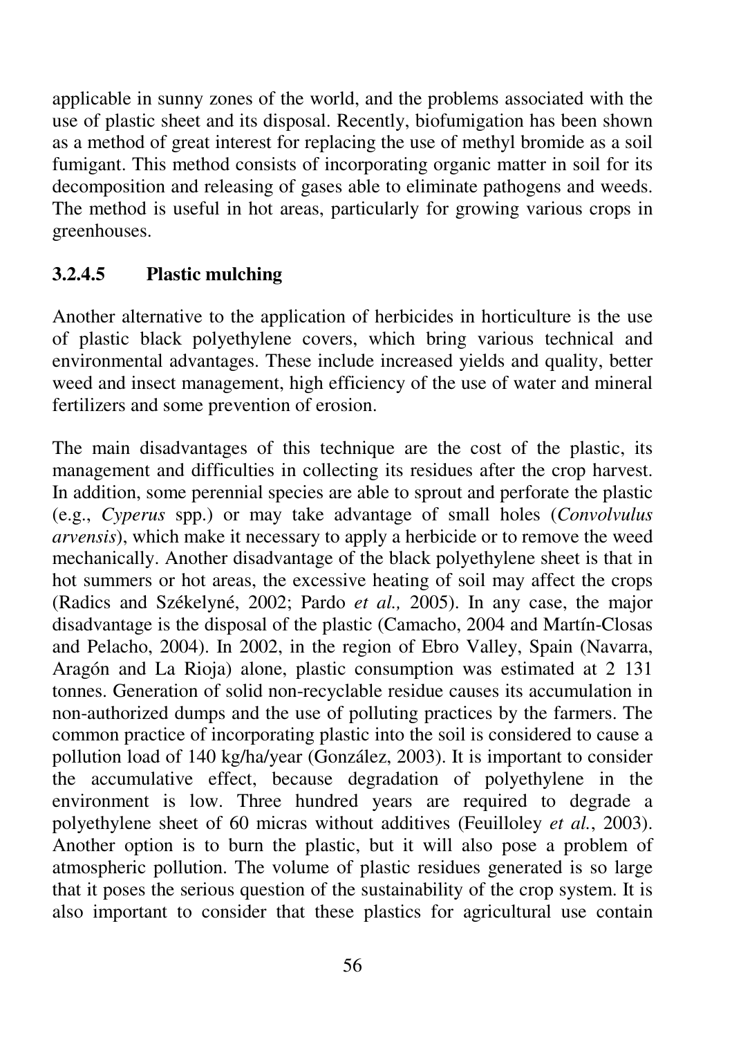applicable in sunny zones of the world, and the problems associated with the use of plastic sheet and its disposal. Recently, biofumigation has been shown as a method of great interest for replacing the use of methyl bromide as a soil fumigant. This method consists of incorporating organic matter in soil for its decomposition and releasing of gases able to eliminate pathogens and weeds. The method is useful in hot areas, particularly for growing various crops in greenhouses.

#### 3.2.4.5 Plastic mulching

Another alternative to the application of herbicides in horticulture is the use of plastic black polyethylene covers, which bring various technical and environmental advantages. These include increased yields and quality, better weed and insect management, high efficiency of the use of water and mineral fertilizers and some prevention of erosion.

The main disadvantages of this technique are the cost of the plastic, its management and difficulties in collecting its residues after the crop harvest. In addition, some perennial species are able to sprout and perforate the plastic (e.g., *Cyperus* spp.) or may take advantage of small holes (*Convolvulus arvensis*), which make it necessary to apply a herbicide or to remove the weed mechanically. Another disadvantage of the black polyethylene sheet is that in hot summers or hot areas, the excessive heating of soil may affect the crops (Radics and Székelyné, 2002; Pardo *et al.,* 2005). In any case, the major disadvantage is the disposal of the plastic (Camacho, 2004 and Martín-Closas and Pelacho, 2004). In 2002, in the region of Ebro Valley, Spain (Navarra, Aragón and La Rioja) alone, plastic consumption was estimated at 2 131 tonnes. Generation of solid non-recyclable residue causes its accumulation in non-authorized dumps and the use of polluting practices by the farmers. The common practice of incorporating plastic into the soil is considered to cause a pollution load of 140 kg/ha/year (González, 2003). It is important to consider the accumulative effect, because degradation of polyethylene in the environment is low. Three hundred years are required to degrade a polyethylene sheet of 60 micras without additives (Feuilloley *et al.*, 2003). Another option is to burn the plastic, but it will also pose a problem of atmospheric pollution. The volume of plastic residues generated is so large that it poses the serious question of the sustainability of the crop system. It is also important to consider that these plastics for agricultural use contain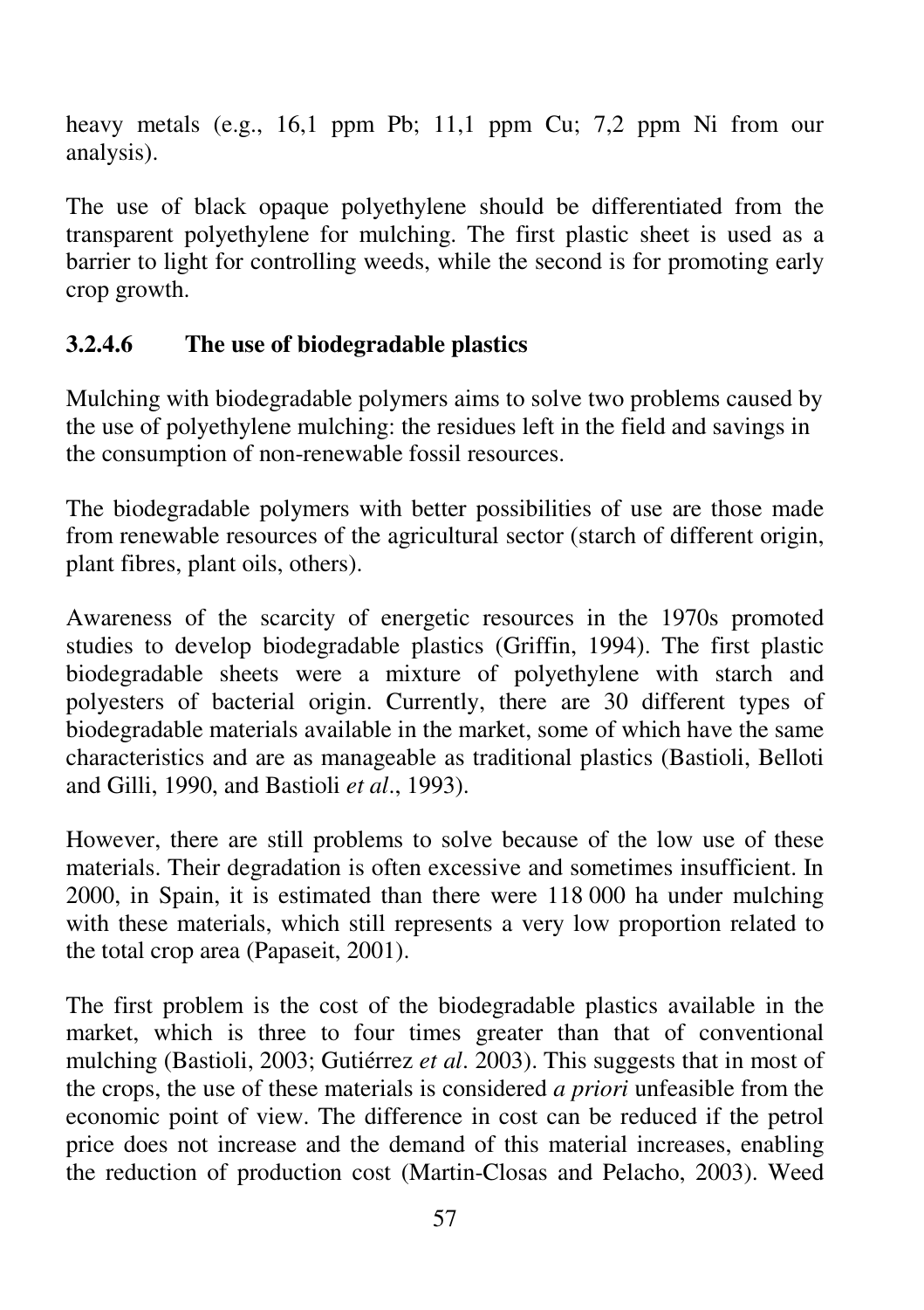heavy metals (e.g., 16,1 ppm Pb; 11,1 ppm Cu; 7,2 ppm Ni from our analysis).

The use of black opaque polyethylene should be differentiated from the transparent polyethylene for mulching. The first plastic sheet is used as a barrier to light for controlling weeds, while the second is for promoting early crop growth.

#### 3.2.4.6 The use of biodegradable plastics

Mulching with biodegradable polymers aims to solve two problems caused by the use of polyethylene mulching: the residues left in the field and savings in the consumption of non-renewable fossil resources.

The biodegradable polymers with better possibilities of use are those made from renewable resources of the agricultural sector (starch of different origin, plant fibres, plant oils, others).

Awareness of the scarcity of energetic resources in the 1970s promoted studies to develop biodegradable plastics (Griffin, 1994). The first plastic biodegradable sheets were a mixture of polyethylene with starch and polyesters of bacterial origin. Currently, there are 30 different types of biodegradable materials available in the market, some of which have the same characteristics and are as manageable as traditional plastics (Bastioli, Belloti and Gilli, 1990, and Bastioli *et al*., 1993).

However, there are still problems to solve because of the low use of these materials. Their degradation is often excessive and sometimes insufficient. In 2000, in Spain, it is estimated than there were 118 000 ha under mulching with these materials, which still represents a very low proportion related to the total crop area (Papaseit, 2001).

The first problem is the cost of the biodegradable plastics available in the market, which is three to four times greater than that of conventional mulching (Bastioli, 2003; Gutiérrez *et al*. 2003). This suggests that in most of the crops, the use of these materials is considered *a priori* unfeasible from the economic point of view. The difference in cost can be reduced if the petrol price does not increase and the demand of this material increases, enabling the reduction of production cost (Martin-Closas and Pelacho, 2003). Weed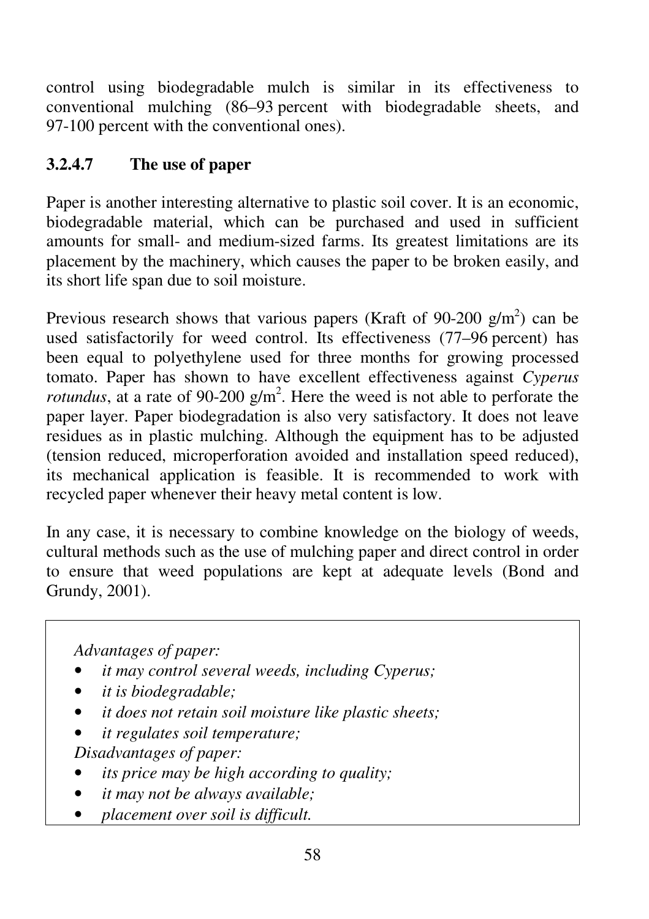control using biodegradable mulch is similar in its effectiveness to conventional mulching (86–93 percent with biodegradable sheets, and 97-100 percent with the conventional ones).

### 3.2.4.7 The use of paper

Paper is another interesting alternative to plastic soil cover. It is an economic, biodegradable material, which can be purchased and used in sufficient amounts for small- and medium-sized farms. Its greatest limitations are its placement by the machinery, which causes the paper to be broken easily, and its short life span due to soil moisture.

Previous research shows that various papers (Kraft of 90-200 g/m$^2$) can be used satisfactorily for weed control. Its effectiveness (77–96 percent) has been equal to polyethylene used for three months for growing processed tomato. Paper has shown to have excellent effectiveness against *Cyperus rotundus*, at a rate of 90-200 g/m$^2$. Here the weed is not able to perforate the paper layer. Paper biodegradation is also very satisfactory. It does not leave residues as in plastic mulching. Although the equipment has to be adjusted (tension reduced, microperforation avoided and installation speed reduced), its mechanical application is feasible. It is recommended to work with recycled paper whenever their heavy metal content is low.

In any case, it is necessary to combine knowledge on the biology of weeds, cultural methods such as the use of mulching paper and direct control in order to ensure that weed populations are kept at adequate levels (Bond and Grundy, 2001).

> *Advantages of paper:*
> - *it may control several weeds, including Cyperus;*
> - *it is biodegradable;*
> - *it does not retain soil moisture like plastic sheets;*
> - *it regulates soil temperature;*
>
> *Disadvantages of paper:*
> - *its price may be high according to quality;*
> - *it may not be always available;*
> - *placement over soil is difficult.*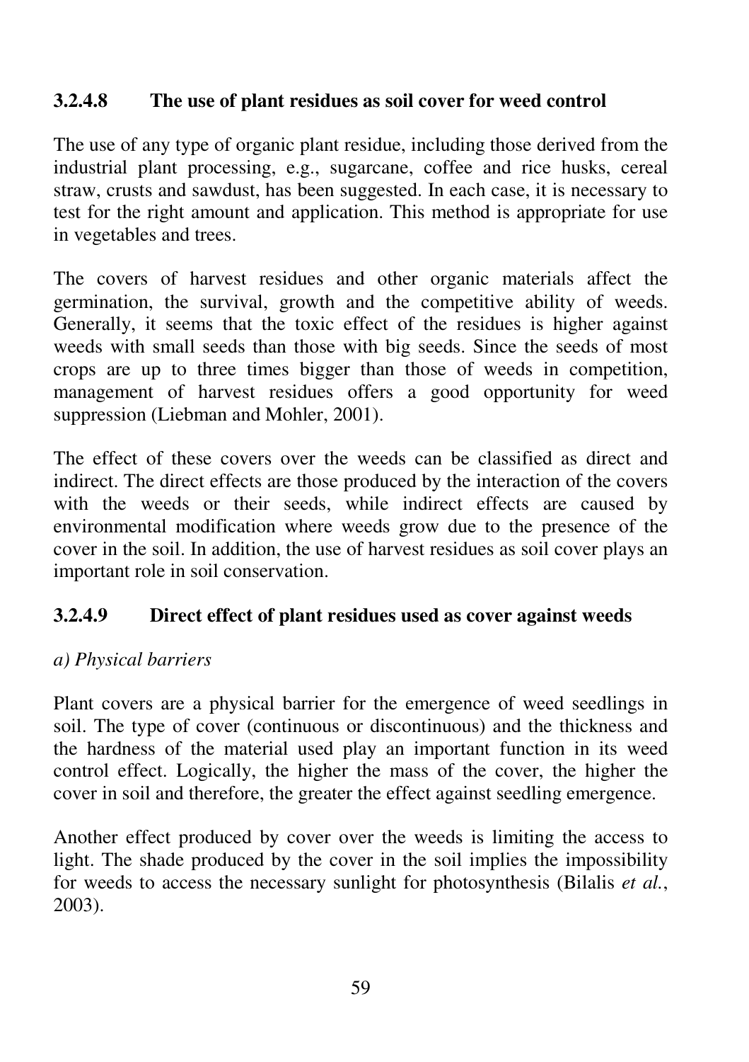### 3.2.4.8 The use of plant residues as soil cover for weed control

The use of any type of organic plant residue, including those derived from the industrial plant processing, e.g., sugarcane, coffee and rice husks, cereal straw, crusts and sawdust, has been suggested. In each case, it is necessary to test for the right amount and application. This method is appropriate for use in vegetables and trees.

The covers of harvest residues and other organic materials affect the germination, the survival, growth and the competitive ability of weeds. Generally, it seems that the toxic effect of the residues is higher against weeds with small seeds than those with big seeds. Since the seeds of most crops are up to three times bigger than those of weeds in competition, management of harvest residues offers a good opportunity for weed suppression (Liebman and Mohler, 2001).

The effect of these covers over the weeds can be classified as direct and indirect. The direct effects are those produced by the interaction of the covers with the weeds or their seeds, while indirect effects are caused by environmental modification where weeds grow due to the presence of the cover in the soil. In addition, the use of harvest residues as soil cover plays an important role in soil conservation.

### 3.2.4.9 Direct effect of plant residues used as cover against weeds

*a) Physical barriers*

Plant covers are a physical barrier for the emergence of weed seedlings in soil. The type of cover (continuous or discontinuous) and the thickness and the hardness of the material used play an important function in its weed control effect. Logically, the higher the mass of the cover, the higher the cover in soil and therefore, the greater the effect against seedling emergence.

Another effect produced by cover over the weeds is limiting the access to light. The shade produced by the cover in the soil implies the impossibility for weeds to access the necessary sunlight for photosynthesis (Bilalis *et al.*, 2003).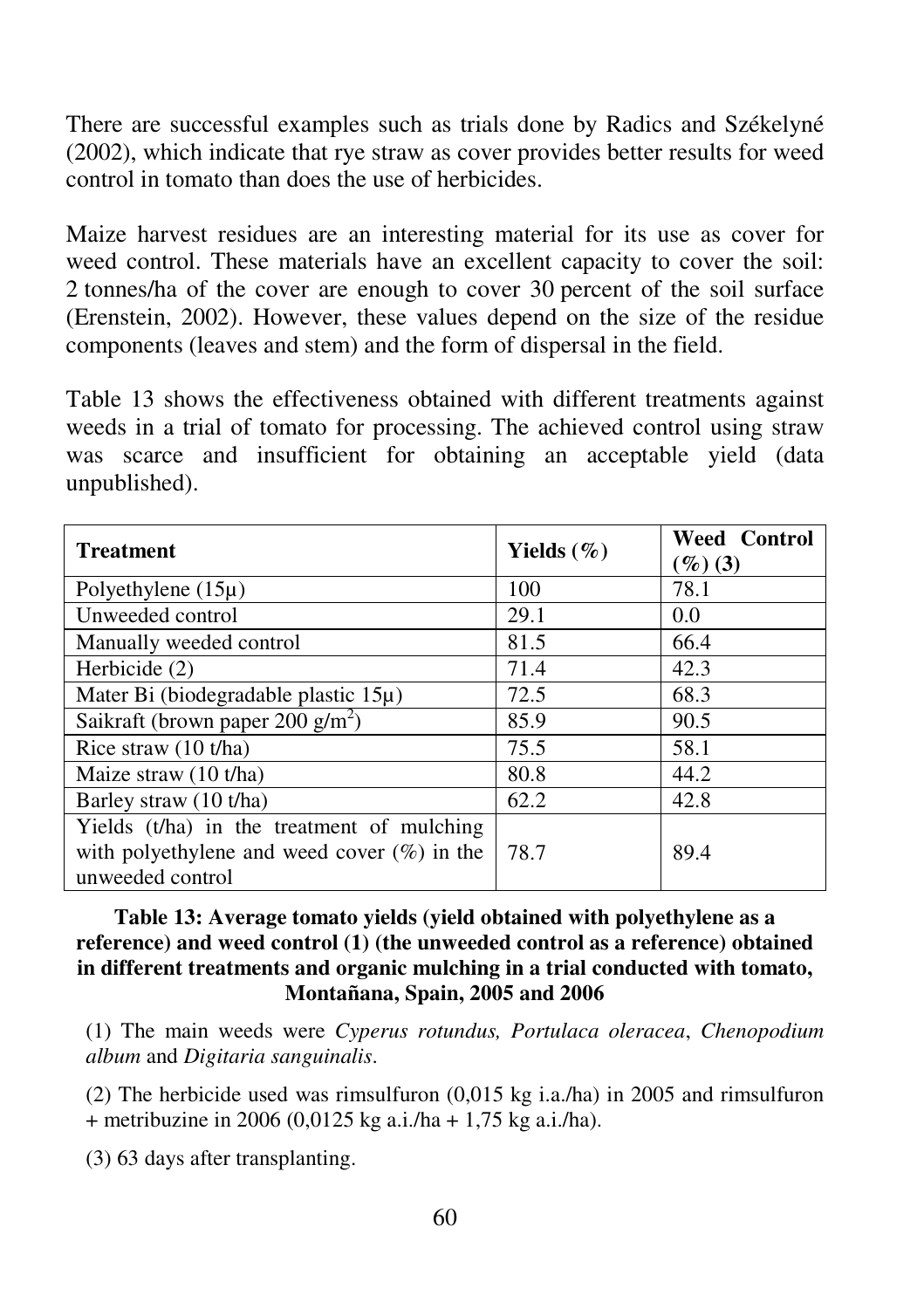There are successful examples such as trials done by Radics and Székelyné (2002), which indicate that rye straw as cover provides better results for weed control in tomato than does the use of herbicides.

Maize harvest residues are an interesting material for its use as cover for weed control. These materials have an excellent capacity to cover the soil: 2 tonnes/ha of the cover are enough to cover 30 percent of the soil surface (Erenstein, 2002). However, these values depend on the size of the residue components (leaves and stem) and the form of dispersal in the field.

Table 13 shows the effectiveness obtained with different treatments against weeds in a trial of tomato for processing. The achieved control using straw was scarce and insufficient for obtaining an acceptable yield (data unpublished).

| **Treatment** | **Yields (%)** | **Weed Control (%) (3)** |
|---|---|---|
| Polyethylene (15µ) | 100 | 78.1 |
| Unweeded control | 29.1 | 0.0 |
| Manually weeded control | 81.5 | 66.4 |
| Herbicide (2) | 71.4 | 42.3 |
| Mater Bi (biodegradable plastic 15µ) | 72.5 | 68.3 |
| Saikraft (brown paper 200 g/m$^2$) | 85.9 | 90.5 |
| Rice straw (10 t/ha) | 75.5 | 58.1 |
| Maize straw (10 t/ha) | 80.8 | 44.2 |
| Barley straw (10 t/ha) | 62.2 | 42.8 |
| Yields (t/ha) in the treatment of mulching with polyethylene and weed cover (%) in the unweeded control | 78.7 | 89.4 |

**Table 13: Average tomato yields (yield obtained with polyethylene as a reference) and weed control (1) (the unweeded control as a reference) obtained in different treatments and organic mulching in a trial conducted with tomato, Montañana, Spain, 2005 and 2006**

(1) The main weeds were *Cyperus rotundus, Portulaca oleracea*, *Chenopodium album* and *Digitaria sanguinalis*.

(2) The herbicide used was rimsulfuron (0,015 kg i.a./ha) in 2005 and rimsulfuron + metribuzine in 2006 (0,0125 kg a.i./ha + 1,75 kg a.i./ha).

(3) 63 days after transplanting.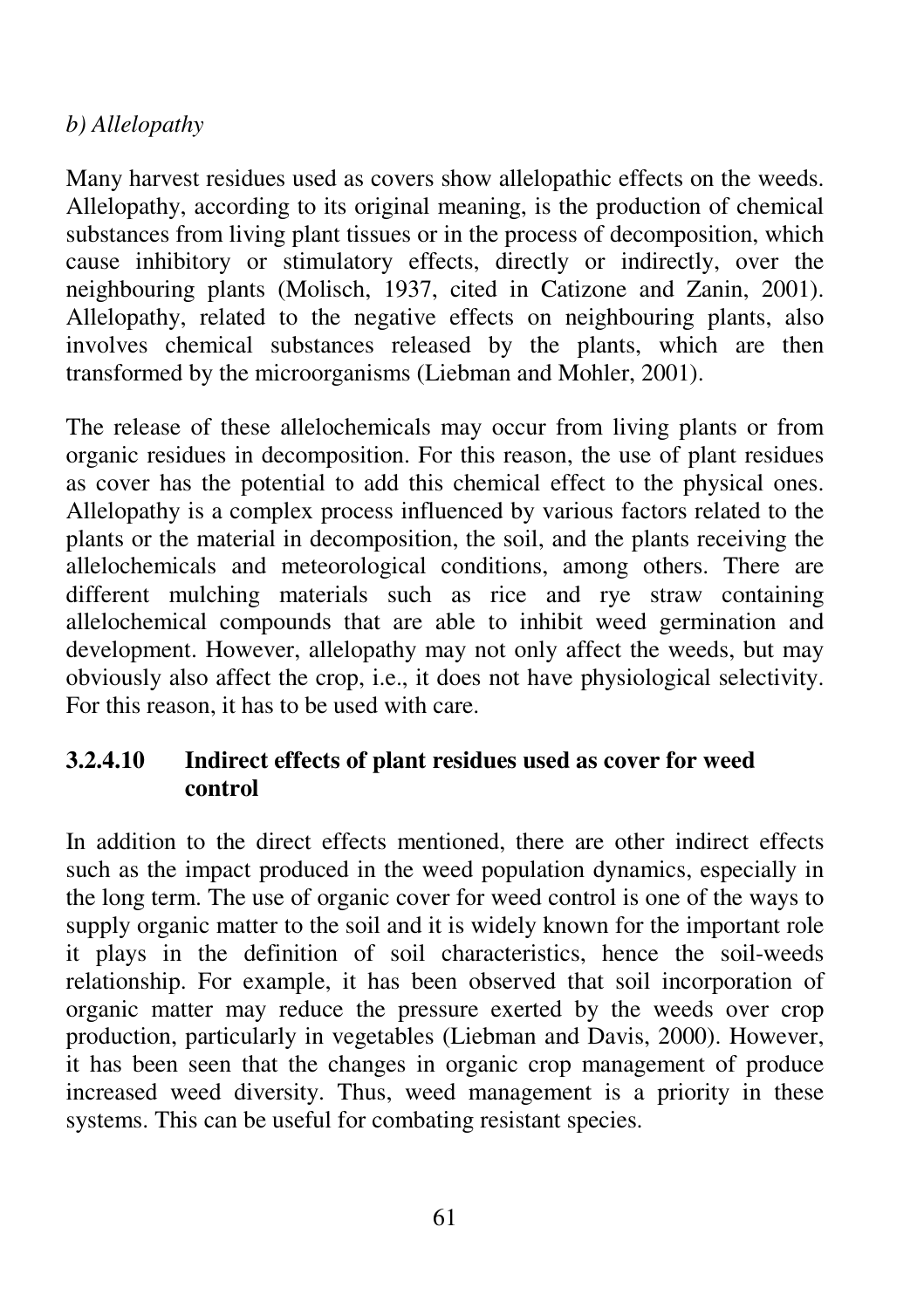*b) Allelopathy*

Many harvest residues used as covers show allelopathic effects on the weeds. Allelopathy, according to its original meaning, is the production of chemical substances from living plant tissues or in the process of decomposition, which cause inhibitory or stimulatory effects, directly or indirectly, over the neighbouring plants (Molisch, 1937, cited in Catizone and Zanin, 2001). Allelopathy, related to the negative effects on neighbouring plants, also involves chemical substances released by the plants, which are then transformed by the microorganisms (Liebman and Mohler, 2001).

The release of these allelochemicals may occur from living plants or from organic residues in decomposition. For this reason, the use of plant residues as cover has the potential to add this chemical effect to the physical ones. Allelopathy is a complex process influenced by various factors related to the plants or the material in decomposition, the soil, and the plants receiving the allelochemicals and meteorological conditions, among others. There are different mulching materials such as rice and rye straw containing allelochemical compounds that are able to inhibit weed germination and development. However, allelopathy may not only affect the weeds, but may obviously also affect the crop, i.e., it does not have physiological selectivity. For this reason, it has to be used with care.

### 3.2.4.10 Indirect effects of plant residues used as cover for weed control

In addition to the direct effects mentioned, there are other indirect effects such as the impact produced in the weed population dynamics, especially in the long term. The use of organic cover for weed control is one of the ways to supply organic matter to the soil and it is widely known for the important role it plays in the definition of soil characteristics, hence the soil-weeds relationship. For example, it has been observed that soil incorporation of organic matter may reduce the pressure exerted by the weeds over crop production, particularly in vegetables (Liebman and Davis, 2000). However, it has been seen that the changes in organic crop management of produce increased weed diversity. Thus, weed management is a priority in these systems. This can be useful for combating resistant species.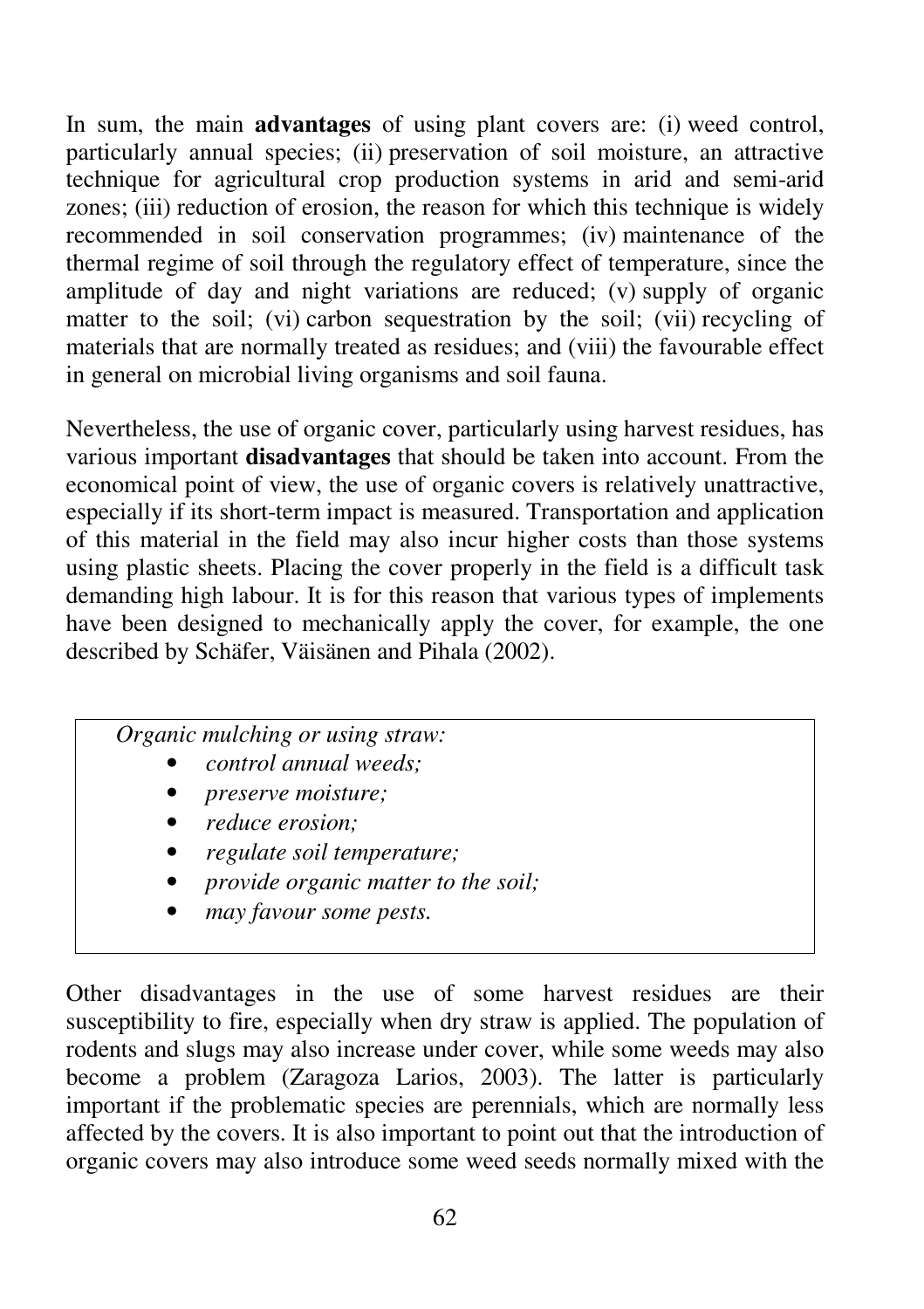In sum, the main **advantages** of using plant covers are: (i) weed control, particularly annual species; (ii) preservation of soil moisture, an attractive technique for agricultural crop production systems in arid and semi-arid zones; (iii) reduction of erosion, the reason for which this technique is widely recommended in soil conservation programmes; (iv) maintenance of the thermal regime of soil through the regulatory effect of temperature, since the amplitude of day and night variations are reduced; (v) supply of organic matter to the soil; (vi) carbon sequestration by the soil; (vii) recycling of materials that are normally treated as residues; and (viii) the favourable effect in general on microbial living organisms and soil fauna.

Nevertheless, the use of organic cover, particularly using harvest residues, has various important **disadvantages** that should be taken into account. From the economical point of view, the use of organic covers is relatively unattractive, especially if its short-term impact is measured. Transportation and application of this material in the field may also incur higher costs than those systems using plastic sheets. Placing the cover properly in the field is a difficult task demanding high labour. It is for this reason that various types of implements have been designed to mechanically apply the cover, for example, the one described by Schäfer, Väisänen and Pihala (2002).

> *Organic mulching or using straw:*
> - *control annual weeds;*
> - *preserve moisture;*
> - *reduce erosion;*
> - *regulate soil temperature;*
> - *provide organic matter to the soil;*
> - *may favour some pests.*

Other disadvantages in the use of some harvest residues are their susceptibility to fire, especially when dry straw is applied. The population of rodents and slugs may also increase under cover, while some weeds may also become a problem (Zaragoza Larios, 2003). The latter is particularly important if the problematic species are perennials, which are normally less affected by the covers. It is also important to point out that the introduction of organic covers may also introduce some weed seeds normally mixed with the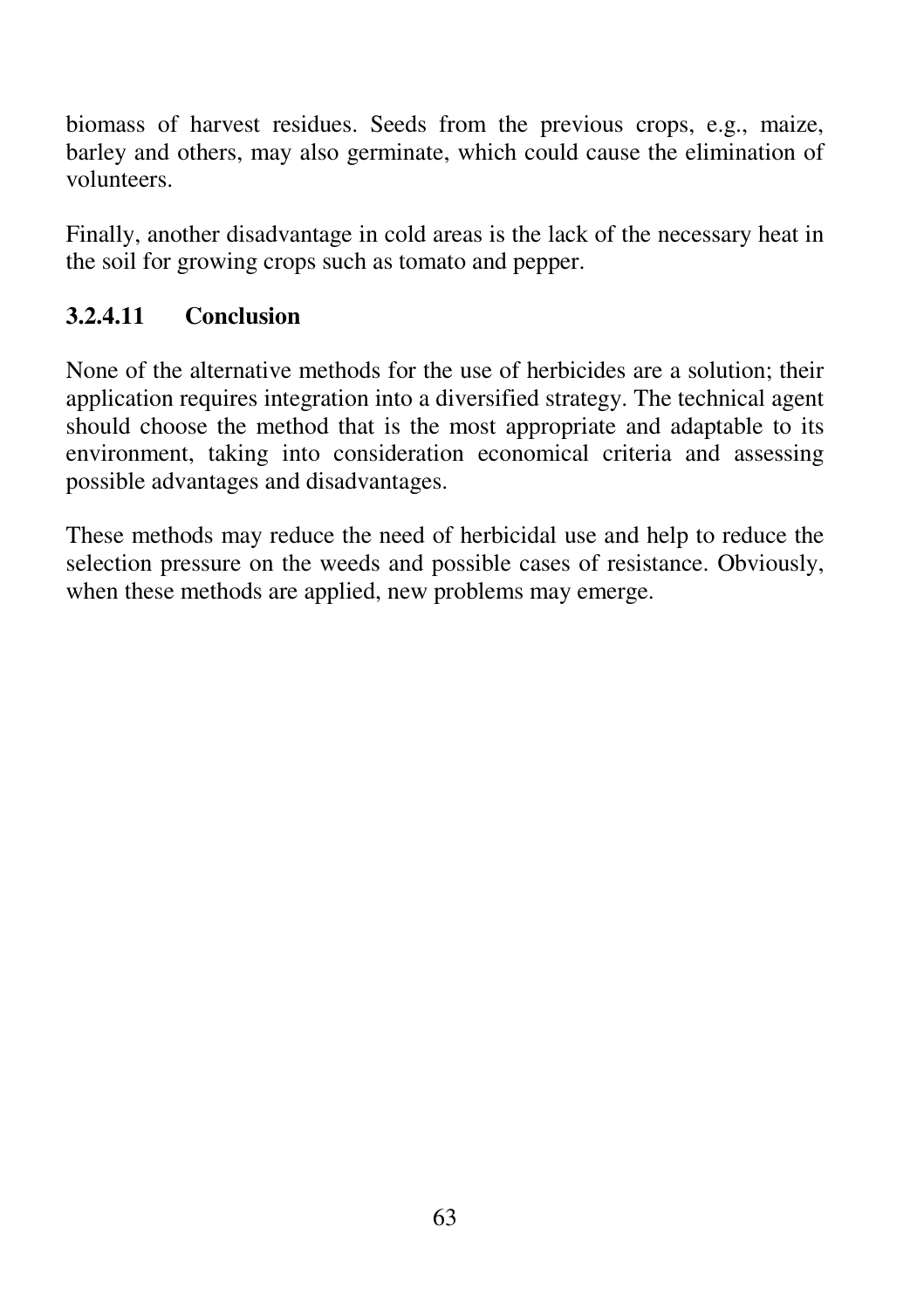biomass of harvest residues. Seeds from the previous crops, e.g., maize, barley and others, may also germinate, which could cause the elimination of volunteers.

Finally, another disadvantage in cold areas is the lack of the necessary heat in the soil for growing crops such as tomato and pepper.

#### 3.2.4.11 Conclusion

None of the alternative methods for the use of herbicides are a solution; their application requires integration into a diversified strategy. The technical agent should choose the method that is the most appropriate and adaptable to its environment, taking into consideration economical criteria and assessing possible advantages and disadvantages.

These methods may reduce the need of herbicidal use and help to reduce the selection pressure on the weeds and possible cases of resistance. Obviously, when these methods are applied, new problems may emerge.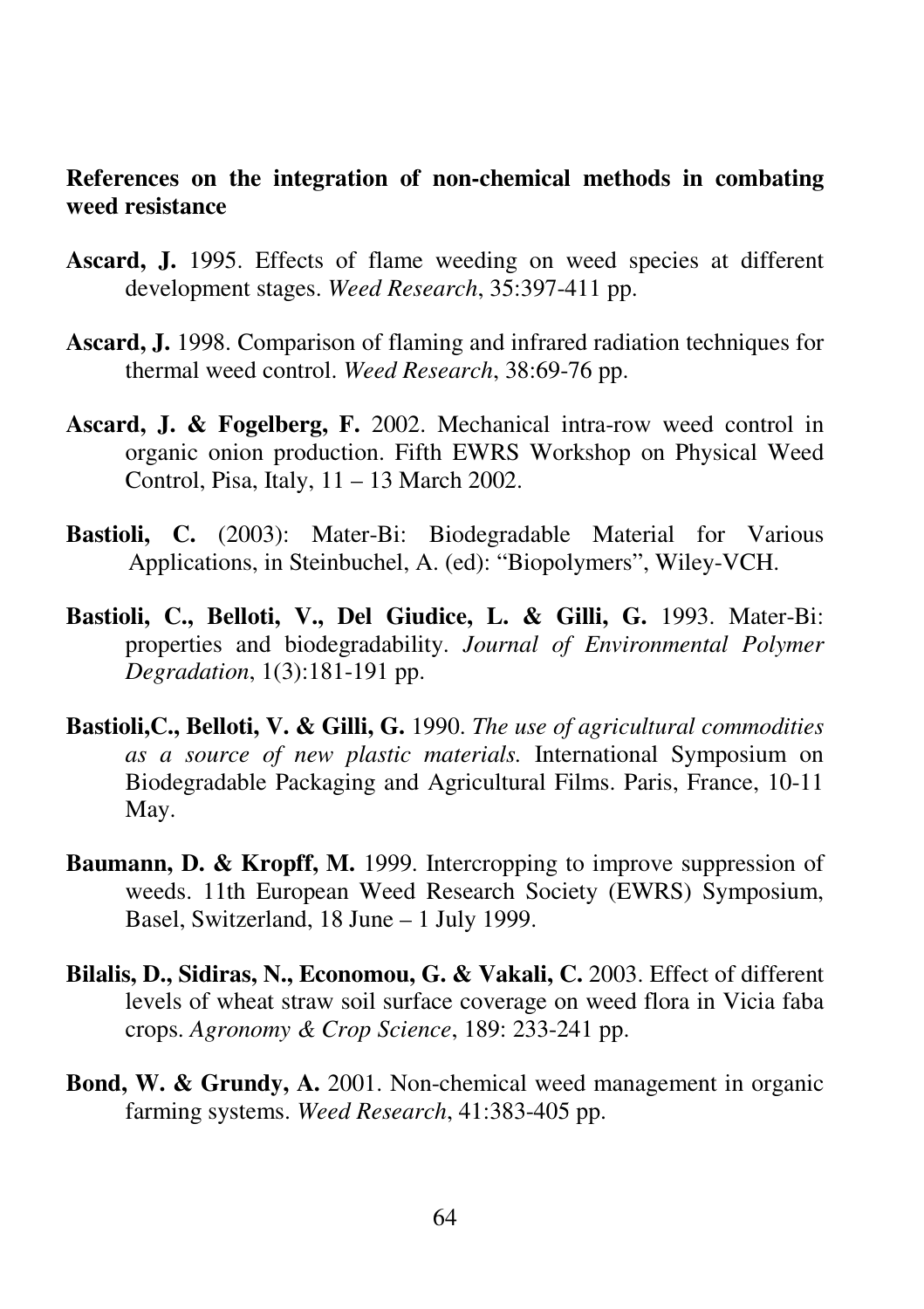**References on the integration of non-chemical methods in combating weed resistance**

**Ascard, J.** 1995. Effects of flame weeding on weed species at different development stages. *Weed Research*, 35:397-411 pp.

**Ascard, J.** 1998. Comparison of flaming and infrared radiation techniques for thermal weed control. *Weed Research*, 38:69-76 pp.

**Ascard, J. & Fogelberg, F.** 2002. Mechanical intra-row weed control in organic onion production. Fifth EWRS Workshop on Physical Weed Control, Pisa, Italy, 11 – 13 March 2002.

**Bastioli, C.** (2003): Mater-Bi: Biodegradable Material for Various Applications, in Steinbuchel, A. (ed): "Biopolymers", Wiley-VCH.

**Bastioli, C., Belloti, V., Del Giudice, L. & Gilli, G.** 1993. Mater-Bi: properties and biodegradability. *Journal of Environmental Polymer Degradation*, 1(3):181-191 pp.

**Bastioli,C., Belloti, V. & Gilli, G.** 1990. *The use of agricultural commodities as a source of new plastic materials.* International Symposium on Biodegradable Packaging and Agricultural Films. Paris, France, 10-11 May.

**Baumann, D. & Kropff, M.** 1999. Intercropping to improve suppression of weeds. 11th European Weed Research Society (EWRS) Symposium, Basel, Switzerland, 18 June – 1 July 1999.

**Bilalis, D., Sidiras, N., Economou, G. & Vakali, C.** 2003. Effect of different levels of wheat straw soil surface coverage on weed flora in Vicia faba crops. *Agronomy & Crop Science*, 189: 233-241 pp.

**Bond, W. & Grundy, A.** 2001. Non-chemical weed management in organic farming systems. *Weed Research*, 41:383-405 pp.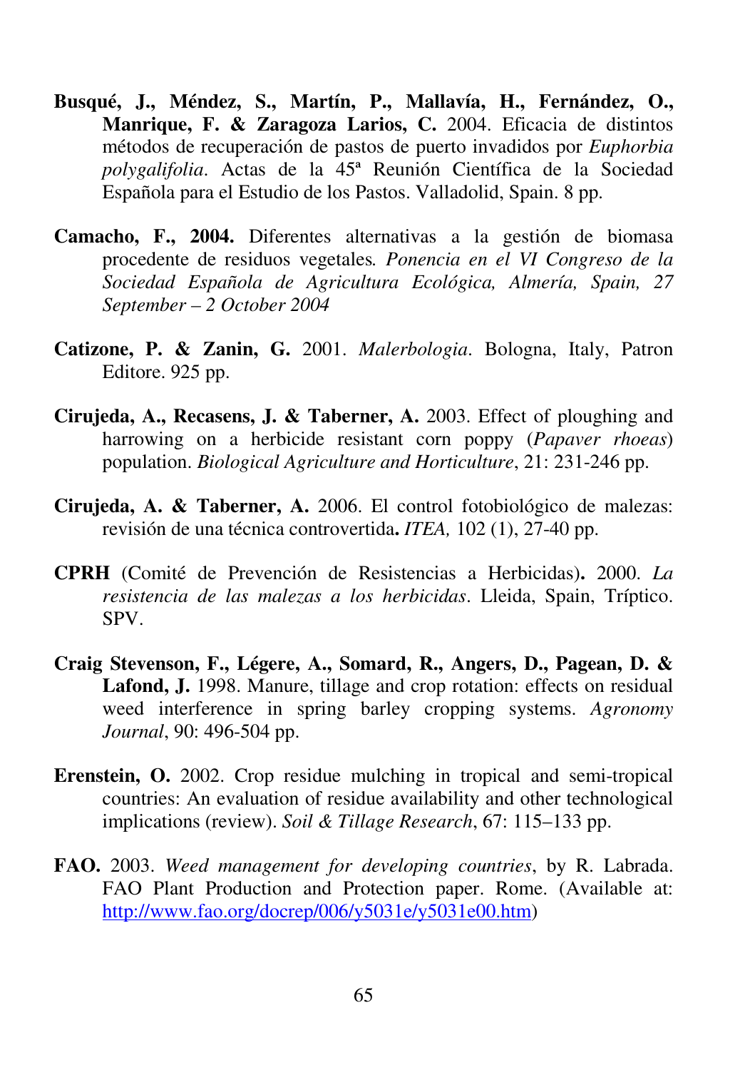**Busqué, J., Méndez, S., Martín, P., Mallavía, H., Fernández, O., Manrique, F. & Zaragoza Larios, C.** 2004. Eficacia de distintos métodos de recuperación de pastos de puerto invadidos por *Euphorbia polygalifolia*. Actas de la 45ª Reunión Científica de la Sociedad Española para el Estudio de los Pastos. Valladolid, Spain. 8 pp.

**Camacho, F., 2004.** Diferentes alternativas a la gestión de biomasa procedente de residuos vegetales*. Ponencia en el VI Congreso de la Sociedad Española de Agricultura Ecológica, Almería, Spain, 27 September – 2 October 2004*

**Catizone, P. & Zanin, G.** 2001. *Malerbologia*. Bologna, Italy, Patron Editore. 925 pp.

**Cirujeda, A., Recasens, J. & Taberner, A.** 2003. Effect of ploughing and harrowing on a herbicide resistant corn poppy (*Papaver rhoeas*) population. *Biological Agriculture and Horticulture*, 21: 231-246 pp.

**Cirujeda, A. & Taberner, A.** 2006. El control fotobiológico de malezas: revisión de una técnica controvertida**.** *ITEA,* 102 (1), 27-40 pp.

**CPRH** (Comité de Prevención de Resistencias a Herbicidas)**.** 2000. *La resistencia de las malezas a los herbicidas*. Lleida, Spain, Tríptico. SPV.

**Craig Stevenson, F., Légere, A., Somard, R., Angers, D., Pagean, D. & Lafond, J.** 1998. Manure, tillage and crop rotation: effects on residual weed interference in spring barley cropping systems. *Agronomy Journal*, 90: 496-504 pp.

**Erenstein, O.** 2002. Crop residue mulching in tropical and semi-tropical countries: An evaluation of residue availability and other technological implications (review). *Soil & Tillage Research*, 67: 115–133 pp.

**FAO.** 2003. *Weed management for developing countries*, by R. Labrada. FAO Plant Production and Protection paper. Rome. (Available at: http://www.fao.org/docrep/006/y5031e/y5031e00.htm)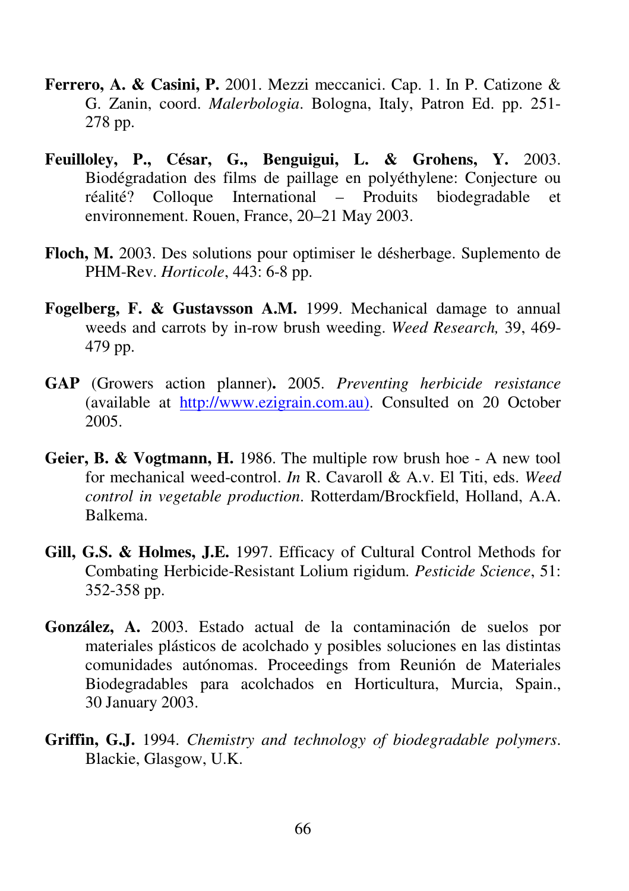**Ferrero, A. & Casini, P.** 2001. Mezzi meccanici. Cap. 1. In P. Catizone & G. Zanin, coord. *Malerbologia*. Bologna, Italy, Patron Ed. pp. 251-278 pp.

**Feuilloley, P., César, G., Benguigui, L. & Grohens, Y.** 2003. Biodégradation des films de paillage en polyéthylene: Conjecture ou réalité? Colloque International – Produits biodegradable et environnement. Rouen, France, 20–21 May 2003.

**Floch, M.** 2003. Des solutions pour optimiser le désherbage. Suplemento de PHM-Rev. *Horticole*, 443: 6-8 pp.

**Fogelberg, F. & Gustavsson A.M.** 1999. Mechanical damage to annual weeds and carrots by in-row brush weeding. *Weed Research,* 39, 469-479 pp.

**GAP** (Growers action planner)**.** 2005. *Preventing herbicide resistance* (available at http://www.ezigrain.com.au). Consulted on 20 October 2005.

**Geier, B. & Vogtmann, H.** 1986. The multiple row brush hoe - A new tool for mechanical weed-control. *In* R. Cavaroll & A.v. El Titi, eds. *Weed control in vegetable production*. Rotterdam/Brockfield, Holland, A.A. Balkema.

**Gill, G.S. & Holmes, J.E.** 1997. Efficacy of Cultural Control Methods for Combating Herbicide-Resistant Lolium rigidum. *Pesticide Science*, 51: 352-358 pp.

**González, A.** 2003. Estado actual de la contaminación de suelos por materiales plásticos de acolchado y posibles soluciones en las distintas comunidades autónomas. Proceedings from Reunión de Materiales Biodegradables para acolchados en Horticultura, Murcia, Spain., 30 January 2003.

**Griffin, G.J.** 1994. *Chemistry and technology of biodegradable polymers*. Blackie, Glasgow, U.K.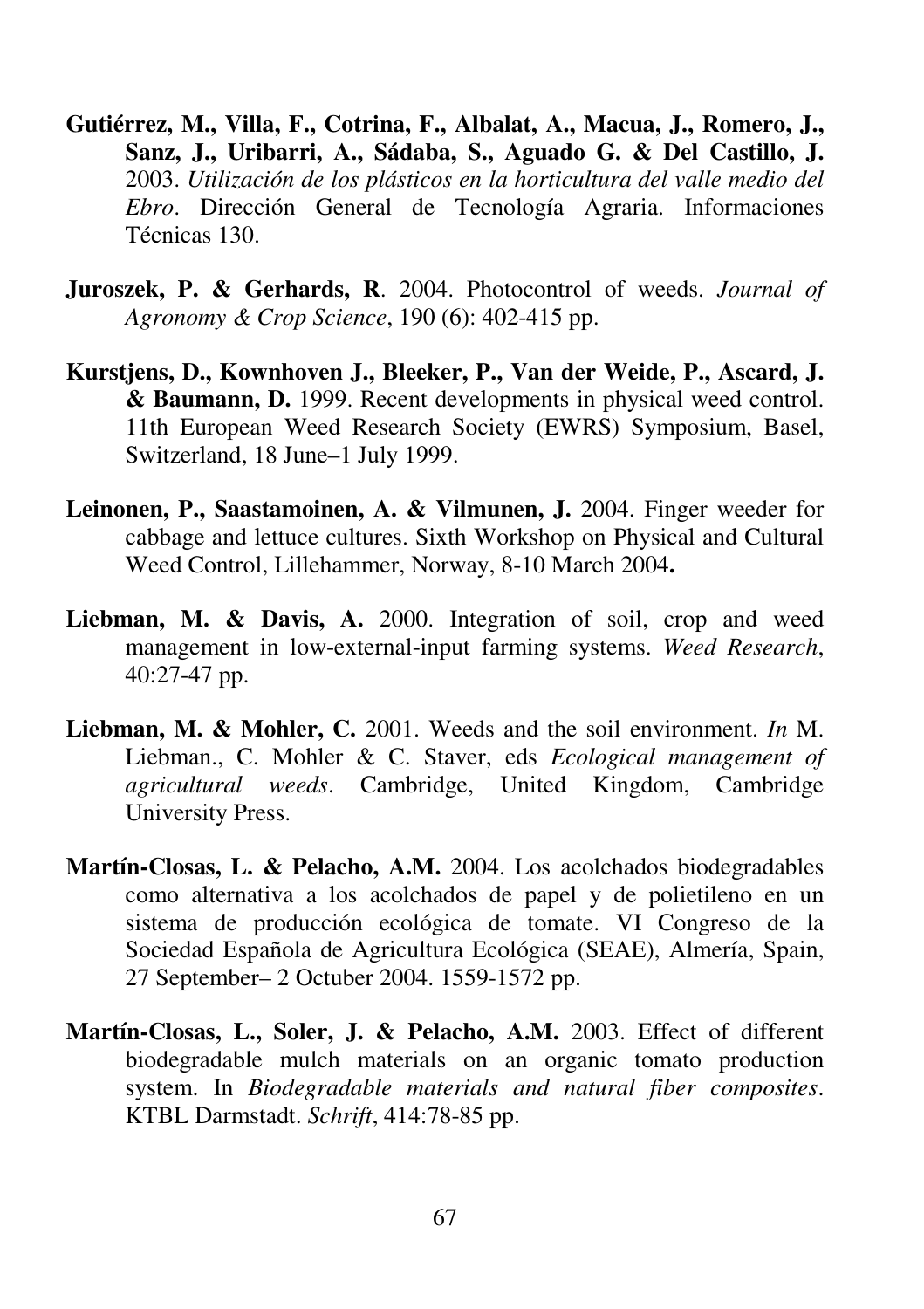**Gutiérrez, M., Villa, F., Cotrina, F., Albalat, A., Macua, J., Romero, J., Sanz, J., Uribarri, A., Sádaba, S., Aguado G. & Del Castillo, J.** 2003. *Utilización de los plásticos en la horticultura del valle medio del Ebro*. Dirección General de Tecnología Agraria. Informaciones Técnicas 130.

**Juroszek, P. & Gerhards, R**. 2004. Photocontrol of weeds. *Journal of Agronomy & Crop Science*, 190 (6): 402-415 pp.

**Kurstjens, D., Kownhoven J., Bleeker, P., Van der Weide, P., Ascard, J. & Baumann, D.** 1999. Recent developments in physical weed control. 11th European Weed Research Society (EWRS) Symposium, Basel, Switzerland, 18 June–1 July 1999.

**Leinonen, P., Saastamoinen, A. & Vilmunen, J.** 2004. Finger weeder for cabbage and lettuce cultures. Sixth Workshop on Physical and Cultural Weed Control, Lillehammer, Norway, 8-10 March 2004**.**

**Liebman, M. & Davis, A.** 2000. Integration of soil, crop and weed management in low-external-input farming systems. *Weed Research*, 40:27-47 pp.

**Liebman, M. & Mohler, C.** 2001. Weeds and the soil environment. *In* M. Liebman., C. Mohler & C. Staver, eds *Ecological management of agricultural weeds*. Cambridge, United Kingdom, Cambridge University Press.

**Martín-Closas, L. & Pelacho, A.M.** 2004. Los acolchados biodegradables como alternativa a los acolchados de papel y de polietileno en un sistema de producción ecológica de tomate. VI Congreso de la Sociedad Española de Agricultura Ecológica (SEAE), Almería, Spain, 27 September– 2 Octuber 2004. 1559-1572 pp.

**Martín-Closas, L., Soler, J. & Pelacho, A.M.** 2003. Effect of different biodegradable mulch materials on an organic tomato production system. In *Biodegradable materials and natural fiber composites*. KTBL Darmstadt. *Schrift*, 414:78-85 pp.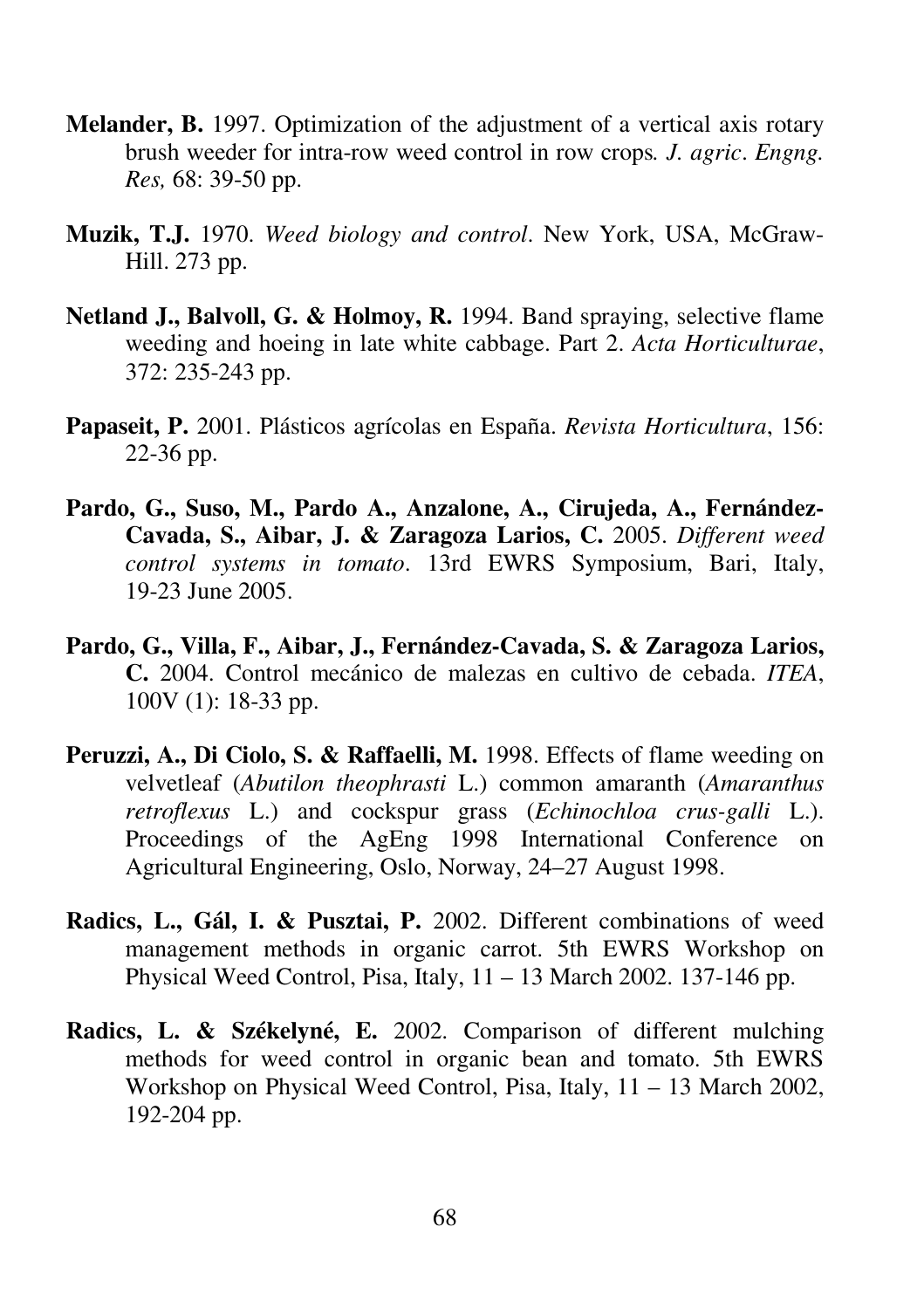**Melander, B.** 1997. Optimization of the adjustment of a vertical axis rotary brush weeder for intra-row weed control in row crops*. J. agric. Engng. Res,* 68: 39-50 pp.

**Muzik, T.J.** 1970. *Weed biology and control*. New York, USA, McGraw-Hill. 273 pp.

**Netland J., Balvoll, G. & Holmoy, R.** 1994. Band spraying, selective flame weeding and hoeing in late white cabbage. Part 2. *Acta Horticulturae*, 372: 235-243 pp.

**Papaseit, P.** 2001. Plásticos agrícolas en España. *Revista Horticultura*, 156: 22-36 pp.

**Pardo, G., Suso, M., Pardo A., Anzalone, A., Cirujeda, A., Fernández-Cavada, S., Aibar, J. & Zaragoza Larios, C.** 2005. *Different weed control systems in tomato*. 13rd EWRS Symposium, Bari, Italy, 19-23 June 2005.

**Pardo, G., Villa, F., Aibar, J., Fernández-Cavada, S. & Zaragoza Larios, C.** 2004. Control mecánico de malezas en cultivo de cebada. *ITEA*, 100V (1): 18-33 pp.

**Peruzzi, A., Di Ciolo, S. & Raffaelli, M.** 1998. Effects of flame weeding on velvetleaf (*Abutilon theophrasti* L.) common amaranth (*Amaranthus retroflexus* L.) and cockspur grass (*Echinochloa crus-galli* L.). Proceedings of the AgEng 1998 International Conference on Agricultural Engineering, Oslo, Norway, 24–27 August 1998.

**Radics, L., Gál, I. & Pusztai, P.** 2002. Different combinations of weed management methods in organic carrot. 5th EWRS Workshop on Physical Weed Control, Pisa, Italy, 11 – 13 March 2002. 137-146 pp.

**Radics, L. & Székelyné, E.** 2002. Comparison of different mulching methods for weed control in organic bean and tomato. 5th EWRS Workshop on Physical Weed Control, Pisa, Italy, 11 – 13 March 2002, 192-204 pp.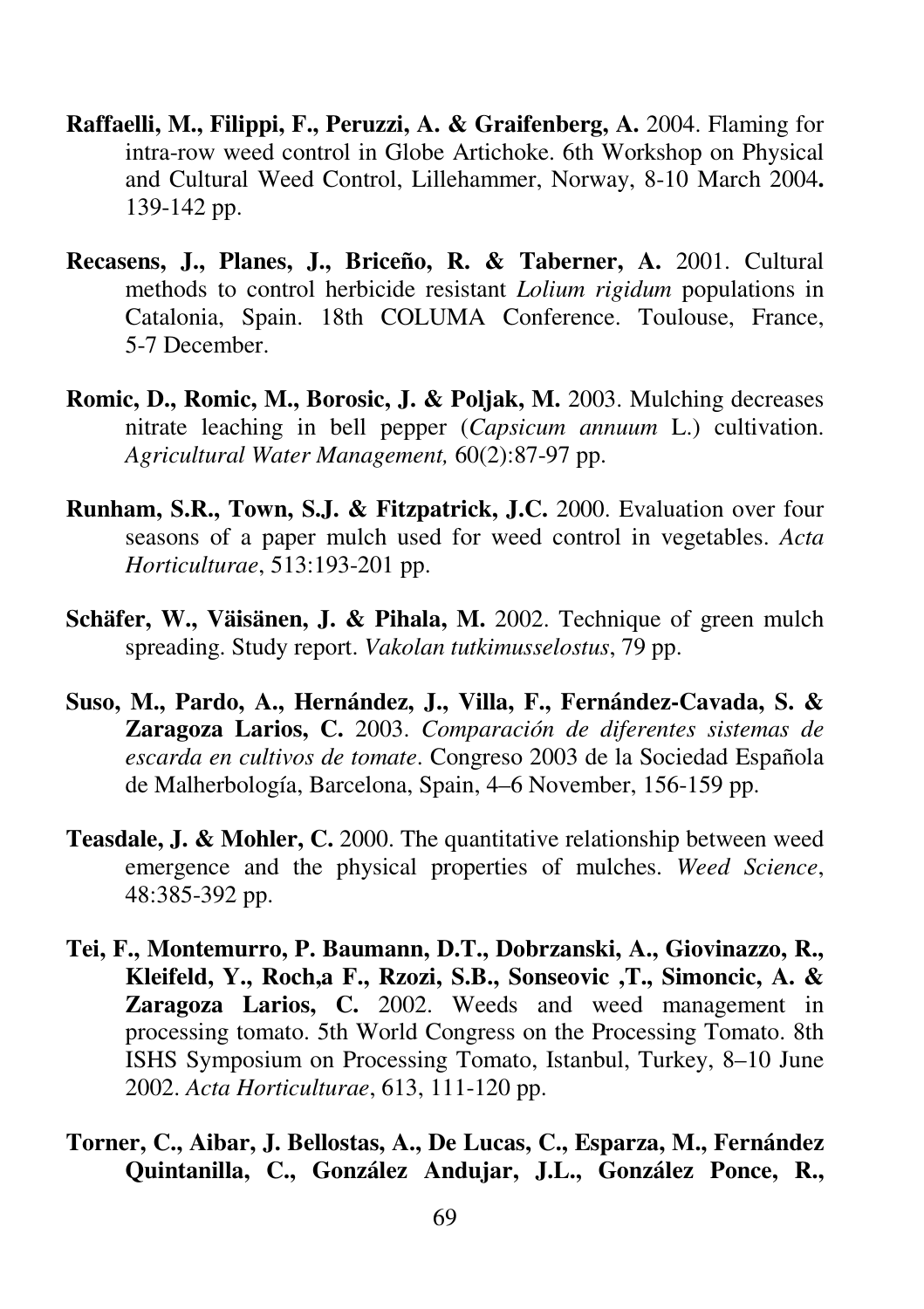**Raffaelli, M., Filippi, F., Peruzzi, A. & Graifenberg, A.** 2004. Flaming for intra-row weed control in Globe Artichoke. 6th Workshop on Physical and Cultural Weed Control, Lillehammer, Norway, 8-10 March 2004**.** 139-142 pp.

**Recasens, J., Planes, J., Briceño, R. & Taberner, A.** 2001. Cultural methods to control herbicide resistant *Lolium rigidum* populations in Catalonia, Spain. 18th COLUMA Conference. Toulouse, France, 5-7 December.

**Romic, D., Romic, M., Borosic, J. & Poljak, M.** 2003. Mulching decreases nitrate leaching in bell pepper (*Capsicum annuum* L.) cultivation. *Agricultural Water Management,* 60(2):87-97 pp.

**Runham, S.R., Town, S.J. & Fitzpatrick, J.C.** 2000. Evaluation over four seasons of a paper mulch used for weed control in vegetables. *Acta Horticulturae*, 513:193-201 pp.

**Schäfer, W., Väisänen, J. & Pihala, M.** 2002. Technique of green mulch spreading. Study report. *Vakolan tutkimusselostus*, 79 pp.

**Suso, M., Pardo, A., Hernández, J., Villa, F., Fernández-Cavada, S. & Zaragoza Larios, C.** 2003. *Comparación de diferentes sistemas de escarda en cultivos de tomate*. Congreso 2003 de la Sociedad Española de Malherbología, Barcelona, Spain, 4–6 November, 156-159 pp.

**Teasdale, J. & Mohler, C.** 2000. The quantitative relationship between weed emergence and the physical properties of mulches. *Weed Science*, 48:385-392 pp.

**Tei, F., Montemurro, P. Baumann, D.T., Dobrzanski, A., Giovinazzo, R., Kleifeld, Y., Roch,a F., Rzozi, S.B., Sonseovic ,T., Simoncic, A. & Zaragoza Larios, C.** 2002. Weeds and weed management in processing tomato. 5th World Congress on the Processing Tomato. 8th ISHS Symposium on Processing Tomato, Istanbul, Turkey, 8–10 June 2002. *Acta Horticulturae*, 613, 111-120 pp.

**Torner, C., Aibar, J. Bellostas, A., De Lucas, C., Esparza, M., Fernández Quintanilla, C., González Andujar, J.L., González Ponce, R.,**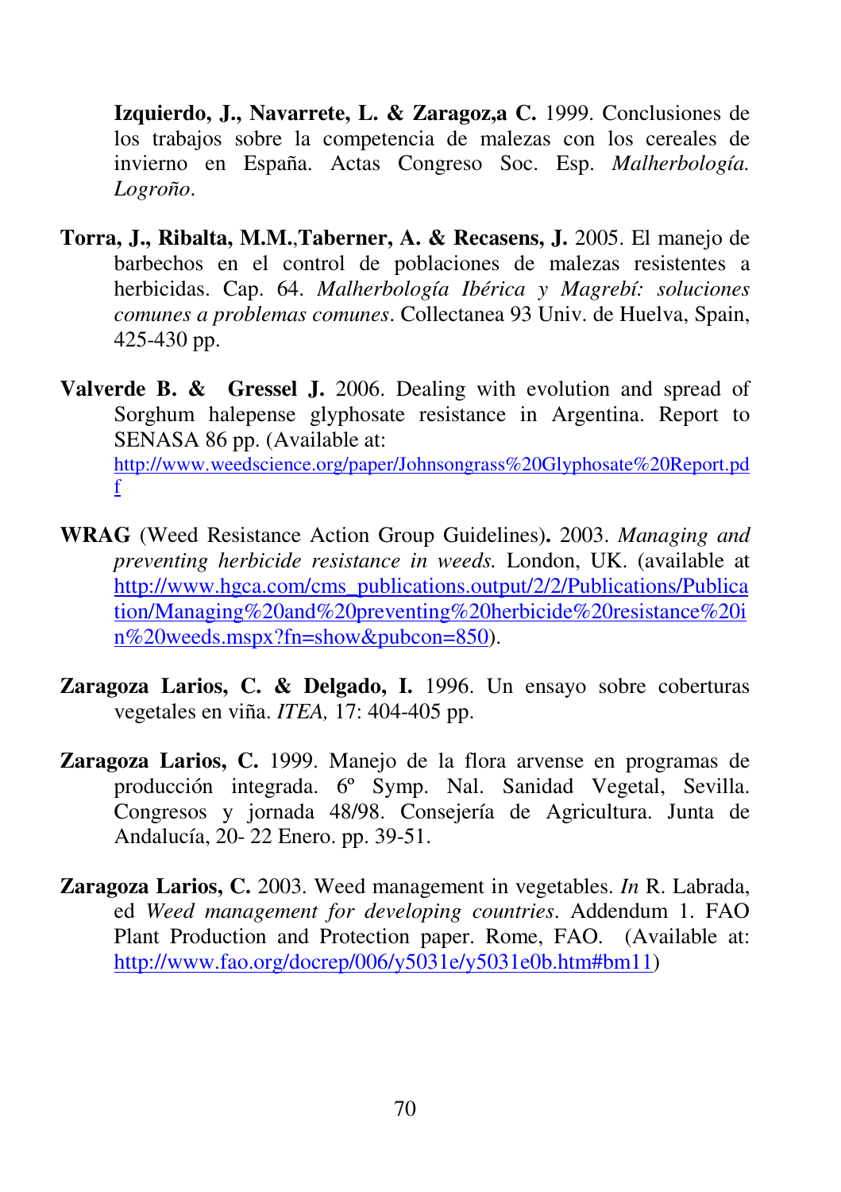**Izquierdo, J., Navarrete, L. & Zaragoz,a C.** 1999. Conclusiones de los trabajos sobre la competencia de malezas con los cereales de invierno en España. Actas Congreso Soc. Esp. *Malherbología. Logroño*.

**Torra, J., Ribalta, M.M.**,**Taberner, A. & Recasens, J.** 2005. El manejo de barbechos en el control de poblaciones de malezas resistentes a herbicidas. Cap. 64. *Malherbología Ibérica y Magrebí: soluciones comunes a problemas comunes*. Collectanea 93 Univ. de Huelva, Spain, 425-430 pp.

**Valverde B. & Gressel J.** 2006. Dealing with evolution and spread of Sorghum halepense glyphosate resistance in Argentina. Report to SENASA 86 pp. (Available at: http://www.weedscience.org/paper/Johnsongrass%20Glyphosate%20Report.pdf

**WRAG** (Weed Resistance Action Group Guidelines)**.** 2003. *Managing and preventing herbicide resistance in weeds.* London, UK. (available at http://www.hgca.com/cms_publications.output/2/2/Publications/Publication/Managing%20and%20preventing%20herbicide%20resistance%20in%20weeds.mspx?fn=show&pubcon=850).

**Zaragoza Larios, C. & Delgado, I.** 1996. Un ensayo sobre coberturas vegetales en viña. *ITEA,* 17: 404-405 pp.

**Zaragoza Larios, C.** 1999. Manejo de la flora arvense en programas de producción integrada. 6º Symp. Nal. Sanidad Vegetal, Sevilla. Congresos y jornada 48/98. Consejería de Agricultura. Junta de Andalucía, 20- 22 Enero. pp. 39-51.

**Zaragoza Larios, C.** 2003. Weed management in vegetables. *In* R. Labrada, ed *Weed management for developing countries*. Addendum 1. FAO Plant Production and Protection paper. Rome, FAO. (Available at: http://www.fao.org/docrep/006/y5031e/y5031e0b.htm#bm11)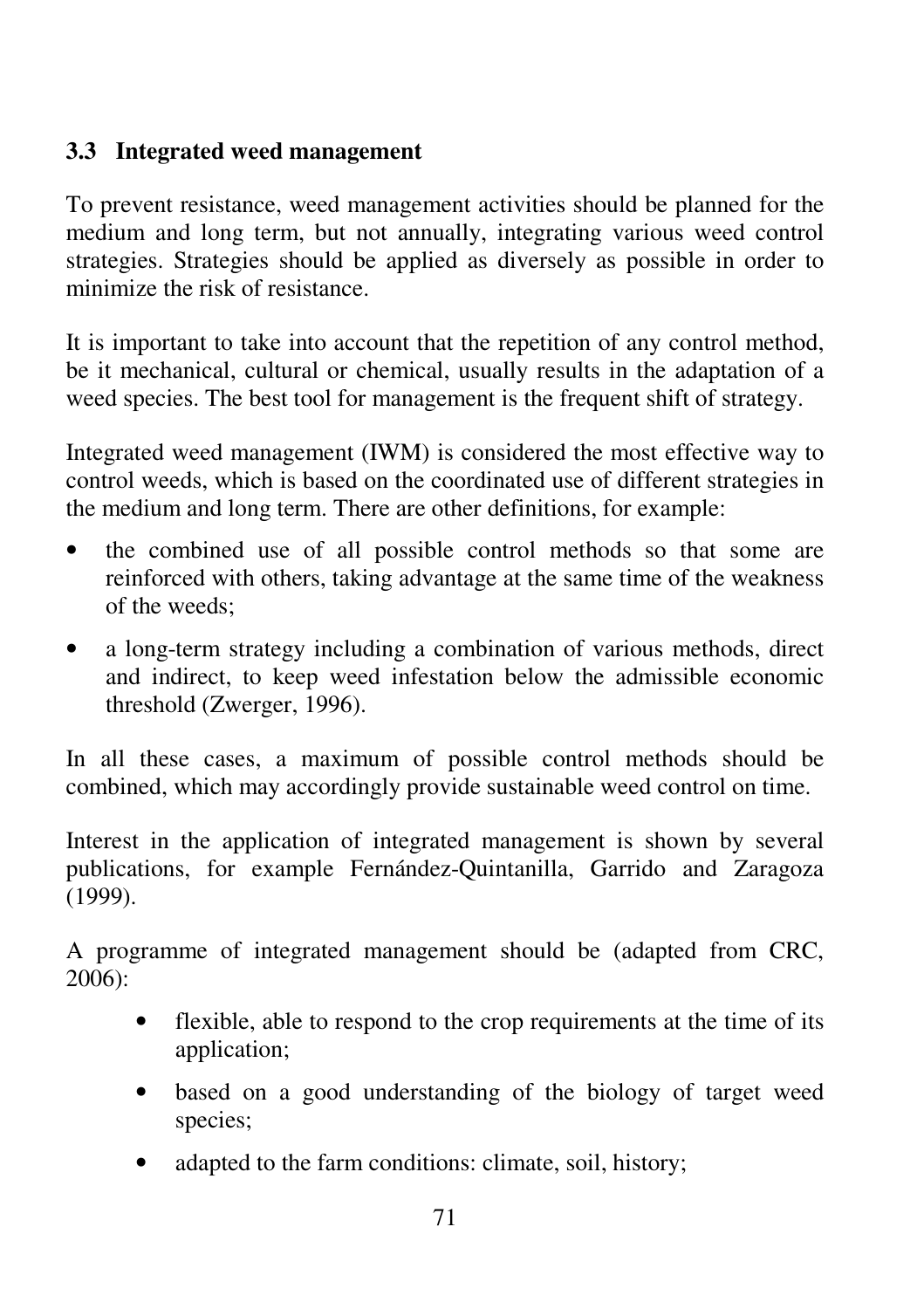## 3.3 Integrated weed management

To prevent resistance, weed management activities should be planned for the medium and long term, but not annually, integrating various weed control strategies. Strategies should be applied as diversely as possible in order to minimize the risk of resistance.

It is important to take into account that the repetition of any control method, be it mechanical, cultural or chemical, usually results in the adaptation of a weed species. The best tool for management is the frequent shift of strategy.

Integrated weed management (IWM) is considered the most effective way to control weeds, which is based on the coordinated use of different strategies in the medium and long term. There are other definitions, for example:

- the combined use of all possible control methods so that some are reinforced with others, taking advantage at the same time of the weakness of the weeds;
- a long-term strategy including a combination of various methods, direct and indirect, to keep weed infestation below the admissible economic threshold (Zwerger, 1996).

In all these cases, a maximum of possible control methods should be combined, which may accordingly provide sustainable weed control on time.

Interest in the application of integrated management is shown by several publications, for example Fernández-Quintanilla, Garrido and Zaragoza (1999).

A programme of integrated management should be (adapted from CRC, 2006):

- flexible, able to respond to the crop requirements at the time of its application;
- based on a good understanding of the biology of target weed species;
- adapted to the farm conditions: climate, soil, history;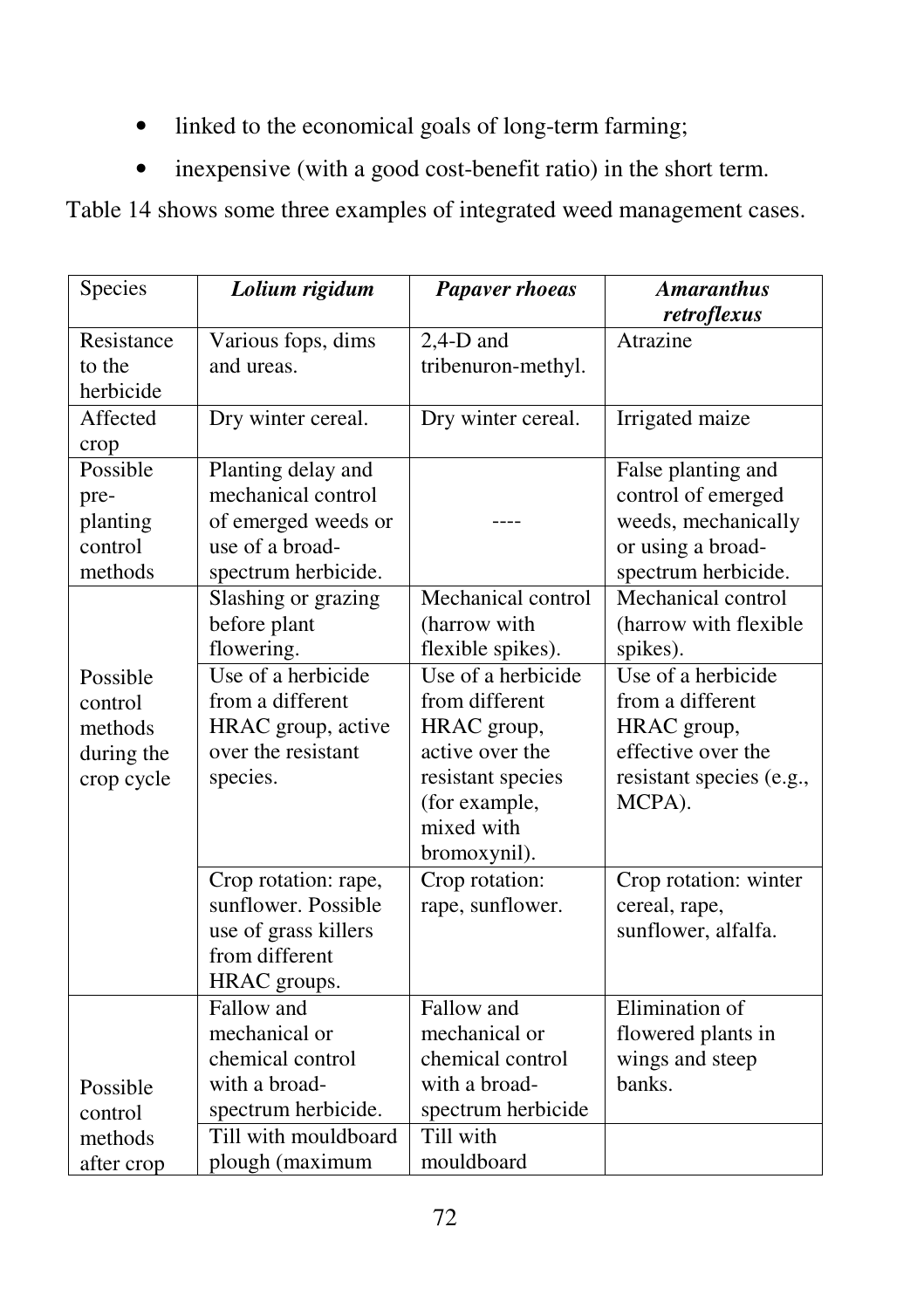- linked to the economical goals of long-term farming;
- inexpensive (with a good cost-benefit ratio) in the short term.

Table 14 shows some three examples of integrated weed management cases.

| Species | ***Lolium rigidum*** | ***Papaver rhoeas*** | ***Amaranthus retroflexus*** |
|---|---|---|---|
| Resistance to the herbicide | Various fops, dims and ureas. | 2,4-D and tribenuron-methyl. | Atrazine |
| Affected crop | Dry winter cereal. | Dry winter cereal. | Irrigated maize |
| Possible pre-planting control methods | Planting delay and mechanical control of emerged weeds or use of a broad-spectrum herbicide. | ---- | False planting and control of emerged weeds, mechanically or using a broad-spectrum herbicide. |
| Possible control methods during the crop cycle | Slashing or grazing before plant flowering. | Mechanical control (harrow with flexible spikes). | Mechanical control (harrow with flexible spikes). |
| | Use of a herbicide from a different HRAC group, active over the resistant species. | Use of a herbicide from different HRAC group, active over the resistant species (for example, mixed with bromoxynil). | Use of a herbicide from a different HRAC group, effective over the resistant species (e.g., MCPA). |
| | Crop rotation: rape, sunflower. Possible use of grass killers from different HRAC groups. | Crop rotation: rape, sunflower. | Crop rotation: winter cereal, rape, sunflower, alfalfa. |
| Possible control methods after crop | Fallow and mechanical or chemical control with a broad-spectrum herbicide. | Fallow and mechanical or chemical control with a broad-spectrum herbicide | Elimination of flowered plants in wings and steep banks. |
| | Till with mouldboard plough (maximum | Till with mouldboard | |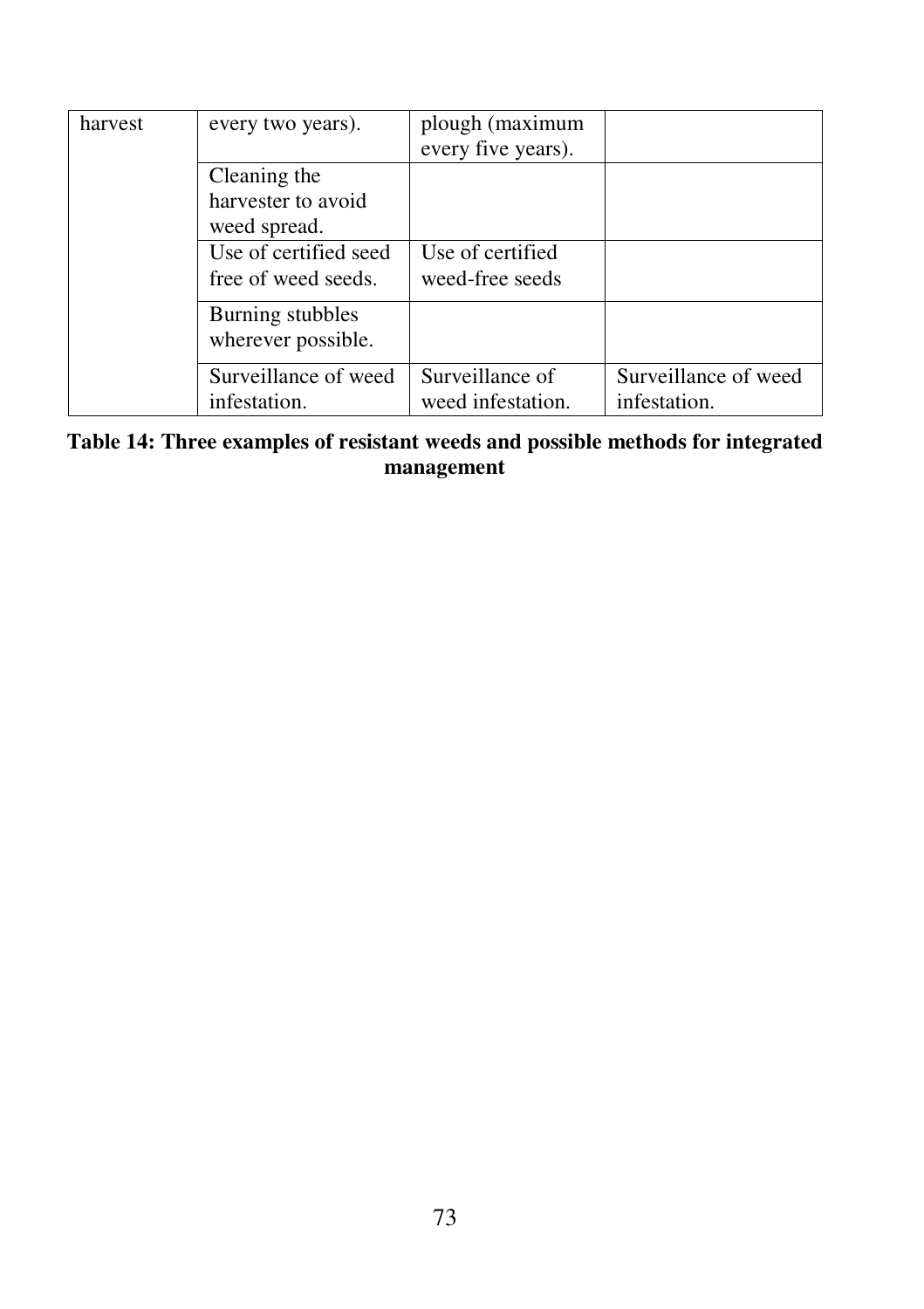| | | | |
|---|---|---|---|
| harvest | every two years). | plough (maximum every five years). | |
| | Cleaning the harvester to avoid weed spread. | | |
| | Use of certified seed free of weed seeds. | Use of certified weed-free seeds | |
| | Burning stubbles wherever possible. | | |
| | Surveillance of weed infestation. | Surveillance of weed infestation. | Surveillance of weed infestation. |

**Table 14: Three examples of resistant weeds and possible methods for integrated management**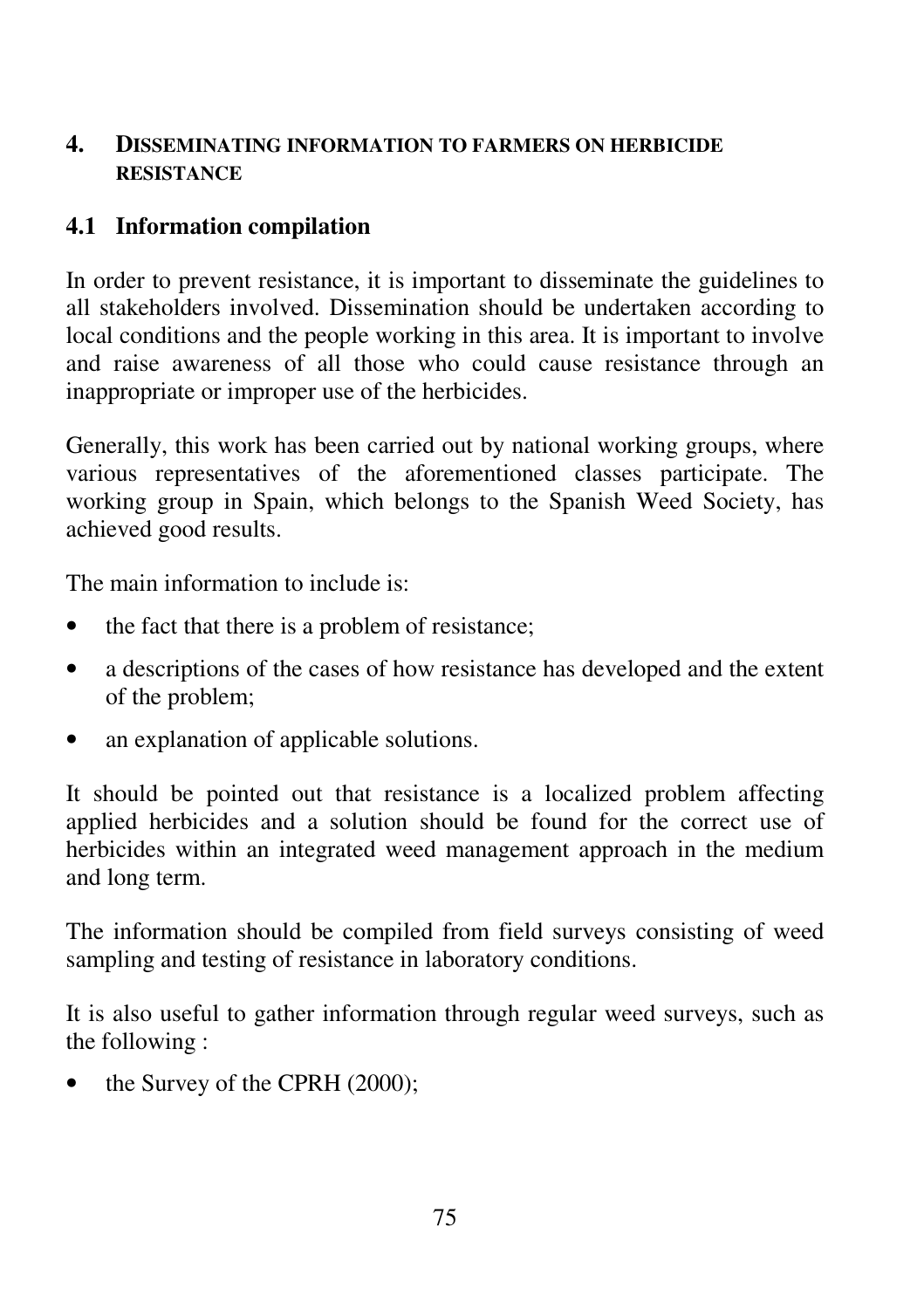## 4. DISSEMINATING INFORMATION TO FARMERS ON HERBICIDE RESISTANCE

### 4.1 Information compilation

In order to prevent resistance, it is important to disseminate the guidelines to all stakeholders involved. Dissemination should be undertaken according to local conditions and the people working in this area. It is important to involve and raise awareness of all those who could cause resistance through an inappropriate or improper use of the herbicides.

Generally, this work has been carried out by national working groups, where various representatives of the aforementioned classes participate. The working group in Spain, which belongs to the Spanish Weed Society, has achieved good results.

The main information to include is:

- the fact that there is a problem of resistance;
- a descriptions of the cases of how resistance has developed and the extent of the problem;
- an explanation of applicable solutions.

It should be pointed out that resistance is a localized problem affecting applied herbicides and a solution should be found for the correct use of herbicides within an integrated weed management approach in the medium and long term.

The information should be compiled from field surveys consisting of weed sampling and testing of resistance in laboratory conditions.

It is also useful to gather information through regular weed surveys, such as the following :

- the Survey of the CPRH (2000);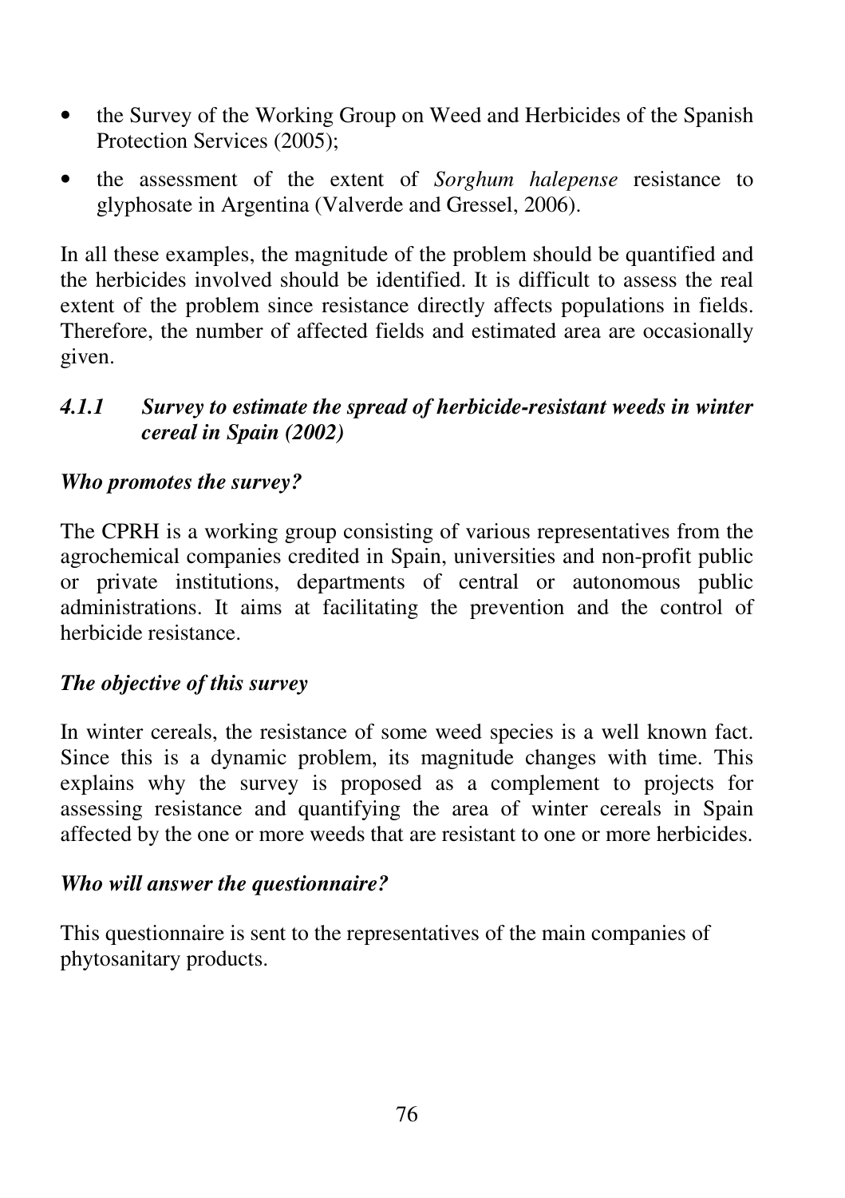- the Survey of the Working Group on Weed and Herbicides of the Spanish Protection Services (2005);
- the assessment of the extent of *Sorghum halepense* resistance to glyphosate in Argentina (Valverde and Gressel, 2006).

In all these examples, the magnitude of the problem should be quantified and the herbicides involved should be identified. It is difficult to assess the real extent of the problem since resistance directly affects populations in fields. Therefore, the number of affected fields and estimated area are occasionally given.

#### *4.1.1 Survey to estimate the spread of herbicide-resistant weeds in winter cereal in Spain (2002)*

***Who promotes the survey?***

The CPRH is a working group consisting of various representatives from the agrochemical companies credited in Spain, universities and non-profit public or private institutions, departments of central or autonomous public administrations. It aims at facilitating the prevention and the control of herbicide resistance.

***The objective of this survey***

In winter cereals, the resistance of some weed species is a well known fact. Since this is a dynamic problem, its magnitude changes with time. This explains why the survey is proposed as a complement to projects for assessing resistance and quantifying the area of winter cereals in Spain affected by the one or more weeds that are resistant to one or more herbicides.

***Who will answer the questionnaire?***

This questionnaire is sent to the representatives of the main companies of phytosanitary products.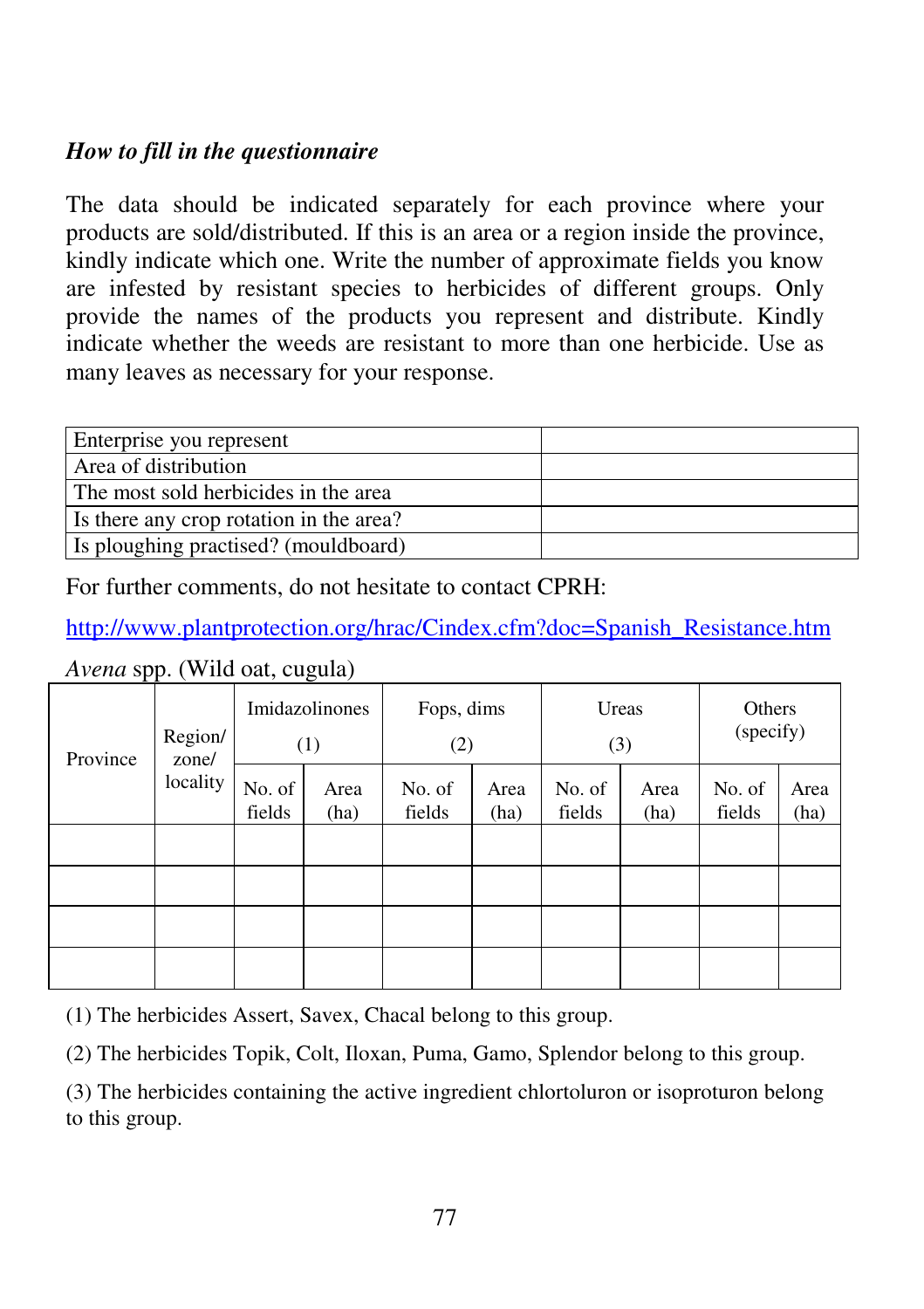*How to fill in the questionnaire*

The data should be indicated separately for each province where your products are sold/distributed. If this is an area or a region inside the province, kindly indicate which one. Write the number of approximate fields you know are infested by resistant species to herbicides of different groups. Only provide the names of the products you represent and distribute. Kindly indicate whether the weeds are resistant to more than one herbicide. Use as many leaves as necessary for your response.

| Enterprise you represent | |
|---|---|
| Area of distribution | |
| The most sold herbicides in the area | |
| Is there any crop rotation in the area? | |
| Is ploughing practised? (mouldboard) | |

For further comments, do not hesitate to contact CPRH:

http://www.plantprotection.org/hrac/Cindex.cfm?doc=Spanish_Resistance.htm

*Avena* spp. (Wild oat, cugula)

| Province | Region/ zone/ locality | Imidazolinones (1) | | Fops, dims (2) | | Ureas (3) | | Others (specify) | |
|---|---|---|---|---|---|---|---|---|---|
| | | No. of fields | Area (ha) | No. of fields | Area (ha) | No. of fields | Area (ha) | No. of fields | Area (ha) |
| | | | | | | | | | |
| | | | | | | | | | |
| | | | | | | | | | |
| | | | | | | | | | |

(1) The herbicides Assert, Savex, Chacal belong to this group.

(2) The herbicides Topik, Colt, Iloxan, Puma, Gamo, Splendor belong to this group.

(3) The herbicides containing the active ingredient chlortoluron or isoproturon belong to this group.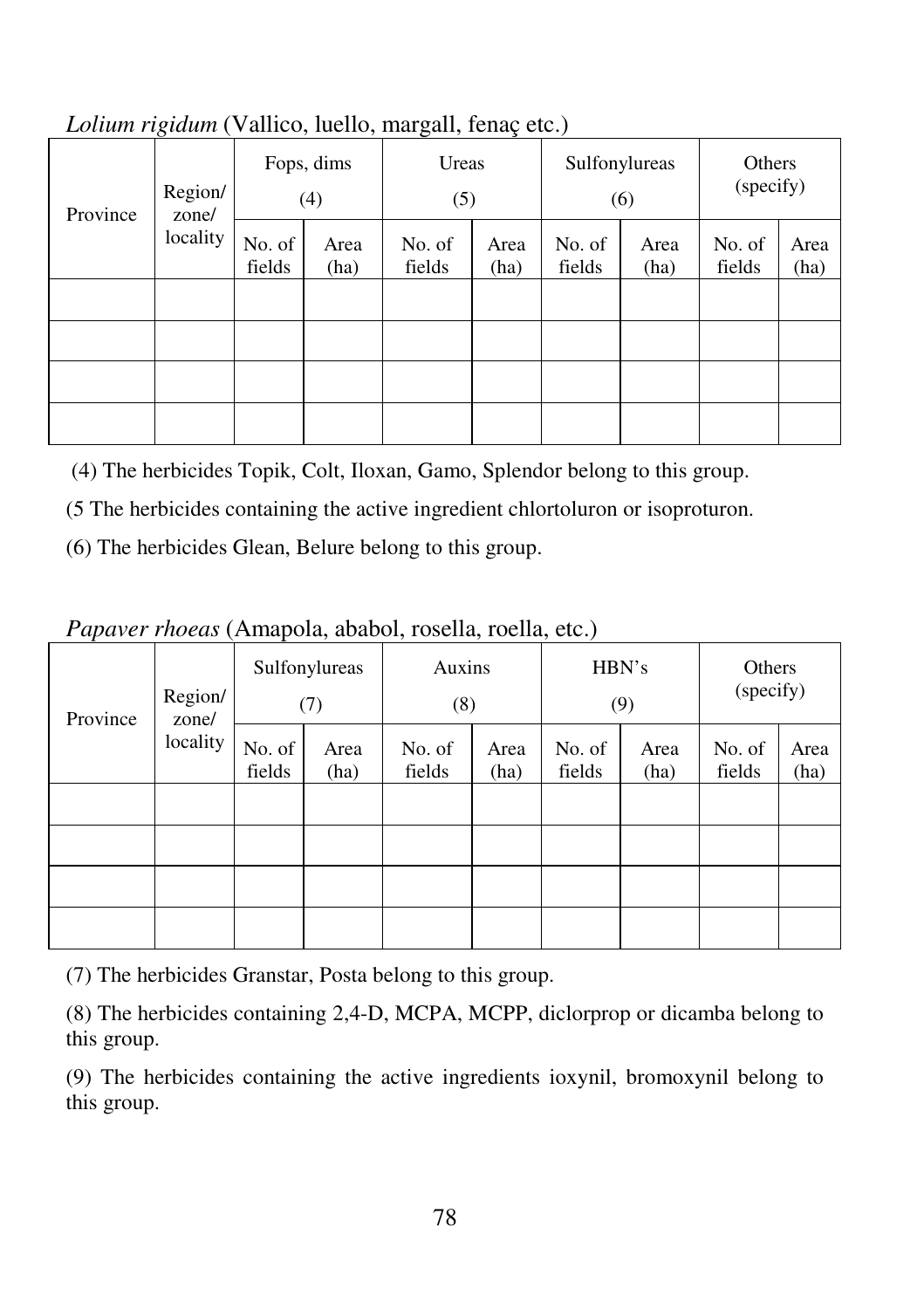*Lolium rigidum* (Vallico, luello, margall, fenaç etc.)

| Province | Region/ zone/ locality | Fops, dims (4) | | Ureas (5) | | Sulfonylureas (6) | | Others (specify) | |
|---|---|---|---|---|---|---|---|---|---|
| | | No. of fields | Area (ha) | No. of fields | Area (ha) | No. of fields | Area (ha) | No. of fields | Area (ha) |
| | | | | | | | | | |
| | | | | | | | | | |
| | | | | | | | | | |
| | | | | | | | | | |

(4) The herbicides Topik, Colt, Iloxan, Gamo, Splendor belong to this group.

(5 The herbicides containing the active ingredient chlortoluron or isoproturon.

(6) The herbicides Glean, Belure belong to this group.

*Papaver rhoeas* (Amapola, ababol, rosella, roella, etc.)

| Province | Region/ zone/ locality | Sulfonylureas (7) | | Auxins (8) | | HBN's (9) | | Others (specify) | |
|---|---|---|---|---|---|---|---|---|---|
| | | No. of fields | Area (ha) | No. of fields | Area (ha) | No. of fields | Area (ha) | No. of fields | Area (ha) |
| | | | | | | | | | |
| | | | | | | | | | |
| | | | | | | | | | |
| | | | | | | | | | |

(7) The herbicides Granstar, Posta belong to this group.

(8) The herbicides containing 2,4-D, MCPA, MCPP, diclorprop or dicamba belong to this group.

(9) The herbicides containing the active ingredients ioxynil, bromoxynil belong to this group.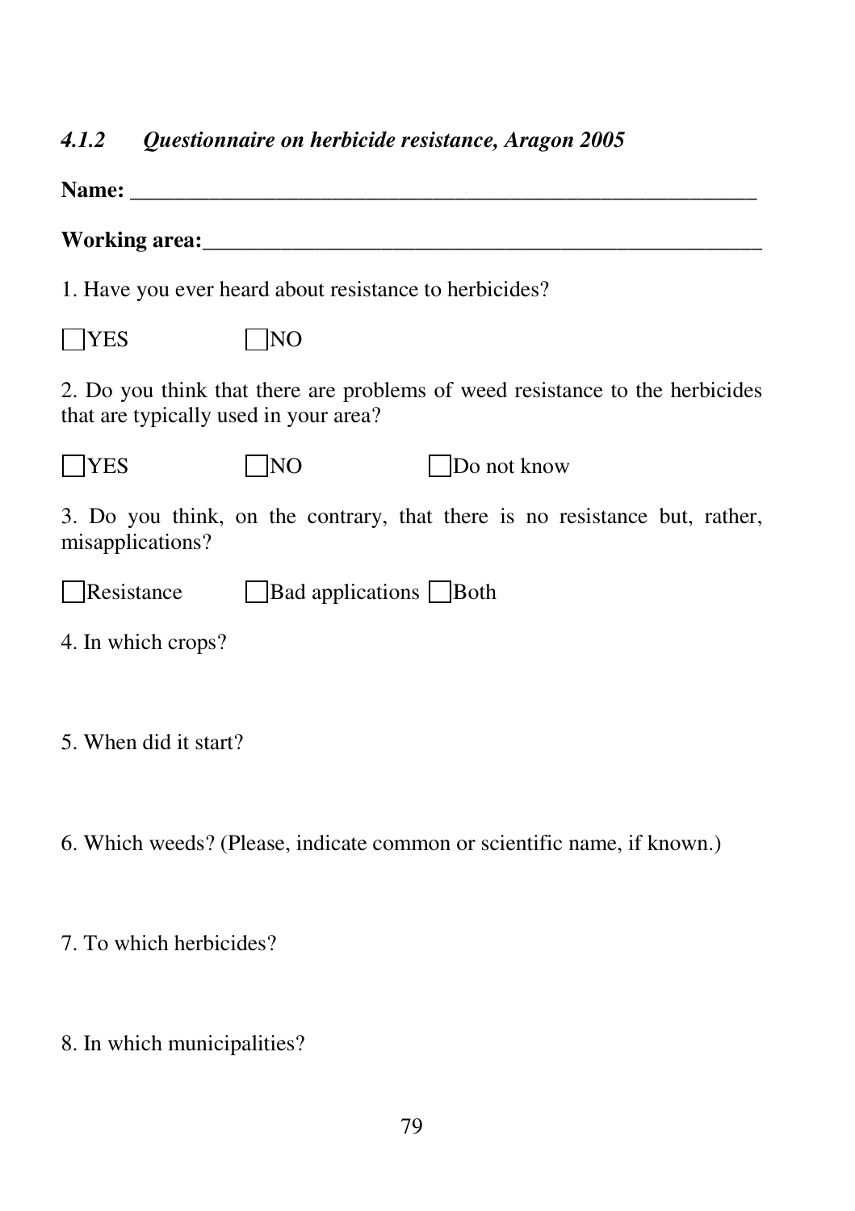#### *4.1.2 Questionnaire on herbicide resistance, Aragon 2005*

**Name:** ____________________________________________________________

**Working area:**______________________________________________________

1. Have you ever heard about resistance to herbicides?

☐YES ☐NO

2. Do you think that there are problems of weed resistance to the herbicides that are typically used in your area?

☐YES ☐NO ☐Do not know

3. Do you think, on the contrary, that there is no resistance but, rather, misapplications?

☐Resistance ☐Bad applications ☐Both

4. In which crops?

5. When did it start?

6. Which weeds? (Please, indicate common or scientific name, if known.)

7. To which herbicides?

8. In which municipalities?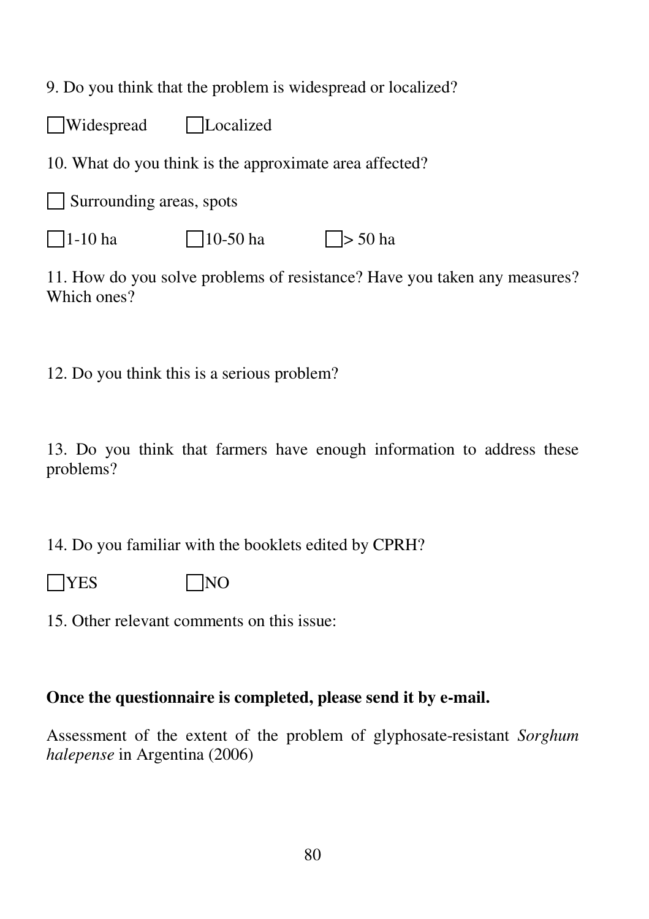9. Do you think that the problem is widespread or localized?

☐ Widespread ☐ Localized

10. What do you think is the approximate area affected?

☐ Surrounding areas, spots

☐ 1-10 ha ☐ 10-50 ha ☐ > 50 ha

11. How do you solve problems of resistance? Have you taken any measures? Which ones?

12. Do you think this is a serious problem?

13. Do you think that farmers have enough information to address these problems?

14. Do you familiar with the booklets edited by CPRH?

☐ YES ☐ NO

15. Other relevant comments on this issue:

**Once the questionnaire is completed, please send it by e-mail.**

Assessment of the extent of the problem of glyphosate-resistant *Sorghum halepense* in Argentina (2006)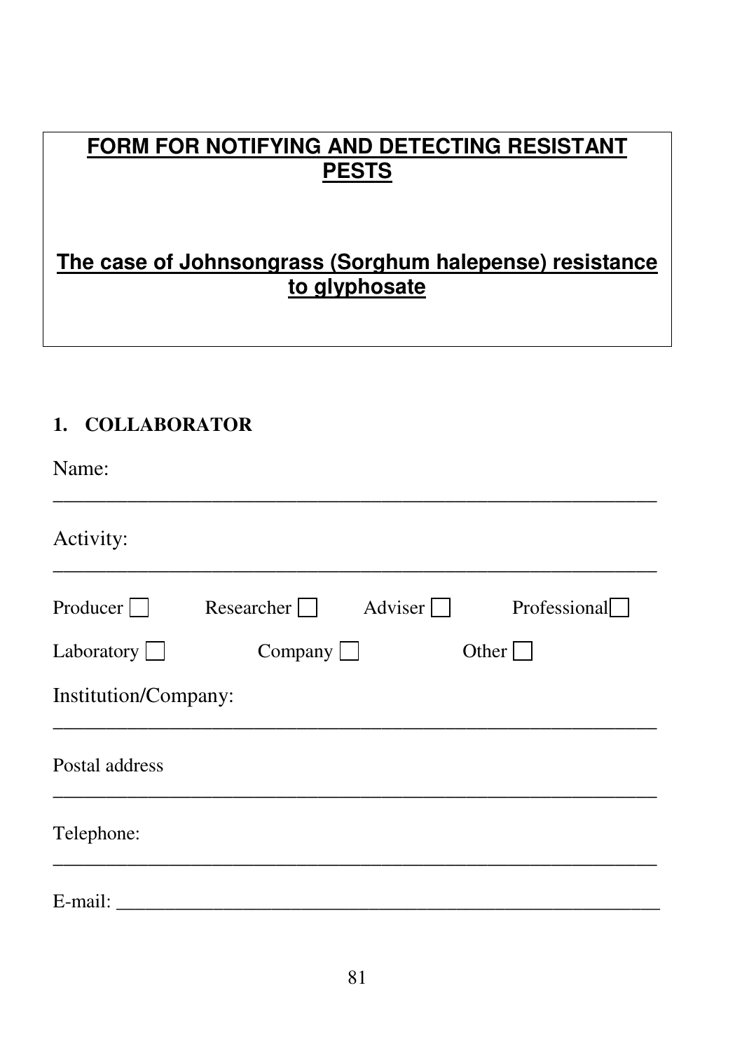# **FORM FOR NOTIFYING AND DETECTING RESISTANT PESTS**

## **The case of Johnsongrass (Sorghum halepense) resistance to glyphosate**

### 1. COLLABORATOR

Name:

_______________________________________________________________

Activity:

_______________________________________________________________

Producer ☐ Researcher ☐ Adviser ☐ Professional ☐

Laboratory ☐ Company ☐ Other ☐

Institution/Company:

_______________________________________________________________

Postal address

_______________________________________________________________

Telephone:

_______________________________________________________________

E-mail: _______________________________________________________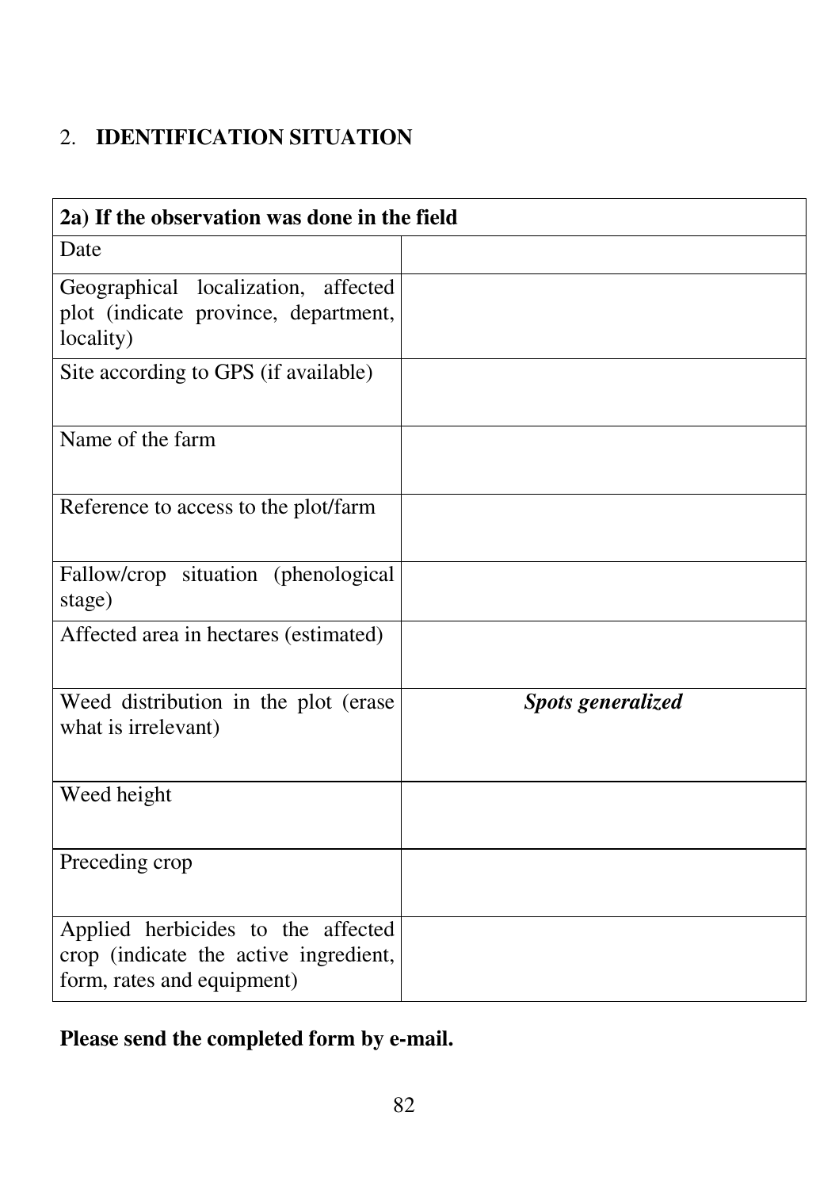## 2. **IDENTIFICATION SITUATION**

| **2a) If the observation was done in the field** | |
|---|---|
| Date | |
| Geographical localization, affected plot (indicate province, department, locality) | |
| Site according to GPS (if available) | |
| Name of the farm | |
| Reference to access to the plot/farm | |
| Fallow/crop situation (phenological stage) | |
| Affected area in hectares (estimated) | |
| Weed distribution in the plot (erase what is irrelevant) | ***Spots generalized*** |
| Weed height | |
| Preceding crop | |
| Applied herbicides to the affected crop (indicate the active ingredient, form, rates and equipment) | |

**Please send the completed form by e-mail.**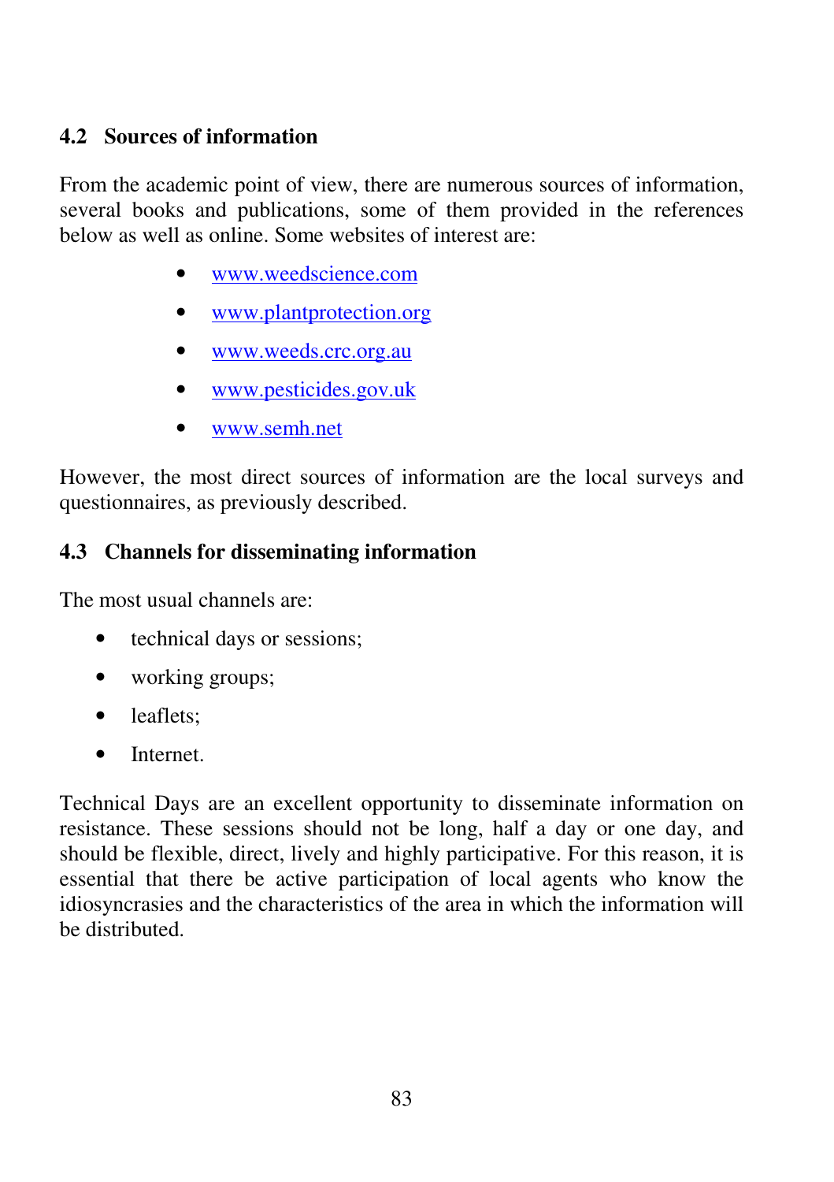## 4.2 Sources of information

From the academic point of view, there are numerous sources of information, several books and publications, some of them provided in the references below as well as online. Some websites of interest are:

- www.weedscience.com
- www.plantprotection.org
- www.weeds.crc.org.au
- www.pesticides.gov.uk
- www.semh.net

However, the most direct sources of information are the local surveys and questionnaires, as previously described.

## 4.3 Channels for disseminating information

The most usual channels are:

- technical days or sessions;
- working groups;
- leaflets;
- Internet.

Technical Days are an excellent opportunity to disseminate information on resistance. These sessions should not be long, half a day or one day, and should be flexible, direct, lively and highly participative. For this reason, it is essential that there be active participation of local agents who know the idiosyncrasies and the characteristics of the area in which the information will be distributed.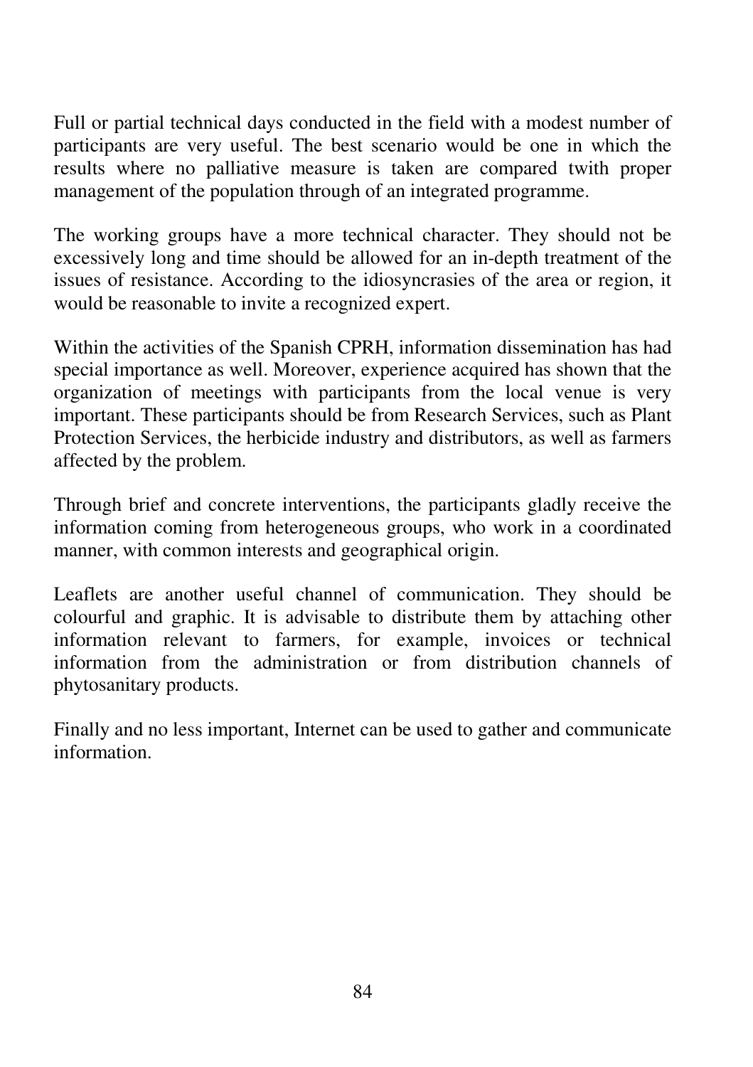Full or partial technical days conducted in the field with a modest number of participants are very useful. The best scenario would be one in which the results where no palliative measure is taken are compared twith proper management of the population through of an integrated programme.

The working groups have a more technical character. They should not be excessively long and time should be allowed for an in-depth treatment of the issues of resistance. According to the idiosyncrasies of the area or region, it would be reasonable to invite a recognized expert.

Within the activities of the Spanish CPRH, information dissemination has had special importance as well. Moreover, experience acquired has shown that the organization of meetings with participants from the local venue is very important. These participants should be from Research Services, such as Plant Protection Services, the herbicide industry and distributors, as well as farmers affected by the problem.

Through brief and concrete interventions, the participants gladly receive the information coming from heterogeneous groups, who work in a coordinated manner, with common interests and geographical origin.

Leaflets are another useful channel of communication. They should be colourful and graphic. It is advisable to distribute them by attaching other information relevant to farmers, for example, invoices or technical information from the administration or from distribution channels of phytosanitary products.

Finally and no less important, Internet can be used to gather and communicate information.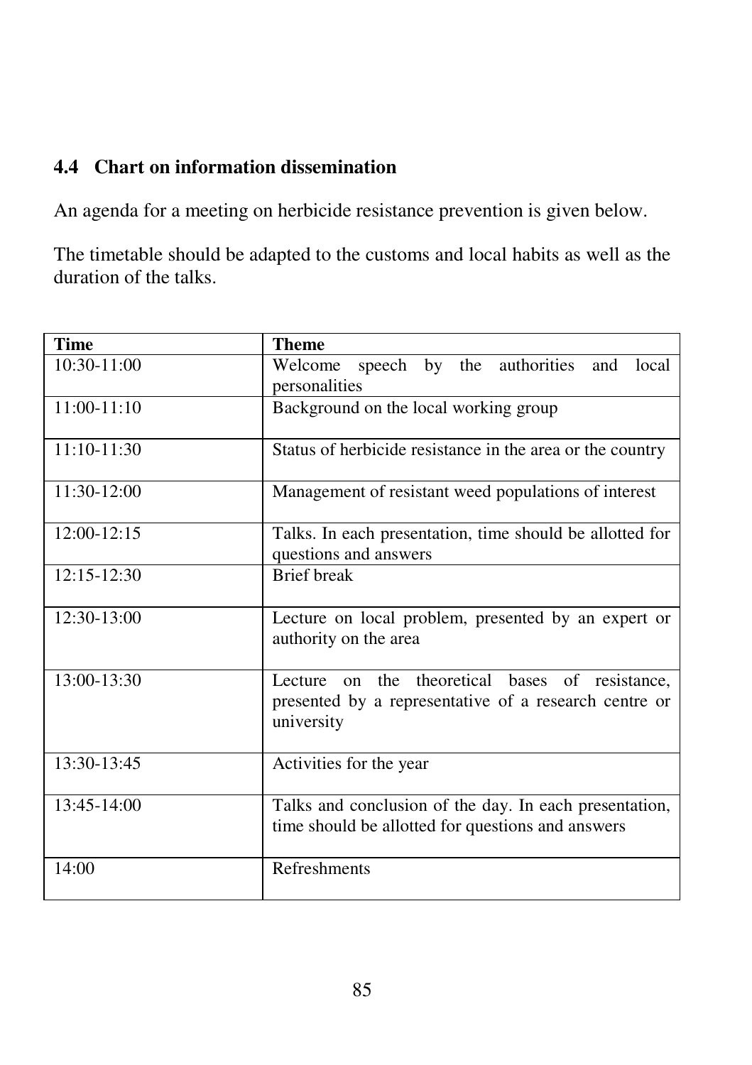## 4.4 Chart on information dissemination

An agenda for a meeting on herbicide resistance prevention is given below.

The timetable should be adapted to the customs and local habits as well as the duration of the talks.

| Time | Theme |
|---|---|
| 10:30-11:00 | Welcome speech by the authorities and local personalities |
| 11:00-11:10 | Background on the local working group |
| 11:10-11:30 | Status of herbicide resistance in the area or the country |
| 11:30-12:00 | Management of resistant weed populations of interest |
| 12:00-12:15 | Talks. In each presentation, time should be allotted for questions and answers |
| 12:15-12:30 | Brief break |
| 12:30-13:00 | Lecture on local problem, presented by an expert or authority on the area |
| 13:00-13:30 | Lecture on the theoretical bases of resistance, presented by a representative of a research centre or university |
| 13:30-13:45 | Activities for the year |
| 13:45-14:00 | Talks and conclusion of the day. In each presentation, time should be allotted for questions and answers |
| 14:00 | Refreshments |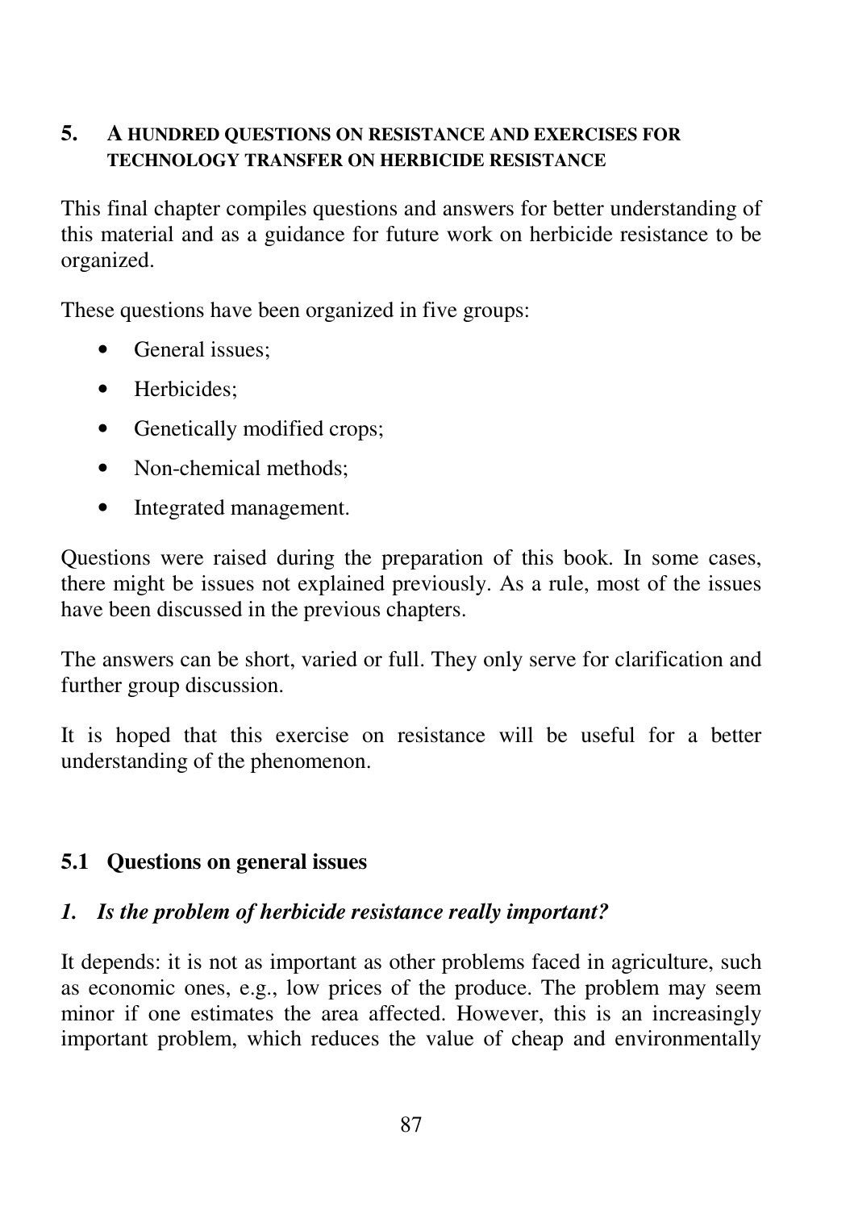## 5. A HUNDRED QUESTIONS ON RESISTANCE AND EXERCISES FOR TECHNOLOGY TRANSFER ON HERBICIDE RESISTANCE

This final chapter compiles questions and answers for better understanding of this material and as a guidance for future work on herbicide resistance to be organized.

These questions have been organized in five groups:

- General issues;
- Herbicides;
- Genetically modified crops;
- Non-chemical methods;
- Integrated management.

Questions were raised during the preparation of this book. In some cases, there might be issues not explained previously. As a rule, most of the issues have been discussed in the previous chapters.

The answers can be short, varied or full. They only serve for clarification and further group discussion.

It is hoped that this exercise on resistance will be useful for a better understanding of the phenomenon.

### 5.1 Questions on general issues

#### *1. Is the problem of herbicide resistance really important?*

It depends: it is not as important as other problems faced in agriculture, such as economic ones, e.g., low prices of the produce. The problem may seem minor if one estimates the area affected. However, this is an increasingly important problem, which reduces the value of cheap and environmentally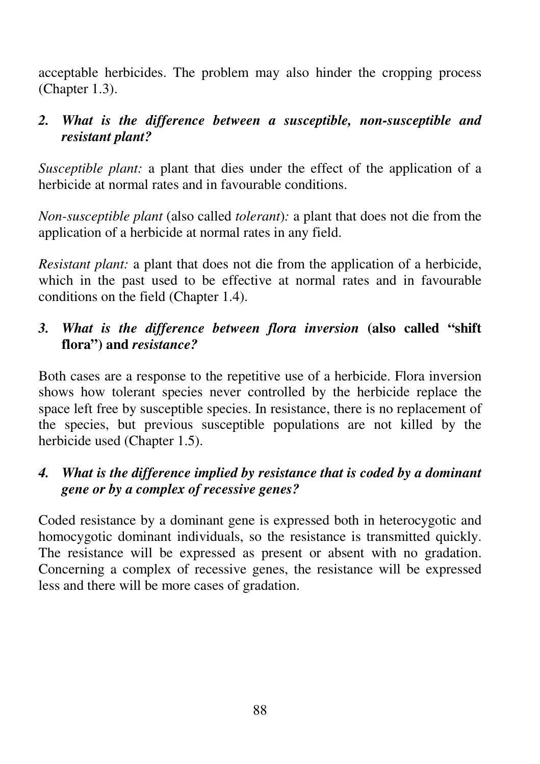acceptable herbicides. The problem may also hinder the cropping process (Chapter 1.3).

### *2. What is the difference between a susceptible, non-susceptible and resistant plant?*

*Susceptible plant:* a plant that dies under the effect of the application of a herbicide at normal rates and in favourable conditions.

*Non-susceptible plant* (also called *tolerant*)*:* a plant that does not die from the application of a herbicide at normal rates in any field.

*Resistant plant:* a plant that does not die from the application of a herbicide, which in the past used to be effective at normal rates and in favourable conditions on the field (Chapter 1.4).

### *3. What is the difference between flora inversion* **(also called "shift flora") and** *resistance?*

Both cases are a response to the repetitive use of a herbicide. Flora inversion shows how tolerant species never controlled by the herbicide replace the space left free by susceptible species. In resistance, there is no replacement of the species, but previous susceptible populations are not killed by the herbicide used (Chapter 1.5).

### *4. What is the difference implied by resistance that is coded by a dominant gene or by a complex of recessive genes?*

Coded resistance by a dominant gene is expressed both in heterocygotic and homocygotic dominant individuals, so the resistance is transmitted quickly. The resistance will be expressed as present or absent with no gradation. Concerning a complex of recessive genes, the resistance will be expressed less and there will be more cases of gradation.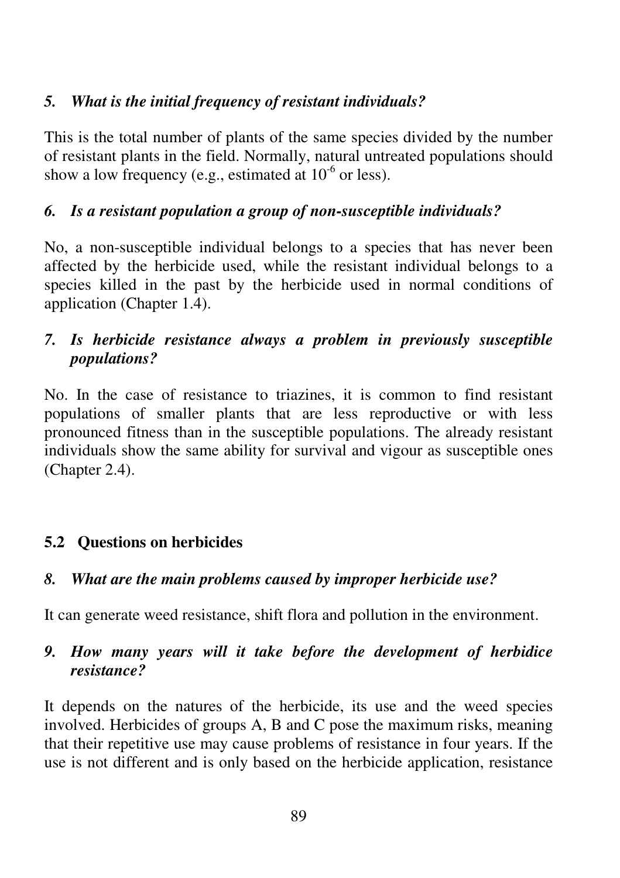*5. What is the initial frequency of resistant individuals?*

This is the total number of plants of the same species divided by the number of resistant plants in the field. Normally, natural untreated populations should show a low frequency (e.g., estimated at $10^{-6}$ or less).

*6. Is a resistant population a group of non-susceptible individuals?*

No, a non-susceptible individual belongs to a species that has never been affected by the herbicide used, while the resistant individual belongs to a species killed in the past by the herbicide used in normal conditions of application (Chapter 1.4).

*7. Is herbicide resistance always a problem in previously susceptible populations?*

No. In the case of resistance to triazines, it is common to find resistant populations of smaller plants that are less reproductive or with less pronounced fitness than in the susceptible populations. The already resistant individuals show the same ability for survival and vigour as susceptible ones (Chapter 2.4).

## 5.2 Questions on herbicides

*8. What are the main problems caused by improper herbicide use?*

It can generate weed resistance, shift flora and pollution in the environment.

*9. How many years will it take before the development of herbidice resistance?*

It depends on the natures of the herbicide, its use and the weed species involved. Herbicides of groups A, B and C pose the maximum risks, meaning that their repetitive use may cause problems of resistance in four years. If the use is not different and is only based on the herbicide application, resistance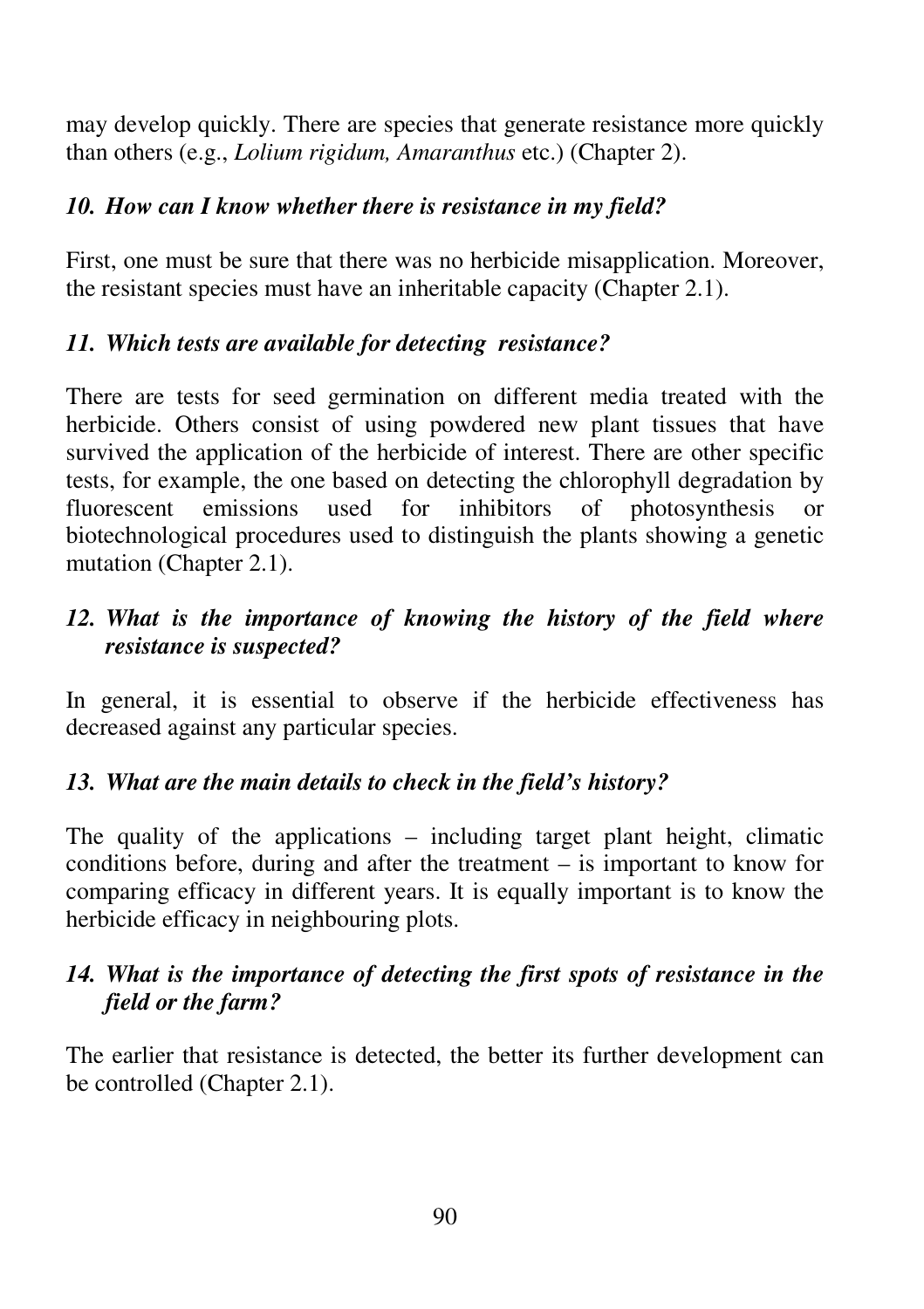may develop quickly. There are species that generate resistance more quickly than others (e.g., *Lolium rigidum, Amaranthus* etc.) (Chapter 2).

### *10. How can I know whether there is resistance in my field?*

First, one must be sure that there was no herbicide misapplication. Moreover, the resistant species must have an inheritable capacity (Chapter 2.1).

### *11. Which tests are available for detecting resistance?*

There are tests for seed germination on different media treated with the herbicide. Others consist of using powdered new plant tissues that have survived the application of the herbicide of interest. There are other specific tests, for example, the one based on detecting the chlorophyll degradation by fluorescent emissions used for inhibitors of photosynthesis or biotechnological procedures used to distinguish the plants showing a genetic mutation (Chapter 2.1).

### *12. What is the importance of knowing the history of the field where resistance is suspected?*

In general, it is essential to observe if the herbicide effectiveness has decreased against any particular species.

### *13. What are the main details to check in the field's history?*

The quality of the applications – including target plant height, climatic conditions before, during and after the treatment – is important to know for comparing efficacy in different years. It is equally important is to know the herbicide efficacy in neighbouring plots.

### *14. What is the importance of detecting the first spots of resistance in the field or the farm?*

The earlier that resistance is detected, the better its further development can be controlled (Chapter 2.1).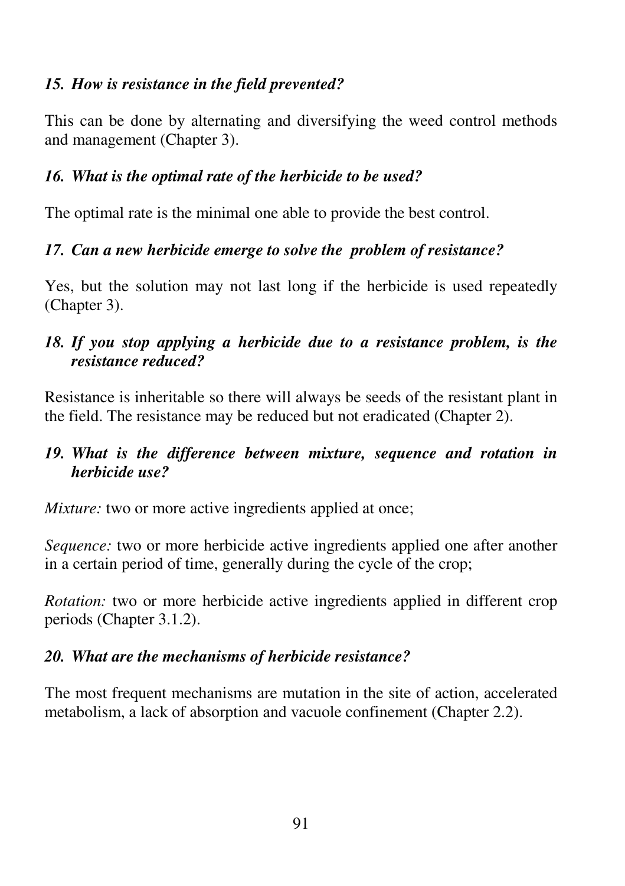***15. How is resistance in the field prevented?***

This can be done by alternating and diversifying the weed control methods and management (Chapter 3).

***16. What is the optimal rate of the herbicide to be used?***

The optimal rate is the minimal one able to provide the best control.

***17. Can a new herbicide emerge to solve the problem of resistance?***

Yes, but the solution may not last long if the herbicide is used repeatedly (Chapter 3).

***18. If you stop applying a herbicide due to a resistance problem, is the resistance reduced?***

Resistance is inheritable so there will always be seeds of the resistant plant in the field. The resistance may be reduced but not eradicated (Chapter 2).

***19. What is the difference between mixture, sequence and rotation in herbicide use?***

*Mixture:* two or more active ingredients applied at once;

*Sequence:* two or more herbicide active ingredients applied one after another in a certain period of time, generally during the cycle of the crop;

*Rotation:* two or more herbicide active ingredients applied in different crop periods (Chapter 3.1.2).

***20. What are the mechanisms of herbicide resistance?***

The most frequent mechanisms are mutation in the site of action, accelerated metabolism, a lack of absorption and vacuole confinement (Chapter 2.2).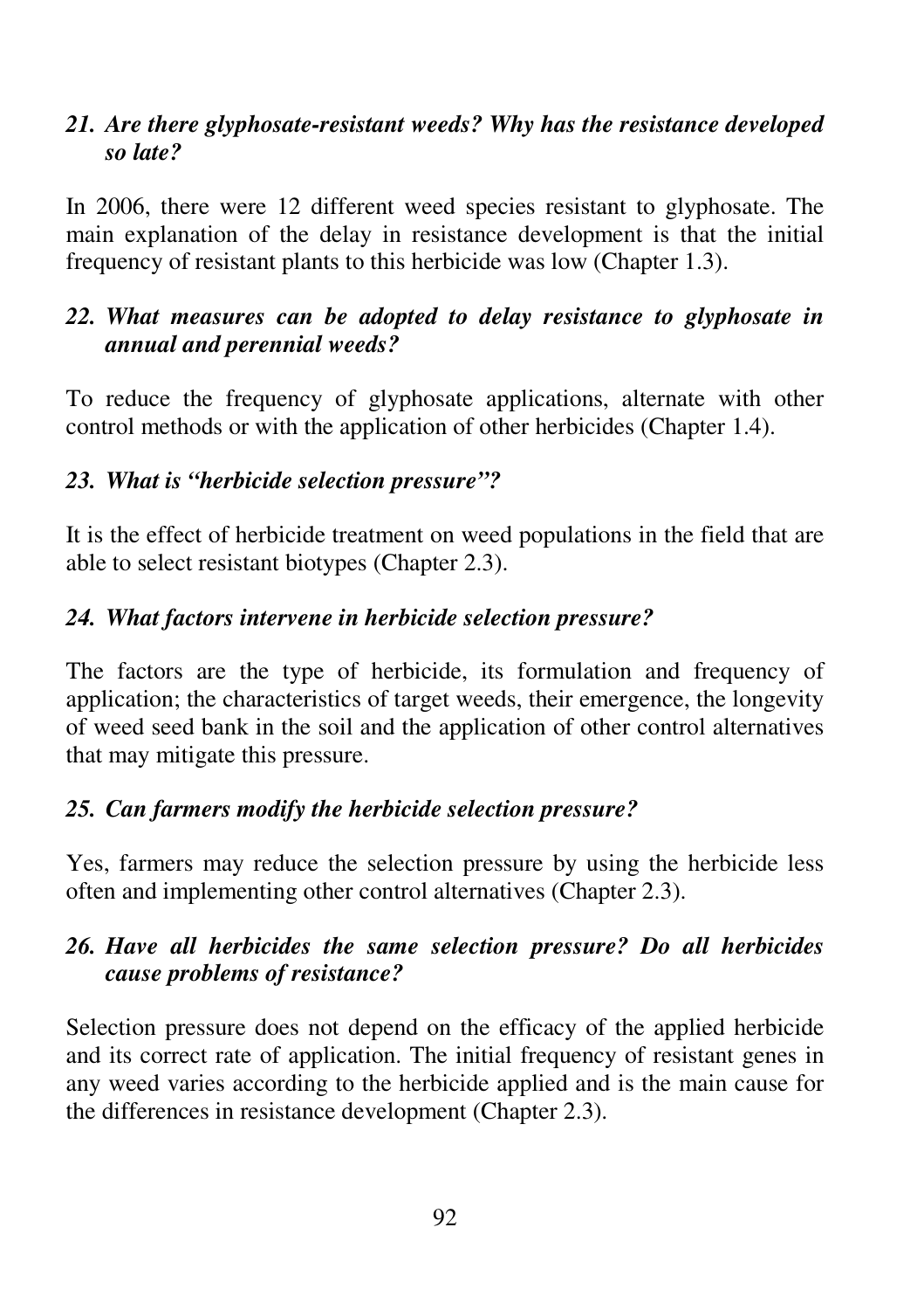***21. Are there glyphosate-resistant weeds? Why has the resistance developed so late?***

In 2006, there were 12 different weed species resistant to glyphosate. The main explanation of the delay in resistance development is that the initial frequency of resistant plants to this herbicide was low (Chapter 1.3).

***22. What measures can be adopted to delay resistance to glyphosate in annual and perennial weeds?***

To reduce the frequency of glyphosate applications, alternate with other control methods or with the application of other herbicides (Chapter 1.4).

***23. What is "herbicide selection pressure"?***

It is the effect of herbicide treatment on weed populations in the field that are able to select resistant biotypes (Chapter 2.3).

***24. What factors intervene in herbicide selection pressure?***

The factors are the type of herbicide, its formulation and frequency of application; the characteristics of target weeds, their emergence, the longevity of weed seed bank in the soil and the application of other control alternatives that may mitigate this pressure.

***25. Can farmers modify the herbicide selection pressure?***

Yes, farmers may reduce the selection pressure by using the herbicide less often and implementing other control alternatives (Chapter 2.3).

***26. Have all herbicides the same selection pressure? Do all herbicides cause problems of resistance?***

Selection pressure does not depend on the efficacy of the applied herbicide and its correct rate of application. The initial frequency of resistant genes in any weed varies according to the herbicide applied and is the main cause for the differences in resistance development (Chapter 2.3).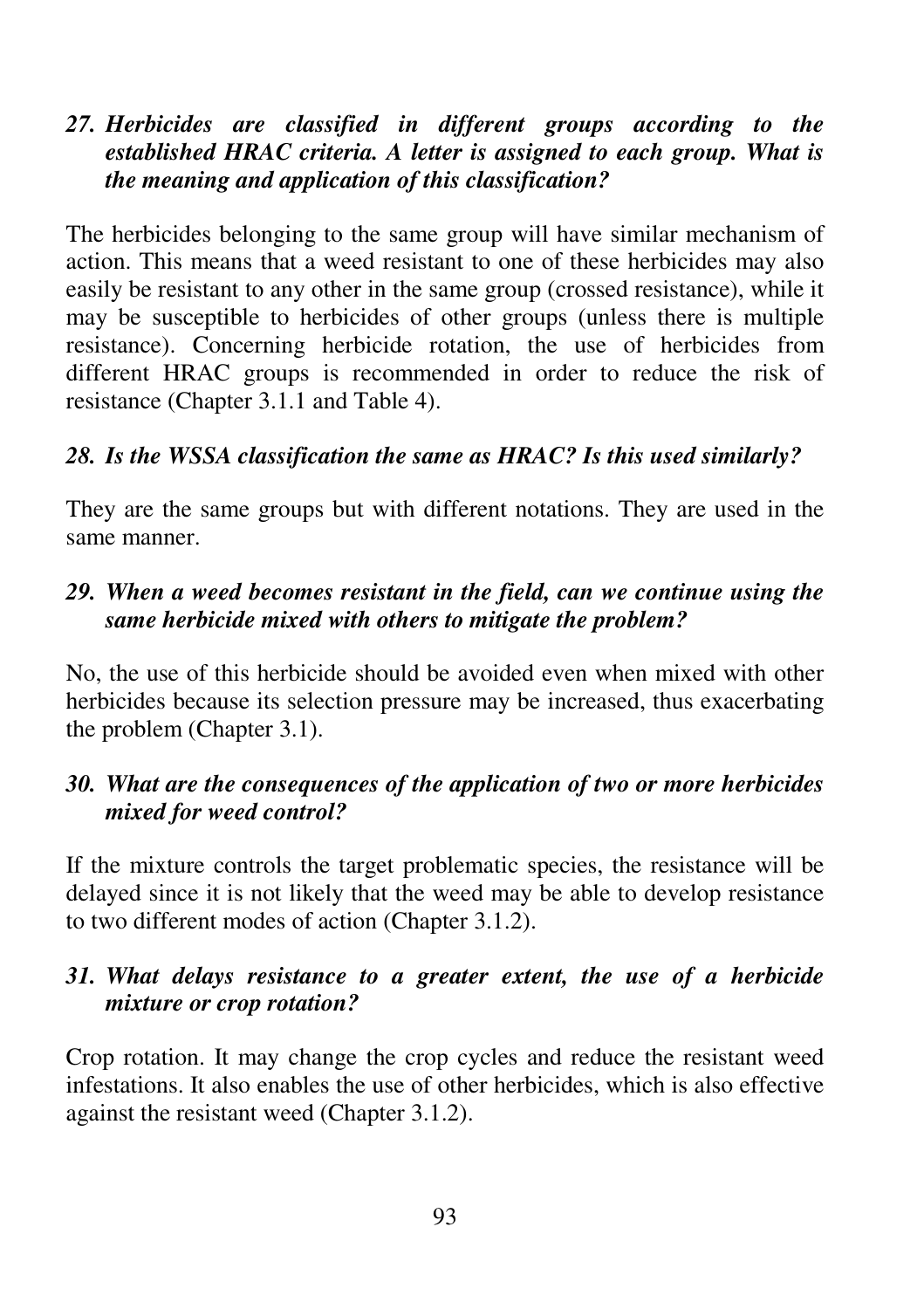*27. Herbicides are classified in different groups according to the established HRAC criteria. A letter is assigned to each group. What is the meaning and application of this classification?*

The herbicides belonging to the same group will have similar mechanism of action. This means that a weed resistant to one of these herbicides may also easily be resistant to any other in the same group (crossed resistance), while it may be susceptible to herbicides of other groups (unless there is multiple resistance). Concerning herbicide rotation, the use of herbicides from different HRAC groups is recommended in order to reduce the risk of resistance (Chapter 3.1.1 and Table 4).

*28. Is the WSSA classification the same as HRAC? Is this used similarly?*

They are the same groups but with different notations. They are used in the same manner.

*29. When a weed becomes resistant in the field, can we continue using the same herbicide mixed with others to mitigate the problem?*

No, the use of this herbicide should be avoided even when mixed with other herbicides because its selection pressure may be increased, thus exacerbating the problem (Chapter 3.1).

*30. What are the consequences of the application of two or more herbicides mixed for weed control?*

If the mixture controls the target problematic species, the resistance will be delayed since it is not likely that the weed may be able to develop resistance to two different modes of action (Chapter 3.1.2).

*31. What delays resistance to a greater extent, the use of a herbicide mixture or crop rotation?*

Crop rotation. It may change the crop cycles and reduce the resistant weed infestations. It also enables the use of other herbicides, which is also effective against the resistant weed (Chapter 3.1.2).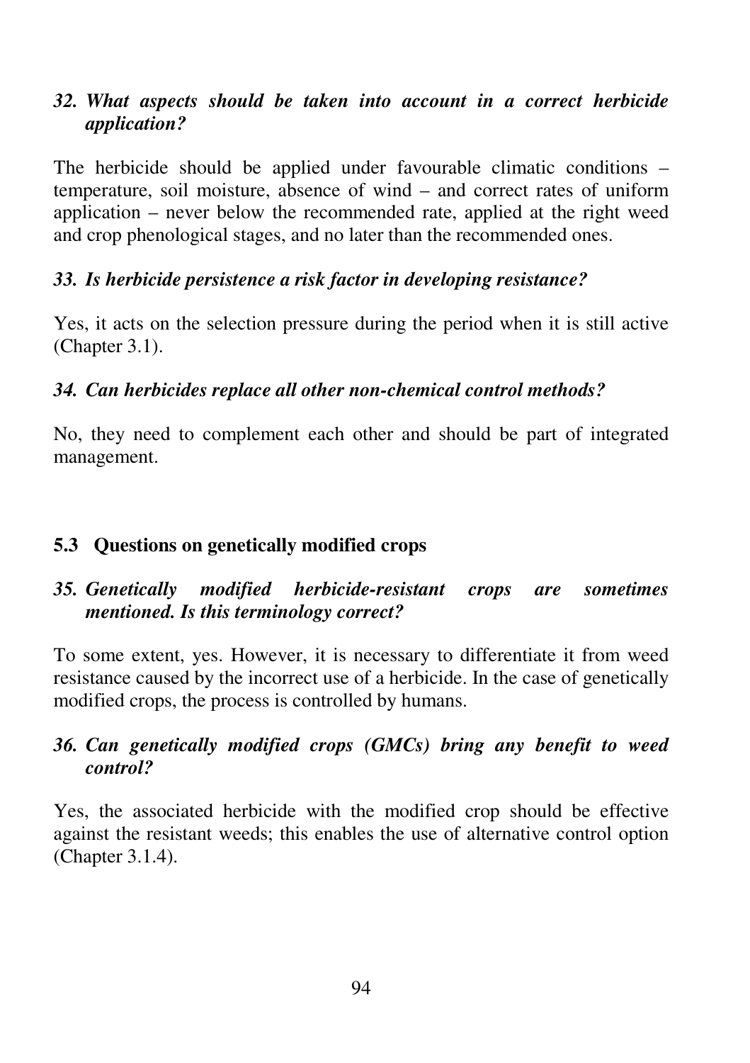***32. What aspects should be taken into account in a correct herbicide application?***

The herbicide should be applied under favourable climatic conditions – temperature, soil moisture, absence of wind – and correct rates of uniform application – never below the recommended rate, applied at the right weed and crop phenological stages, and no later than the recommended ones.

***33. Is herbicide persistence a risk factor in developing resistance?***

Yes, it acts on the selection pressure during the period when it is still active (Chapter 3.1).

***34. Can herbicides replace all other non-chemical control methods?***

No, they need to complement each other and should be part of integrated management.

## 5.3 Questions on genetically modified crops

***35. Genetically modified herbicide-resistant crops are sometimes mentioned. Is this terminology correct?***

To some extent, yes. However, it is necessary to differentiate it from weed resistance caused by the incorrect use of a herbicide. In the case of genetically modified crops, the process is controlled by humans.

***36. Can genetically modified crops (GMCs) bring any benefit to weed control?***

Yes, the associated herbicide with the modified crop should be effective against the resistant weeds; this enables the use of alternative control option (Chapter 3.1.4).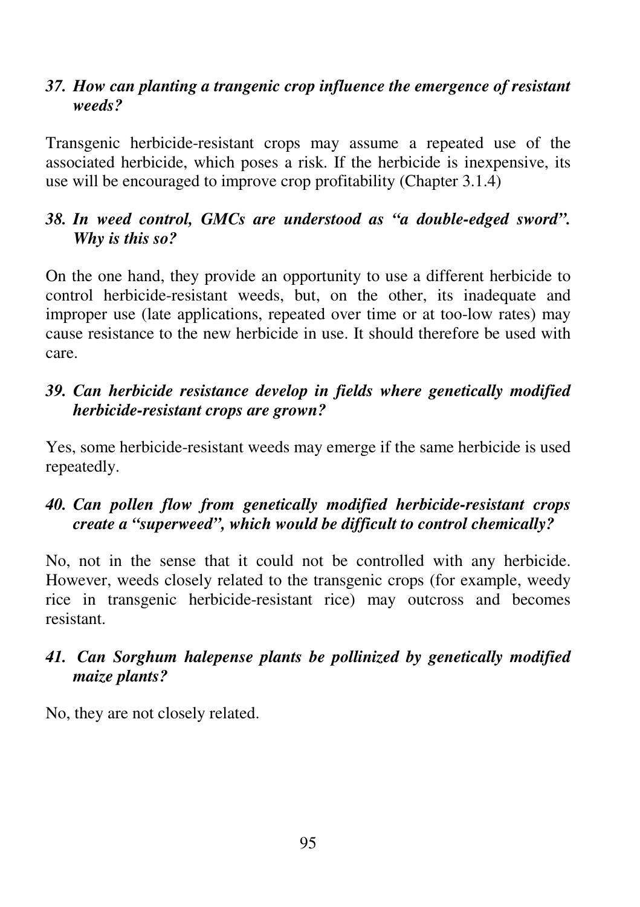***37. How can planting a trangenic crop influence the emergence of resistant weeds?***

Transgenic herbicide-resistant crops may assume a repeated use of the associated herbicide, which poses a risk. If the herbicide is inexpensive, its use will be encouraged to improve crop profitability (Chapter 3.1.4)

***38. In weed control, GMCs are understood as "a double-edged sword". Why is this so?***

On the one hand, they provide an opportunity to use a different herbicide to control herbicide-resistant weeds, but, on the other, its inadequate and improper use (late applications, repeated over time or at too-low rates) may cause resistance to the new herbicide in use. It should therefore be used with care.

***39. Can herbicide resistance develop in fields where genetically modified herbicide-resistant crops are grown?***

Yes, some herbicide-resistant weeds may emerge if the same herbicide is used repeatedly.

***40. Can pollen flow from genetically modified herbicide-resistant crops create a "superweed", which would be difficult to control chemically?***

No, not in the sense that it could not be controlled with any herbicide. However, weeds closely related to the transgenic crops (for example, weedy rice in transgenic herbicide-resistant rice) may outcross and becomes resistant.

***41. Can Sorghum halepense plants be pollinized by genetically modified maize plants?***

No, they are not closely related.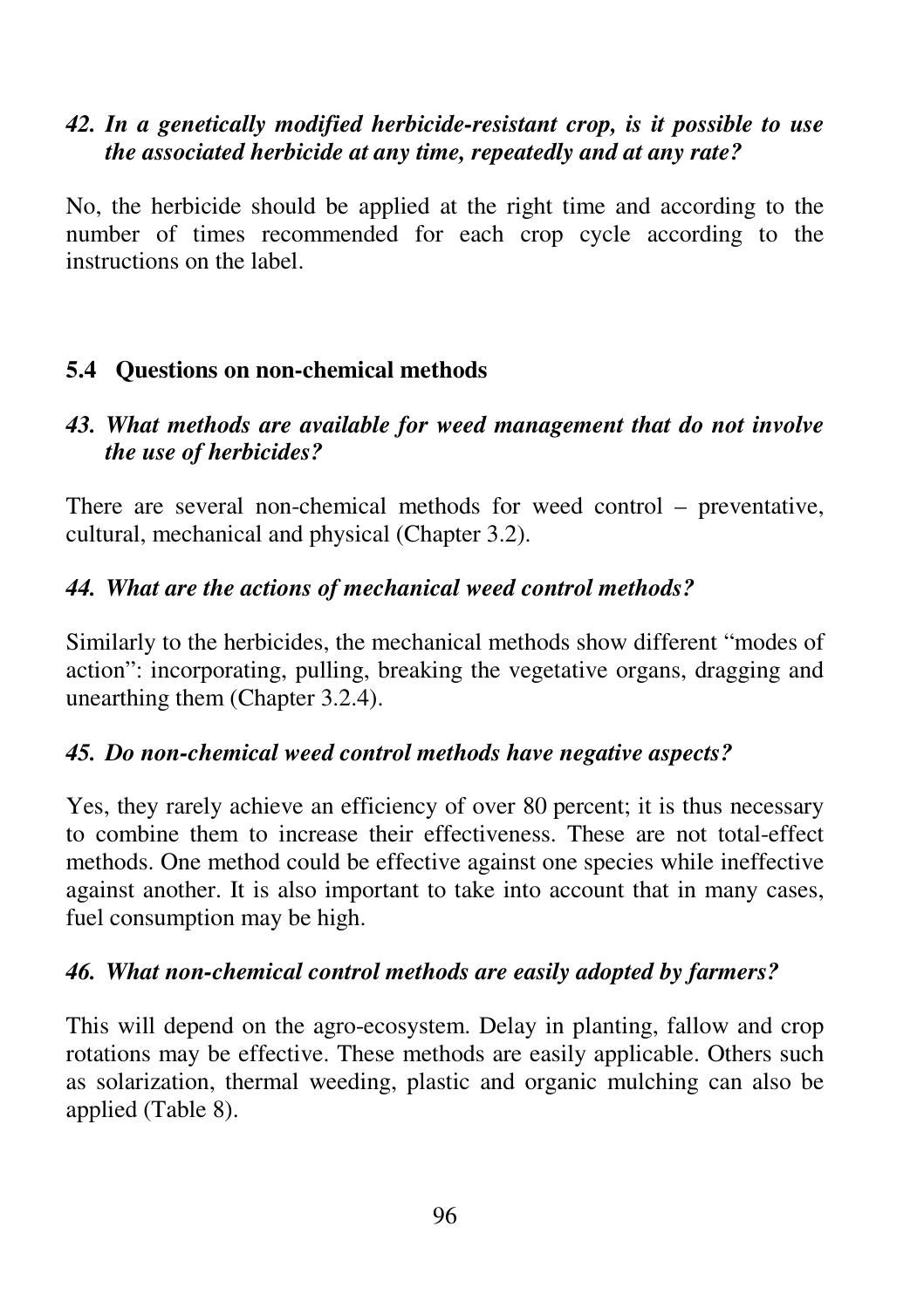### *42. In a genetically modified herbicide-resistant crop, is it possible to use the associated herbicide at any time, repeatedly and at any rate?*

No, the herbicide should be applied at the right time and according to the number of times recommended for each crop cycle according to the instructions on the label.

## 5.4 Questions on non-chemical methods

### *43. What methods are available for weed management that do not involve the use of herbicides?*

There are several non-chemical methods for weed control – preventative, cultural, mechanical and physical (Chapter 3.2).

### *44. What are the actions of mechanical weed control methods?*

Similarly to the herbicides, the mechanical methods show different "modes of action": incorporating, pulling, breaking the vegetative organs, dragging and unearthing them (Chapter 3.2.4).

### *45. Do non-chemical weed control methods have negative aspects?*

Yes, they rarely achieve an efficiency of over 80 percent; it is thus necessary to combine them to increase their effectiveness. These are not total-effect methods. One method could be effective against one species while ineffective against another. It is also important to take into account that in many cases, fuel consumption may be high.

### *46. What non-chemical control methods are easily adopted by farmers?*

This will depend on the agro-ecosystem. Delay in planting, fallow and crop rotations may be effective. These methods are easily applicable. Others such as solarization, thermal weeding, plastic and organic mulching can also be applied (Table 8).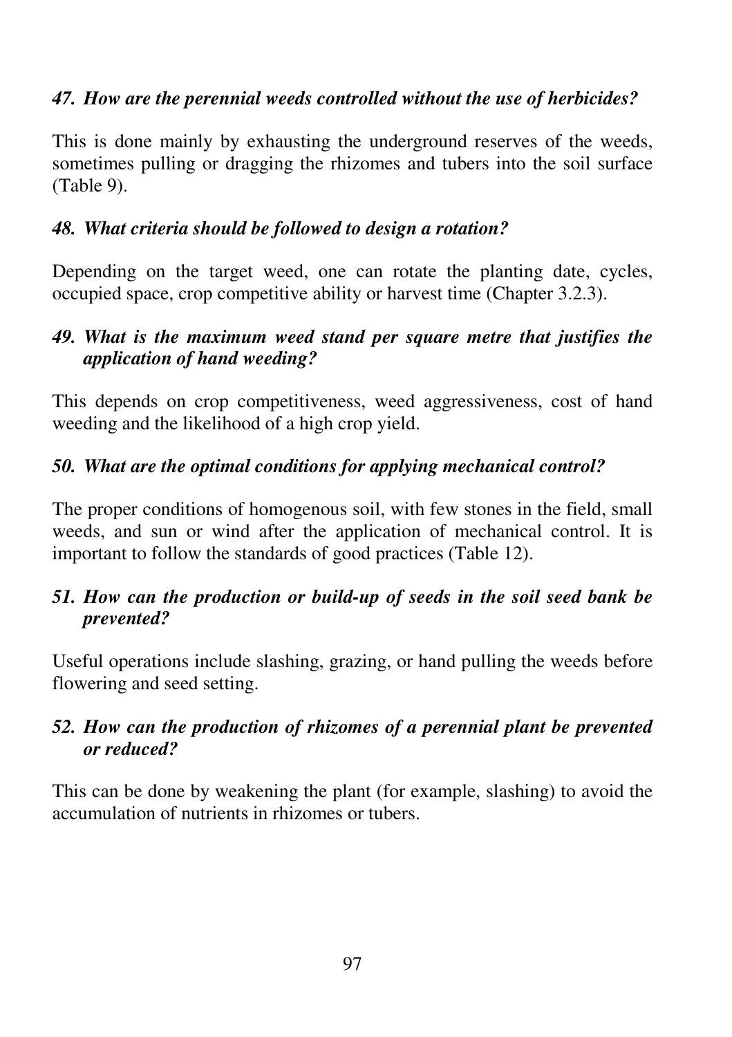*47. How are the perennial weeds controlled without the use of herbicides?*

This is done mainly by exhausting the underground reserves of the weeds, sometimes pulling or dragging the rhizomes and tubers into the soil surface (Table 9).

*48. What criteria should be followed to design a rotation?*

Depending on the target weed, one can rotate the planting date, cycles, occupied space, crop competitive ability or harvest time (Chapter 3.2.3).

*49. What is the maximum weed stand per square metre that justifies the application of hand weeding?*

This depends on crop competitiveness, weed aggressiveness, cost of hand weeding and the likelihood of a high crop yield.

*50. What are the optimal conditions for applying mechanical control?*

The proper conditions of homogenous soil, with few stones in the field, small weeds, and sun or wind after the application of mechanical control. It is important to follow the standards of good practices (Table 12).

*51. How can the production or build-up of seeds in the soil seed bank be prevented?*

Useful operations include slashing, grazing, or hand pulling the weeds before flowering and seed setting.

*52. How can the production of rhizomes of a perennial plant be prevented or reduced?*

This can be done by weakening the plant (for example, slashing) to avoid the accumulation of nutrients in rhizomes or tubers.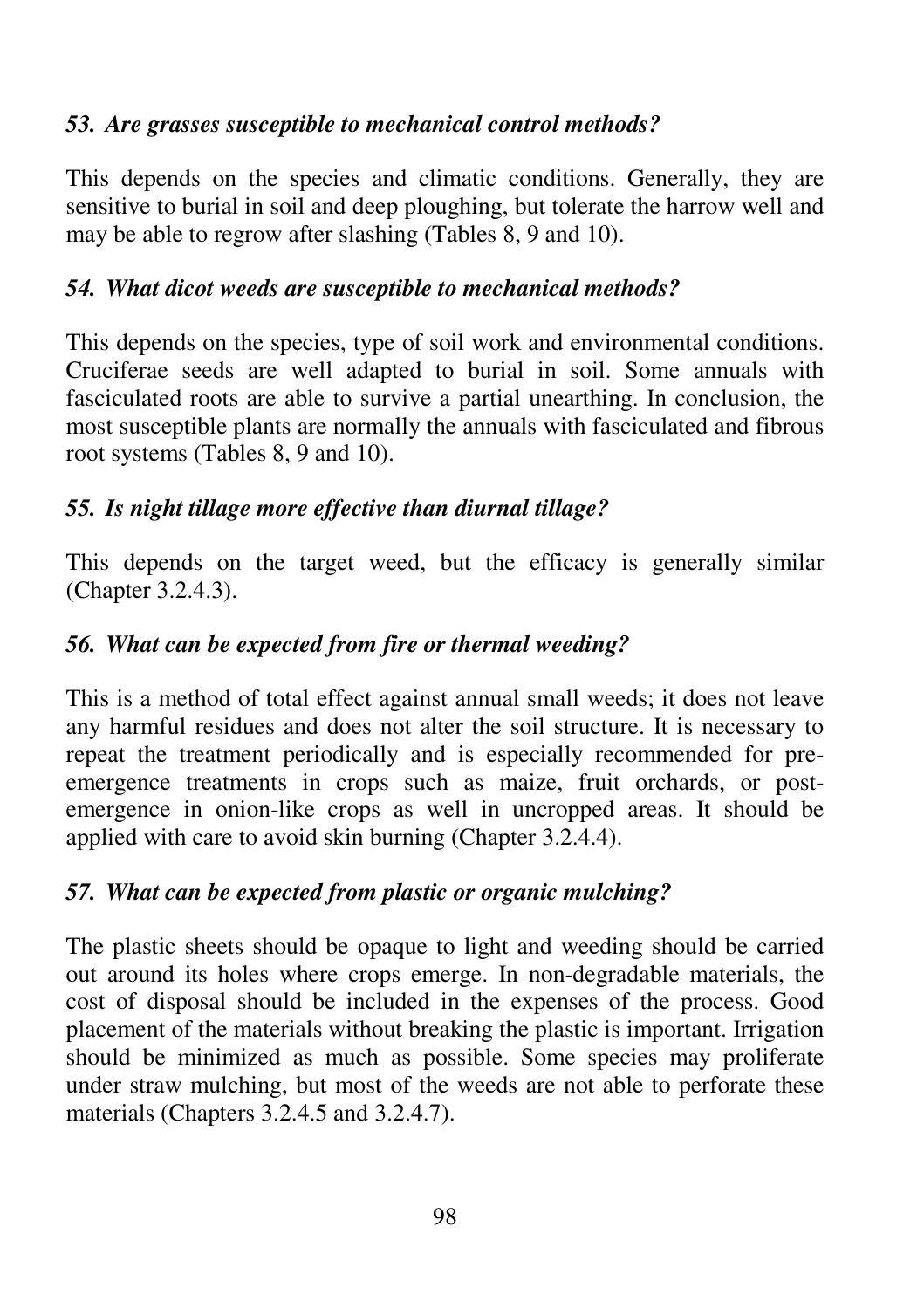***53. Are grasses susceptible to mechanical control methods?***

This depends on the species and climatic conditions. Generally, they are sensitive to burial in soil and deep ploughing, but tolerate the harrow well and may be able to regrow after slashing (Tables 8, 9 and 10).

***54. What dicot weeds are susceptible to mechanical methods?***

This depends on the species, type of soil work and environmental conditions. Cruciferae seeds are well adapted to burial in soil. Some annuals with fasciculated roots are able to survive a partial unearthing. In conclusion, the most susceptible plants are normally the annuals with fasciculated and fibrous root systems (Tables 8, 9 and 10).

***55. Is night tillage more effective than diurnal tillage?***

This depends on the target weed, but the efficacy is generally similar (Chapter 3.2.4.3).

***56. What can be expected from fire or thermal weeding?***

This is a method of total effect against annual small weeds; it does not leave any harmful residues and does not alter the soil structure. It is necessary to repeat the treatment periodically and is especially recommended for pre-emergence treatments in crops such as maize, fruit orchards, or post-emergence in onion-like crops as well in uncropped areas. It should be applied with care to avoid skin burning (Chapter 3.2.4.4).

***57. What can be expected from plastic or organic mulching?***

The plastic sheets should be opaque to light and weeding should be carried out around its holes where crops emerge. In non-degradable materials, the cost of disposal should be included in the expenses of the process. Good placement of the materials without breaking the plastic is important. Irrigation should be minimized as much as possible. Some species may proliferate under straw mulching, but most of the weeds are not able to perforate these materials (Chapters 3.2.4.5 and 3.2.4.7).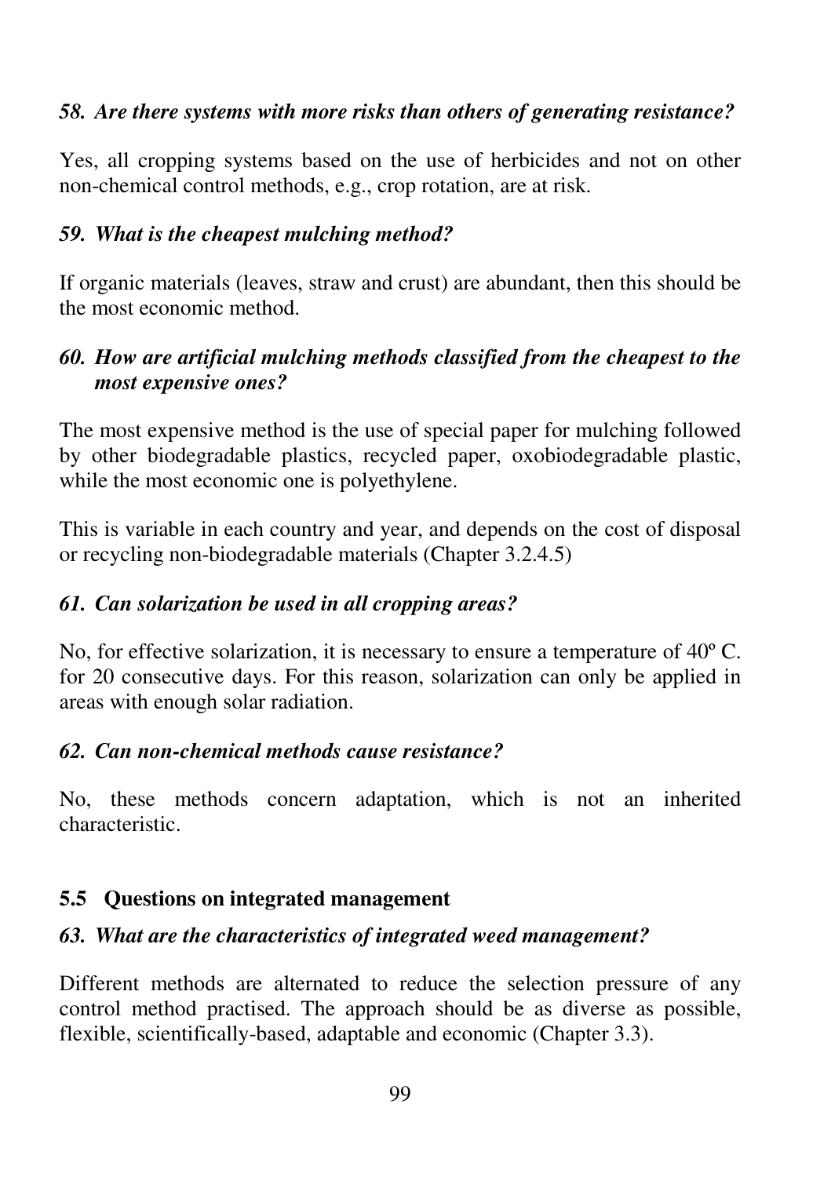*58. Are there systems with more risks than others of generating resistance?*

Yes, all cropping systems based on the use of herbicides and not on other non-chemical control methods, e.g., crop rotation, are at risk.

*59. What is the cheapest mulching method?*

If organic materials (leaves, straw and crust) are abundant, then this should be the most economic method.

*60. How are artificial mulching methods classified from the cheapest to the most expensive ones?*

The most expensive method is the use of special paper for mulching followed by other biodegradable plastics, recycled paper, oxobiodegradable plastic, while the most economic one is polyethylene.

This is variable in each country and year, and depends on the cost of disposal or recycling non-biodegradable materials (Chapter 3.2.4.5)

*61. Can solarization be used in all cropping areas?*

No, for effective solarization, it is necessary to ensure a temperature of 40º C. for 20 consecutive days. For this reason, solarization can only be applied in areas with enough solar radiation.

*62. Can non-chemical methods cause resistance?*

No, these methods concern adaptation, which is not an inherited characteristic.

## 5.5 Questions on integrated management

*63. What are the characteristics of integrated weed management?*

Different methods are alternated to reduce the selection pressure of any control method practised. The approach should be as diverse as possible, flexible, scientifically-based, adaptable and economic (Chapter 3.3).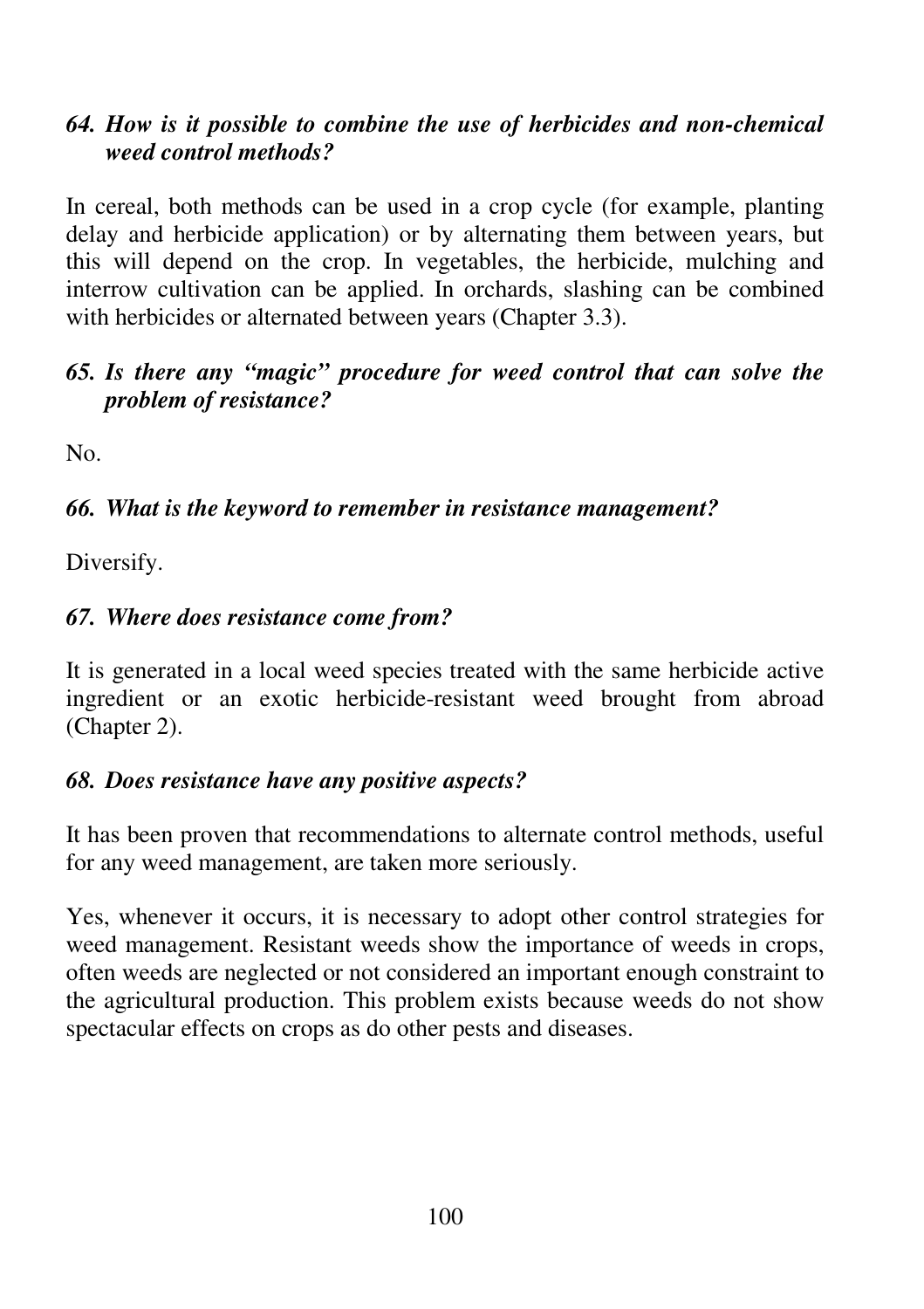***64. How is it possible to combine the use of herbicides and non-chemical weed control methods?***

In cereal, both methods can be used in a crop cycle (for example, planting delay and herbicide application) or by alternating them between years, but this will depend on the crop. In vegetables, the herbicide, mulching and interrow cultivation can be applied. In orchards, slashing can be combined with herbicides or alternated between years (Chapter 3.3).

***65. Is there any "magic" procedure for weed control that can solve the problem of resistance?***

No.

***66. What is the keyword to remember in resistance management?***

Diversify.

***67. Where does resistance come from?***

It is generated in a local weed species treated with the same herbicide active ingredient or an exotic herbicide-resistant weed brought from abroad (Chapter 2).

***68. Does resistance have any positive aspects?***

It has been proven that recommendations to alternate control methods, useful for any weed management, are taken more seriously.

Yes, whenever it occurs, it is necessary to adopt other control strategies for weed management. Resistant weeds show the importance of weeds in crops, often weeds are neglected or not considered an important enough constraint to the agricultural production. This problem exists because weeds do not show spectacular effects on crops as do other pests and diseases.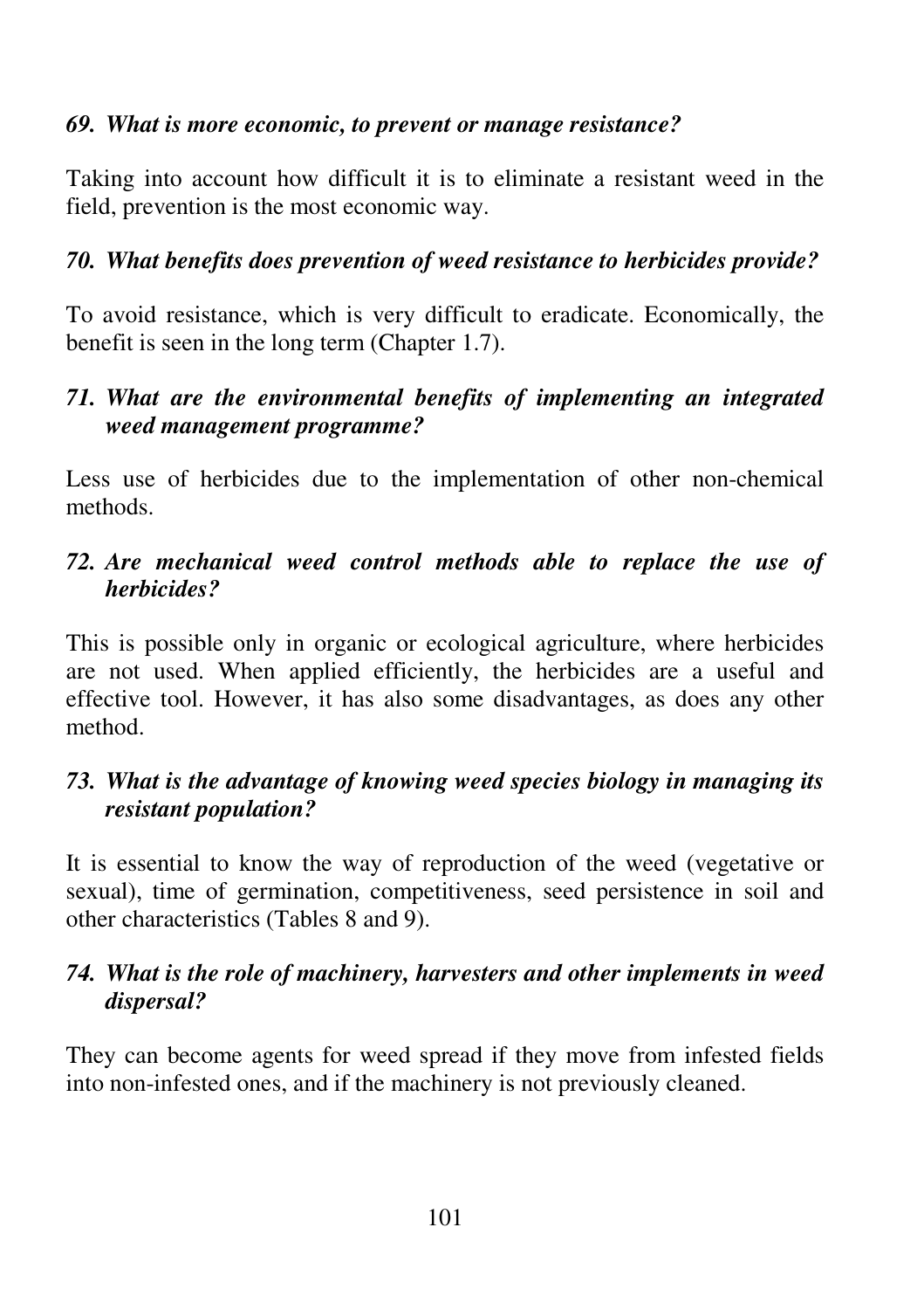***69. What is more economic, to prevent or manage resistance?***

Taking into account how difficult it is to eliminate a resistant weed in the field, prevention is the most economic way.

***70. What benefits does prevention of weed resistance to herbicides provide?***

To avoid resistance, which is very difficult to eradicate. Economically, the benefit is seen in the long term (Chapter 1.7).

***71. What are the environmental benefits of implementing an integrated weed management programme?***

Less use of herbicides due to the implementation of other non-chemical methods.

***72. Are mechanical weed control methods able to replace the use of herbicides?***

This is possible only in organic or ecological agriculture, where herbicides are not used. When applied efficiently, the herbicides are a useful and effective tool. However, it has also some disadvantages, as does any other method.

***73. What is the advantage of knowing weed species biology in managing its resistant population?***

It is essential to know the way of reproduction of the weed (vegetative or sexual), time of germination, competitiveness, seed persistence in soil and other characteristics (Tables 8 and 9).

***74. What is the role of machinery, harvesters and other implements in weed dispersal?***

They can become agents for weed spread if they move from infested fields into non-infested ones, and if the machinery is not previously cleaned.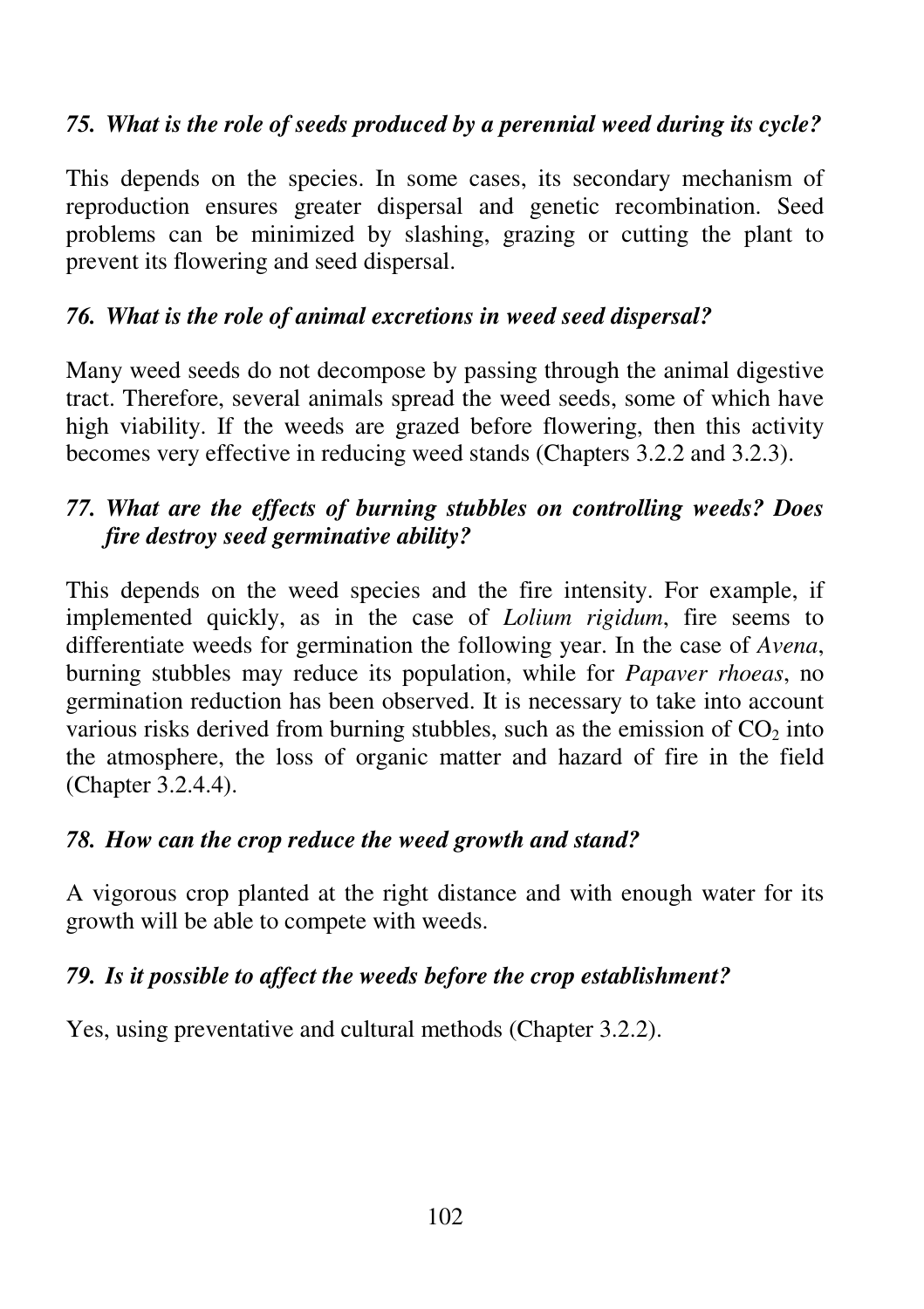*75. What is the role of seeds produced by a perennial weed during its cycle?*

This depends on the species. In some cases, its secondary mechanism of reproduction ensures greater dispersal and genetic recombination. Seed problems can be minimized by slashing, grazing or cutting the plant to prevent its flowering and seed dispersal.

*76. What is the role of animal excretions in weed seed dispersal?*

Many weed seeds do not decompose by passing through the animal digestive tract. Therefore, several animals spread the weed seeds, some of which have high viability. If the weeds are grazed before flowering, then this activity becomes very effective in reducing weed stands (Chapters 3.2.2 and 3.2.3).

*77. What are the effects of burning stubbles on controlling weeds? Does fire destroy seed germinative ability?*

This depends on the weed species and the fire intensity. For example, if implemented quickly, as in the case of *Lolium rigidum*, fire seems to differentiate weeds for germination the following year. In the case of *Avena*, burning stubbles may reduce its population, while for *Papaver rhoeas*, no germination reduction has been observed. It is necessary to take into account various risks derived from burning stubbles, such as the emission of $CO_2$ into the atmosphere, the loss of organic matter and hazard of fire in the field (Chapter 3.2.4.4).

*78. How can the crop reduce the weed growth and stand?*

A vigorous crop planted at the right distance and with enough water for its growth will be able to compete with weeds.

*79. Is it possible to affect the weeds before the crop establishment?*

Yes, using preventative and cultural methods (Chapter 3.2.2).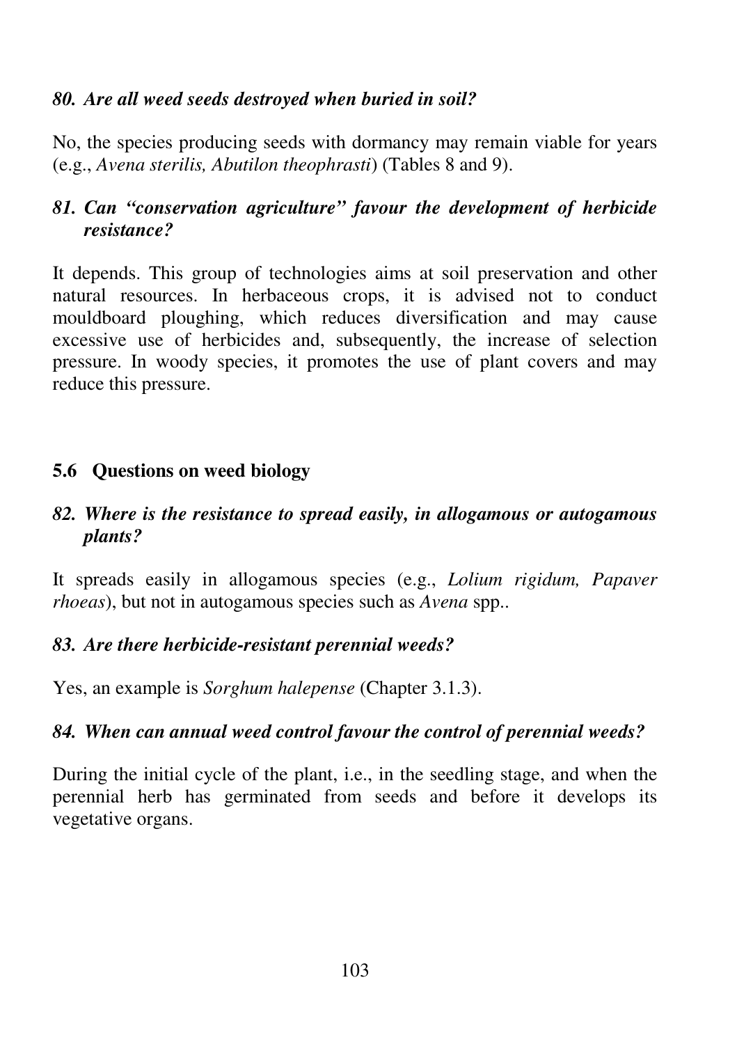***80. Are all weed seeds destroyed when buried in soil?***

No, the species producing seeds with dormancy may remain viable for years (e.g., *Avena sterilis, Abutilon theophrasti*) (Tables 8 and 9).

***81. Can "conservation agriculture" favour the development of herbicide resistance?***

It depends. This group of technologies aims at soil preservation and other natural resources. In herbaceous crops, it is advised not to conduct mouldboard ploughing, which reduces diversification and may cause excessive use of herbicides and, subsequently, the increase of selection pressure. In woody species, it promotes the use of plant covers and may reduce this pressure.

## 5.6 Questions on weed biology

***82. Where is the resistance to spread easily, in allogamous or autogamous plants?***

It spreads easily in allogamous species (e.g., *Lolium rigidum, Papaver rhoeas*), but not in autogamous species such as *Avena* spp..

***83. Are there herbicide-resistant perennial weeds?***

Yes, an example is *Sorghum halepense* (Chapter 3.1.3).

***84. When can annual weed control favour the control of perennial weeds?***

During the initial cycle of the plant, i.e., in the seedling stage, and when the perennial herb has germinated from seeds and before it develops its vegetative organs.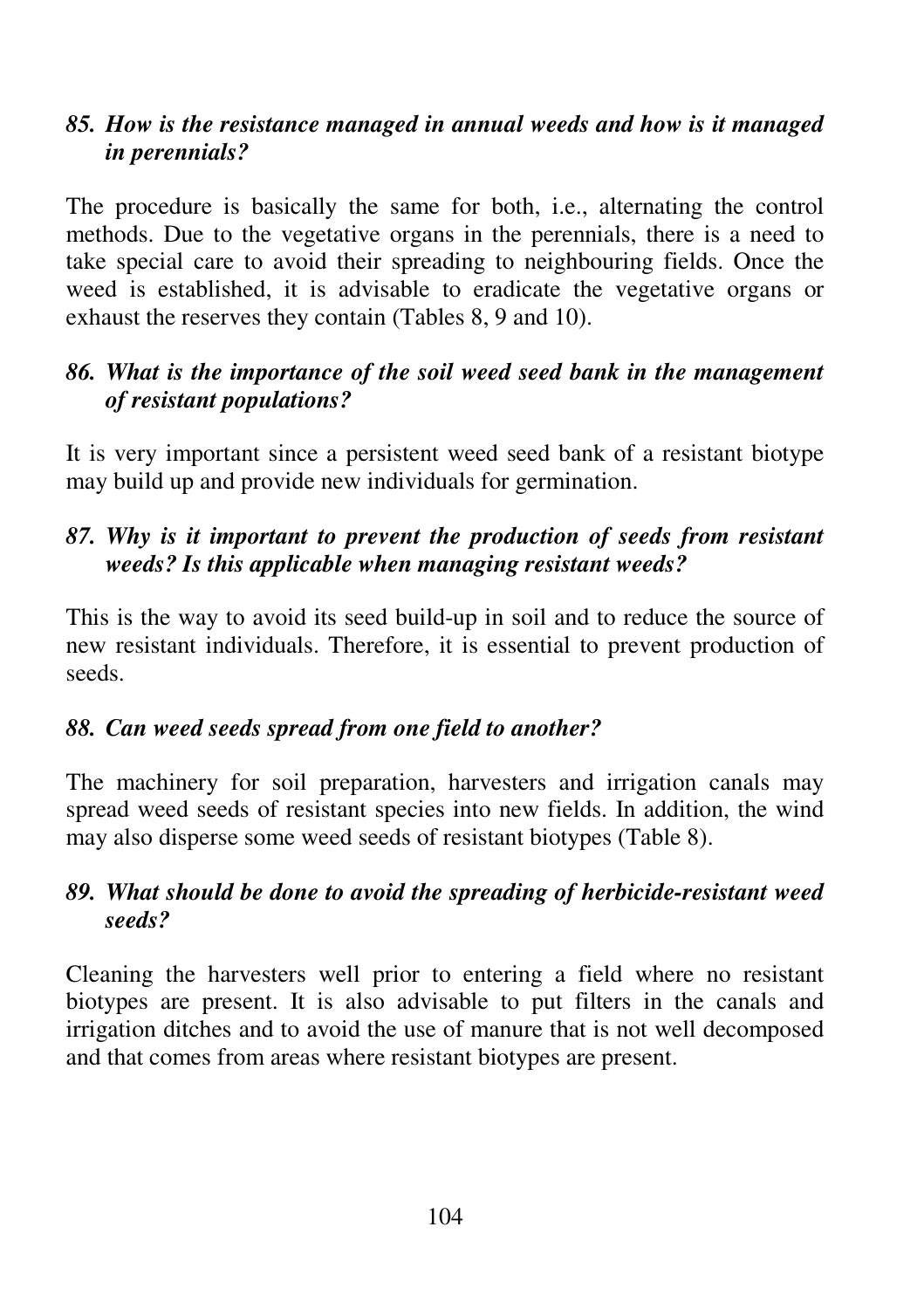### *85. How is the resistance managed in annual weeds and how is it managed in perennials?*

The procedure is basically the same for both, i.e., alternating the control methods. Due to the vegetative organs in the perennials, there is a need to take special care to avoid their spreading to neighbouring fields. Once the weed is established, it is advisable to eradicate the vegetative organs or exhaust the reserves they contain (Tables 8, 9 and 10).

### *86. What is the importance of the soil weed seed bank in the management of resistant populations?*

It is very important since a persistent weed seed bank of a resistant biotype may build up and provide new individuals for germination.

### *87. Why is it important to prevent the production of seeds from resistant weeds? Is this applicable when managing resistant weeds?*

This is the way to avoid its seed build-up in soil and to reduce the source of new resistant individuals. Therefore, it is essential to prevent production of seeds.

### *88. Can weed seeds spread from one field to another?*

The machinery for soil preparation, harvesters and irrigation canals may spread weed seeds of resistant species into new fields. In addition, the wind may also disperse some weed seeds of resistant biotypes (Table 8).

### *89. What should be done to avoid the spreading of herbicide-resistant weed seeds?*

Cleaning the harvesters well prior to entering a field where no resistant biotypes are present. It is also advisable to put filters in the canals and irrigation ditches and to avoid the use of manure that is not well decomposed and that comes from areas where resistant biotypes are present.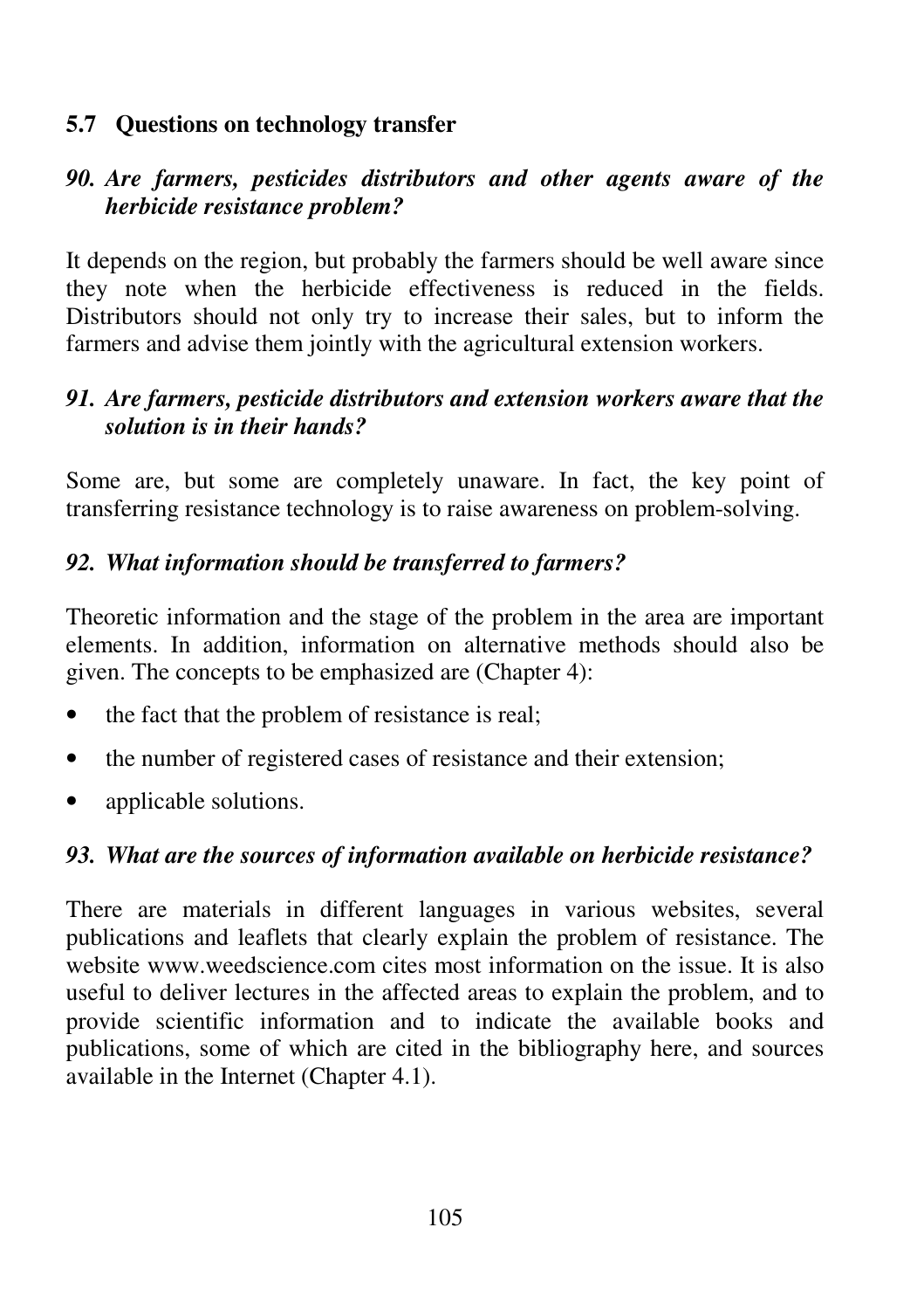## 5.7 Questions on technology transfer

***90. Are farmers, pesticides distributors and other agents aware of the herbicide resistance problem?***

It depends on the region, but probably the farmers should be well aware since they note when the herbicide effectiveness is reduced in the fields. Distributors should not only try to increase their sales, but to inform the farmers and advise them jointly with the agricultural extension workers.

***91. Are farmers, pesticide distributors and extension workers aware that the solution is in their hands?***

Some are, but some are completely unaware. In fact, the key point of transferring resistance technology is to raise awareness on problem-solving.

***92. What information should be transferred to farmers?***

Theoretic information and the stage of the problem in the area are important elements. In addition, information on alternative methods should also be given. The concepts to be emphasized are (Chapter 4):

- the fact that the problem of resistance is real;
- the number of registered cases of resistance and their extension;
- applicable solutions.

***93. What are the sources of information available on herbicide resistance?***

There are materials in different languages in various websites, several publications and leaflets that clearly explain the problem of resistance. The website www.weedscience.com cites most information on the issue. It is also useful to deliver lectures in the affected areas to explain the problem, and to provide scientific information and to indicate the available books and publications, some of which are cited in the bibliography here, and sources available in the Internet (Chapter 4.1).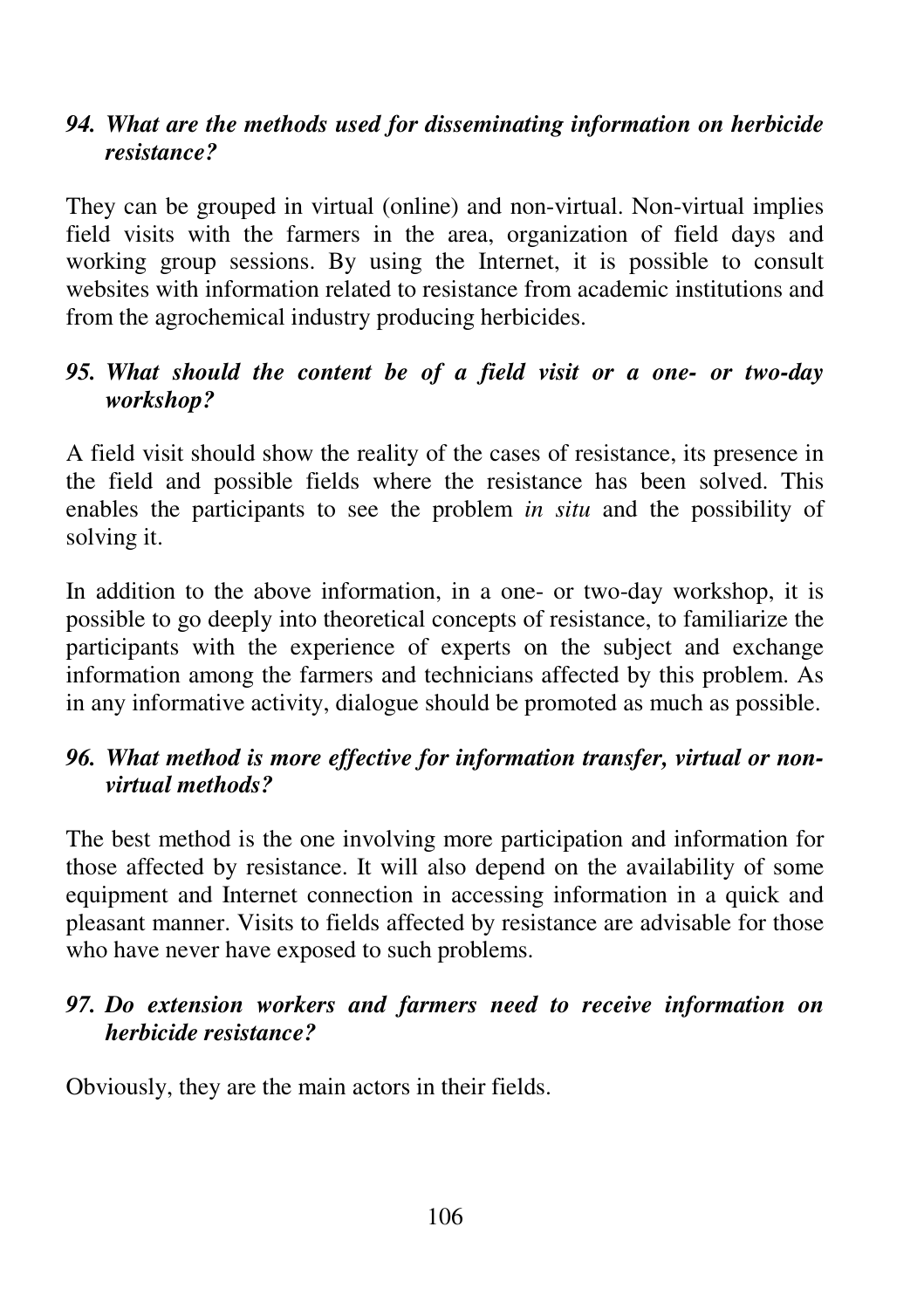### *94. What are the methods used for disseminating information on herbicide resistance?*

They can be grouped in virtual (online) and non-virtual. Non-virtual implies field visits with the farmers in the area, organization of field days and working group sessions. By using the Internet, it is possible to consult websites with information related to resistance from academic institutions and from the agrochemical industry producing herbicides.

### *95. What should the content be of a field visit or a one- or two-day workshop?*

A field visit should show the reality of the cases of resistance, its presence in the field and possible fields where the resistance has been solved. This enables the participants to see the problem *in situ* and the possibility of solving it.

In addition to the above information, in a one- or two-day workshop, it is possible to go deeply into theoretical concepts of resistance, to familiarize the participants with the experience of experts on the subject and exchange information among the farmers and technicians affected by this problem. As in any informative activity, dialogue should be promoted as much as possible.

### *96. What method is more effective for information transfer, virtual or non-virtual methods?*

The best method is the one involving more participation and information for those affected by resistance. It will also depend on the availability of some equipment and Internet connection in accessing information in a quick and pleasant manner. Visits to fields affected by resistance are advisable for those who have never have exposed to such problems.

### *97. Do extension workers and farmers need to receive information on herbicide resistance?*

Obviously, they are the main actors in their fields.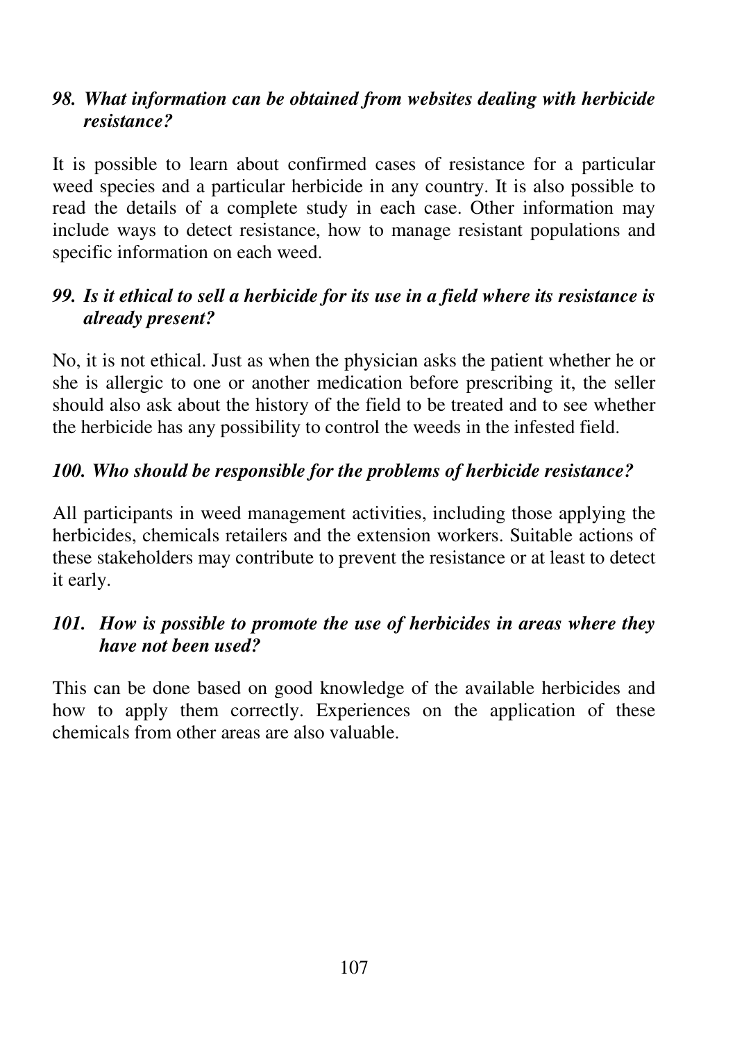***98. What information can be obtained from websites dealing with herbicide resistance?***

It is possible to learn about confirmed cases of resistance for a particular weed species and a particular herbicide in any country. It is also possible to read the details of a complete study in each case. Other information may include ways to detect resistance, how to manage resistant populations and specific information on each weed.

***99. Is it ethical to sell a herbicide for its use in a field where its resistance is already present?***

No, it is not ethical. Just as when the physician asks the patient whether he or she is allergic to one or another medication before prescribing it, the seller should also ask about the history of the field to be treated and to see whether the herbicide has any possibility to control the weeds in the infested field.

***100. Who should be responsible for the problems of herbicide resistance?***

All participants in weed management activities, including those applying the herbicides, chemicals retailers and the extension workers. Suitable actions of these stakeholders may contribute to prevent the resistance or at least to detect it early.

***101. How is possible to promote the use of herbicides in areas where they have not been used?***

This can be done based on good knowledge of the available herbicides and how to apply them correctly. Experiences on the application of these chemicals from other areas are also valuable.